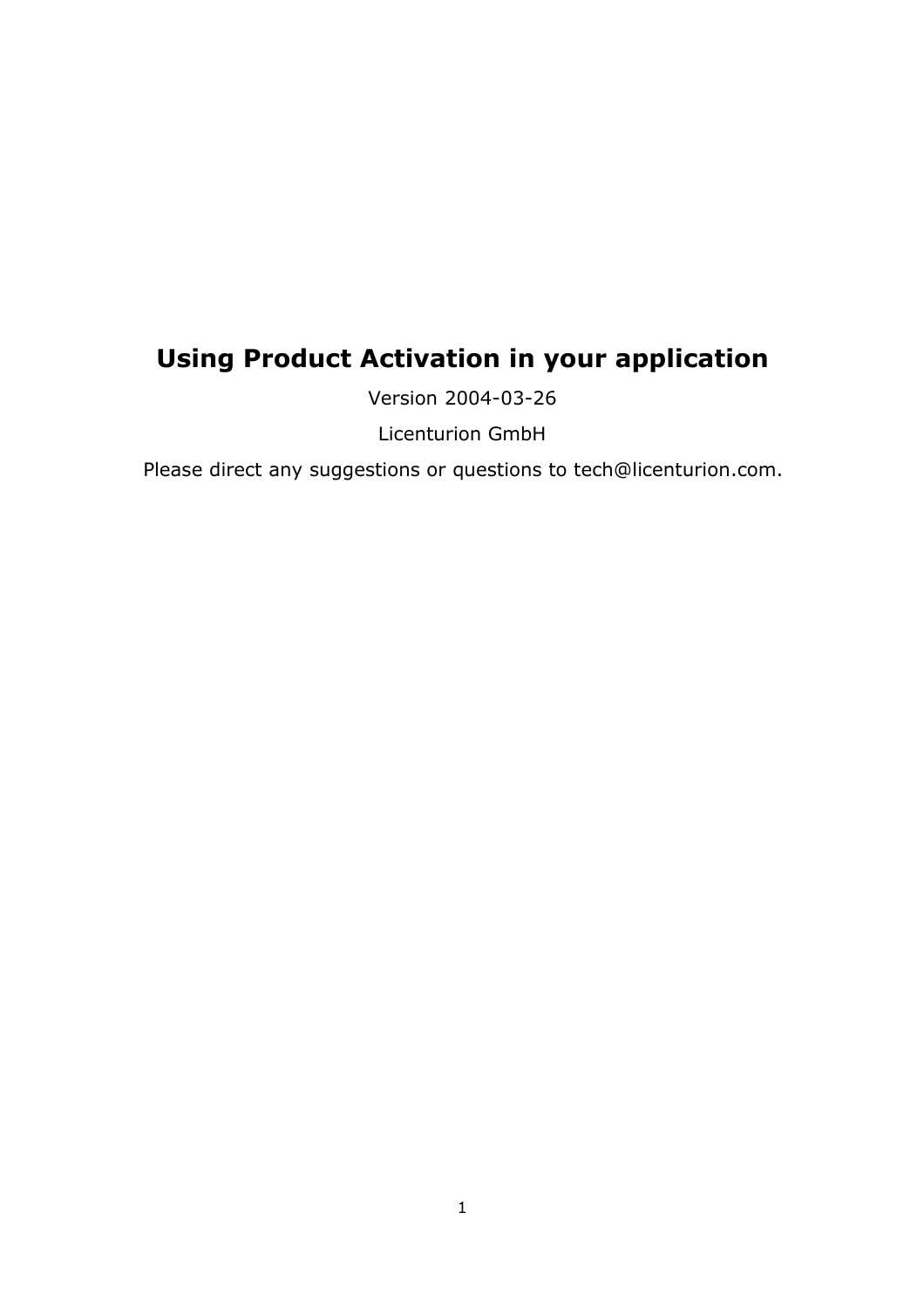# Using Product Activation in your application

Version 2004-03-26

Licenturion GmbH

Please direct any suggestions or questions to tech@licenturion.com.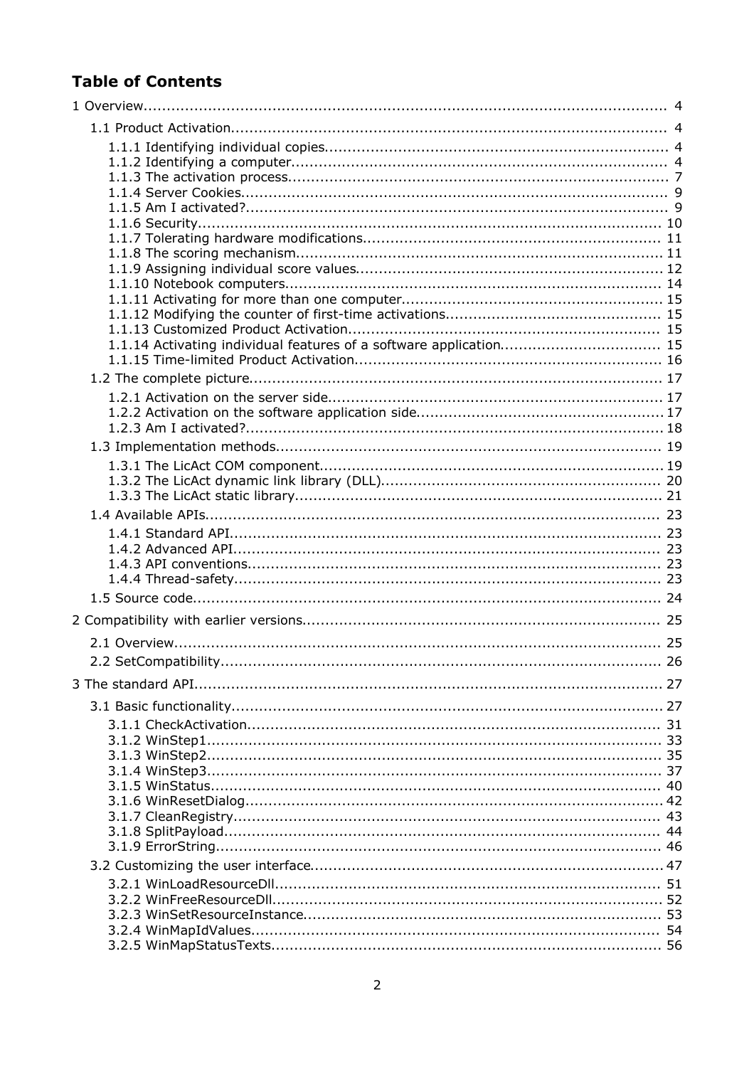## Table of Contents

1 Overview.................................................................................................. 4

- 1.1 Product Activation.............................................................................. 4
  - 1.1.1 Identifying individual copies.......................................................... 4
  - 1.1.2 Identifying a computer.................................................................. 4
  - 1.1.3 The activation process.................................................................. 7
  - 1.1.4 Server Cookies............................................................................ 9
  - 1.1.5 Am I activated?........................................................................... 9
  - 1.1.6 Security.................................................................................... 10
  - 1.1.7 Tolerating hardware modifications................................................. 11
  - 1.1.8 The scoring mechanism............................................................... 11
  - 1.1.9 Assigning individual score values.................................................. 12
  - 1.1.10 Notebook computers.................................................................. 14
  - 1.1.11 Activating for more than one computer......................................... 15
  - 1.1.12 Modifying the counter of first-time activations............................... 15
  - 1.1.13 Customized Product Activation.................................................... 15
  - 1.1.14 Activating individual features of a software application.................. 15
  - 1.1.15 Time-limited Product Activation................................................... 16
- 1.2 The complete picture......................................................................... 17
  - 1.2.1 Activation on the server side......................................................... 17
  - 1.2.2 Activation on the software application side..................................... 17
  - 1.2.3 Am I activated?........................................................................... 18
- 1.3 Implementation methods.................................................................... 19
  - 1.3.1 The LicAct COM component.......................................................... 19
  - 1.3.2 The LicAct dynamic link library (DLL)............................................. 20
  - 1.3.3 The LicAct static library................................................................ 21
- 1.4 Available APIs................................................................................... 23
  - 1.4.1 Standard API.............................................................................. 23
  - 1.4.2 Advanced API............................................................................. 23
  - 1.4.3 API conventions.......................................................................... 23
  - 1.4.4 Thread-safety............................................................................. 23
- 1.5 Source code...................................................................................... 24

2 Compatibility with earlier versions.............................................................. 25

- 2.1 Overview.......................................................................................... 25
- 2.2 SetCompatibility................................................................................ 26

3 The standard API...................................................................................... 27

- 3.1 Basic functionality............................................................................. 27
  - 3.1.1 CheckActivation.......................................................................... 31
  - 3.1.2 WinStep1................................................................................... 33
  - 3.1.3 WinStep2................................................................................... 35
  - 3.1.4 WinStep3................................................................................... 37
  - 3.1.5 WinStatus.................................................................................. 40
  - 3.1.6 WinResetDialog........................................................................... 42
  - 3.1.7 CleanRegistry............................................................................. 43
  - 3.1.8 SplitPayload............................................................................... 44
  - 3.1.9 ErrorString................................................................................. 46
- 3.2 Customizing the user interface............................................................ 47
  - 3.2.1 WinLoadResourceDll.................................................................... 51
  - 3.2.2 WinFreeResourceDll..................................................................... 52
  - 3.2.3 WinSetResourceInstance.............................................................. 53
  - 3.2.4 WinMapIdValues......................................................................... 54
  - 3.2.5 WinMapStatusTexts..................................................................... 56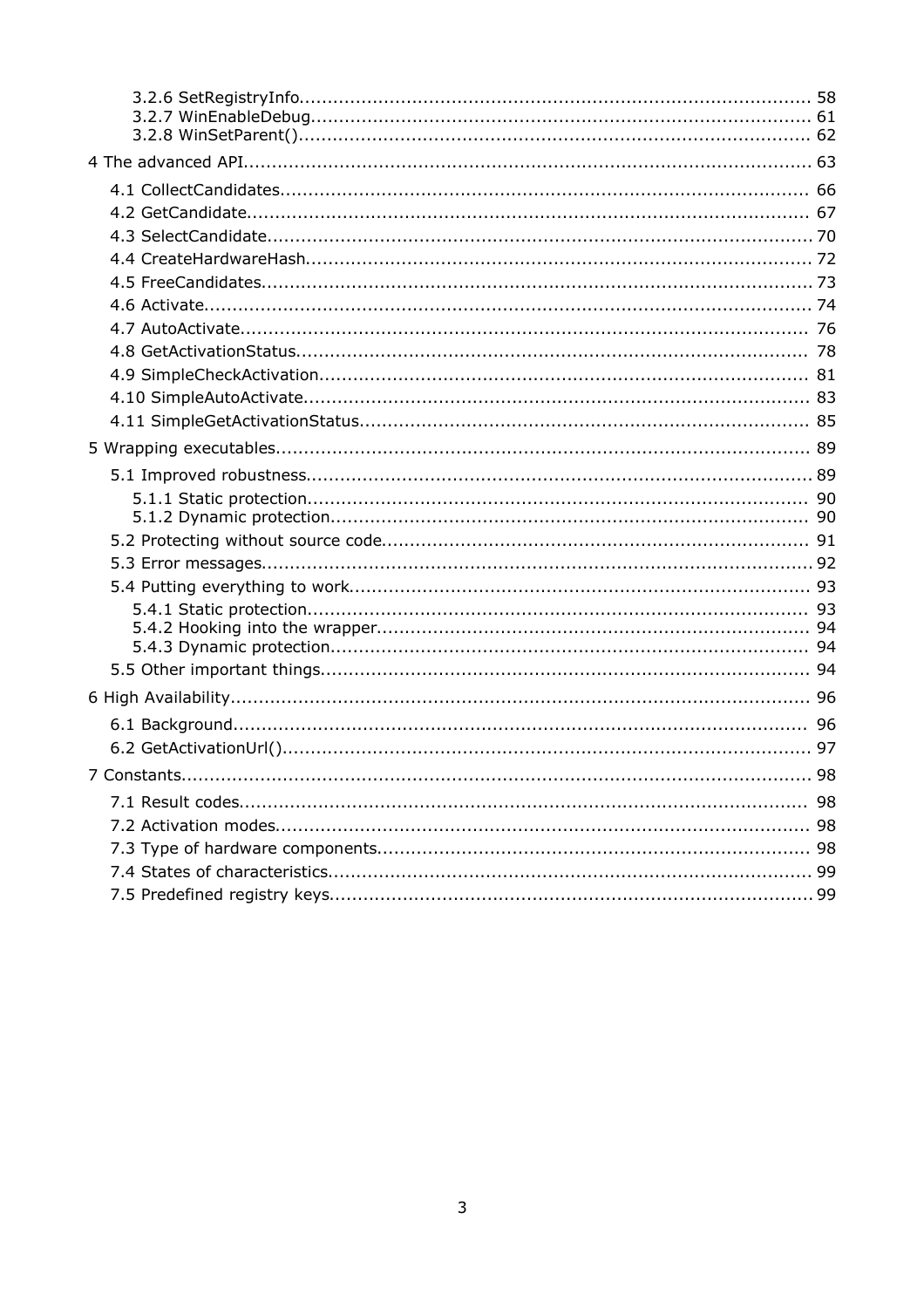3.2.6 SetRegistryInfo.......................................................................................... 58
3.2.7 WinEnableDebug........................................................................................ 61
3.2.8 WinSetParent().......................................................................................... 62

4 The advanced API................................................................................................... 63

4.1 CollectCandidates............................................................................................ 66
4.2 GetCandidate................................................................................................... 67
4.3 SelectCandidate................................................................................................ 70
4.4 CreateHardwareHash........................................................................................ 72
4.5 FreeCandidates................................................................................................ 73
4.6 Activate........................................................................................................... 74
4.7 AutoActivate.................................................................................................... 76
4.8 GetActivationStatus.......................................................................................... 78
4.9 SimpleCheckActivation...................................................................................... 81
4.10 SimpleAutoActivate......................................................................................... 83
4.11 SimpleGetActivationStatus............................................................................... 85

5 Wrapping executables.............................................................................................. 89

5.1 Improved robustness........................................................................................ 89
5.1.1 Static protection........................................................................................ 90
5.1.2 Dynamic protection.................................................................................... 90
5.2 Protecting without source code........................................................................... 91
5.3 Error messages................................................................................................ 92
5.4 Putting everything to work................................................................................ 93
5.4.1 Static protection........................................................................................ 93
5.4.2 Hooking into the wrapper............................................................................ 94
5.4.3 Dynamic protection.................................................................................... 94
5.5 Other important things...................................................................................... 94

6 High Availability...................................................................................................... 96

6.1 Background..................................................................................................... 96
6.2 GetActivationUrl()............................................................................................ 97

7 Constants............................................................................................................... 98

7.1 Result codes.................................................................................................... 98
7.2 Activation modes.............................................................................................. 98
7.3 Type of hardware components........................................................................... 98
7.4 States of characteristics.................................................................................... 99
7.5 Predefined registry keys.................................................................................... 99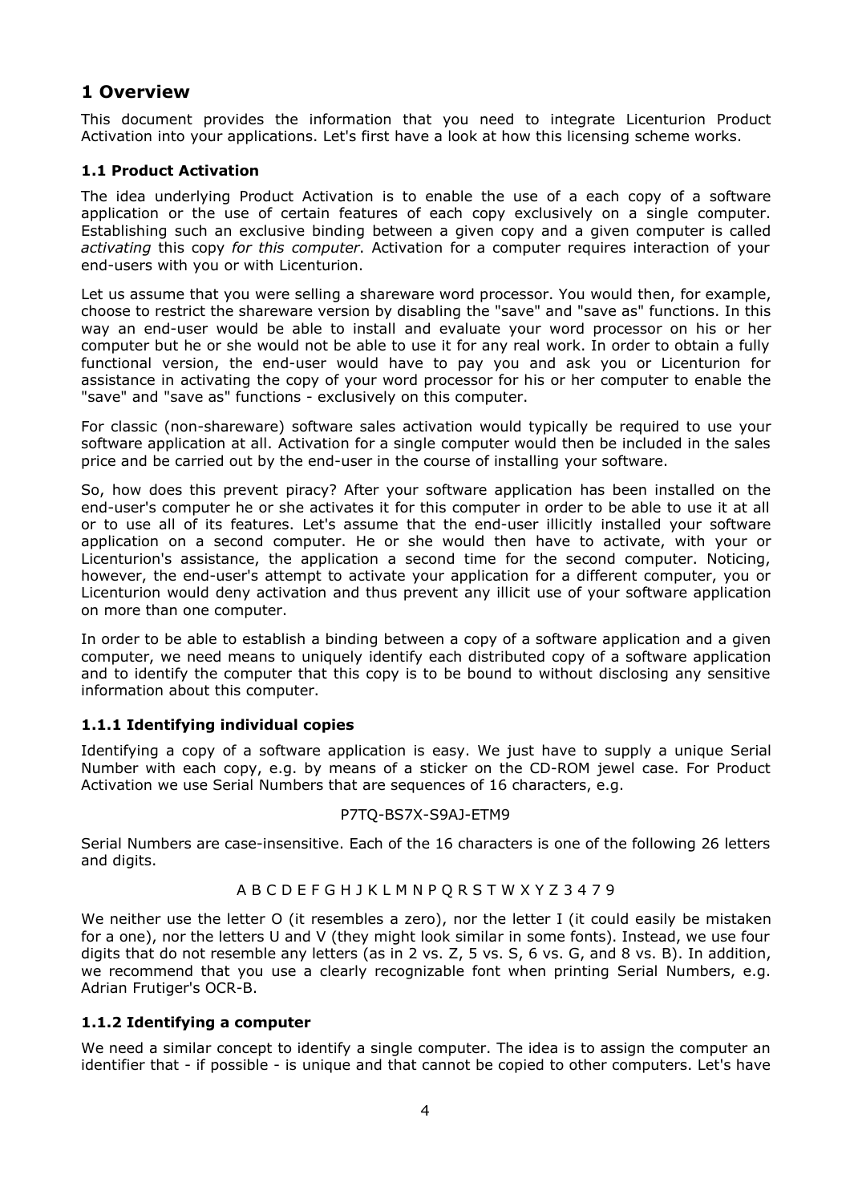# 1 Overview

This document provides the information that you need to integrate Licenturion Product Activation into your applications. Let's first have a look at how this licensing scheme works.

## 1.1 Product Activation

The idea underlying Product Activation is to enable the use of a each copy of a software application or the use of certain features of each copy exclusively on a single computer. Establishing such an exclusive binding between a given copy and a given computer is called *activating* this copy *for this computer*. Activation for a computer requires interaction of your end-users with you or with Licenturion.

Let us assume that you were selling a shareware word processor. You would then, for example, choose to restrict the shareware version by disabling the "save" and "save as" functions. In this way an end-user would be able to install and evaluate your word processor on his or her computer but he or she would not be able to use it for any real work. In order to obtain a fully functional version, the end-user would have to pay you and ask you or Licenturion for assistance in activating the copy of your word processor for his or her computer to enable the "save" and "save as" functions - exclusively on this computer.

For classic (non-shareware) software sales activation would typically be required to use your software application at all. Activation for a single computer would then be included in the sales price and be carried out by the end-user in the course of installing your software.

So, how does this prevent piracy? After your software application has been installed on the end-user's computer he or she activates it for this computer in order to be able to use it at all or to use all of its features. Let's assume that the end-user illicitly installed your software application on a second computer. He or she would then have to activate, with your or Licenturion's assistance, the application a second time for the second computer. Noticing, however, the end-user's attempt to activate your application for a different computer, you or Licenturion would deny activation and thus prevent any illicit use of your software application on more than one computer.

In order to be able to establish a binding between a copy of a software application and a given computer, we need means to uniquely identify each distributed copy of a software application and to identify the computer that this copy is to be bound to without disclosing any sensitive information about this computer.

### 1.1.1 Identifying individual copies

Identifying a copy of a software application is easy. We just have to supply a unique Serial Number with each copy, e.g. by means of a sticker on the CD-ROM jewel case. For Product Activation we use Serial Numbers that are sequences of 16 characters, e.g.

P7TQ-BS7X-S9AJ-ETM9

Serial Numbers are case-insensitive. Each of the 16 characters is one of the following 26 letters and digits.

A B C D E F G H J K L M N P Q R S T W X Y Z 3 4 7 9

We neither use the letter O (it resembles a zero), nor the letter I (it could easily be mistaken for a one), nor the letters U and V (they might look similar in some fonts). Instead, we use four digits that do not resemble any letters (as in 2 vs. Z, 5 vs. S, 6 vs. G, and 8 vs. B). In addition, we recommend that you use a clearly recognizable font when printing Serial Numbers, e.g. Adrian Frutiger's OCR-B.

### 1.1.2 Identifying a computer

We need a similar concept to identify a single computer. The idea is to assign the computer an identifier that - if possible - is unique and that cannot be copied to other computers. Let's have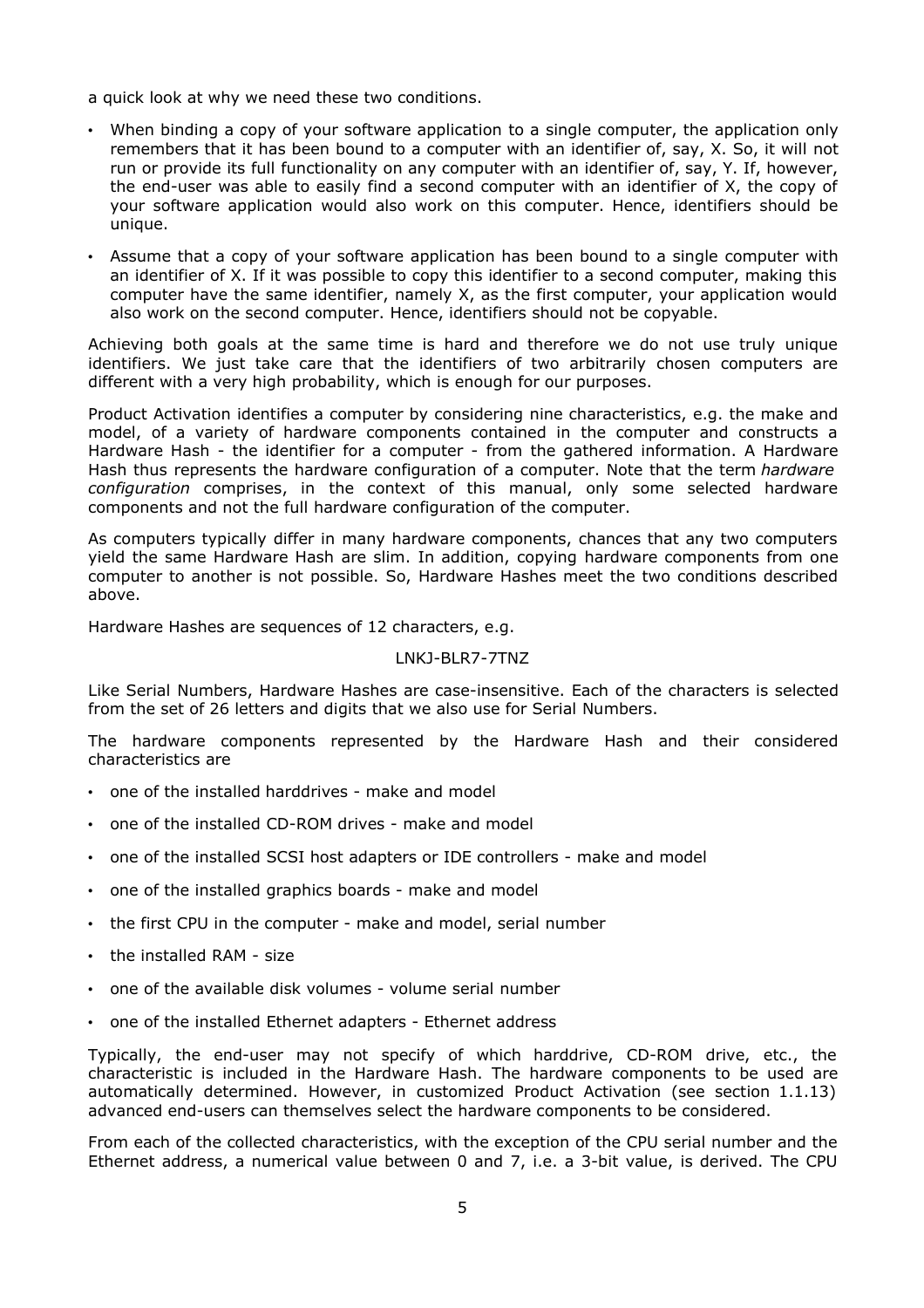a quick look at why we need these two conditions.

- When binding a copy of your software application to a single computer, the application only remembers that it has been bound to a computer with an identifier of, say, X. So, it will not run or provide its full functionality on any computer with an identifier of, say, Y. If, however, the end-user was able to easily find a second computer with an identifier of X, the copy of your software application would also work on this computer. Hence, identifiers should be unique.
- Assume that a copy of your software application has been bound to a single computer with an identifier of X. If it was possible to copy this identifier to a second computer, making this computer have the same identifier, namely X, as the first computer, your application would also work on the second computer. Hence, identifiers should not be copyable.

Achieving both goals at the same time is hard and therefore we do not use truly unique identifiers. We just take care that the identifiers of two arbitrarily chosen computers are different with a very high probability, which is enough for our purposes.

Product Activation identifies a computer by considering nine characteristics, e.g. the make and model, of a variety of hardware components contained in the computer and constructs a Hardware Hash - the identifier for a computer - from the gathered information. A Hardware Hash thus represents the hardware configuration of a computer. Note that the term *hardware configuration* comprises, in the context of this manual, only some selected hardware components and not the full hardware configuration of the computer.

As computers typically differ in many hardware components, chances that any two computers yield the same Hardware Hash are slim. In addition, copying hardware components from one computer to another is not possible. So, Hardware Hashes meet the two conditions described above.

Hardware Hashes are sequences of 12 characters, e.g.

LNKJ-BLR7-7TNZ

Like Serial Numbers, Hardware Hashes are case-insensitive. Each of the characters is selected from the set of 26 letters and digits that we also use for Serial Numbers.

The hardware components represented by the Hardware Hash and their considered characteristics are

- one of the installed harddrives - make and model
- one of the installed CD-ROM drives - make and model
- one of the installed SCSI host adapters or IDE controllers - make and model
- one of the installed graphics boards - make and model
- the first CPU in the computer - make and model, serial number
- the installed RAM - size
- one of the available disk volumes - volume serial number
- one of the installed Ethernet adapters - Ethernet address

Typically, the end-user may not specify of which harddrive, CD-ROM drive, etc., the characteristic is included in the Hardware Hash. The hardware components to be used are automatically determined. However, in customized Product Activation (see section 1.1.13) advanced end-users can themselves select the hardware components to be considered.

From each of the collected characteristics, with the exception of the CPU serial number and the Ethernet address, a numerical value between 0 and 7, i.e. a 3-bit value, is derived. The CPU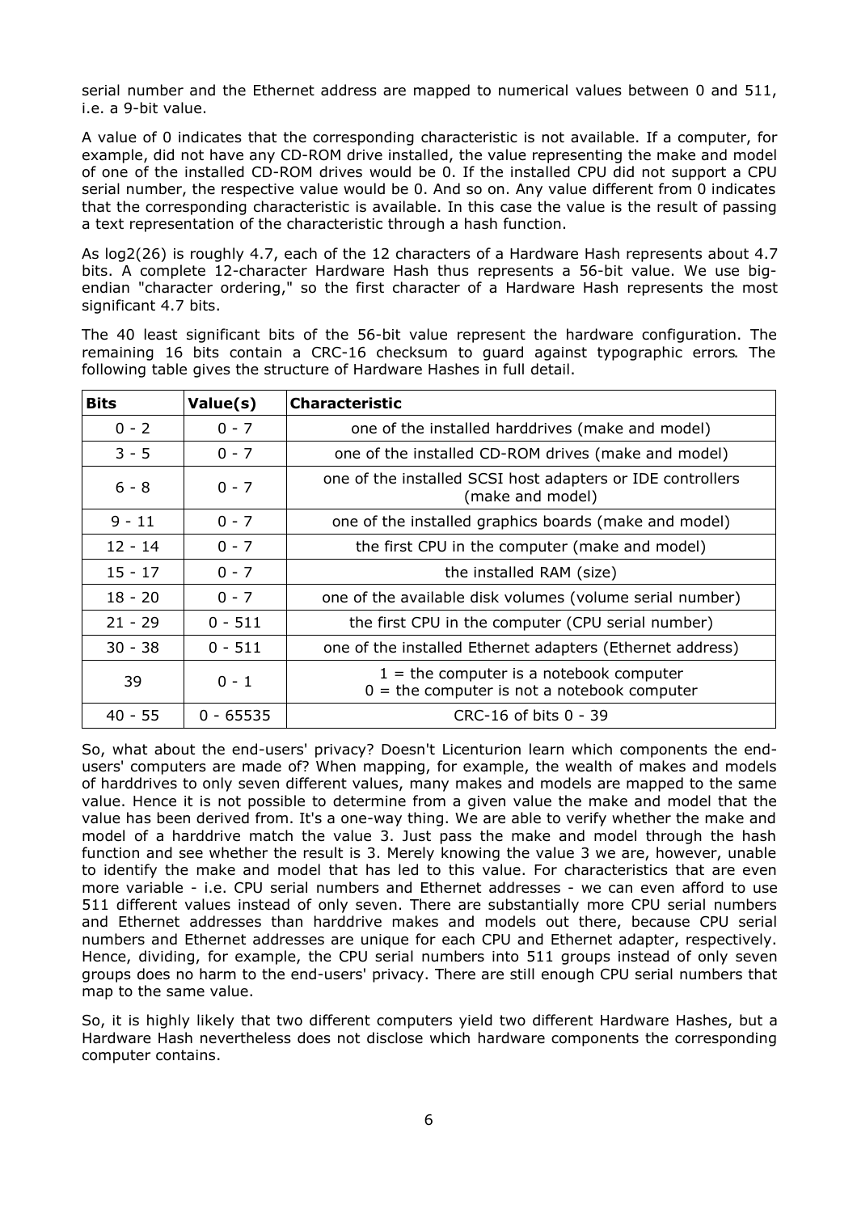serial number and the Ethernet address are mapped to numerical values between 0 and 511, i.e. a 9-bit value.

A value of 0 indicates that the corresponding characteristic is not available. If a computer, for example, did not have any CD-ROM drive installed, the value representing the make and model of one of the installed CD-ROM drives would be 0. If the installed CPU did not support a CPU serial number, the respective value would be 0. And so on. Any value different from 0 indicates that the corresponding characteristic is available. In this case the value is the result of passing a text representation of the characteristic through a hash function.

As log2(26) is roughly 4.7, each of the 12 characters of a Hardware Hash represents about 4.7 bits. A complete 12-character Hardware Hash thus represents a 56-bit value. We use big-endian "character ordering," so the first character of a Hardware Hash represents the most significant 4.7 bits.

The 40 least significant bits of the 56-bit value represent the hardware configuration. The remaining 16 bits contain a CRC-16 checksum to guard against typographic errors. The following table gives the structure of Hardware Hashes in full detail.

| Bits | Value(s) | Characteristic |
|---|---|---|
| 0 - 2 | 0 - 7 | one of the installed harddrives (make and model) |
| 3 - 5 | 0 - 7 | one of the installed CD-ROM drives (make and model) |
| 6 - 8 | 0 - 7 | one of the installed SCSI host adapters or IDE controllers (make and model) |
| 9 - 11 | 0 - 7 | one of the installed graphics boards (make and model) |
| 12 - 14 | 0 - 7 | the first CPU in the computer (make and model) |
| 15 - 17 | 0 - 7 | the installed RAM (size) |
| 18 - 20 | 0 - 7 | one of the available disk volumes (volume serial number) |
| 21 - 29 | 0 - 511 | the first CPU in the computer (CPU serial number) |
| 30 - 38 | 0 - 511 | one of the installed Ethernet adapters (Ethernet address) |
| 39 | 0 - 1 | 1 = the computer is a notebook computer<br>0 = the computer is not a notebook computer |
| 40 - 55 | 0 - 65535 | CRC-16 of bits 0 - 39 |

So, what about the end-users' privacy? Doesn't Licenturion learn which components the end-users' computers are made of? When mapping, for example, the wealth of makes and models of harddrives to only seven different values, many makes and models are mapped to the same value. Hence it is not possible to determine from a given value the make and model that the value has been derived from. It's a one-way thing. We are able to verify whether the make and model of a harddrive match the value 3. Just pass the make and model through the hash function and see whether the result is 3. Merely knowing the value 3 we are, however, unable to identify the make and model that has led to this value. For characteristics that are even more variable - i.e. CPU serial numbers and Ethernet addresses - we can even afford to use 511 different values instead of only seven. There are substantially more CPU serial numbers and Ethernet addresses than harddrive makes and models out there, because CPU serial numbers and Ethernet addresses are unique for each CPU and Ethernet adapter, respectively. Hence, dividing, for example, the CPU serial numbers into 511 groups instead of only seven groups does no harm to the end-users' privacy. There are still enough CPU serial numbers that map to the same value.

So, it is highly likely that two different computers yield two different Hardware Hashes, but a Hardware Hash nevertheless does not disclose which hardware components the corresponding computer contains.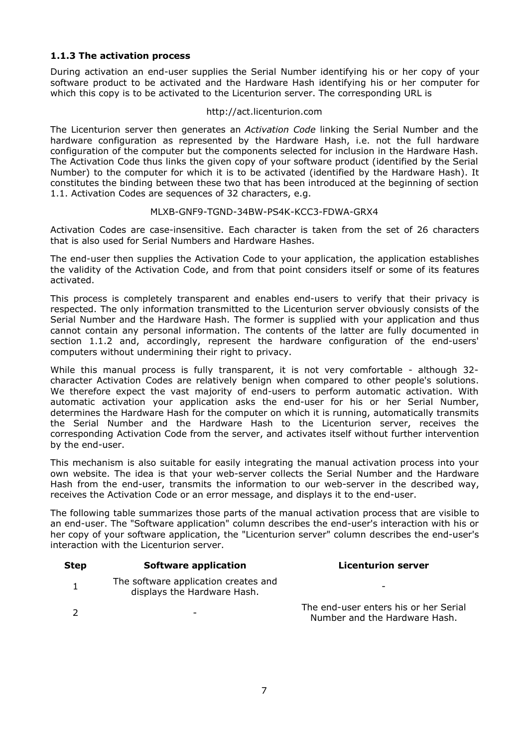### 1.1.3 The activation process

During activation an end-user supplies the Serial Number identifying his or her copy of your software product to be activated and the Hardware Hash identifying his or her computer for which this copy is to be activated to the Licenturion server. The corresponding URL is

http://act.licenturion.com

The Licenturion server then generates an *Activation Code* linking the Serial Number and the hardware configuration as represented by the Hardware Hash, i.e. not the full hardware configuration of the computer but the components selected for inclusion in the Hardware Hash. The Activation Code thus links the given copy of your software product (identified by the Serial Number) to the computer for which it is to be activated (identified by the Hardware Hash). It constitutes the binding between these two that has been introduced at the beginning of section 1.1. Activation Codes are sequences of 32 characters, e.g.

MLXB-GNF9-TGND-34BW-PS4K-KCC3-FDWA-GRX4

Activation Codes are case-insensitive. Each character is taken from the set of 26 characters that is also used for Serial Numbers and Hardware Hashes.

The end-user then supplies the Activation Code to your application, the application establishes the validity of the Activation Code, and from that point considers itself or some of its features activated.

This process is completely transparent and enables end-users to verify that their privacy is respected. The only information transmitted to the Licenturion server obviously consists of the Serial Number and the Hardware Hash. The former is supplied with your application and thus cannot contain any personal information. The contents of the latter are fully documented in section 1.1.2 and, accordingly, represent the hardware configuration of the end-users' computers without undermining their right to privacy.

While this manual process is fully transparent, it is not very comfortable - although 32-character Activation Codes are relatively benign when compared to other people's solutions. We therefore expect the vast majority of end-users to perform automatic activation. With automatic activation your application asks the end-user for his or her Serial Number, determines the Hardware Hash for the computer on which it is running, automatically transmits the Serial Number and the Hardware Hash to the Licenturion server, receives the corresponding Activation Code from the server, and activates itself without further intervention by the end-user.

This mechanism is also suitable for easily integrating the manual activation process into your own website. The idea is that your web-server collects the Serial Number and the Hardware Hash from the end-user, transmits the information to our web-server in the described way, receives the Activation Code or an error message, and displays it to the end-user.

The following table summarizes those parts of the manual activation process that are visible to an end-user. The "Software application" column describes the end-user's interaction with his or her copy of your software application, the "Licenturion server" column describes the end-user's interaction with the Licenturion server.

| Step | Software application | Licenturion server |
|---|---|---|
| 1 | The software application creates and displays the Hardware Hash. | - |
| 2 | - | The end-user enters his or her Serial Number and the Hardware Hash. |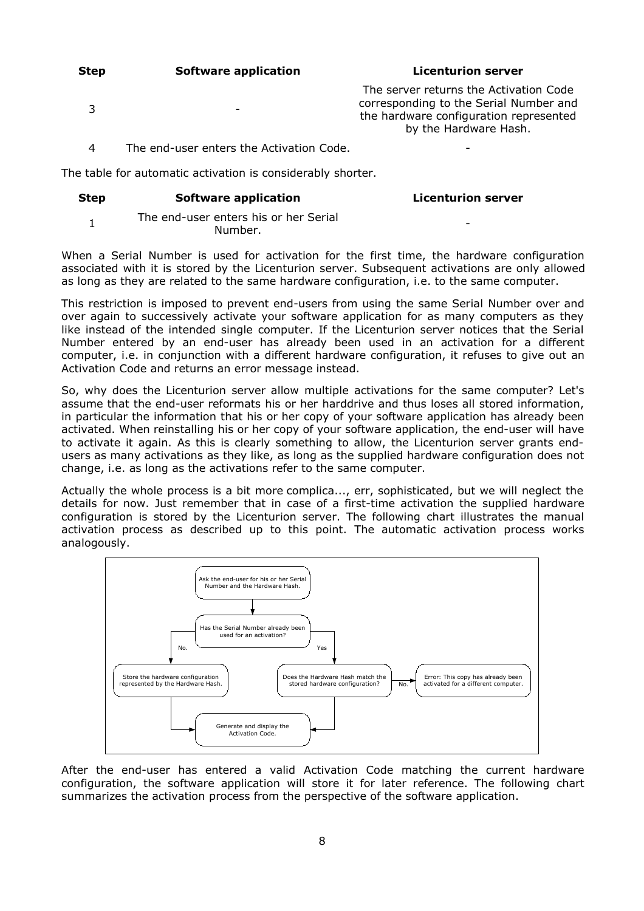| Step | Software application | Licenturion server |
|---|---|---|
| 3 | - | The server returns the Activation Code corresponding to the Serial Number and the hardware configuration represented by the Hardware Hash. |
| 4 | The end-user enters the Activation Code. | - |

The table for automatic activation is considerably shorter.

| Step | Software application | Licenturion server |
|---|---|---|
| 1 | The end-user enters his or her Serial Number. | - |

When a Serial Number is used for activation for the first time, the hardware configuration associated with it is stored by the Licenturion server. Subsequent activations are only allowed as long as they are related to the same hardware configuration, i.e. to the same computer.

This restriction is imposed to prevent end-users from using the same Serial Number over and over again to successively activate your software application for as many computers as they like instead of the intended single computer. If the Licenturion server notices that the Serial Number entered by an end-user has already been used in an activation for a different computer, i.e. in conjunction with a different hardware configuration, it refuses to give out an Activation Code and returns an error message instead.

So, why does the Licenturion server allow multiple activations for the same computer? Let's assume that the end-user reformats his or her harddrive and thus loses all stored information, in particular the information that his or her copy of your software application has already been activated. When reinstalling his or her copy of your software application, the end-user will have to activate it again. As this is clearly something to allow, the Licenturion server grants end-users as many activations as they like, as long as the supplied hardware configuration does not change, i.e. as long as the activations refer to the same computer.

Actually the whole process is a bit more complica..., err, sophisticated, but we will neglect the details for now. Just remember that in case of a first-time activation the supplied hardware configuration is stored by the Licenturion server. The following chart illustrates the manual activation process as described up to this point. The automatic activation process works analogously.

Ask the end-user for his or her Serial Number and the Hardware Hash.

Has the Serial Number already been used for an activation?

No. → Store the hardware configuration represented by the Hardware Hash. → Generate and display the Activation Code.

Yes → Does the Hardware Hash match the stored hardware configuration? → Generate and display the Activation Code.

No. → Error: This copy has already been activated for a different computer.

After the end-user has entered a valid Activation Code matching the current hardware configuration, the software application will store it for later reference. The following chart summarizes the activation process from the perspective of the software application.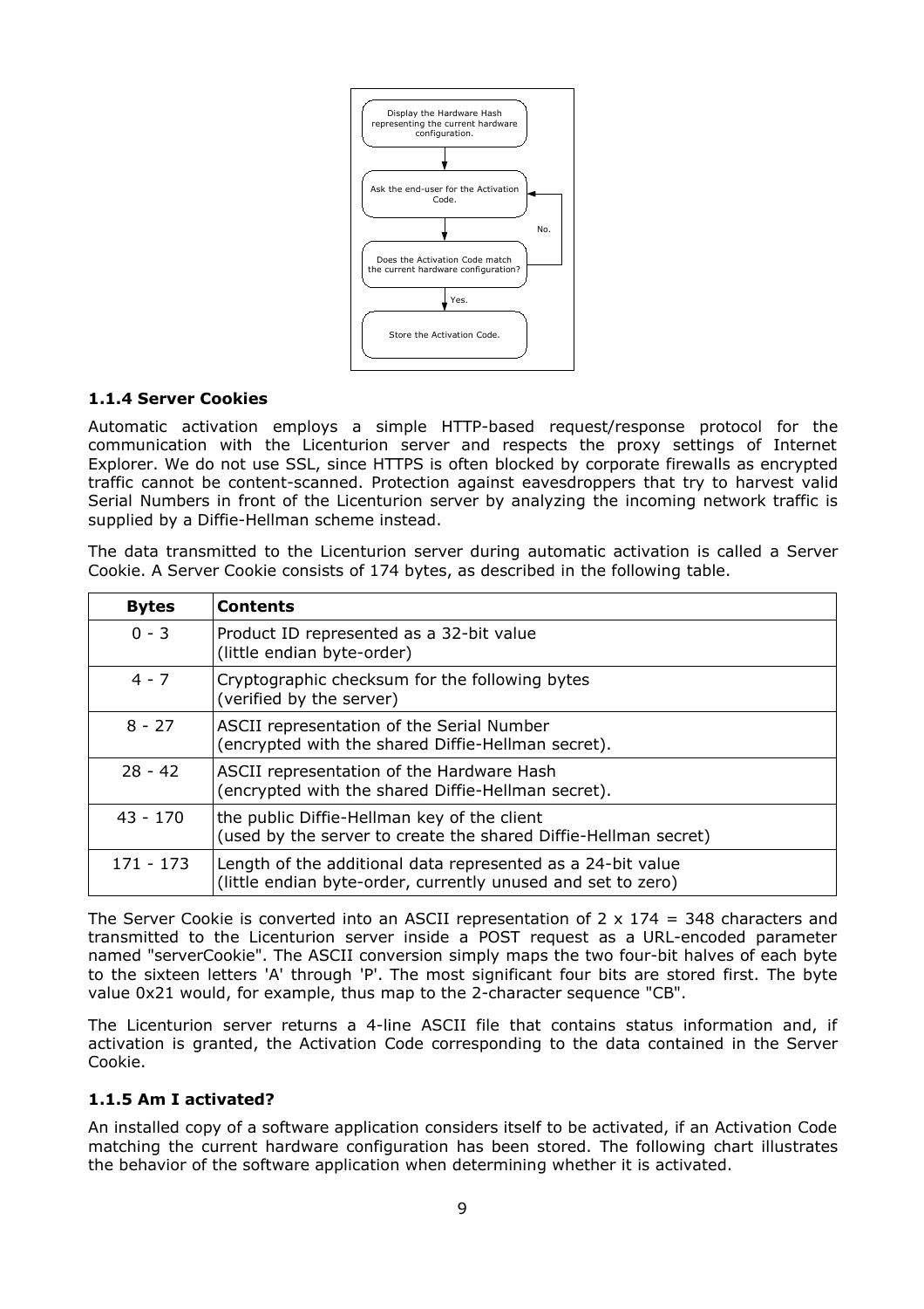### 1.1.4 Server Cookies

Automatic activation employs a simple HTTP-based request/response protocol for the communication with the Licenturion server and respects the proxy settings of Internet Explorer. We do not use SSL, since HTTPS is often blocked by corporate firewalls as encrypted traffic cannot be content-scanned. Protection against eavesdroppers that try to harvest valid Serial Numbers in front of the Licenturion server by analyzing the incoming network traffic is supplied by a Diffie-Hellman scheme instead.

The data transmitted to the Licenturion server during automatic activation is called a Server Cookie. A Server Cookie consists of 174 bytes, as described in the following table.

| Bytes | Contents |
|---|---|
| 0 - 3 | Product ID represented as a 32-bit value (little endian byte-order) |
| 4 - 7 | Cryptographic checksum for the following bytes (verified by the server) |
| 8 - 27 | ASCII representation of the Serial Number (encrypted with the shared Diffie-Hellman secret). |
| 28 - 42 | ASCII representation of the Hardware Hash (encrypted with the shared Diffie-Hellman secret). |
| 43 - 170 | the public Diffie-Hellman key of the client (used by the server to create the shared Diffie-Hellman secret) |
| 171 - 173 | Length of the additional data represented as a 24-bit value (little endian byte-order, currently unused and set to zero) |

The Server Cookie is converted into an ASCII representation of 2 x 174 = 348 characters and transmitted to the Licenturion server inside a POST request as a URL-encoded parameter named "serverCookie". The ASCII conversion simply maps the two four-bit halves of each byte to the sixteen letters 'A' through 'P'. The most significant four bits are stored first. The byte value 0x21 would, for example, thus map to the 2-character sequence "CB".

The Licenturion server returns a 4-line ASCII file that contains status information and, if activation is granted, the Activation Code corresponding to the data contained in the Server Cookie.

### 1.1.5 Am I activated?

An installed copy of a software application considers itself to be activated, if an Activation Code matching the current hardware configuration has been stored. The following chart illustrates the behavior of the software application when determining whether it is activated.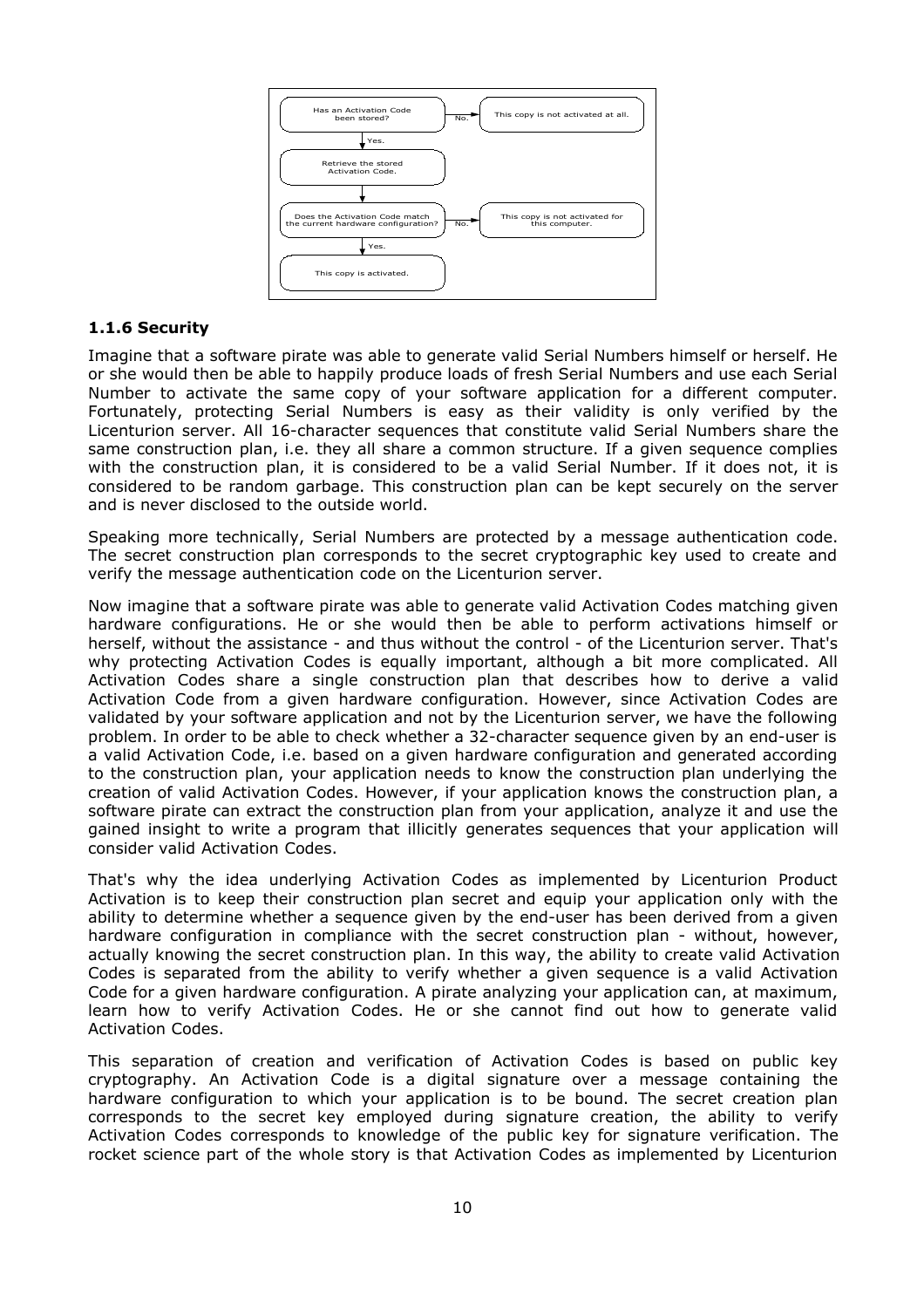Has an Activation Code been stored? — No. → This copy is not activated at all.

Yes. ↓

Retrieve the stored Activation Code.

↓

Does the Activation Code match the current hardware configuration? — No. → This copy is not activated for this computer.

Yes. ↓

This copy is activated.

### 1.1.6 Security

Imagine that a software pirate was able to generate valid Serial Numbers himself or herself. He or she would then be able to happily produce loads of fresh Serial Numbers and use each Serial Number to activate the same copy of your software application for a different computer. Fortunately, protecting Serial Numbers is easy as their validity is only verified by the Licenturion server. All 16-character sequences that constitute valid Serial Numbers share the same construction plan, i.e. they all share a common structure. If a given sequence complies with the construction plan, it is considered to be a valid Serial Number. If it does not, it is considered to be random garbage. This construction plan can be kept securely on the server and is never disclosed to the outside world.

Speaking more technically, Serial Numbers are protected by a message authentication code. The secret construction plan corresponds to the secret cryptographic key used to create and verify the message authentication code on the Licenturion server.

Now imagine that a software pirate was able to generate valid Activation Codes matching given hardware configurations. He or she would then be able to perform activations himself or herself, without the assistance - and thus without the control - of the Licenturion server. That's why protecting Activation Codes is equally important, although a bit more complicated. All Activation Codes share a single construction plan that describes how to derive a valid Activation Code from a given hardware configuration. However, since Activation Codes are validated by your software application and not by the Licenturion server, we have the following problem. In order to be able to check whether a 32-character sequence given by an end-user is a valid Activation Code, i.e. based on a given hardware configuration and generated according to the construction plan, your application needs to know the construction plan underlying the creation of valid Activation Codes. However, if your application knows the construction plan, a software pirate can extract the construction plan from your application, analyze it and use the gained insight to write a program that illicitly generates sequences that your application will consider valid Activation Codes.

That's why the idea underlying Activation Codes as implemented by Licenturion Product Activation is to keep their construction plan secret and equip your application only with the ability to determine whether a sequence given by the end-user has been derived from a given hardware configuration in compliance with the secret construction plan - without, however, actually knowing the secret construction plan. In this way, the ability to create valid Activation Codes is separated from the ability to verify whether a given sequence is a valid Activation Code for a given hardware configuration. A pirate analyzing your application can, at maximum, learn how to verify Activation Codes. He or she cannot find out how to generate valid Activation Codes.

This separation of creation and verification of Activation Codes is based on public key cryptography. An Activation Code is a digital signature over a message containing the hardware configuration to which your application is to be bound. The secret creation plan corresponds to the secret key employed during signature creation, the ability to verify Activation Codes corresponds to knowledge of the public key for signature verification. The rocket science part of the whole story is that Activation Codes as implemented by Licenturion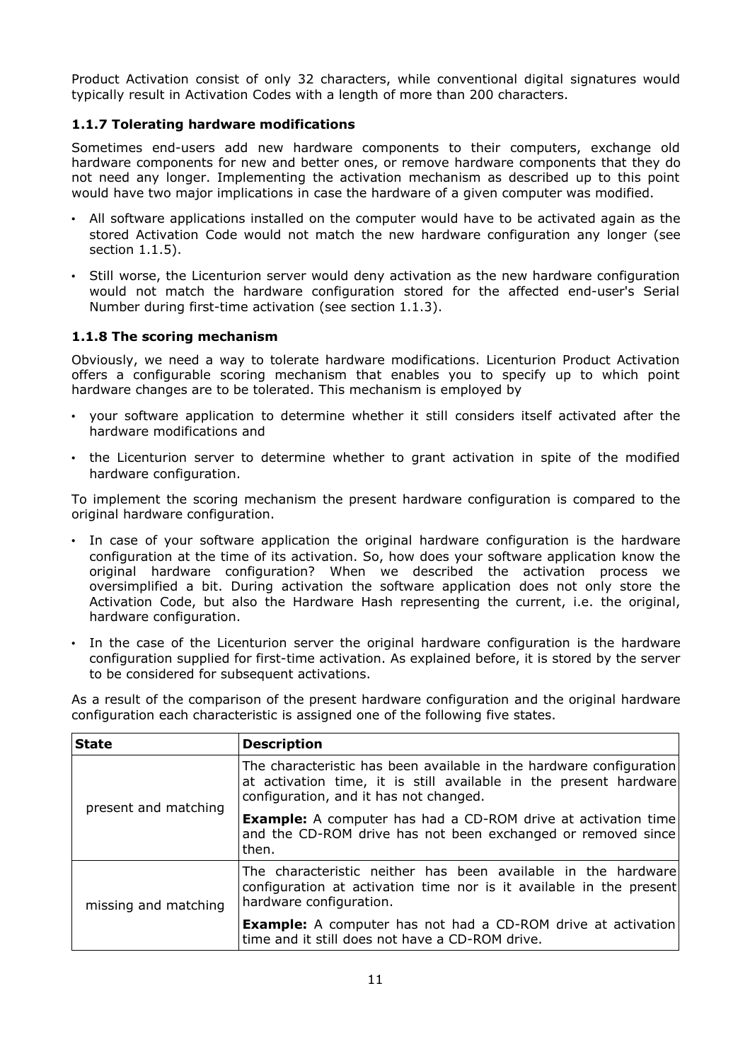Product Activation consist of only 32 characters, while conventional digital signatures would typically result in Activation Codes with a length of more than 200 characters.

### 1.1.7 Tolerating hardware modifications

Sometimes end-users add new hardware components to their computers, exchange old hardware components for new and better ones, or remove hardware components that they do not need any longer. Implementing the activation mechanism as described up to this point would have two major implications in case the hardware of a given computer was modified.

- All software applications installed on the computer would have to be activated again as the stored Activation Code would not match the new hardware configuration any longer (see section 1.1.5).
- Still worse, the Licenturion server would deny activation as the new hardware configuration would not match the hardware configuration stored for the affected end-user's Serial Number during first-time activation (see section 1.1.3).

### 1.1.8 The scoring mechanism

Obviously, we need a way to tolerate hardware modifications. Licenturion Product Activation offers a configurable scoring mechanism that enables you to specify up to which point hardware changes are to be tolerated. This mechanism is employed by

- your software application to determine whether it still considers itself activated after the hardware modifications and
- the Licenturion server to determine whether to grant activation in spite of the modified hardware configuration.

To implement the scoring mechanism the present hardware configuration is compared to the original hardware configuration.

- In case of your software application the original hardware configuration is the hardware configuration at the time of its activation. So, how does your software application know the original hardware configuration? When we described the activation process we oversimplified a bit. During activation the software application does not only store the Activation Code, but also the Hardware Hash representing the current, i.e. the original, hardware configuration.
- In the case of the Licenturion server the original hardware configuration is the hardware configuration supplied for first-time activation. As explained before, it is stored by the server to be considered for subsequent activations.

As a result of the comparison of the present hardware configuration and the original hardware configuration each characteristic is assigned one of the following five states.

| State | Description |
|---|---|
| present and matching | The characteristic has been available in the hardware configuration at activation time, it is still available in the present hardware configuration, and it has not changed.<br><br>**Example:** A computer has had a CD-ROM drive at activation time and the CD-ROM drive has not been exchanged or removed since then. |
| missing and matching | The characteristic neither has been available in the hardware configuration at activation time nor is it available in the present hardware configuration.<br><br>**Example:** A computer has not had a CD-ROM drive at activation time and it still does not have a CD-ROM drive. |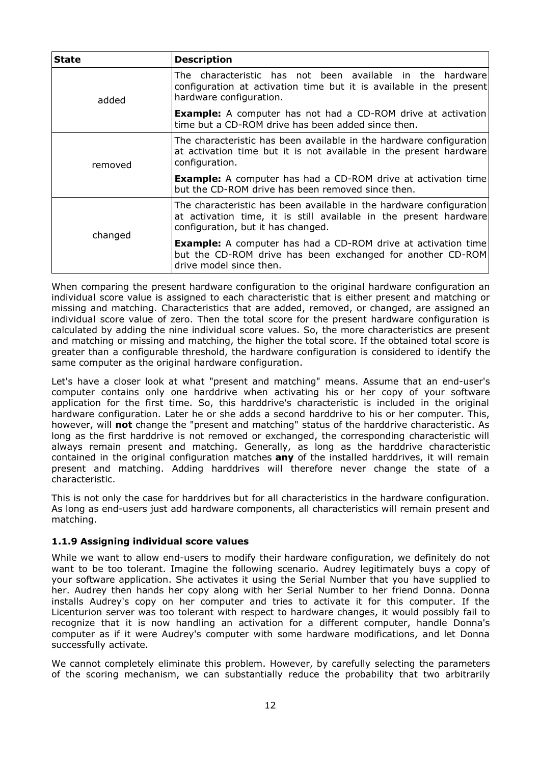| State | Description |
| --- | --- |
| added | The characteristic has not been available in the hardware configuration at activation time but it is available in the present hardware configuration.<br><br>**Example:** A computer has not had a CD-ROM drive at activation time but a CD-ROM drive has been added since then. |
| removed | The characteristic has been available in the hardware configuration at activation time but it is not available in the present hardware configuration.<br><br>**Example:** A computer has had a CD-ROM drive at activation time but the CD-ROM drive has been removed since then. |
| changed | The characteristic has been available in the hardware configuration at activation time, it is still available in the present hardware configuration, but it has changed.<br><br>**Example:** A computer has had a CD-ROM drive at activation time but the CD-ROM drive has been exchanged for another CD-ROM drive model since then. |

When comparing the present hardware configuration to the original hardware configuration an individual score value is assigned to each characteristic that is either present and matching or missing and matching. Characteristics that are added, removed, or changed, are assigned an individual score value of zero. Then the total score for the present hardware configuration is calculated by adding the nine individual score values. So, the more characteristics are present and matching or missing and matching, the higher the total score. If the obtained total score is greater than a configurable threshold, the hardware configuration is considered to identify the same computer as the original hardware configuration.

Let's have a closer look at what "present and matching" means. Assume that an end-user's computer contains only one harddrive when activating his or her copy of your software application for the first time. So, this harddrive's characteristic is included in the original hardware configuration. Later he or she adds a second harddrive to his or her computer. This, however, will **not** change the "present and matching" status of the harddrive characteristic. As long as the first harddrive is not removed or exchanged, the corresponding characteristic will always remain present and matching. Generally, as long as the harddrive characteristic contained in the original configuration matches **any** of the installed harddrives, it will remain present and matching. Adding harddrives will therefore never change the state of a characteristic.

This is not only the case for harddrives but for all characteristics in the hardware configuration. As long as end-users just add hardware components, all characteristics will remain present and matching.

### 1.1.9 Assigning individual score values

While we want to allow end-users to modify their hardware configuration, we definitely do not want to be too tolerant. Imagine the following scenario. Audrey legitimately buys a copy of your software application. She activates it using the Serial Number that you have supplied to her. Audrey then hands her copy along with her Serial Number to her friend Donna. Donna installs Audrey's copy on her computer and tries to activate it for this computer. If the Licenturion server was too tolerant with respect to hardware changes, it would possibly fail to recognize that it is now handling an activation for a different computer, handle Donna's computer as if it were Audrey's computer with some hardware modifications, and let Donna successfully activate.

We cannot completely eliminate this problem. However, by carefully selecting the parameters of the scoring mechanism, we can substantially reduce the probability that two arbitrarily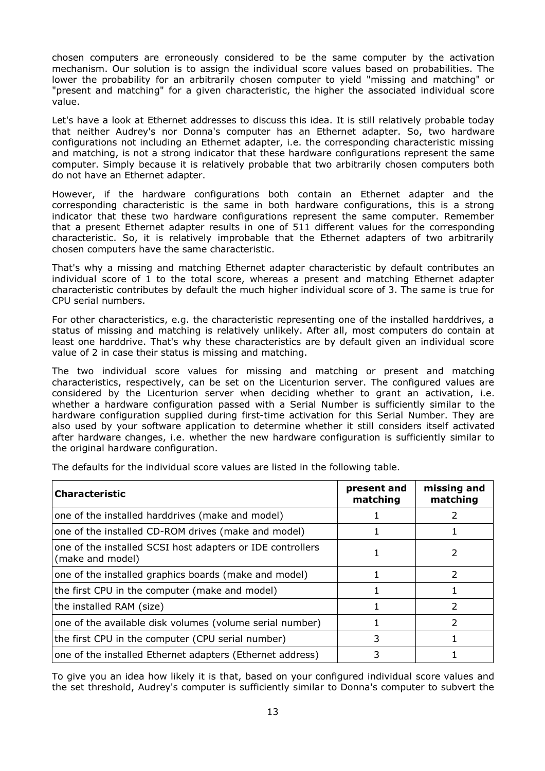chosen computers are erroneously considered to be the same computer by the activation mechanism. Our solution is to assign the individual score values based on probabilities. The lower the probability for an arbitrarily chosen computer to yield "missing and matching" or "present and matching" for a given characteristic, the higher the associated individual score value.

Let's have a look at Ethernet addresses to discuss this idea. It is still relatively probable today that neither Audrey's nor Donna's computer has an Ethernet adapter. So, two hardware configurations not including an Ethernet adapter, i.e. the corresponding characteristic missing and matching, is not a strong indicator that these hardware configurations represent the same computer. Simply because it is relatively probable that two arbitrarily chosen computers both do not have an Ethernet adapter.

However, if the hardware configurations both contain an Ethernet adapter and the corresponding characteristic is the same in both hardware configurations, this is a strong indicator that these two hardware configurations represent the same computer. Remember that a present Ethernet adapter results in one of 511 different values for the corresponding characteristic. So, it is relatively improbable that the Ethernet adapters of two arbitrarily chosen computers have the same characteristic.

That's why a missing and matching Ethernet adapter characteristic by default contributes an individual score of 1 to the total score, whereas a present and matching Ethernet adapter characteristic contributes by default the much higher individual score of 3. The same is true for CPU serial numbers.

For other characteristics, e.g. the characteristic representing one of the installed harddrives, a status of missing and matching is relatively unlikely. After all, most computers do contain at least one harddrive. That's why these characteristics are by default given an individual score value of 2 in case their status is missing and matching.

The two individual score values for missing and matching or present and matching characteristics, respectively, can be set on the Licenturion server. The configured values are considered by the Licenturion server when deciding whether to grant an activation, i.e. whether a hardware configuration passed with a Serial Number is sufficiently similar to the hardware configuration supplied during first-time activation for this Serial Number. They are also used by your software application to determine whether it still considers itself activated after hardware changes, i.e. whether the new hardware configuration is sufficiently similar to the original hardware configuration.

The defaults for the individual score values are listed in the following table.

| Characteristic | present and matching | missing and matching |
|---|---|---|
| one of the installed harddrives (make and model) | 1 | 2 |
| one of the installed CD-ROM drives (make and model) | 1 | 1 |
| one of the installed SCSI host adapters or IDE controllers (make and model) | 1 | 2 |
| one of the installed graphics boards (make and model) | 1 | 2 |
| the first CPU in the computer (make and model) | 1 | 1 |
| the installed RAM (size) | 1 | 2 |
| one of the available disk volumes (volume serial number) | 1 | 2 |
| the first CPU in the computer (CPU serial number) | 3 | 1 |
| one of the installed Ethernet adapters (Ethernet address) | 3 | 1 |

To give you an idea how likely it is that, based on your configured individual score values and the set threshold, Audrey's computer is sufficiently similar to Donna's computer to subvert the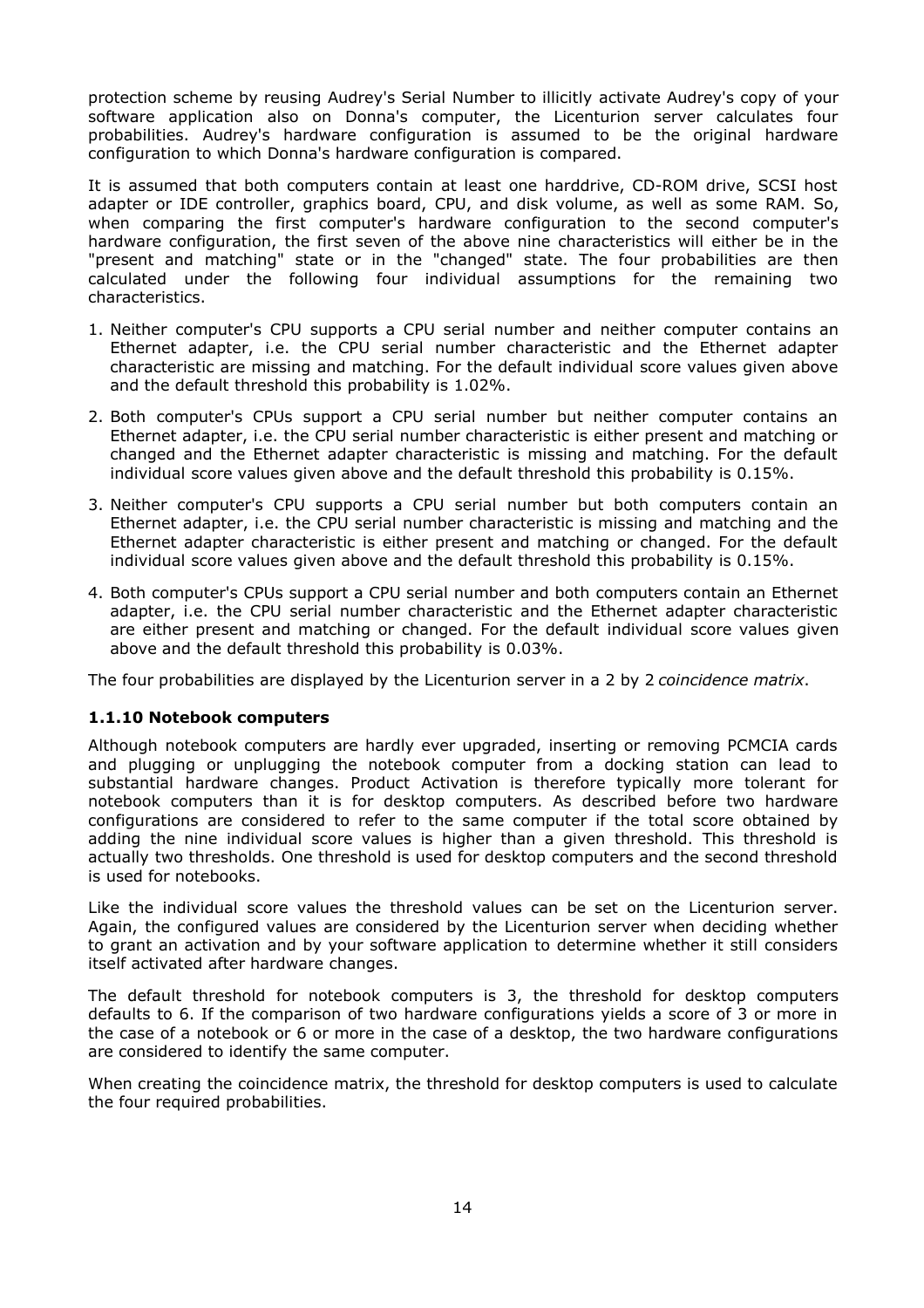protection scheme by reusing Audrey's Serial Number to illicitly activate Audrey's copy of your software application also on Donna's computer, the Licenturion server calculates four probabilities. Audrey's hardware configuration is assumed to be the original hardware configuration to which Donna's hardware configuration is compared.

It is assumed that both computers contain at least one harddrive, CD-ROM drive, SCSI host adapter or IDE controller, graphics board, CPU, and disk volume, as well as some RAM. So, when comparing the first computer's hardware configuration to the second computer's hardware configuration, the first seven of the above nine characteristics will either be in the "present and matching" state or in the "changed" state. The four probabilities are then calculated under the following four individual assumptions for the remaining two characteristics.

1. Neither computer's CPU supports a CPU serial number and neither computer contains an Ethernet adapter, i.e. the CPU serial number characteristic and the Ethernet adapter characteristic are missing and matching. For the default individual score values given above and the default threshold this probability is 1.02%.
2. Both computer's CPUs support a CPU serial number but neither computer contains an Ethernet adapter, i.e. the CPU serial number characteristic is either present and matching or changed and the Ethernet adapter characteristic is missing and matching. For the default individual score values given above and the default threshold this probability is 0.15%.
3. Neither computer's CPU supports a CPU serial number but both computers contain an Ethernet adapter, i.e. the CPU serial number characteristic is missing and matching and the Ethernet adapter characteristic is either present and matching or changed. For the default individual score values given above and the default threshold this probability is 0.15%.
4. Both computer's CPUs support a CPU serial number and both computers contain an Ethernet adapter, i.e. the CPU serial number characteristic and the Ethernet adapter characteristic are either present and matching or changed. For the default individual score values given above and the default threshold this probability is 0.03%.

The four probabilities are displayed by the Licenturion server in a 2 by 2 *coincidence matrix*.

### 1.1.10 Notebook computers

Although notebook computers are hardly ever upgraded, inserting or removing PCMCIA cards and plugging or unplugging the notebook computer from a docking station can lead to substantial hardware changes. Product Activation is therefore typically more tolerant for notebook computers than it is for desktop computers. As described before two hardware configurations are considered to refer to the same computer if the total score obtained by adding the nine individual score values is higher than a given threshold. This threshold is actually two thresholds. One threshold is used for desktop computers and the second threshold is used for notebooks.

Like the individual score values the threshold values can be set on the Licenturion server. Again, the configured values are considered by the Licenturion server when deciding whether to grant an activation and by your software application to determine whether it still considers itself activated after hardware changes.

The default threshold for notebook computers is 3, the threshold for desktop computers defaults to 6. If the comparison of two hardware configurations yields a score of 3 or more in the case of a notebook or 6 or more in the case of a desktop, the two hardware configurations are considered to identify the same computer.

When creating the coincidence matrix, the threshold for desktop computers is used to calculate the four required probabilities.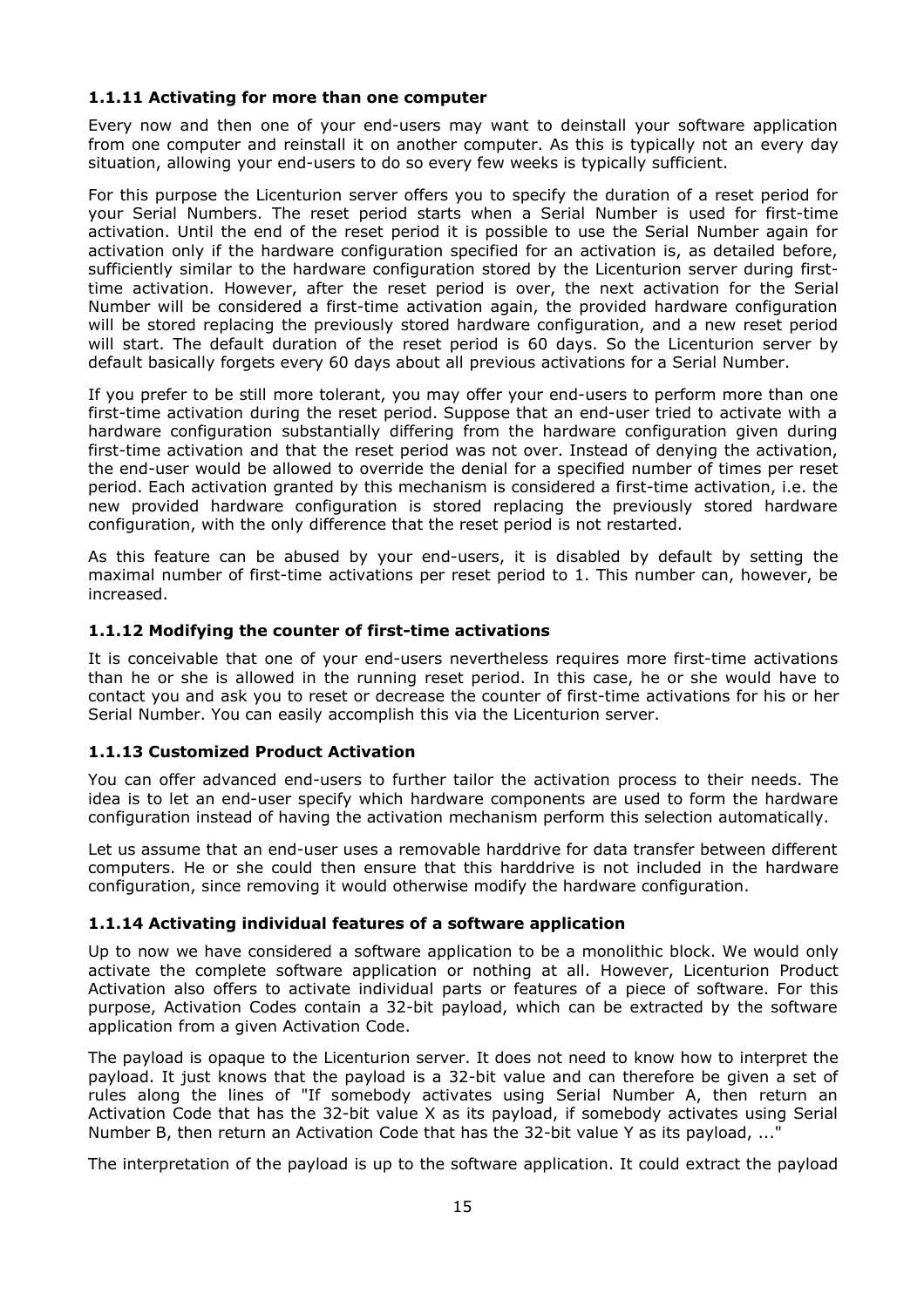### 1.1.11 Activating for more than one computer

Every now and then one of your end-users may want to deinstall your software application from one computer and reinstall it on another computer. As this is typically not an every day situation, allowing your end-users to do so every few weeks is typically sufficient.

For this purpose the Licenturion server offers you to specify the duration of a reset period for your Serial Numbers. The reset period starts when a Serial Number is used for first-time activation. Until the end of the reset period it is possible to use the Serial Number again for activation only if the hardware configuration specified for an activation is, as detailed before, sufficiently similar to the hardware configuration stored by the Licenturion server during first-time activation. However, after the reset period is over, the next activation for the Serial Number will be considered a first-time activation again, the provided hardware configuration will be stored replacing the previously stored hardware configuration, and a new reset period will start. The default duration of the reset period is 60 days. So the Licenturion server by default basically forgets every 60 days about all previous activations for a Serial Number.

If you prefer to be still more tolerant, you may offer your end-users to perform more than one first-time activation during the reset period. Suppose that an end-user tried to activate with a hardware configuration substantially differing from the hardware configuration given during first-time activation and that the reset period was not over. Instead of denying the activation, the end-user would be allowed to override the denial for a specified number of times per reset period. Each activation granted by this mechanism is considered a first-time activation, i.e. the new provided hardware configuration is stored replacing the previously stored hardware configuration, with the only difference that the reset period is not restarted.

As this feature can be abused by your end-users, it is disabled by default by setting the maximal number of first-time activations per reset period to 1. This number can, however, be increased.

### 1.1.12 Modifying the counter of first-time activations

It is conceivable that one of your end-users nevertheless requires more first-time activations than he or she is allowed in the running reset period. In this case, he or she would have to contact you and ask you to reset or decrease the counter of first-time activations for his or her Serial Number. You can easily accomplish this via the Licenturion server.

### 1.1.13 Customized Product Activation

You can offer advanced end-users to further tailor the activation process to their needs. The idea is to let an end-user specify which hardware components are used to form the hardware configuration instead of having the activation mechanism perform this selection automatically.

Let us assume that an end-user uses a removable harddrive for data transfer between different computers. He or she could then ensure that this harddrive is not included in the hardware configuration, since removing it would otherwise modify the hardware configuration.

### 1.1.14 Activating individual features of a software application

Up to now we have considered a software application to be a monolithic block. We would only activate the complete software application or nothing at all. However, Licenturion Product Activation also offers to activate individual parts or features of a piece of software. For this purpose, Activation Codes contain a 32-bit payload, which can be extracted by the software application from a given Activation Code.

The payload is opaque to the Licenturion server. It does not need to know how to interpret the payload. It just knows that the payload is a 32-bit value and can therefore be given a set of rules along the lines of "If somebody activates using Serial Number A, then return an Activation Code that has the 32-bit value X as its payload, if somebody activates using Serial Number B, then return an Activation Code that has the 32-bit value Y as its payload, ..."

The interpretation of the payload is up to the software application. It could extract the payload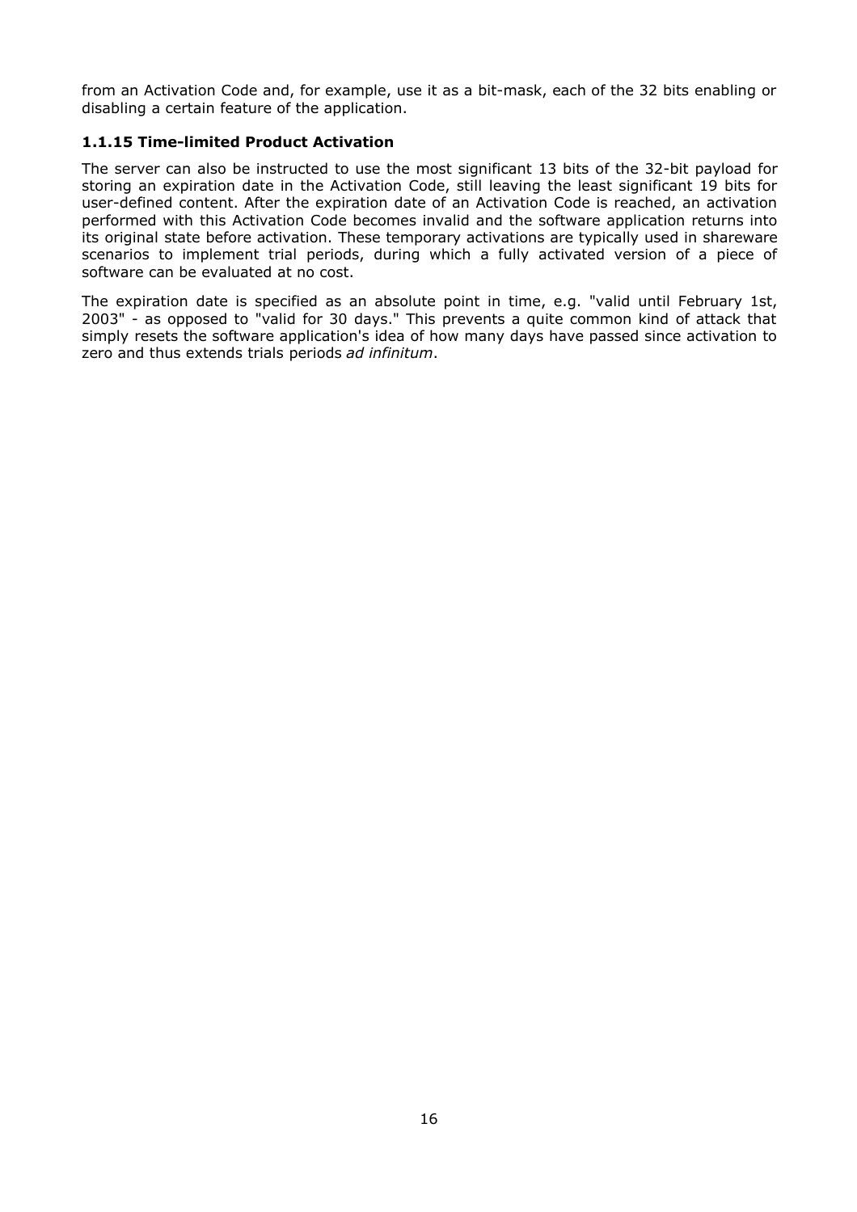from an Activation Code and, for example, use it as a bit-mask, each of the 32 bits enabling or disabling a certain feature of the application.

### 1.1.15 Time-limited Product Activation

The server can also be instructed to use the most significant 13 bits of the 32-bit payload for storing an expiration date in the Activation Code, still leaving the least significant 19 bits for user-defined content. After the expiration date of an Activation Code is reached, an activation performed with this Activation Code becomes invalid and the software application returns into its original state before activation. These temporary activations are typically used in shareware scenarios to implement trial periods, during which a fully activated version of a piece of software can be evaluated at no cost.

The expiration date is specified as an absolute point in time, e.g. "valid until February 1st, 2003" - as opposed to "valid for 30 days." This prevents a quite common kind of attack that simply resets the software application's idea of how many days have passed since activation to zero and thus extends trials periods *ad infinitum*.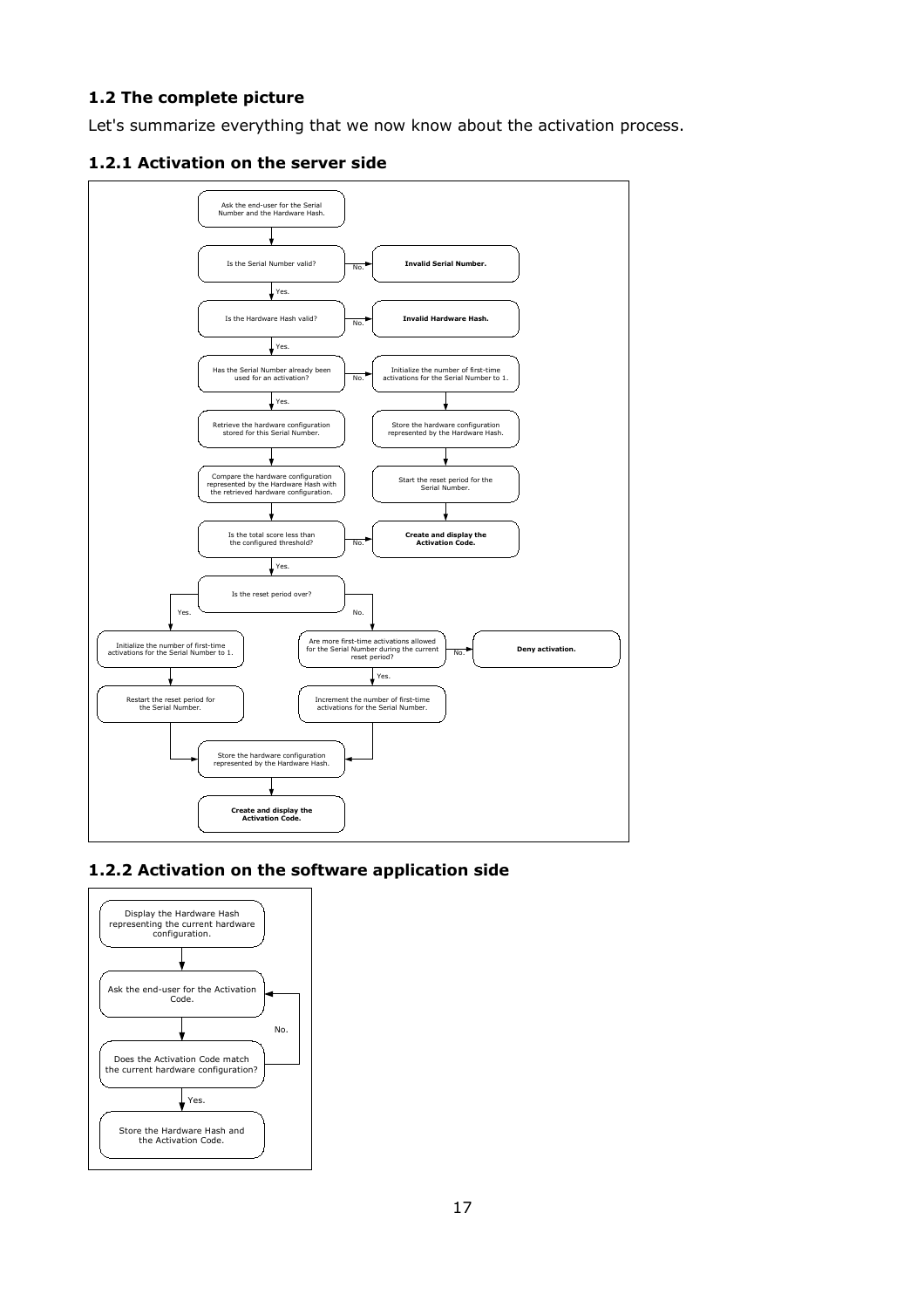### 1.2 The complete picture

Let's summarize everything that we now know about the activation process.

#### 1.2.1 Activation on the server side

Ask the end-user for the Serial Number and the Hardware Hash.

Is the Serial Number valid? No. → **Invalid Serial Number.**

Yes.

Is the Hardware Hash valid? No. → **Invalid Hardware Hash.**

Yes.

Has the Serial Number already been used for an activation? No. → Initialize the number of first-time activations for the Serial Number to 1. → Store the hardware configuration represented by the Hardware Hash. → Start the reset period for the Serial Number. → **Create and display the Activation Code.**

Yes.

Retrieve the hardware configuration stored for this Serial Number.

Compare the hardware configuration represented by the Hardware Hash with the retrieved hardware configuration.

Is the total score less than the configured threshold? No. → **Create and display the Activation Code.**

Yes.

Is the reset period over?

Yes. → Initialize the number of first-time activations for the Serial Number to 1. → Restart the reset period for the Serial Number.

No. → Are more first-time activations allowed for the Serial Number during the current reset period? No. → **Deny activation.** Yes. → Increment the number of first-time activations for the Serial Number.

Store the hardware configuration represented by the Hardware Hash.

**Create and display the Activation Code.**

#### 1.2.2 Activation on the software application side

Display the Hardware Hash representing the current hardware configuration.

Ask the end-user for the Activation Code.

Does the Activation Code match the current hardware configuration? No. → (back to "Ask the end-user for the Activation Code.")

Yes.

Store the Hardware Hash and the Activation Code.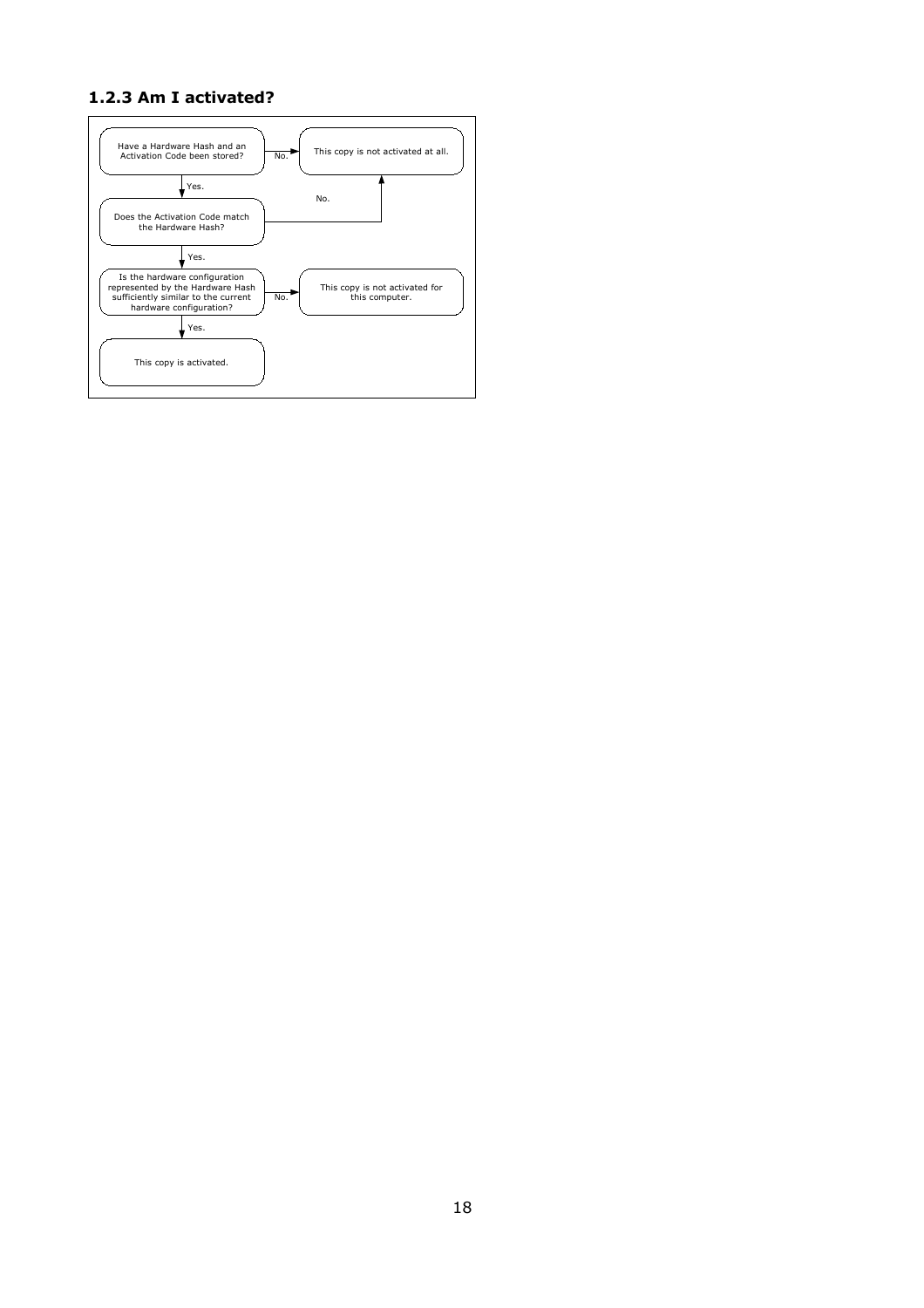### 1.2.3 Am I activated?

Have a Hardware Hash and an Activation Code been stored?

No. → This copy is not activated at all.

Yes. ↓

Does the Activation Code match the Hardware Hash?

No. → This copy is not activated at all.

Yes. ↓

Is the hardware configuration represented by the Hardware Hash sufficiently similar to the current hardware configuration?

No. → This copy is not activated for this computer.

Yes. ↓

This copy is activated.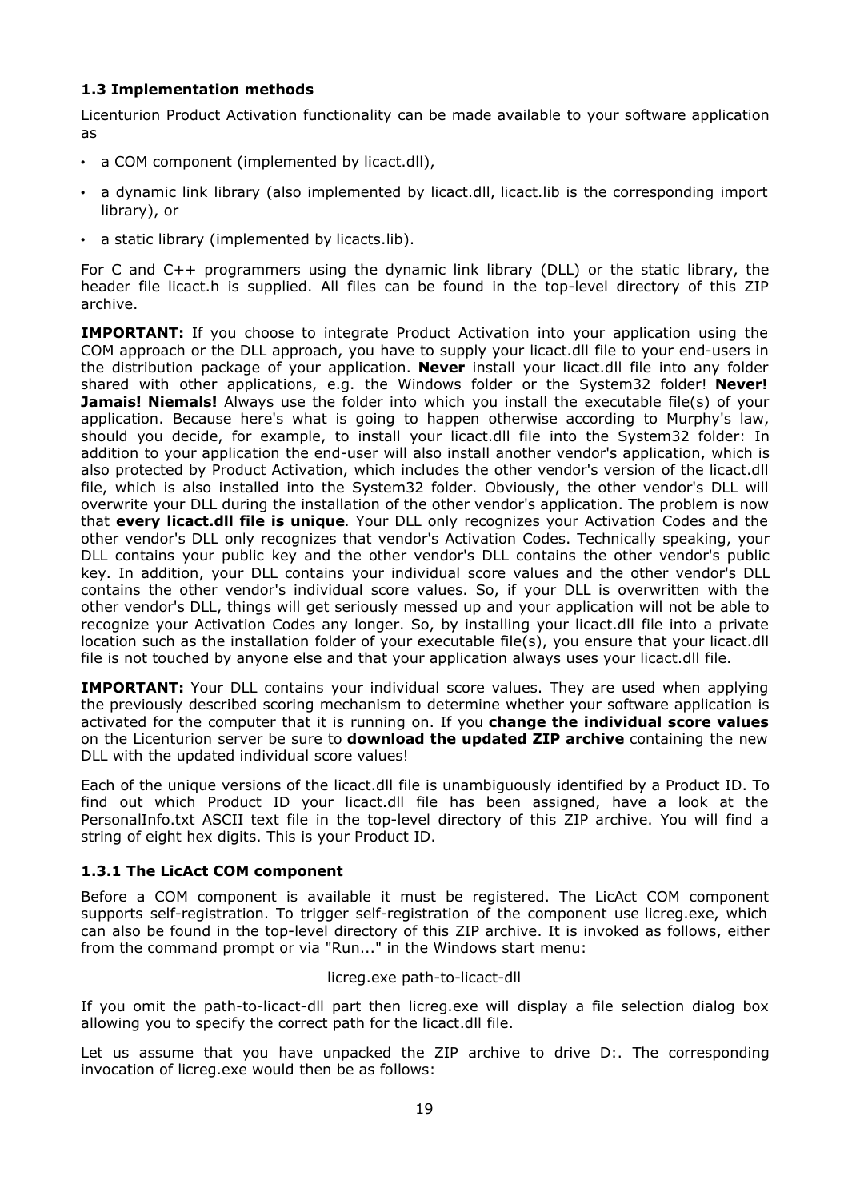### 1.3 Implementation methods

Licenturion Product Activation functionality can be made available to your software application as

- a COM component (implemented by licact.dll),
- a dynamic link library (also implemented by licact.dll, licact.lib is the corresponding import library), or
- a static library (implemented by licacts.lib).

For C and C++ programmers using the dynamic link library (DLL) or the static library, the header file licact.h is supplied. All files can be found in the top-level directory of this ZIP archive.

**IMPORTANT:** If you choose to integrate Product Activation into your application using the COM approach or the DLL approach, you have to supply your licact.dll file to your end-users in the distribution package of your application. **Never** install your licact.dll file into any folder shared with other applications, e.g. the Windows folder or the System32 folder! **Never! Jamais! Niemals!** Always use the folder into which you install the executable file(s) of your application. Because here's what is going to happen otherwise according to Murphy's law, should you decide, for example, to install your licact.dll file into the System32 folder: In addition to your application the end-user will also install another vendor's application, which is also protected by Product Activation, which includes the other vendor's version of the licact.dll file, which is also installed into the System32 folder. Obviously, the other vendor's DLL will overwrite your DLL during the installation of the other vendor's application. The problem is now that **every licact.dll file is unique**. Your DLL only recognizes your Activation Codes and the other vendor's DLL only recognizes that vendor's Activation Codes. Technically speaking, your DLL contains your public key and the other vendor's DLL contains the other vendor's public key. In addition, your DLL contains your individual score values and the other vendor's DLL contains the other vendor's individual score values. So, if your DLL is overwritten with the other vendor's DLL, things will get seriously messed up and your application will not be able to recognize your Activation Codes any longer. So, by installing your licact.dll file into a private location such as the installation folder of your executable file(s), you ensure that your licact.dll file is not touched by anyone else and that your application always uses your licact.dll file.

**IMPORTANT:** Your DLL contains your individual score values. They are used when applying the previously described scoring mechanism to determine whether your software application is activated for the computer that it is running on. If you **change the individual score values** on the Licenturion server be sure to **download the updated ZIP archive** containing the new DLL with the updated individual score values!

Each of the unique versions of the licact.dll file is unambiguously identified by a Product ID. To find out which Product ID your licact.dll file has been assigned, have a look at the PersonalInfo.txt ASCII text file in the top-level directory of this ZIP archive. You will find a string of eight hex digits. This is your Product ID.

#### 1.3.1 The LicAct COM component

Before a COM component is available it must be registered. The LicAct COM component supports self-registration. To trigger self-registration of the component use licreg.exe, which can also be found in the top-level directory of this ZIP archive. It is invoked as follows, either from the command prompt or via "Run..." in the Windows start menu:

```
licreg.exe path-to-licact-dll
```

If you omit the path-to-licact-dll part then licreg.exe will display a file selection dialog box allowing you to specify the correct path for the licact.dll file.

Let us assume that you have unpacked the ZIP archive to drive D:. The corresponding invocation of licreg.exe would then be as follows: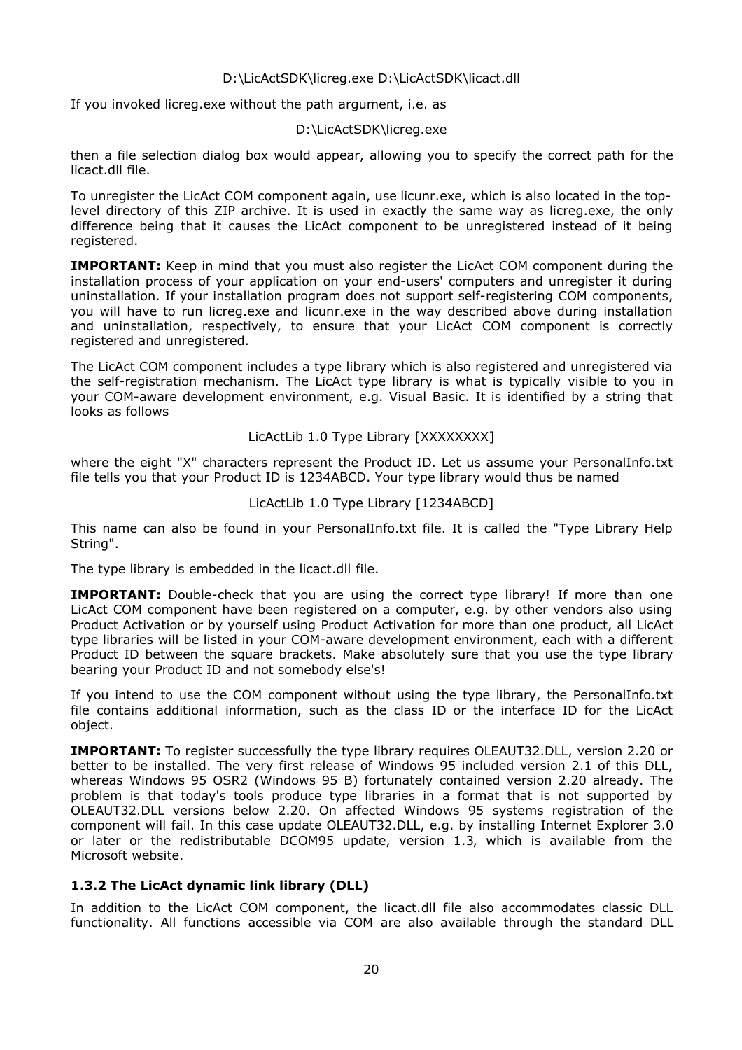D:\LicActSDK\licreg.exe D:\LicActSDK\licact.dll

If you invoked licreg.exe without the path argument, i.e. as

D:\LicActSDK\licreg.exe

then a file selection dialog box would appear, allowing you to specify the correct path for the licact.dll file.

To unregister the LicAct COM component again, use licunr.exe, which is also located in the top-level directory of this ZIP archive. It is used in exactly the same way as licreg.exe, the only difference being that it causes the LicAct component to be unregistered instead of it being registered.

**IMPORTANT:** Keep in mind that you must also register the LicAct COM component during the installation process of your application on your end-users' computers and unregister it during uninstallation. If your installation program does not support self-registering COM components, you will have to run licreg.exe and licunr.exe in the way described above during installation and uninstallation, respectively, to ensure that your LicAct COM component is correctly registered and unregistered.

The LicAct COM component includes a type library which is also registered and unregistered via the self-registration mechanism. The LicAct type library is what is typically visible to you in your COM-aware development environment, e.g. Visual Basic. It is identified by a string that looks as follows

LicActLib 1.0 Type Library [XXXXXXXX]

where the eight "X" characters represent the Product ID. Let us assume your PersonalInfo.txt file tells you that your Product ID is 1234ABCD. Your type library would thus be named

LicActLib 1.0 Type Library [1234ABCD]

This name can also be found in your PersonalInfo.txt file. It is called the "Type Library Help String".

The type library is embedded in the licact.dll file.

**IMPORTANT:** Double-check that you are using the correct type library! If more than one LicAct COM component have been registered on a computer, e.g. by other vendors also using Product Activation or by yourself using Product Activation for more than one product, all LicAct type libraries will be listed in your COM-aware development environment, each with a different Product ID between the square brackets. Make absolutely sure that you use the type library bearing your Product ID and not somebody else's!

If you intend to use the COM component without using the type library, the PersonalInfo.txt file contains additional information, such as the class ID or the interface ID for the LicAct object.

**IMPORTANT:** To register successfully the type library requires OLEAUT32.DLL, version 2.20 or better to be installed. The very first release of Windows 95 included version 2.1 of this DLL, whereas Windows 95 OSR2 (Windows 95 B) fortunately contained version 2.20 already. The problem is that today's tools produce type libraries in a format that is not supported by OLEAUT32.DLL versions below 2.20. On affected Windows 95 systems registration of the component will fail. In this case update OLEAUT32.DLL, e.g. by installing Internet Explorer 3.0 or later or the redistributable DCOM95 update, version 1.3, which is available from the Microsoft website.

### 1.3.2 The LicAct dynamic link library (DLL)

In addition to the LicAct COM component, the licact.dll file also accommodates classic DLL functionality. All functions accessible via COM are also available through the standard DLL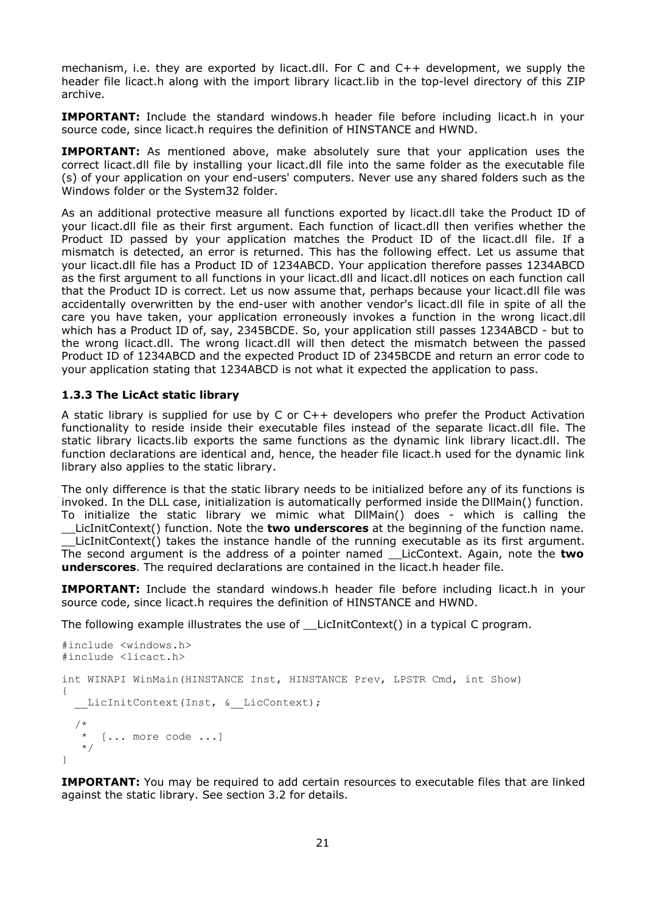mechanism, i.e. they are exported by licact.dll. For C and C++ development, we supply the header file licact.h along with the import library licact.lib in the top-level directory of this ZIP archive.

**IMPORTANT:** Include the standard windows.h header file before including licact.h in your source code, since licact.h requires the definition of HINSTANCE and HWND.

**IMPORTANT:** As mentioned above, make absolutely sure that your application uses the correct licact.dll file by installing your licact.dll file into the same folder as the executable file (s) of your application on your end-users' computers. Never use any shared folders such as the Windows folder or the System32 folder.

As an additional protective measure all functions exported by licact.dll take the Product ID of your licact.dll file as their first argument. Each function of licact.dll then verifies whether the Product ID passed by your application matches the Product ID of the licact.dll file. If a mismatch is detected, an error is returned. This has the following effect. Let us assume that your licact.dll file has a Product ID of 1234ABCD. Your application therefore passes 1234ABCD as the first argument to all functions in your licact.dll and licact.dll notices on each function call that the Product ID is correct. Let us now assume that, perhaps because your licact.dll file was accidentally overwritten by the end-user with another vendor's licact.dll file in spite of all the care you have taken, your application erroneously invokes a function in the wrong licact.dll which has a Product ID of, say, 2345BCDE. So, your application still passes 1234ABCD - but to the wrong licact.dll. The wrong licact.dll will then detect the mismatch between the passed Product ID of 1234ABCD and the expected Product ID of 2345BCDE and return an error code to your application stating that 1234ABCD is not what it expected the application to pass.

### 1.3.3 The LicAct static library

A static library is supplied for use by C or C++ developers who prefer the Product Activation functionality to reside inside their executable files instead of the separate licact.dll file. The static library licacts.lib exports the same functions as the dynamic link library licact.dll. The function declarations are identical and, hence, the header file licact.h used for the dynamic link library also applies to the static library.

The only difference is that the static library needs to be initialized before any of its functions is invoked. In the DLL case, initialization is automatically performed inside the DllMain() function. To initialize the static library we mimic what DllMain() does - which is calling the __LicInitContext() function. Note the **two underscores** at the beginning of the function name. __LicInitContext() takes the instance handle of the running executable as its first argument. The second argument is the address of a pointer named __LicContext. Again, note the **two underscores**. The required declarations are contained in the licact.h header file.

**IMPORTANT:** Include the standard windows.h header file before including licact.h in your source code, since licact.h requires the definition of HINSTANCE and HWND.

The following example illustrates the use of __LicInitContext() in a typical C program.

```
#include <windows.h>
#include <licact.h>

int WINAPI WinMain(HINSTANCE Inst, HINSTANCE Prev, LPSTR Cmd, int Show)
{
  __LicInitContext(Inst, &__LicContext);

  /*
   *  [... more code ...]
   */
}
```

**IMPORTANT:** You may be required to add certain resources to executable files that are linked against the static library. See section 3.2 for details.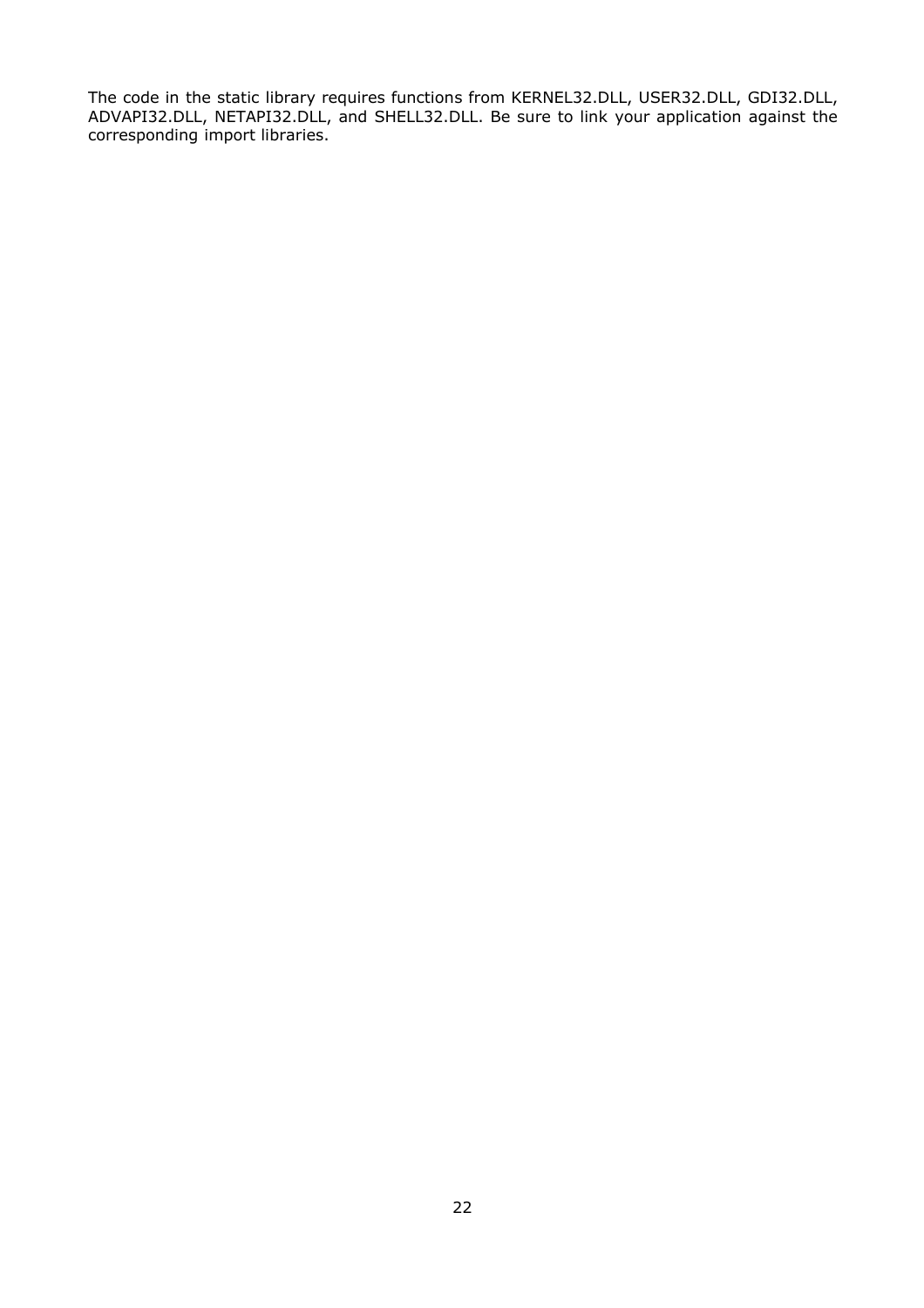The code in the static library requires functions from KERNEL32.DLL, USER32.DLL, GDI32.DLL, ADVAPI32.DLL, NETAPI32.DLL, and SHELL32.DLL. Be sure to link your application against the corresponding import libraries.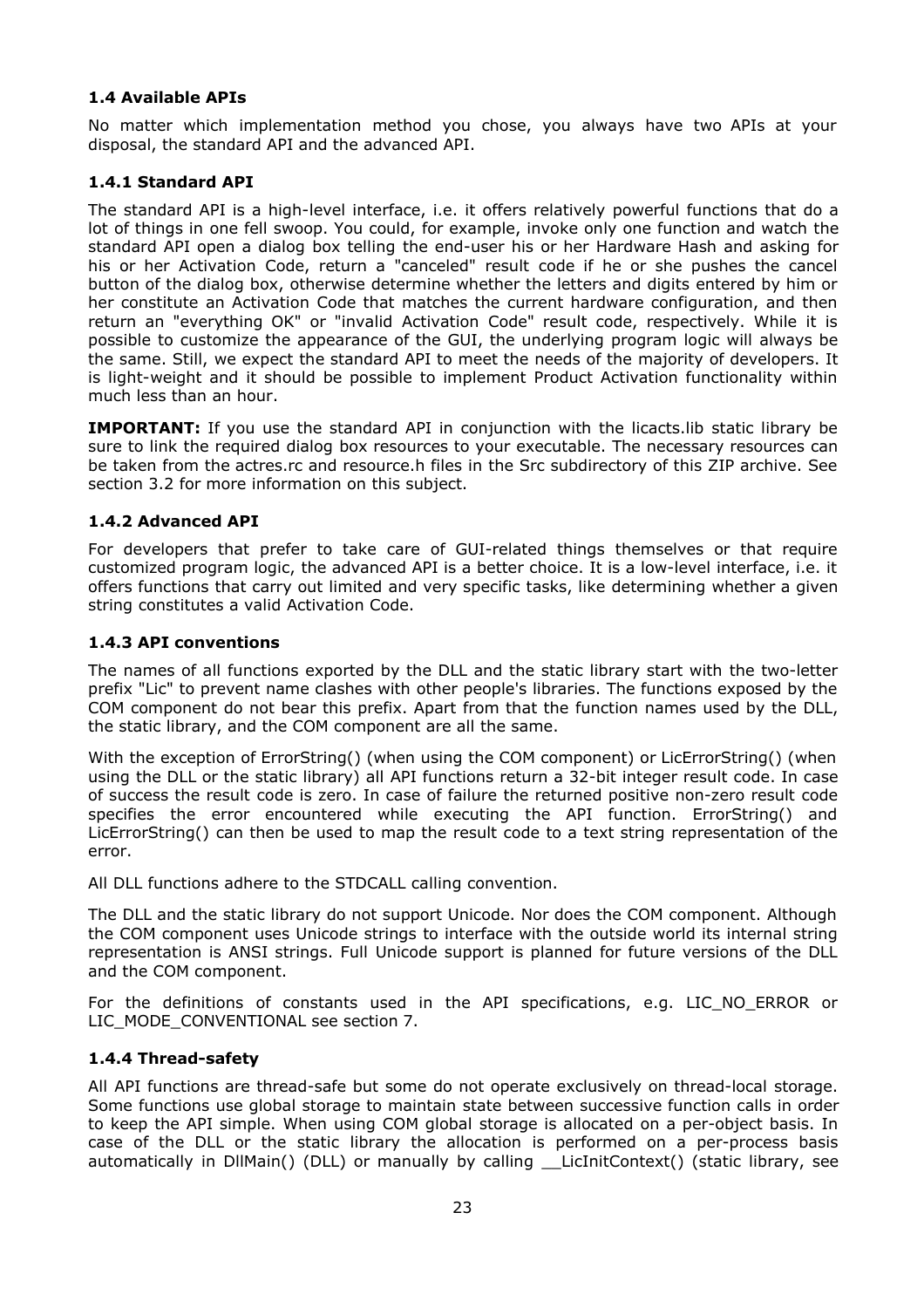### 1.4 Available APIs

No matter which implementation method you chose, you always have two APIs at your disposal, the standard API and the advanced API.

#### 1.4.1 Standard API

The standard API is a high-level interface, i.e. it offers relatively powerful functions that do a lot of things in one fell swoop. You could, for example, invoke only one function and watch the standard API open a dialog box telling the end-user his or her Hardware Hash and asking for his or her Activation Code, return a "canceled" result code if he or she pushes the cancel button of the dialog box, otherwise determine whether the letters and digits entered by him or her constitute an Activation Code that matches the current hardware configuration, and then return an "everything OK" or "invalid Activation Code" result code, respectively. While it is possible to customize the appearance of the GUI, the underlying program logic will always be the same. Still, we expect the standard API to meet the needs of the majority of developers. It is light-weight and it should be possible to implement Product Activation functionality within much less than an hour.

**IMPORTANT:** If you use the standard API in conjunction with the licacts.lib static library be sure to link the required dialog box resources to your executable. The necessary resources can be taken from the actres.rc and resource.h files in the Src subdirectory of this ZIP archive. See section 3.2 for more information on this subject.

#### 1.4.2 Advanced API

For developers that prefer to take care of GUI-related things themselves or that require customized program logic, the advanced API is a better choice. It is a low-level interface, i.e. it offers functions that carry out limited and very specific tasks, like determining whether a given string constitutes a valid Activation Code.

#### 1.4.3 API conventions

The names of all functions exported by the DLL and the static library start with the two-letter prefix "Lic" to prevent name clashes with other people's libraries. The functions exposed by the COM component do not bear this prefix. Apart from that the function names used by the DLL, the static library, and the COM component are all the same.

With the exception of ErrorString() (when using the COM component) or LicErrorString() (when using the DLL or the static library) all API functions return a 32-bit integer result code. In case of success the result code is zero. In case of failure the returned positive non-zero result code specifies the error encountered while executing the API function. ErrorString() and LicErrorString() can then be used to map the result code to a text string representation of the error.

All DLL functions adhere to the STDCALL calling convention.

The DLL and the static library do not support Unicode. Nor does the COM component. Although the COM component uses Unicode strings to interface with the outside world its internal string representation is ANSI strings. Full Unicode support is planned for future versions of the DLL and the COM component.

For the definitions of constants used in the API specifications, e.g. LIC_NO_ERROR or LIC_MODE_CONVENTIONAL see section 7.

#### 1.4.4 Thread-safety

All API functions are thread-safe but some do not operate exclusively on thread-local storage. Some functions use global storage to maintain state between successive function calls in order to keep the API simple. When using COM global storage is allocated on a per-object basis. In case of the DLL or the static library the allocation is performed on a per-process basis automatically in DllMain() (DLL) or manually by calling __LicInitContext() (static library, see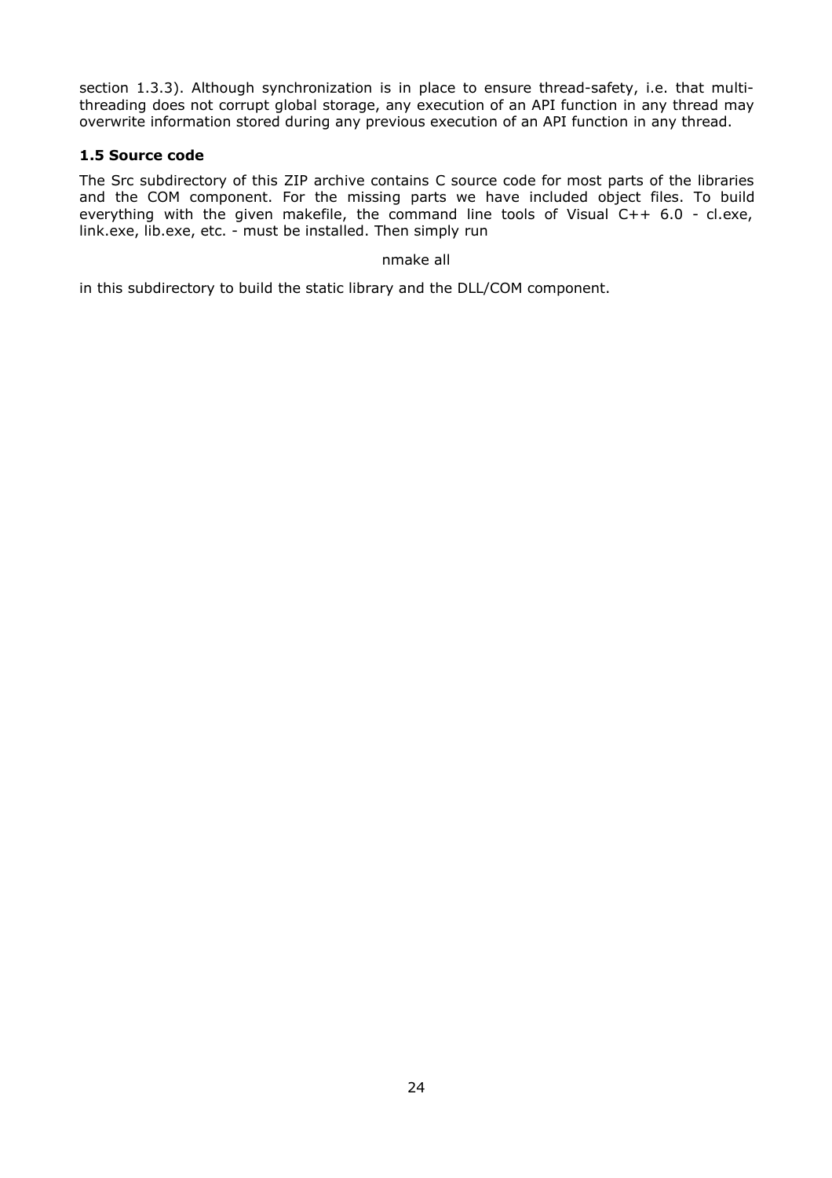section 1.3.3). Although synchronization is in place to ensure thread-safety, i.e. that multi-threading does not corrupt global storage, any execution of an API function in any thread may overwrite information stored during any previous execution of an API function in any thread.

### 1.5 Source code

The Src subdirectory of this ZIP archive contains C source code for most parts of the libraries and the COM component. For the missing parts we have included object files. To build everything with the given makefile, the command line tools of Visual C++ 6.0 - cl.exe, link.exe, lib.exe, etc. - must be installed. Then simply run

```
nmake all
```

in this subdirectory to build the static library and the DLL/COM component.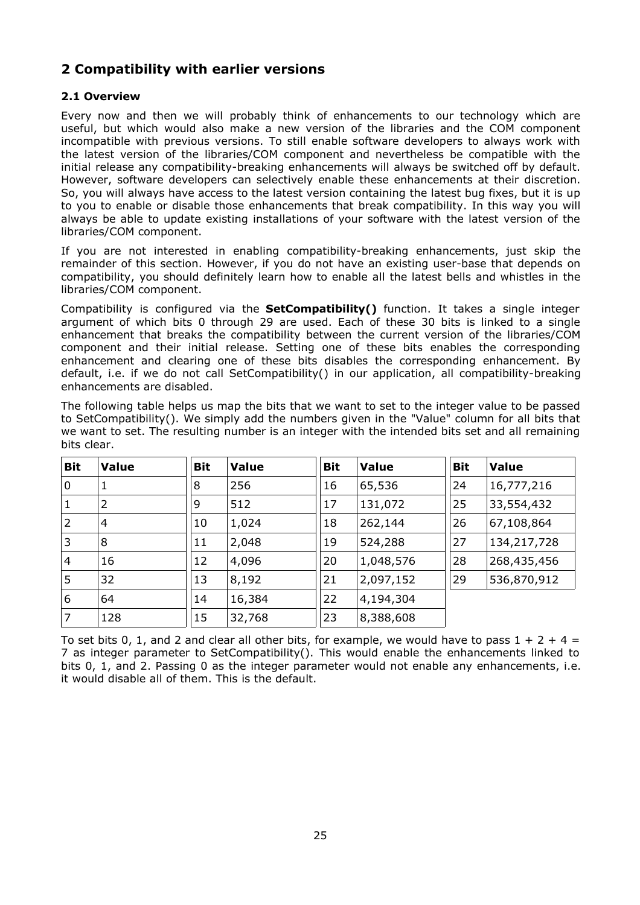## 2 Compatibility with earlier versions

### 2.1 Overview

Every now and then we will probably think of enhancements to our technology which are useful, but which would also make a new version of the libraries and the COM component incompatible with previous versions. To still enable software developers to always work with the latest version of the libraries/COM component and nevertheless be compatible with the initial release any compatibility-breaking enhancements will always be switched off by default. However, software developers can selectively enable these enhancements at their discretion. So, you will always have access to the latest version containing the latest bug fixes, but it is up to you to enable or disable those enhancements that break compatibility. In this way you will always be able to update existing installations of your software with the latest version of the libraries/COM component.

If you are not interested in enabling compatibility-breaking enhancements, just skip the remainder of this section. However, if you do not have an existing user-base that depends on compatibility, you should definitely learn how to enable all the latest bells and whistles in the libraries/COM component.

Compatibility is configured via the **SetCompatibility()** function. It takes a single integer argument of which bits 0 through 29 are used. Each of these 30 bits is linked to a single enhancement that breaks the compatibility between the current version of the libraries/COM component and their initial release. Setting one of these bits enables the corresponding enhancement and clearing one of these bits disables the corresponding enhancement. By default, i.e. if we do not call SetCompatibility() in our application, all compatibility-breaking enhancements are disabled.

The following table helps us map the bits that we want to set to the integer value to be passed to SetCompatibility(). We simply add the numbers given in the "Value" column for all bits that we want to set. The resulting number is an integer with the intended bits set and all remaining bits clear.

| Bit | Value | Bit | Value | Bit | Value | Bit | Value |
|---|---|---|---|---|---|---|---|
| 0 | 1 | 8 | 256 | 16 | 65,536 | 24 | 16,777,216 |
| 1 | 2 | 9 | 512 | 17 | 131,072 | 25 | 33,554,432 |
| 2 | 4 | 10 | 1,024 | 18 | 262,144 | 26 | 67,108,864 |
| 3 | 8 | 11 | 2,048 | 19 | 524,288 | 27 | 134,217,728 |
| 4 | 16 | 12 | 4,096 | 20 | 1,048,576 | 28 | 268,435,456 |
| 5 | 32 | 13 | 8,192 | 21 | 2,097,152 | 29 | 536,870,912 |
| 6 | 64 | 14 | 16,384 | 22 | 4,194,304 | | |
| 7 | 128 | 15 | 32,768 | 23 | 8,388,608 | | |

To set bits 0, 1, and 2 and clear all other bits, for example, we would have to pass $1 + 2 + 4 = 7$ as integer parameter to SetCompatibility(). This would enable the enhancements linked to bits 0, 1, and 2. Passing 0 as the integer parameter would not enable any enhancements, i.e. it would disable all of them. This is the default.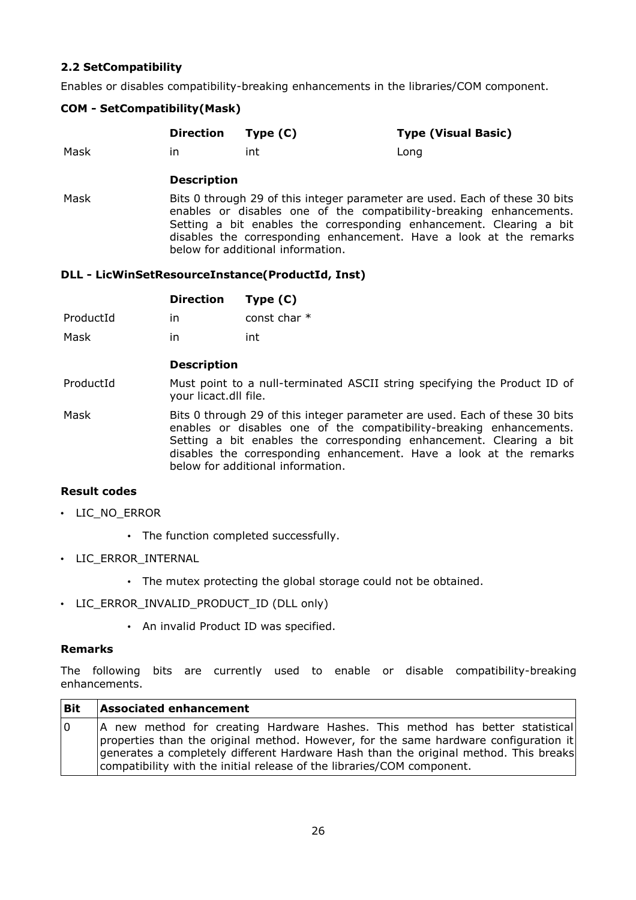### 2.2 SetCompatibility

Enables or disables compatibility-breaking enhancements in the libraries/COM component.

**COM - SetCompatibility(Mask)**

| | Direction | Type (C) | Type (Visual Basic) |
|---|---|---|---|
| Mask | in | int | Long |

| | Description |
|---|---|
| Mask | Bits 0 through 29 of this integer parameter are used. Each of these 30 bits enables or disables one of the compatibility-breaking enhancements. Setting a bit enables the corresponding enhancement. Clearing a bit disables the corresponding enhancement. Have a look at the remarks below for additional information. |

**DLL - LicWinSetResourceInstance(ProductId, Inst)**

| | Direction | Type (C) |
|---|---|---|
| ProductId | in | const char * |
| Mask | in | int |

| | Description |
|---|---|
| ProductId | Must point to a null-terminated ASCII string specifying the Product ID of your licact.dll file. |
| Mask | Bits 0 through 29 of this integer parameter are used. Each of these 30 bits enables or disables one of the compatibility-breaking enhancements. Setting a bit enables the corresponding enhancement. Clearing a bit disables the corresponding enhancement. Have a look at the remarks below for additional information. |

**Result codes**

- LIC_NO_ERROR
  - The function completed successfully.
- LIC_ERROR_INTERNAL
  - The mutex protecting the global storage could not be obtained.
- LIC_ERROR_INVALID_PRODUCT_ID (DLL only)
  - An invalid Product ID was specified.

**Remarks**

The following bits are currently used to enable or disable compatibility-breaking enhancements.

| Bit | Associated enhancement |
|---|---|
| 0 | A new method for creating Hardware Hashes. This method has better statistical properties than the original method. However, for the same hardware configuration it generates a completely different Hardware Hash than the original method. This breaks compatibility with the initial release of the libraries/COM component. |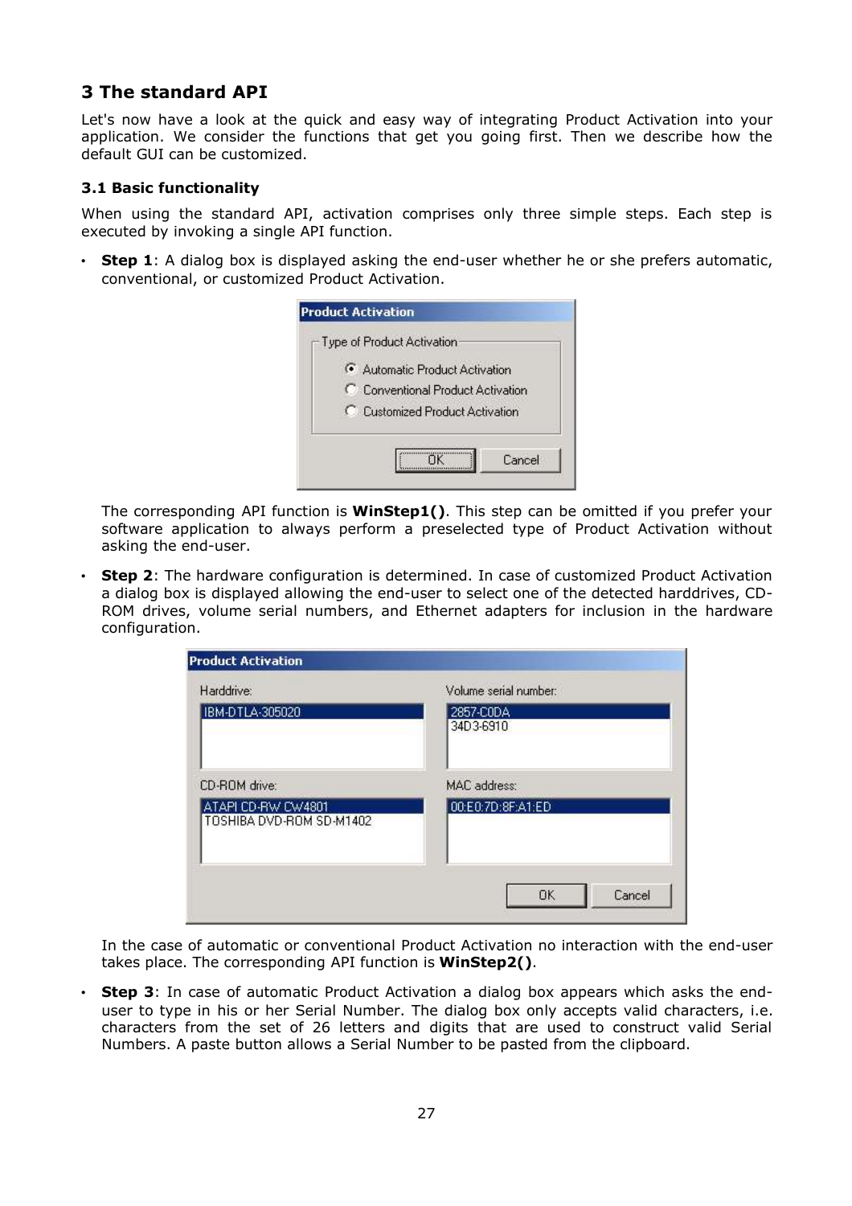## 3 The standard API

Let's now have a look at the quick and easy way of integrating Product Activation into your application. We consider the functions that get you going first. Then we describe how the default GUI can be customized.

### 3.1 Basic functionality

When using the standard API, activation comprises only three simple steps. Each step is executed by invoking a single API function.

- **Step 1**: A dialog box is displayed asking the end-user whether he or she prefers automatic, conventional, or customized Product Activation.

  The corresponding API function is **WinStep1()**. This step can be omitted if you prefer your software application to always perform a preselected type of Product Activation without asking the end-user.

- **Step 2**: The hardware configuration is determined. In case of customized Product Activation a dialog box is displayed allowing the end-user to select one of the detected harddrives, CD-ROM drives, volume serial numbers, and Ethernet adapters for inclusion in the hardware configuration.

  In the case of automatic or conventional Product Activation no interaction with the end-user takes place. The corresponding API function is **WinStep2()**.

- **Step 3**: In case of automatic Product Activation a dialog box appears which asks the end-user to type in his or her Serial Number. The dialog box only accepts valid characters, i.e. characters from the set of 26 letters and digits that are used to construct valid Serial Numbers. A paste button allows a Serial Number to be pasted from the clipboard.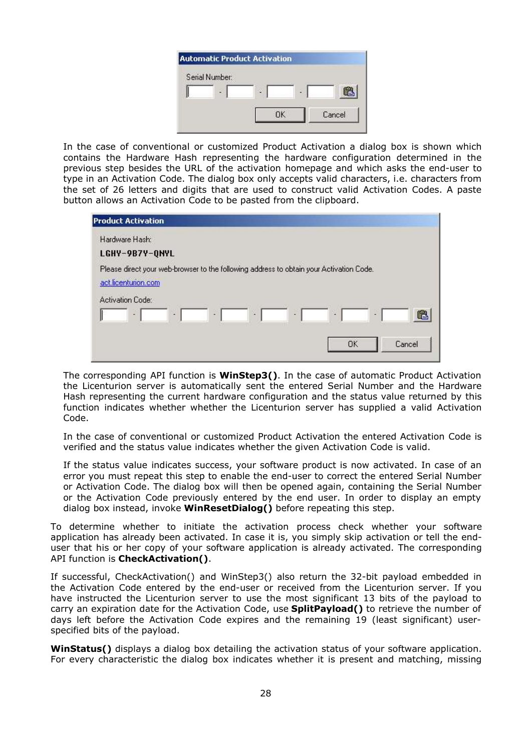In the case of conventional or customized Product Activation a dialog box is shown which contains the Hardware Hash representing the hardware configuration determined in the previous step besides the URL of the activation homepage and which asks the end-user to type in an Activation Code. The dialog box only accepts valid characters, i.e. characters from the set of 26 letters and digits that are used to construct valid Activation Codes. A paste button allows an Activation Code to be pasted from the clipboard.

The corresponding API function is **WinStep3()**. In the case of automatic Product Activation the Licenturion server is automatically sent the entered Serial Number and the Hardware Hash representing the current hardware configuration and the status value returned by this function indicates whether whether the Licenturion server has supplied a valid Activation Code.

In the case of conventional or customized Product Activation the entered Activation Code is verified and the status value indicates whether the given Activation Code is valid.

If the status value indicates success, your software product is now activated. In case of an error you must repeat this step to enable the end-user to correct the entered Serial Number or Activation Code. The dialog box will then be opened again, containing the Serial Number or the Activation Code previously entered by the end user. In order to display an empty dialog box instead, invoke **WinResetDialog()** before repeating this step.

To determine whether to initiate the activation process check whether your software application has already been activated. In case it is, you simply skip activation or tell the end-user that his or her copy of your software application is already activated. The corresponding API function is **CheckActivation()**.

If successful, CheckActivation() and WinStep3() also return the 32-bit payload embedded in the Activation Code entered by the end-user or received from the Licenturion server. If you have instructed the Licenturion server to use the most significant 13 bits of the payload to carry an expiration date for the Activation Code, use **SplitPayload()** to retrieve the number of days left before the Activation Code expires and the remaining 19 (least significant) user-specified bits of the payload.

**WinStatus()** displays a dialog box detailing the activation status of your software application. For every characteristic the dialog box indicates whether it is present and matching, missing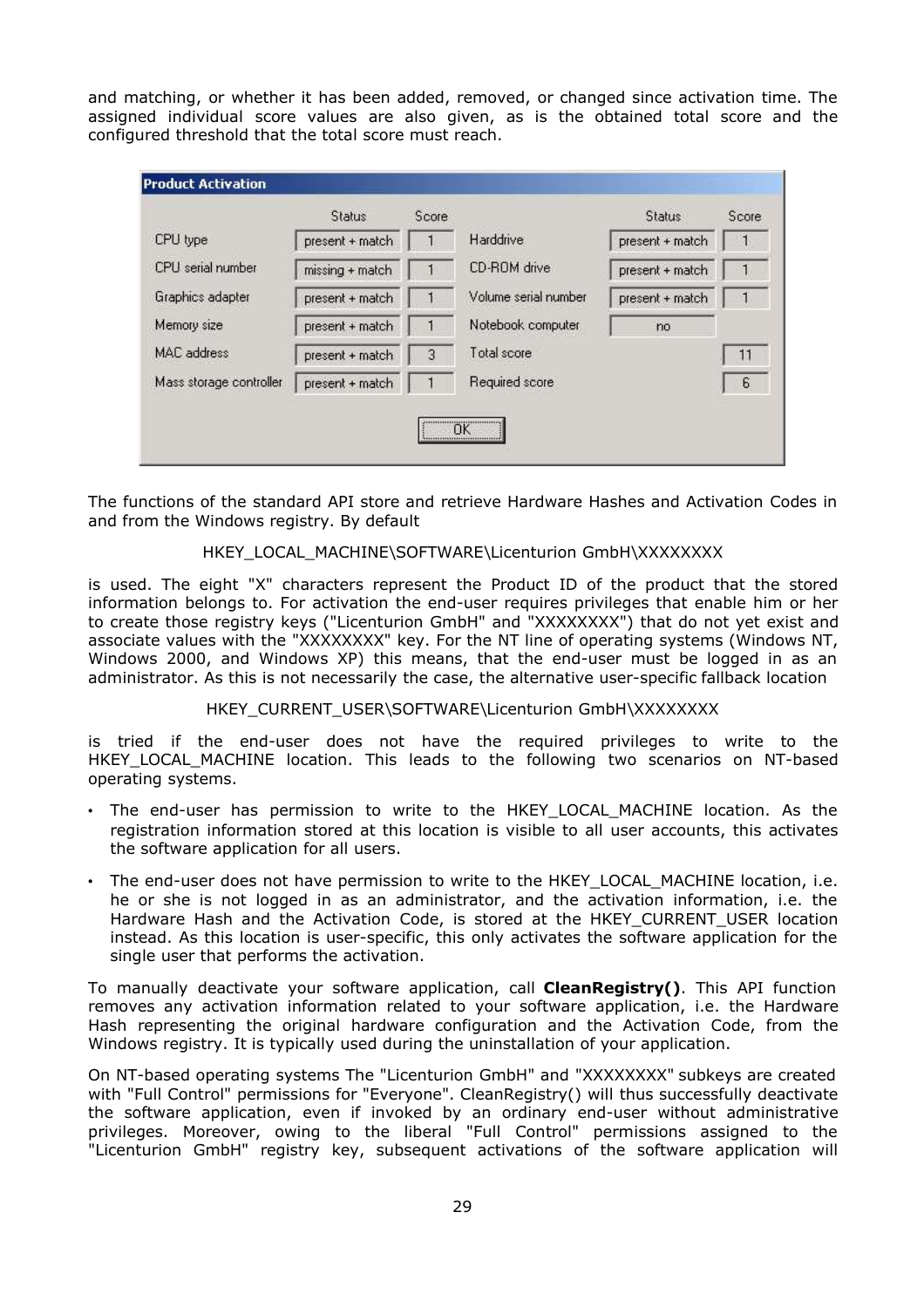and matching, or whether it has been added, removed, or changed since activation time. The assigned individual score values are also given, as is the obtained total score and the configured threshold that the total score must reach.

**Product Activation**

| | Status | Score | | Status | Score |
|---|---|---|---|---|---|
| CPU type | present + match | 1 | Harddrive | present + match | 1 |
| CPU serial number | missing + match | 1 | CD-ROM drive | present + match | 1 |
| Graphics adapter | present + match | 1 | Volume serial number | present + match | 1 |
| Memory size | present + match | 1 | Notebook computer | no | |
| MAC address | present + match | 3 | Total score | | 11 |
| Mass storage controller | present + match | 1 | Required score | | 6 |

OK

The functions of the standard API store and retrieve Hardware Hashes and Activation Codes in and from the Windows registry. By default

HKEY_LOCAL_MACHINE\SOFTWARE\Licenturion GmbH\XXXXXXXX

is used. The eight "X" characters represent the Product ID of the product that the stored information belongs to. For activation the end-user requires privileges that enable him or her to create those registry keys ("Licenturion GmbH" and "XXXXXXXX") that do not yet exist and associate values with the "XXXXXXXX" key. For the NT line of operating systems (Windows NT, Windows 2000, and Windows XP) this means, that the end-user must be logged in as an administrator. As this is not necessarily the case, the alternative user-specific fallback location

HKEY_CURRENT_USER\SOFTWARE\Licenturion GmbH\XXXXXXXX

is tried if the end-user does not have the required privileges to write to the HKEY_LOCAL_MACHINE location. This leads to the following two scenarios on NT-based operating systems.

- The end-user has permission to write to the HKEY_LOCAL_MACHINE location. As the registration information stored at this location is visible to all user accounts, this activates the software application for all users.
- The end-user does not have permission to write to the HKEY_LOCAL_MACHINE location, i.e. he or she is not logged in as an administrator, and the activation information, i.e. the Hardware Hash and the Activation Code, is stored at the HKEY_CURRENT_USER location instead. As this location is user-specific, this only activates the software application for the single user that performs the activation.

To manually deactivate your software application, call **CleanRegistry()**. This API function removes any activation information related to your software application, i.e. the Hardware Hash representing the original hardware configuration and the Activation Code, from the Windows registry. It is typically used during the uninstallation of your application.

On NT-based operating systems The "Licenturion GmbH" and "XXXXXXXX" subkeys are created with "Full Control" permissions for "Everyone". CleanRegistry() will thus successfully deactivate the software application, even if invoked by an ordinary end-user without administrative privileges. Moreover, owing to the liberal "Full Control" permissions assigned to the "Licenturion GmbH" registry key, subsequent activations of the software application will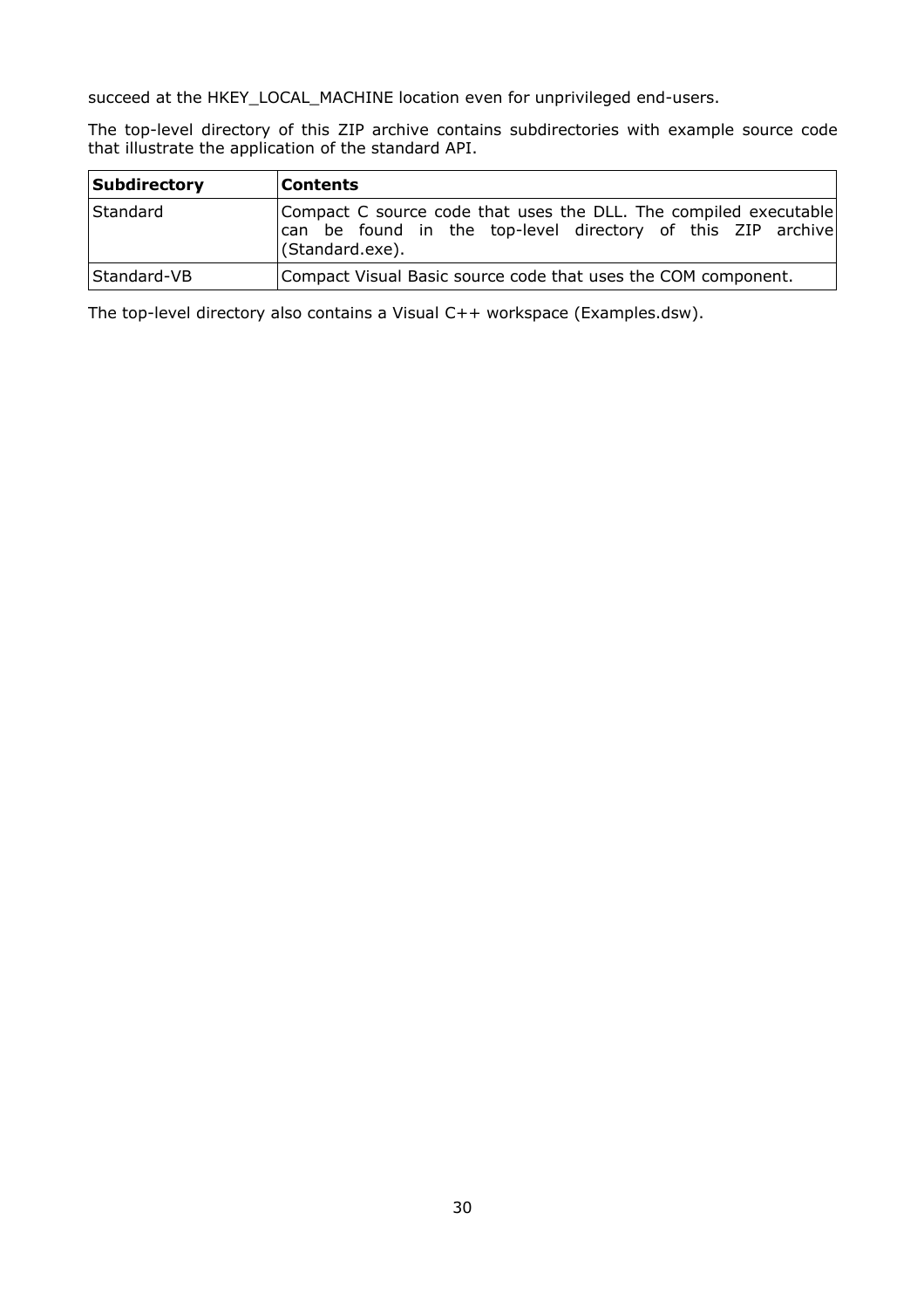succeed at the HKEY_LOCAL_MACHINE location even for unprivileged end-users.

The top-level directory of this ZIP archive contains subdirectories with example source code that illustrate the application of the standard API.

| **Subdirectory** | **Contents** |
|---|---|
| Standard | Compact C source code that uses the DLL. The compiled executable can be found in the top-level directory of this ZIP archive (Standard.exe). |
| Standard-VB | Compact Visual Basic source code that uses the COM component. |

The top-level directory also contains a Visual C++ workspace (Examples.dsw).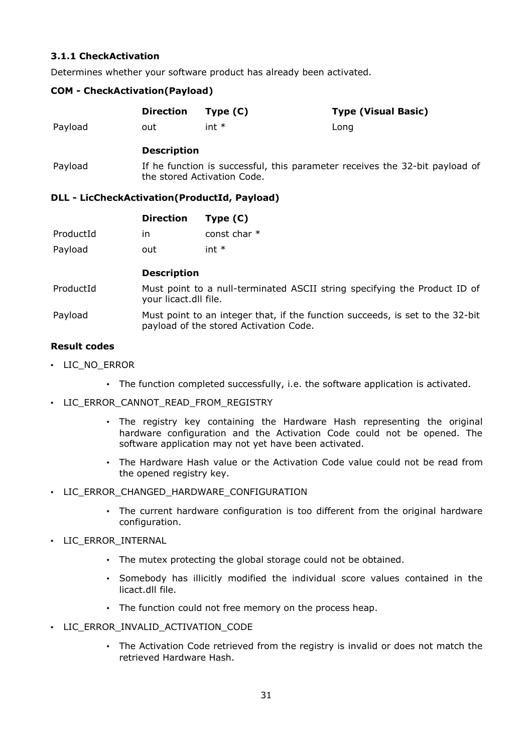### 3.1.1 CheckActivation

Determines whether your software product has already been activated.

**COM - CheckActivation(Payload)**

| | Direction | Type (C) | Type (Visual Basic) |
|---|---|---|---|
| Payload | out | int * | Long |

| | Description |
|---|---|
| Payload | If he function is successful, this parameter receives the 32-bit payload of the stored Activation Code. |

**DLL - LicCheckActivation(ProductId, Payload)**

| | Direction | Type (C) |
|---|---|---|
| ProductId | in | const char * |
| Payload | out | int * |

| | Description |
|---|---|
| ProductId | Must point to a null-terminated ASCII string specifying the Product ID of your licact.dll file. |
| Payload | Must point to an integer that, if the function succeeds, is set to the 32-bit payload of the stored Activation Code. |

**Result codes**

- LIC_NO_ERROR
  - The function completed successfully, i.e. the software application is activated.
- LIC_ERROR_CANNOT_READ_FROM_REGISTRY
  - The registry key containing the Hardware Hash representing the original hardware configuration and the Activation Code could not be opened. The software application may not yet have been activated.
  - The Hardware Hash value or the Activation Code value could not be read from the opened registry key.
- LIC_ERROR_CHANGED_HARDWARE_CONFIGURATION
  - The current hardware configuration is too different from the original hardware configuration.
- LIC_ERROR_INTERNAL
  - The mutex protecting the global storage could not be obtained.
  - Somebody has illicitly modified the individual score values contained in the licact.dll file.
  - The function could not free memory on the process heap.
- LIC_ERROR_INVALID_ACTIVATION_CODE
  - The Activation Code retrieved from the registry is invalid or does not match the retrieved Hardware Hash.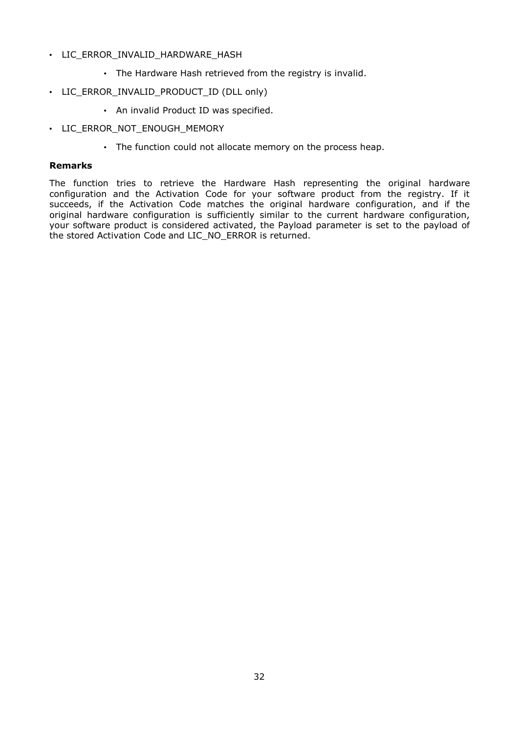- LIC_ERROR_INVALID_HARDWARE_HASH
    - The Hardware Hash retrieved from the registry is invalid.
- LIC_ERROR_INVALID_PRODUCT_ID (DLL only)
    - An invalid Product ID was specified.
- LIC_ERROR_NOT_ENOUGH_MEMORY
    - The function could not allocate memory on the process heap.

**Remarks**

The function tries to retrieve the Hardware Hash representing the original hardware configuration and the Activation Code for your software product from the registry. If it succeeds, if the Activation Code matches the original hardware configuration, and if the original hardware configuration is sufficiently similar to the current hardware configuration, your software product is considered activated, the Payload parameter is set to the payload of the stored Activation Code and LIC_NO_ERROR is returned.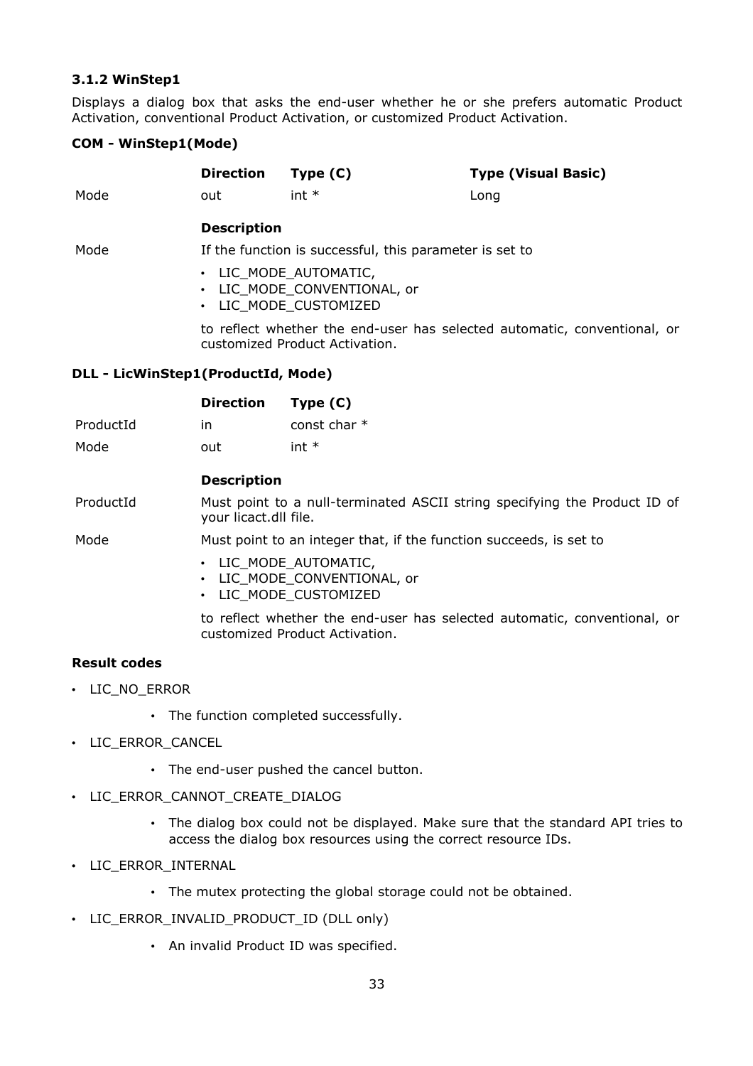### 3.1.2 WinStep1

Displays a dialog box that asks the end-user whether he or she prefers automatic Product Activation, conventional Product Activation, or customized Product Activation.

**COM - WinStep1(Mode)**

| | Direction | Type (C) | Type (Visual Basic) |
|---|---|---|---|
| Mode | out | int * | Long |

| | Description |
|---|---|
| Mode | If the function is successful, this parameter is set to<br>• LIC_MODE_AUTOMATIC,<br>• LIC_MODE_CONVENTIONAL, or<br>• LIC_MODE_CUSTOMIZED<br>to reflect whether the end-user has selected automatic, conventional, or customized Product Activation. |

**DLL - LicWinStep1(ProductId, Mode)**

| | Direction | Type (C) |
|---|---|---|
| ProductId | in | const char * |
| Mode | out | int * |

| | Description |
|---|---|
| ProductId | Must point to a null-terminated ASCII string specifying the Product ID of your licact.dll file. |
| Mode | Must point to an integer that, if the function succeeds, is set to<br>• LIC_MODE_AUTOMATIC,<br>• LIC_MODE_CONVENTIONAL, or<br>• LIC_MODE_CUSTOMIZED<br>to reflect whether the end-user has selected automatic, conventional, or customized Product Activation. |

**Result codes**

- LIC_NO_ERROR
  - The function completed successfully.
- LIC_ERROR_CANCEL
  - The end-user pushed the cancel button.
- LIC_ERROR_CANNOT_CREATE_DIALOG
  - The dialog box could not be displayed. Make sure that the standard API tries to access the dialog box resources using the correct resource IDs.
- LIC_ERROR_INTERNAL
  - The mutex protecting the global storage could not be obtained.
- LIC_ERROR_INVALID_PRODUCT_ID (DLL only)
  - An invalid Product ID was specified.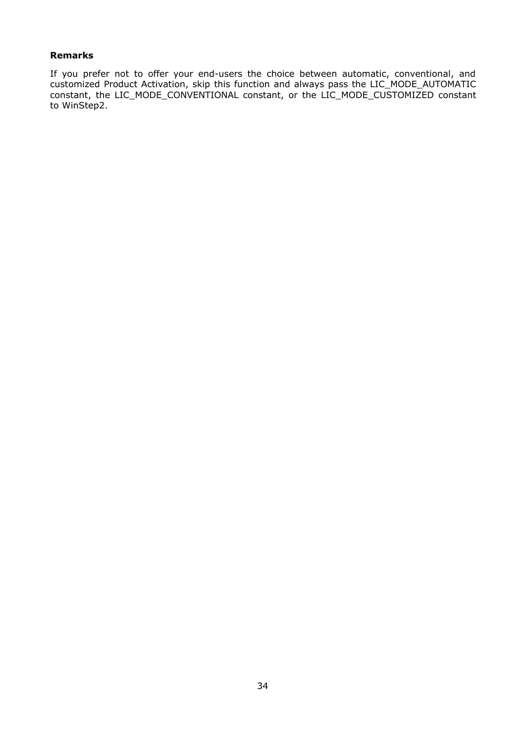**Remarks**

If you prefer not to offer your end-users the choice between automatic, conventional, and customized Product Activation, skip this function and always pass the LIC_MODE_AUTOMATIC constant, the LIC_MODE_CONVENTIONAL constant, or the LIC_MODE_CUSTOMIZED constant to WinStep2.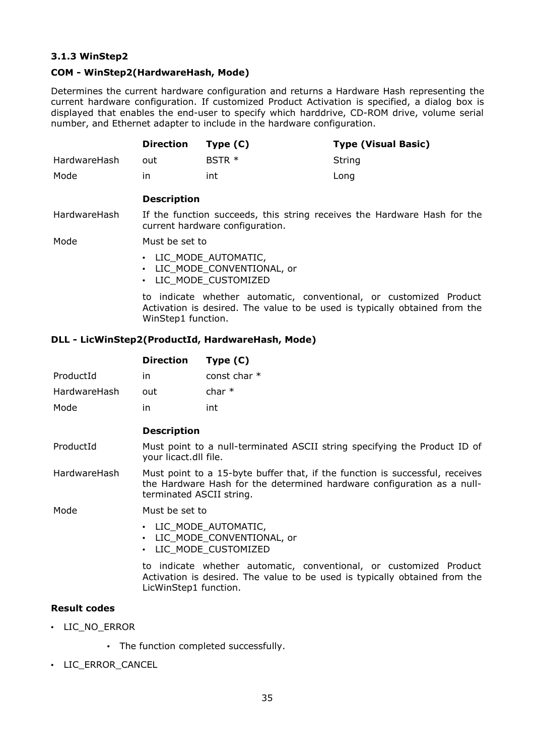### 3.1.3 WinStep2

**COM - WinStep2(HardwareHash, Mode)**

Determines the current hardware configuration and returns a Hardware Hash representing the current hardware configuration. If customized Product Activation is specified, a dialog box is displayed that enables the end-user to specify which harddrive, CD-ROM drive, volume serial number, and Ethernet adapter to include in the hardware configuration.

| | Direction | Type (C) | Type (Visual Basic) |
|---|---|---|---|
| HardwareHash | out | BSTR * | String |
| Mode | in | int | Long |

| | Description |
|---|---|
| HardwareHash | If the function succeeds, this string receives the Hardware Hash for the current hardware configuration. |
| Mode | Must be set to<br>• LIC_MODE_AUTOMATIC,<br>• LIC_MODE_CONVENTIONAL, or<br>• LIC_MODE_CUSTOMIZED<br><br>to indicate whether automatic, conventional, or customized Product Activation is desired. The value to be used is typically obtained from the WinStep1 function. |

**DLL - LicWinStep2(ProductId, HardwareHash, Mode)**

| | Direction | Type (C) |
|---|---|---|
| ProductId | in | const char * |
| HardwareHash | out | char * |
| Mode | in | int |

| | Description |
|---|---|
| ProductId | Must point to a null-terminated ASCII string specifying the Product ID of your licact.dll file. |
| HardwareHash | Must point to a 15-byte buffer that, if the function is successful, receives the Hardware Hash for the determined hardware configuration as a null-terminated ASCII string. |
| Mode | Must be set to<br>• LIC_MODE_AUTOMATIC,<br>• LIC_MODE_CONVENTIONAL, or<br>• LIC_MODE_CUSTOMIZED<br><br>to indicate whether automatic, conventional, or customized Product Activation is desired. The value to be used is typically obtained from the LicWinStep1 function. |

**Result codes**

- LIC_NO_ERROR
  - The function completed successfully.
- LIC_ERROR_CANCEL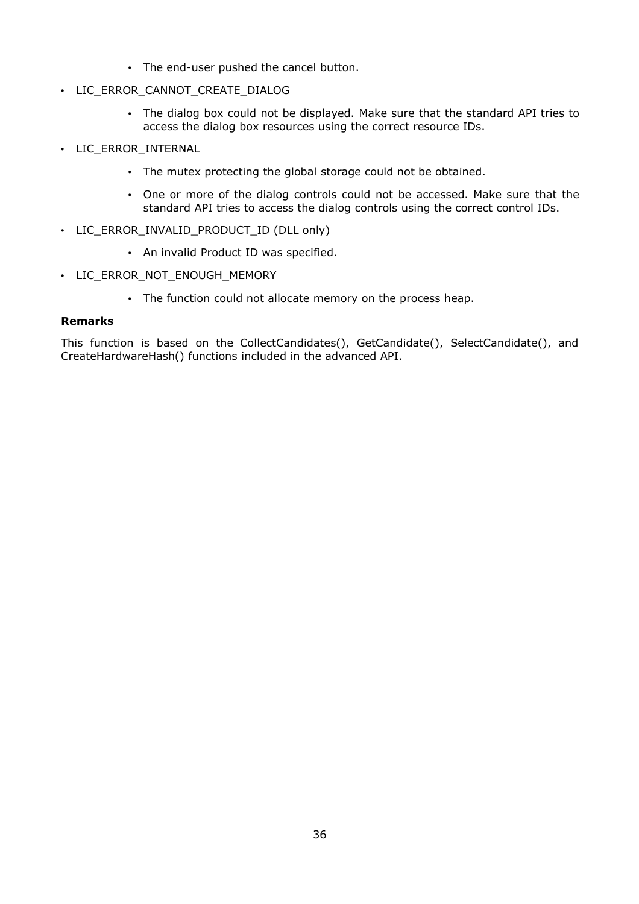- The end-user pushed the cancel button.
- LIC_ERROR_CANNOT_CREATE_DIALOG
    - The dialog box could not be displayed. Make sure that the standard API tries to access the dialog box resources using the correct resource IDs.
- LIC_ERROR_INTERNAL
    - The mutex protecting the global storage could not be obtained.
    - One or more of the dialog controls could not be accessed. Make sure that the standard API tries to access the dialog controls using the correct control IDs.
- LIC_ERROR_INVALID_PRODUCT_ID (DLL only)
    - An invalid Product ID was specified.
- LIC_ERROR_NOT_ENOUGH_MEMORY
    - The function could not allocate memory on the process heap.

**Remarks**

This function is based on the CollectCandidates(), GetCandidate(), SelectCandidate(), and CreateHardwareHash() functions included in the advanced API.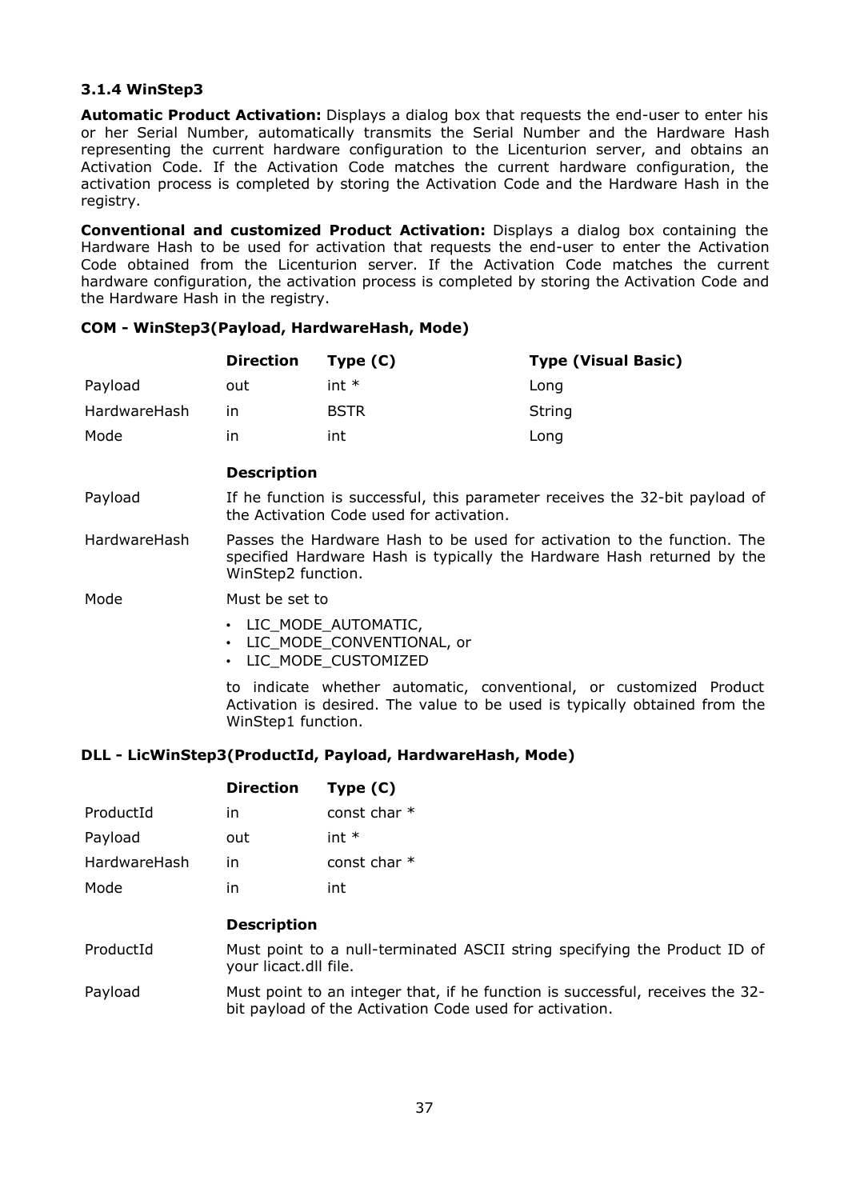### 3.1.4 WinStep3

**Automatic Product Activation:** Displays a dialog box that requests the end-user to enter his or her Serial Number, automatically transmits the Serial Number and the Hardware Hash representing the current hardware configuration to the Licenturion server, and obtains an Activation Code. If the Activation Code matches the current hardware configuration, the activation process is completed by storing the Activation Code and the Hardware Hash in the registry.

**Conventional and customized Product Activation:** Displays a dialog box containing the Hardware Hash to be used for activation that requests the end-user to enter the Activation Code obtained from the Licenturion server. If the Activation Code matches the current hardware configuration, the activation process is completed by storing the Activation Code and the Hardware Hash in the registry.

#### COM - WinStep3(Payload, HardwareHash, Mode)

| | **Direction** | **Type (C)** | **Type (Visual Basic)** |
|---|---|---|---|
| Payload | out | int * | Long |
| HardwareHash | in | BSTR | String |
| Mode | in | int | Long |

| | **Description** |
|---|---|
| Payload | If he function is successful, this parameter receives the 32-bit payload of the Activation Code used for activation. |
| HardwareHash | Passes the Hardware Hash to be used for activation to the function. The specified Hardware Hash is typically the Hardware Hash returned by the WinStep2 function. |
| Mode | Must be set to<br>• LIC_MODE_AUTOMATIC,<br>• LIC_MODE_CONVENTIONAL, or<br>• LIC_MODE_CUSTOMIZED<br>to indicate whether automatic, conventional, or customized Product Activation is desired. The value to be used is typically obtained from the WinStep1 function. |

#### DLL - LicWinStep3(ProductId, Payload, HardwareHash, Mode)

| | **Direction** | **Type (C)** |
|---|---|---|
| ProductId | in | const char * |
| Payload | out | int * |
| HardwareHash | in | const char * |
| Mode | in | int |

| | **Description** |
|---|---|
| ProductId | Must point to a null-terminated ASCII string specifying the Product ID of your licact.dll file. |
| Payload | Must point to an integer that, if he function is successful, receives the 32-bit payload of the Activation Code used for activation. |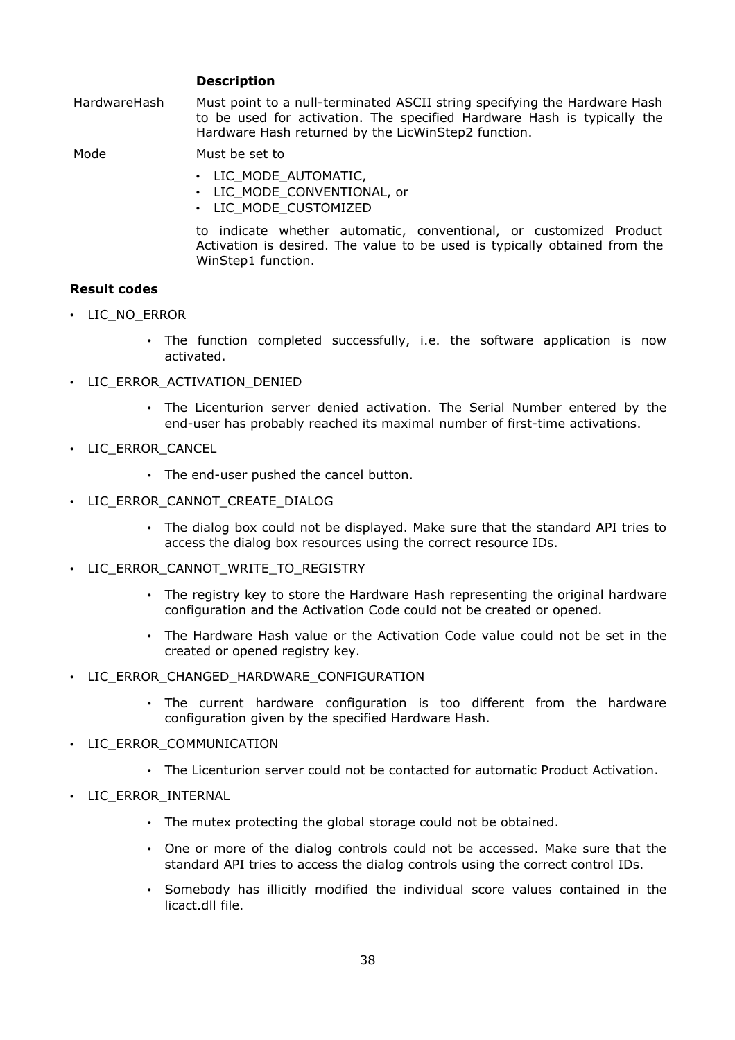| | **Description** |
|---|---|
| HardwareHash | Must point to a null-terminated ASCII string specifying the Hardware Hash to be used for activation. The specified Hardware Hash is typically the Hardware Hash returned by the LicWinStep2 function. |
| Mode | Must be set to<br>• LIC_MODE_AUTOMATIC,<br>• LIC_MODE_CONVENTIONAL, or<br>• LIC_MODE_CUSTOMIZED<br><br>to indicate whether automatic, conventional, or customized Product Activation is desired. The value to be used is typically obtained from the WinStep1 function. |

**Result codes**

- LIC_NO_ERROR
  - The function completed successfully, i.e. the software application is now activated.
- LIC_ERROR_ACTIVATION_DENIED
  - The Licenturion server denied activation. The Serial Number entered by the end-user has probably reached its maximal number of first-time activations.
- LIC_ERROR_CANCEL
  - The end-user pushed the cancel button.
- LIC_ERROR_CANNOT_CREATE_DIALOG
  - The dialog box could not be displayed. Make sure that the standard API tries to access the dialog box resources using the correct resource IDs.
- LIC_ERROR_CANNOT_WRITE_TO_REGISTRY
  - The registry key to store the Hardware Hash representing the original hardware configuration and the Activation Code could not be created or opened.
  - The Hardware Hash value or the Activation Code value could not be set in the created or opened registry key.
- LIC_ERROR_CHANGED_HARDWARE_CONFIGURATION
  - The current hardware configuration is too different from the hardware configuration given by the specified Hardware Hash.
- LIC_ERROR_COMMUNICATION
  - The Licenturion server could not be contacted for automatic Product Activation.
- LIC_ERROR_INTERNAL
  - The mutex protecting the global storage could not be obtained.
  - One or more of the dialog controls could not be accessed. Make sure that the standard API tries to access the dialog controls using the correct control IDs.
  - Somebody has illicitly modified the individual score values contained in the licact.dll file.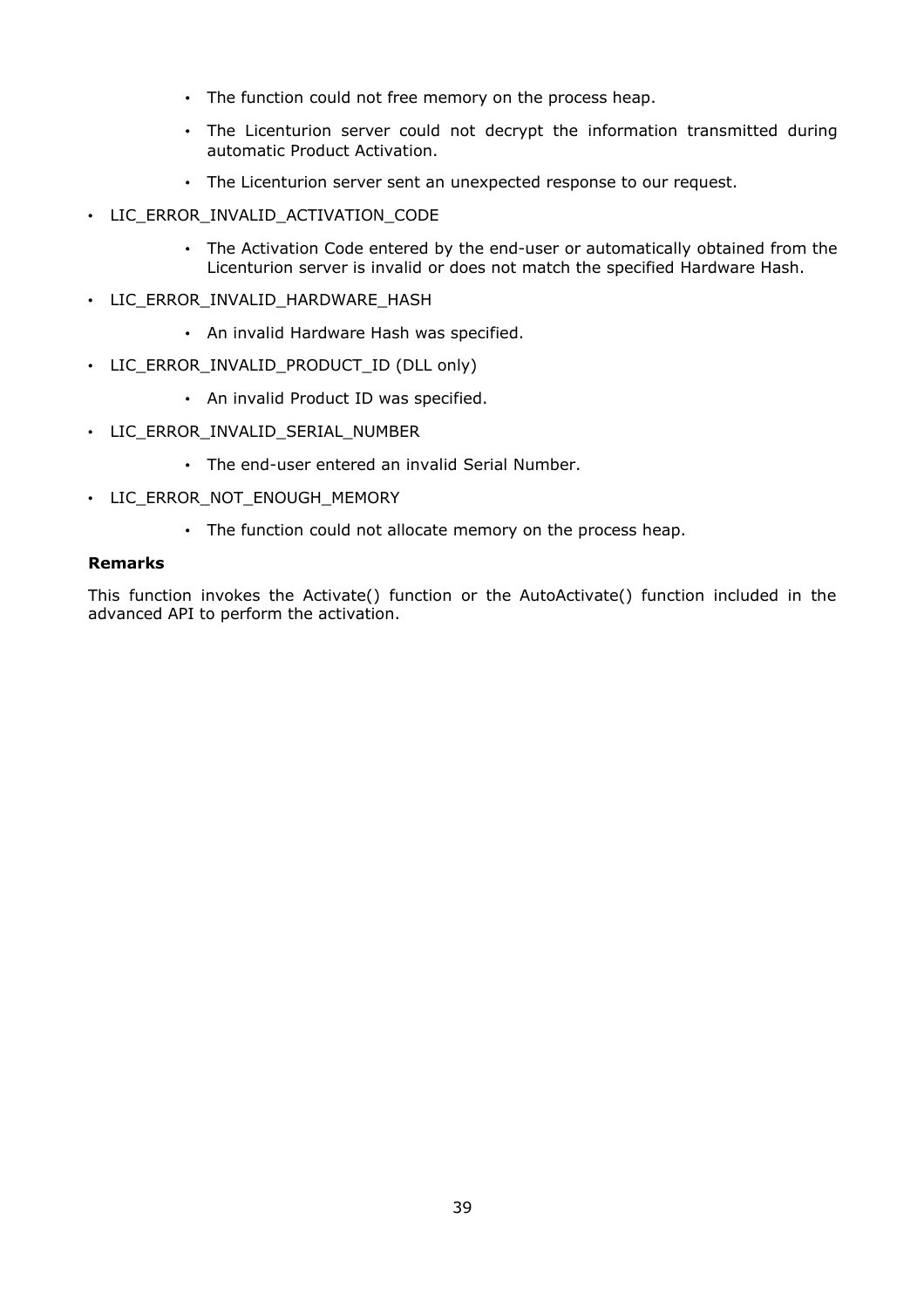- The function could not free memory on the process heap.
  - The Licenturion server could not decrypt the information transmitted during automatic Product Activation.
  - The Licenturion server sent an unexpected response to our request.

- LIC_ERROR_INVALID_ACTIVATION_CODE
  - The Activation Code entered by the end-user or automatically obtained from the Licenturion server is invalid or does not match the specified Hardware Hash.
- LIC_ERROR_INVALID_HARDWARE_HASH
  - An invalid Hardware Hash was specified.
- LIC_ERROR_INVALID_PRODUCT_ID (DLL only)
  - An invalid Product ID was specified.
- LIC_ERROR_INVALID_SERIAL_NUMBER
  - The end-user entered an invalid Serial Number.
- LIC_ERROR_NOT_ENOUGH_MEMORY
  - The function could not allocate memory on the process heap.

**Remarks**

This function invokes the Activate() function or the AutoActivate() function included in the advanced API to perform the activation.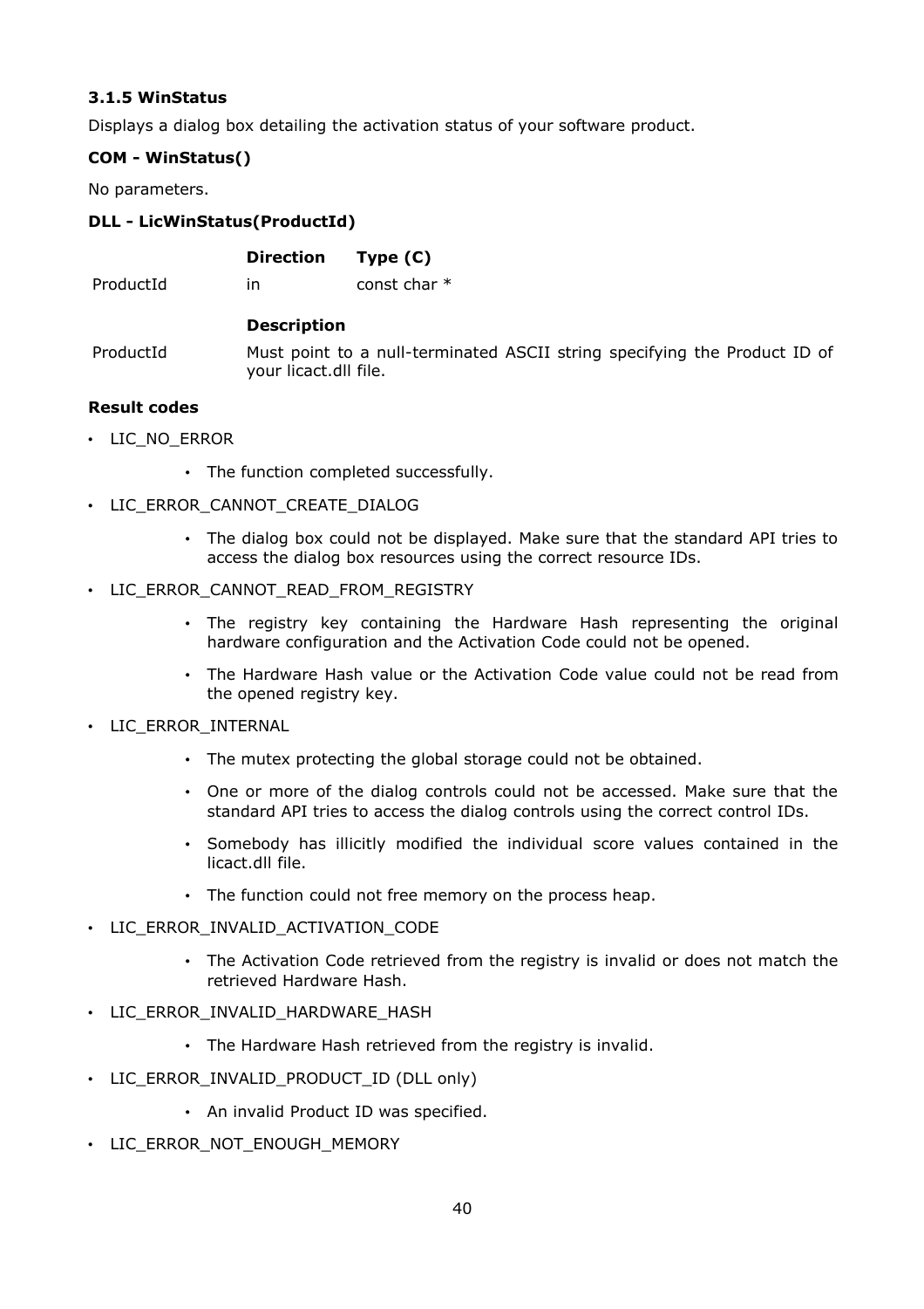### 3.1.5 WinStatus

Displays a dialog box detailing the activation status of your software product.

**COM - WinStatus()**

No parameters.

**DLL - LicWinStatus(ProductId)**

| | Direction | Type (C) |
|---|---|---|
| ProductId | in | const char * |

| | Description |
|---|---|
| ProductId | Must point to a null-terminated ASCII string specifying the Product ID of your licact.dll file. |

**Result codes**

- LIC_NO_ERROR
  - The function completed successfully.
- LIC_ERROR_CANNOT_CREATE_DIALOG
  - The dialog box could not be displayed. Make sure that the standard API tries to access the dialog box resources using the correct resource IDs.
- LIC_ERROR_CANNOT_READ_FROM_REGISTRY
  - The registry key containing the Hardware Hash representing the original hardware configuration and the Activation Code could not be opened.
  - The Hardware Hash value or the Activation Code value could not be read from the opened registry key.
- LIC_ERROR_INTERNAL
  - The mutex protecting the global storage could not be obtained.
  - One or more of the dialog controls could not be accessed. Make sure that the standard API tries to access the dialog controls using the correct control IDs.
  - Somebody has illicitly modified the individual score values contained in the licact.dll file.
  - The function could not free memory on the process heap.
- LIC_ERROR_INVALID_ACTIVATION_CODE
  - The Activation Code retrieved from the registry is invalid or does not match the retrieved Hardware Hash.
- LIC_ERROR_INVALID_HARDWARE_HASH
  - The Hardware Hash retrieved from the registry is invalid.
- LIC_ERROR_INVALID_PRODUCT_ID (DLL only)
  - An invalid Product ID was specified.
- LIC_ERROR_NOT_ENOUGH_MEMORY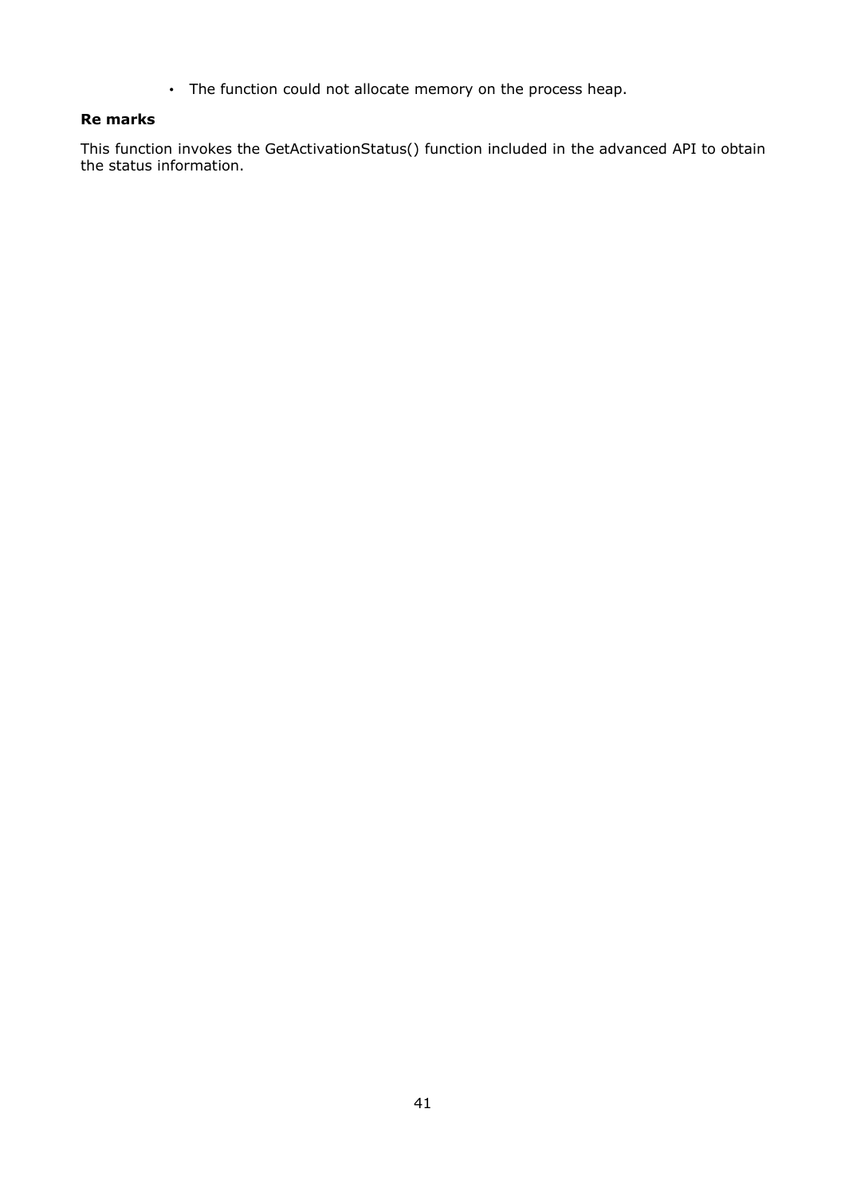- The function could not allocate memory on the process heap.

**Re marks**

This function invokes the GetActivationStatus() function included in the advanced API to obtain the status information.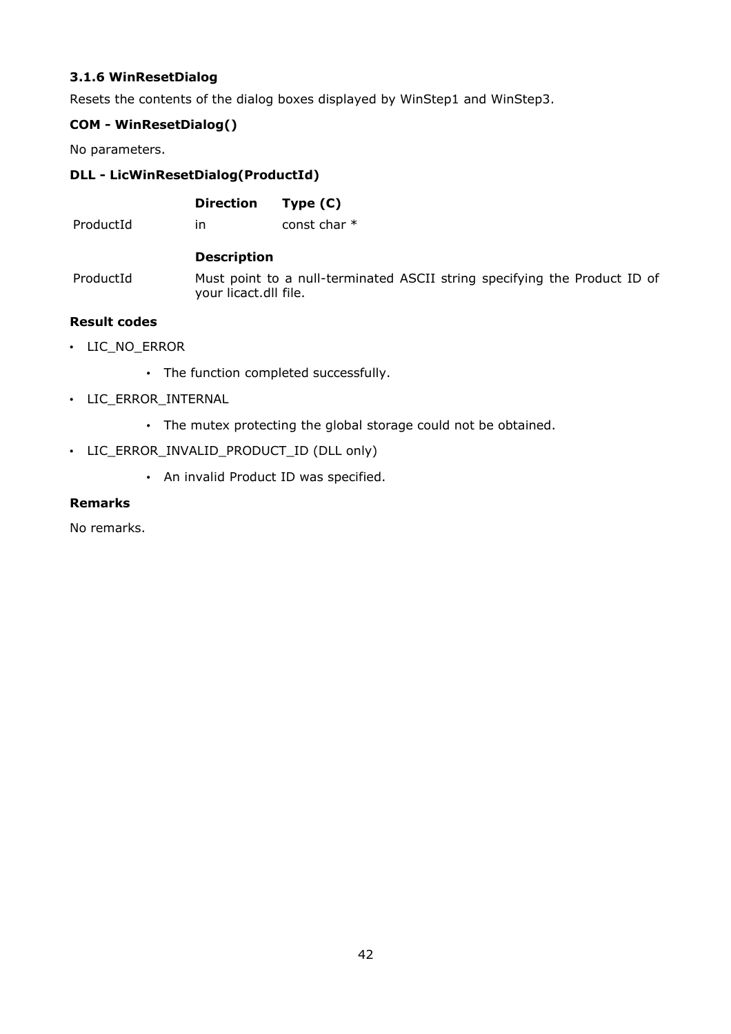### 3.1.6 WinResetDialog

Resets the contents of the dialog boxes displayed by WinStep1 and WinStep3.

**COM - WinResetDialog()**

No parameters.

**DLL - LicWinResetDialog(ProductId)**

| | **Direction** | **Type (C)** |
|---|---|---|
| ProductId | in | const char * |

| | **Description** |
|---|---|
| ProductId | Must point to a null-terminated ASCII string specifying the Product ID of your licact.dll file. |

**Result codes**

- LIC_NO_ERROR
    - The function completed successfully.
- LIC_ERROR_INTERNAL
    - The mutex protecting the global storage could not be obtained.
- LIC_ERROR_INVALID_PRODUCT_ID (DLL only)
    - An invalid Product ID was specified.

**Remarks**

No remarks.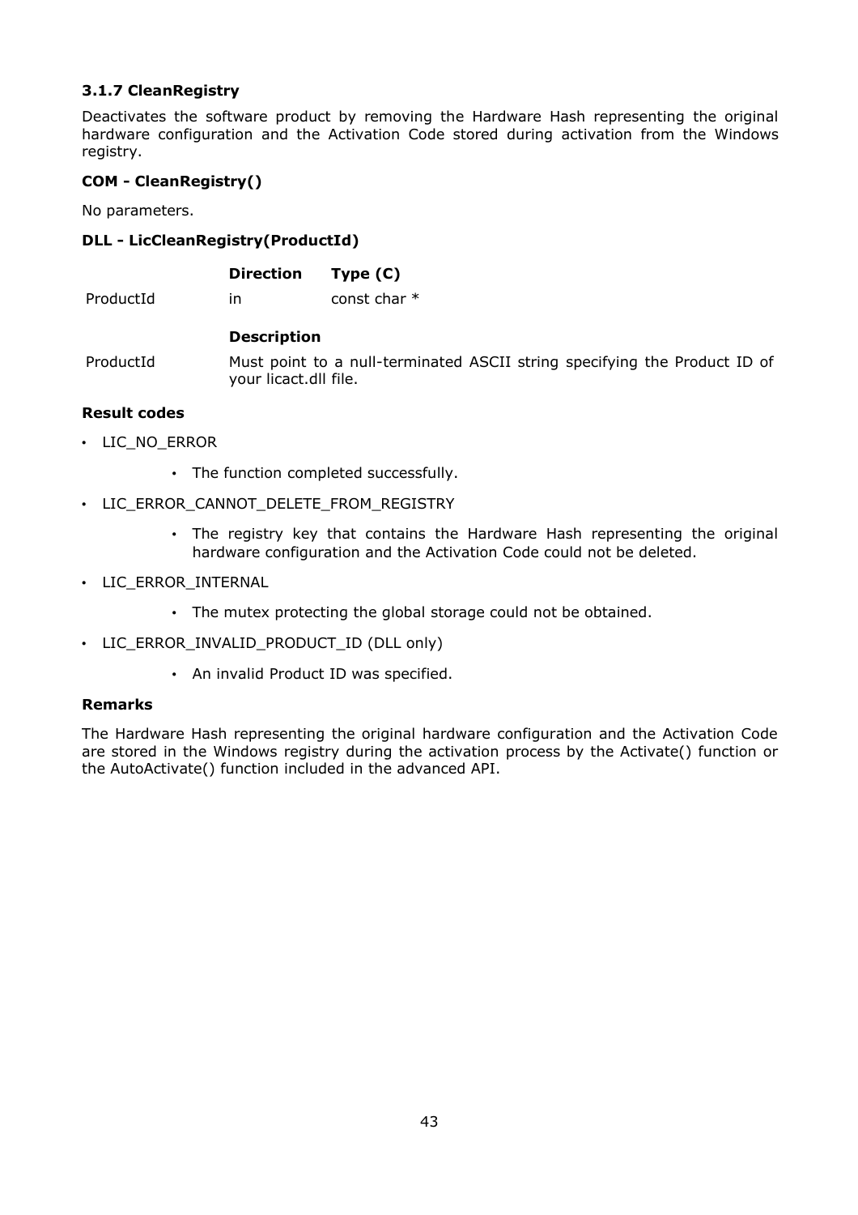### 3.1.7 CleanRegistry

Deactivates the software product by removing the Hardware Hash representing the original hardware configuration and the Activation Code stored during activation from the Windows registry.

**COM - CleanRegistry()**

No parameters.

**DLL - LicCleanRegistry(ProductId)**

| | Direction | Type (C) |
|---|---|---|
| ProductId | in | const char * |

| | Description |
|---|---|
| ProductId | Must point to a null-terminated ASCII string specifying the Product ID of your licact.dll file. |

**Result codes**

- LIC_NO_ERROR
  - The function completed successfully.
- LIC_ERROR_CANNOT_DELETE_FROM_REGISTRY
  - The registry key that contains the Hardware Hash representing the original hardware configuration and the Activation Code could not be deleted.
- LIC_ERROR_INTERNAL
  - The mutex protecting the global storage could not be obtained.
- LIC_ERROR_INVALID_PRODUCT_ID (DLL only)
  - An invalid Product ID was specified.

**Remarks**

The Hardware Hash representing the original hardware configuration and the Activation Code are stored in the Windows registry during the activation process by the Activate() function or the AutoActivate() function included in the advanced API.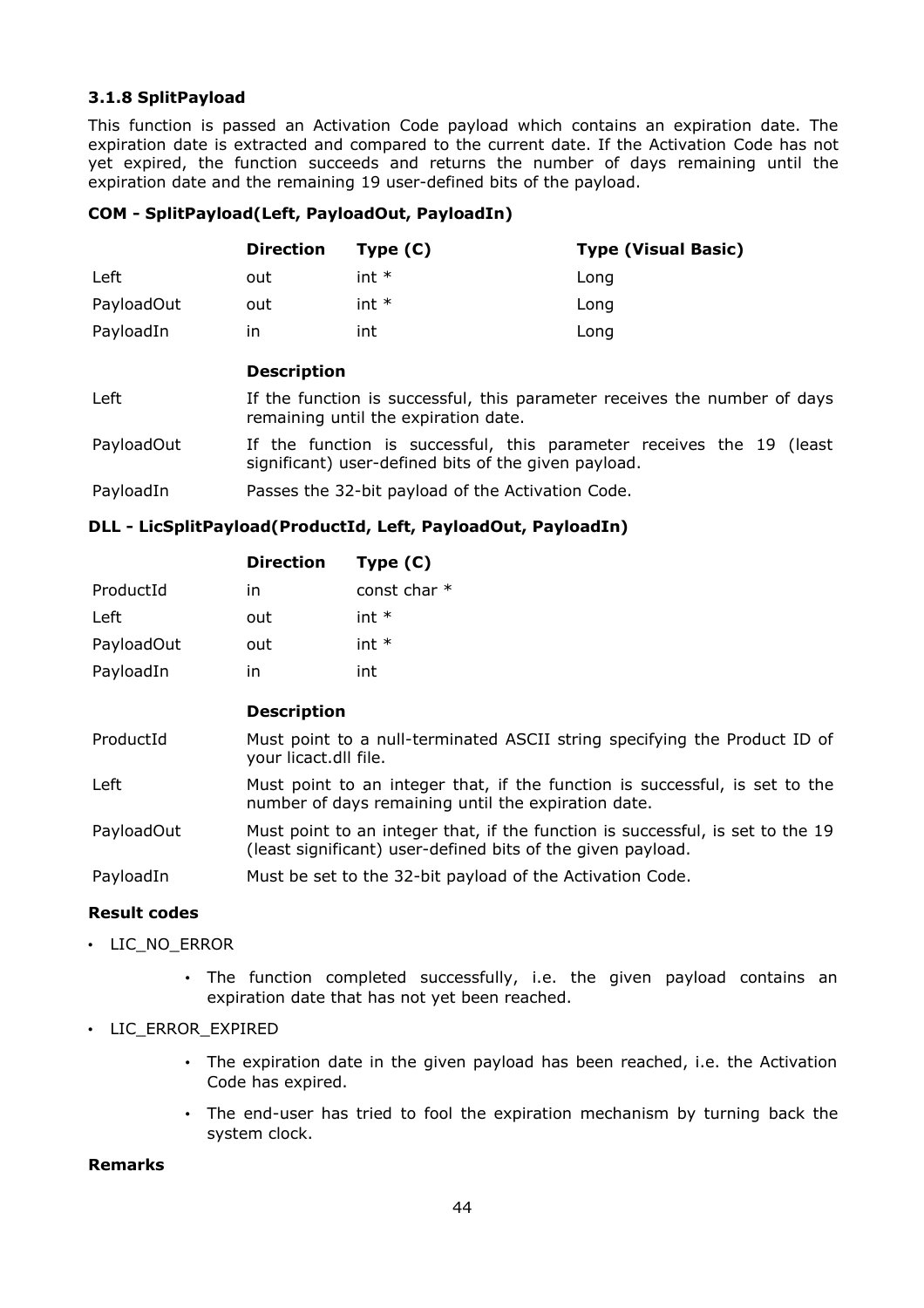### 3.1.8 SplitPayload

This function is passed an Activation Code payload which contains an expiration date. The expiration date is extracted and compared to the current date. If the Activation Code has not yet expired, the function succeeds and returns the number of days remaining until the expiration date and the remaining 19 user-defined bits of the payload.

**COM - SplitPayload(Left, PayloadOut, PayloadIn)**

| | Direction | Type (C) | Type (Visual Basic) |
|---|---|---|---|
| Left | out | int * | Long |
| PayloadOut | out | int * | Long |
| PayloadIn | in | int | Long |

| | Description |
|---|---|
| Left | If the function is successful, this parameter receives the number of days remaining until the expiration date. |
| PayloadOut | If the function is successful, this parameter receives the 19 (least significant) user-defined bits of the given payload. |
| PayloadIn | Passes the 32-bit payload of the Activation Code. |

**DLL - LicSplitPayload(ProductId, Left, PayloadOut, PayloadIn)**

| | Direction | Type (C) |
|---|---|---|
| ProductId | in | const char * |
| Left | out | int * |
| PayloadOut | out | int * |
| PayloadIn | in | int |

| | Description |
|---|---|
| ProductId | Must point to a null-terminated ASCII string specifying the Product ID of your licact.dll file. |
| Left | Must point to an integer that, if the function is successful, is set to the number of days remaining until the expiration date. |
| PayloadOut | Must point to an integer that, if the function is successful, is set to the 19 (least significant) user-defined bits of the given payload. |
| PayloadIn | Must be set to the 32-bit payload of the Activation Code. |

**Result codes**

- LIC_NO_ERROR
    - The function completed successfully, i.e. the given payload contains an expiration date that has not yet been reached.
- LIC_ERROR_EXPIRED
    - The expiration date in the given payload has been reached, i.e. the Activation Code has expired.
    - The end-user has tried to fool the expiration mechanism by turning back the system clock.

**Remarks**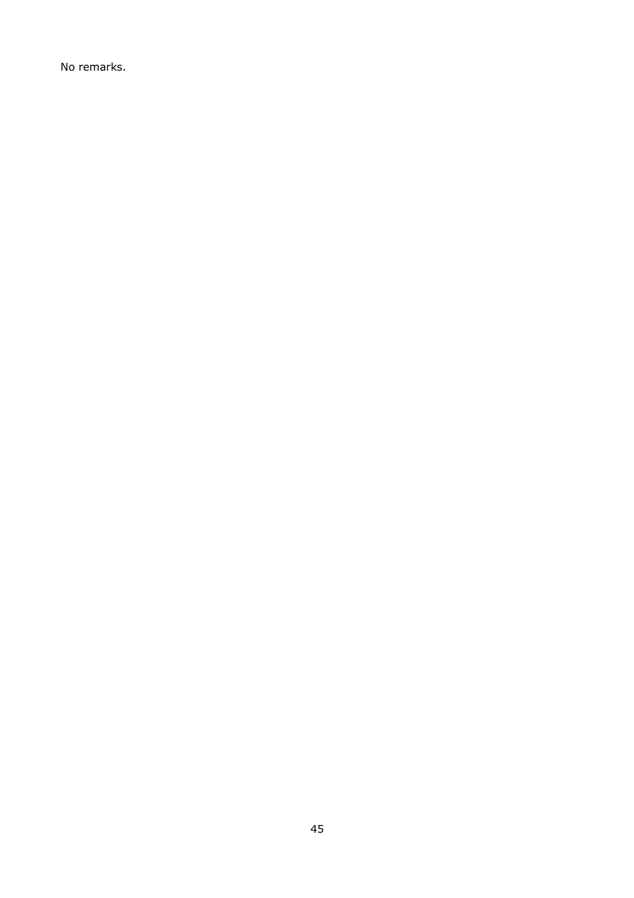No remarks.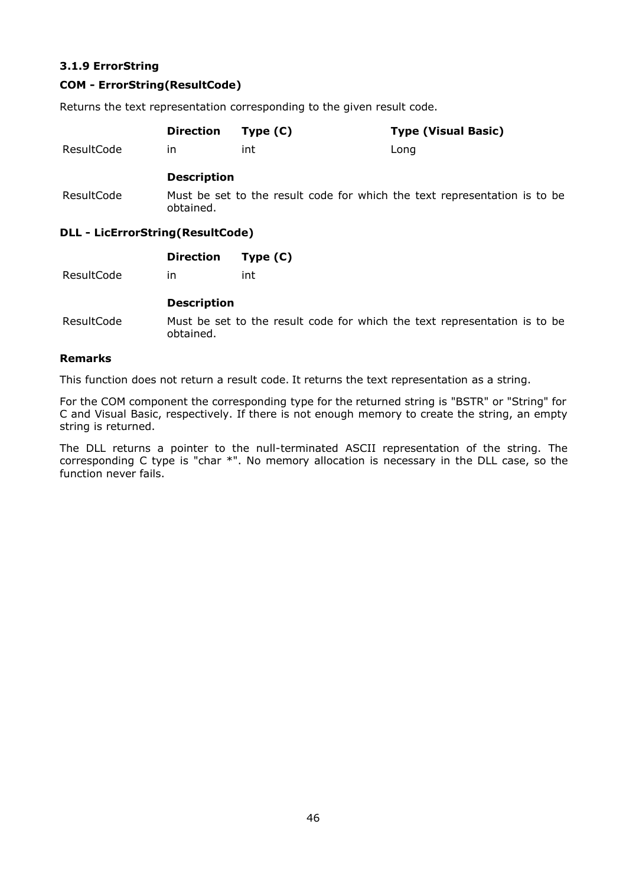### 3.1.9 ErrorString

**COM - ErrorString(ResultCode)**

Returns the text representation corresponding to the given result code.

| | Direction | Type (C) | Type (Visual Basic) |
|---|---|---|---|
| ResultCode | in | int | Long |

| | Description |
|---|---|
| ResultCode | Must be set to the result code for which the text representation is to be obtained. |

**DLL - LicErrorString(ResultCode)**

| | Direction | Type (C) |
|---|---|---|
| ResultCode | in | int |

| | Description |
|---|---|
| ResultCode | Must be set to the result code for which the text representation is to be obtained. |

**Remarks**

This function does not return a result code. It returns the text representation as a string.

For the COM component the corresponding type for the returned string is "BSTR" or "String" for C and Visual Basic, respectively. If there is not enough memory to create the string, an empty string is returned.

The DLL returns a pointer to the null-terminated ASCII representation of the string. The corresponding C type is "char *". No memory allocation is necessary in the DLL case, so the function never fails.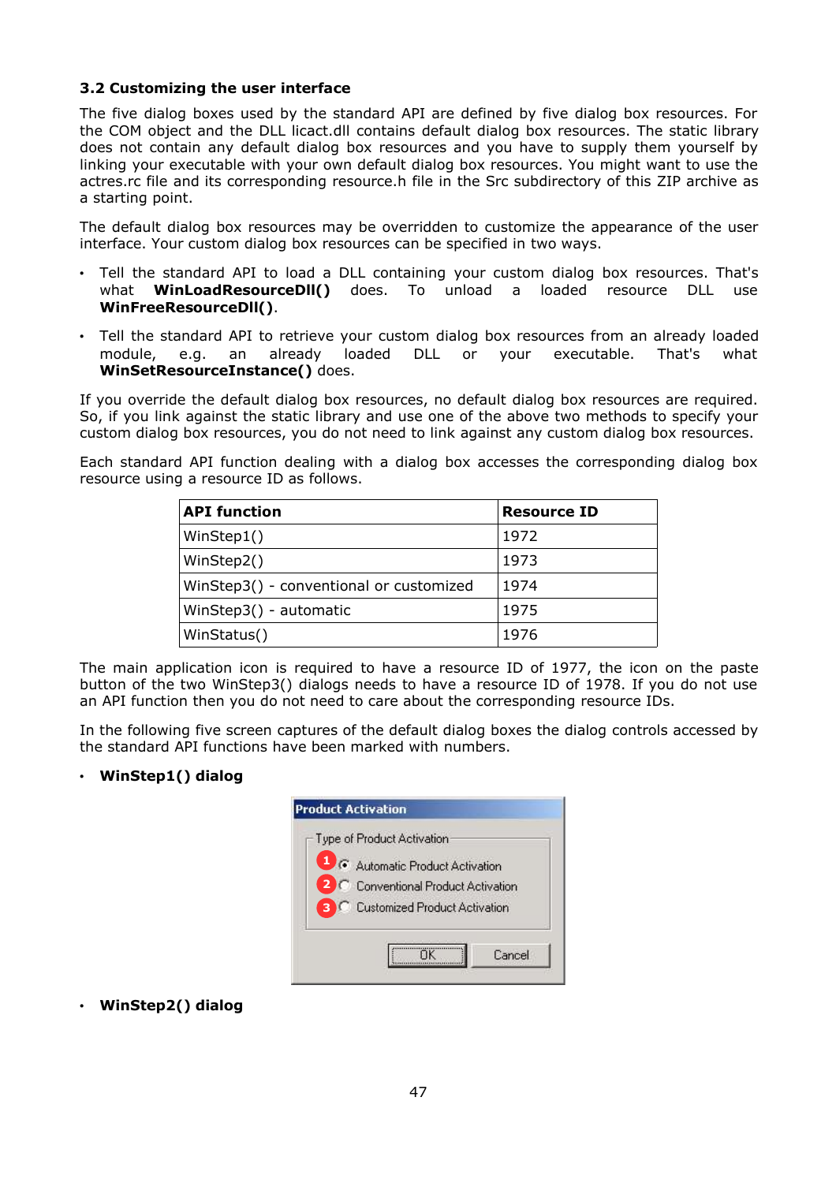### 3.2 Customizing the user interface

The five dialog boxes used by the standard API are defined by five dialog box resources. For the COM object and the DLL licact.dll contains default dialog box resources. The static library does not contain any default dialog box resources and you have to supply them yourself by linking your executable with your own default dialog box resources. You might want to use the actres.rc file and its corresponding resource.h file in the Src subdirectory of this ZIP archive as a starting point.

The default dialog box resources may be overridden to customize the appearance of the user interface. Your custom dialog box resources can be specified in two ways.

- Tell the standard API to load a DLL containing your custom dialog box resources. That's what **WinLoadResourceDll()** does. To unload a loaded resource DLL use **WinFreeResourceDll()**.
- Tell the standard API to retrieve your custom dialog box resources from an already loaded module, e.g. an already loaded DLL or your executable. That's what **WinSetResourceInstance()** does.

If you override the default dialog box resources, no default dialog box resources are required. So, if you link against the static library and use one of the above two methods to specify your custom dialog box resources, you do not need to link against any custom dialog box resources.

Each standard API function dealing with a dialog box accesses the corresponding dialog box resource using a resource ID as follows.

| API function | Resource ID |
|---|---|
| WinStep1() | 1972 |
| WinStep2() | 1973 |
| WinStep3() - conventional or customized | 1974 |
| WinStep3() - automatic | 1975 |
| WinStatus() | 1976 |

The main application icon is required to have a resource ID of 1977, the icon on the paste button of the two WinStep3() dialogs needs to have a resource ID of 1978. If you do not use an API function then you do not need to care about the corresponding resource IDs.

In the following five screen captures of the default dialog boxes the dialog controls accessed by the standard API functions have been marked with numbers.

- **WinStep1() dialog**

- **WinStep2() dialog**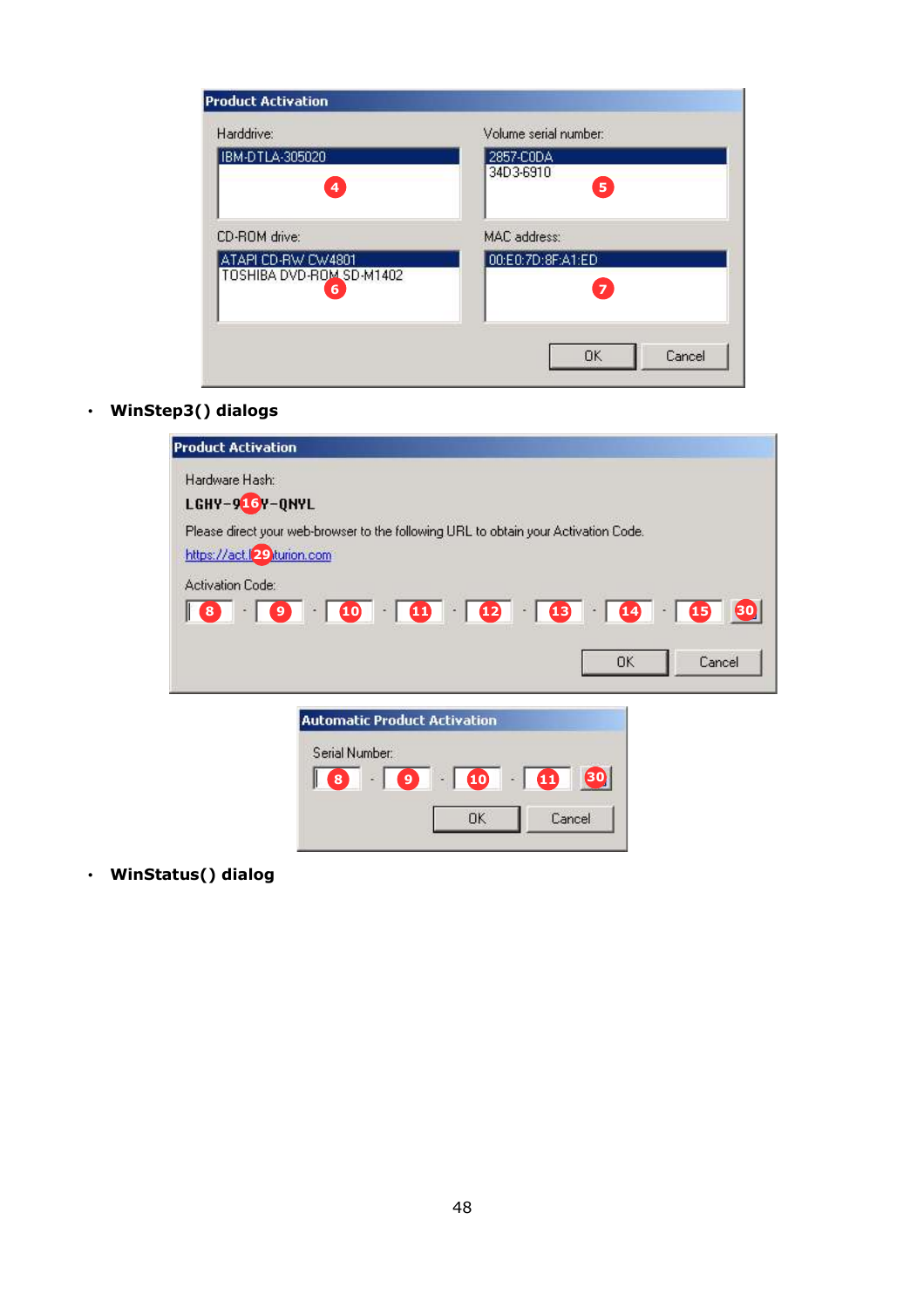**Product Activation**

Harddrive:

IBM-DTLA-305020

4

Volume serial number:

2857-C0DA
34D3-6910

5

CD-ROM drive:

ATAPI CD-RW CW4801
TOSHIBA DVD-ROM SD-M1402

6

MAC address:

00:E0:7D:8F:A1:ED

7

OK Cancel

- **WinStep3() dialogs**

**Product Activation**

Hardware Hash:

LGHY-9 16 Y-QNYL

Please direct your web-browser to the following URL to obtain your Activation Code.

https://act. 29 turion.com

Activation Code:

8 - 9 - 10 - 11 - 12 - 13 - 14 - 15 30

OK Cancel

**Automatic Product Activation**

Serial Number:

8 - 9 - 10 - 11 30

OK Cancel

- **WinStatus() dialog**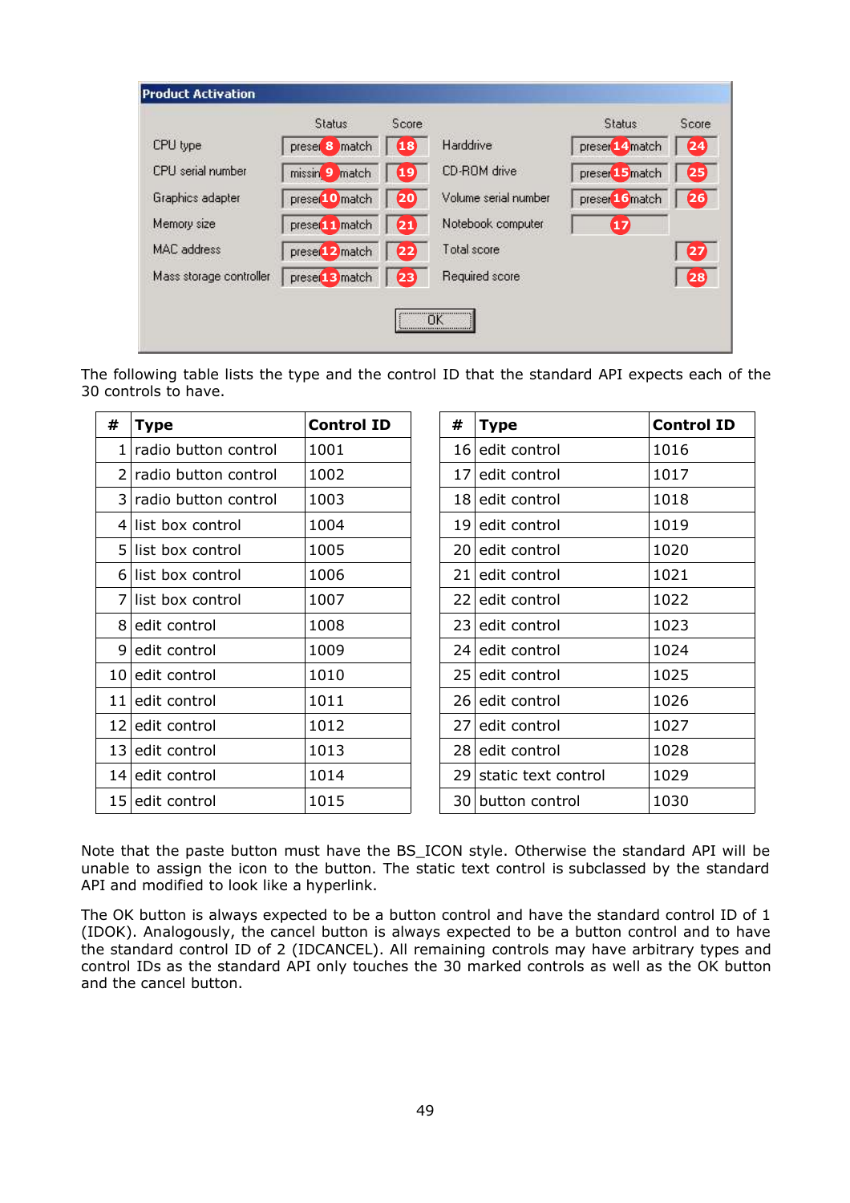The following table lists the type and the control ID that the standard API expects each of the 30 controls to have.

| # | Type | Control ID |
|---|---|---|
| 1 | radio button control | 1001 |
| 2 | radio button control | 1002 |
| 3 | radio button control | 1003 |
| 4 | list box control | 1004 |
| 5 | list box control | 1005 |
| 6 | list box control | 1006 |
| 7 | list box control | 1007 |
| 8 | edit control | 1008 |
| 9 | edit control | 1009 |
| 10 | edit control | 1010 |
| 11 | edit control | 1011 |
| 12 | edit control | 1012 |
| 13 | edit control | 1013 |
| 14 | edit control | 1014 |
| 15 | edit control | 1015 |

| # | Type | Control ID |
|---|---|---|
| 16 | edit control | 1016 |
| 17 | edit control | 1017 |
| 18 | edit control | 1018 |
| 19 | edit control | 1019 |
| 20 | edit control | 1020 |
| 21 | edit control | 1021 |
| 22 | edit control | 1022 |
| 23 | edit control | 1023 |
| 24 | edit control | 1024 |
| 25 | edit control | 1025 |
| 26 | edit control | 1026 |
| 27 | edit control | 1027 |
| 28 | edit control | 1028 |
| 29 | static text control | 1029 |
| 30 | button control | 1030 |

Note that the paste button must have the BS_ICON style. Otherwise the standard API will be unable to assign the icon to the button. The static text control is subclassed by the standard API and modified to look like a hyperlink.

The OK button is always expected to be a button control and have the standard control ID of 1 (IDOK). Analogously, the cancel button is always expected to be a button control and to have the standard control ID of 2 (IDCANCEL). All remaining controls may have arbitrary types and control IDs as the standard API only touches the 30 marked controls as well as the OK button and the cancel button.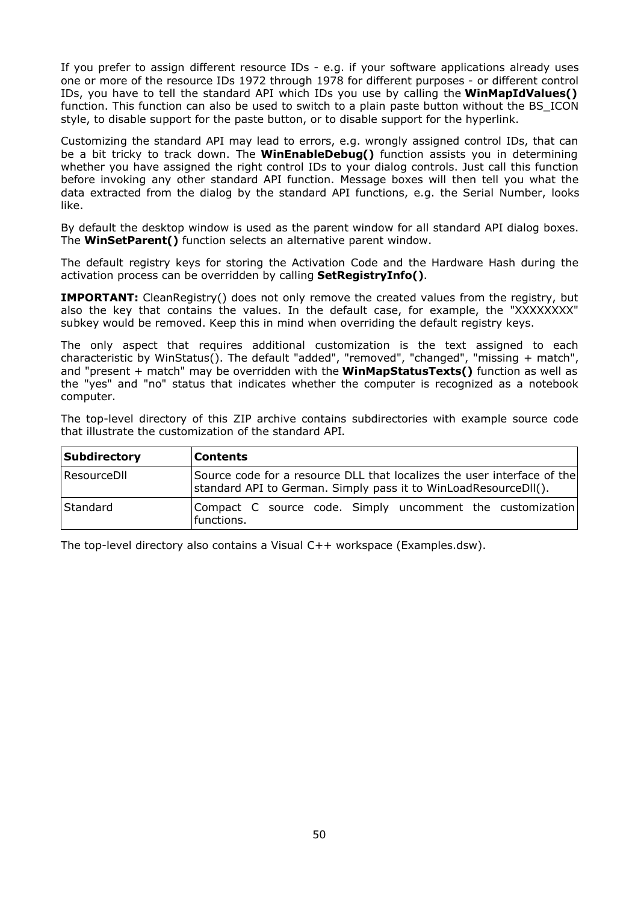If you prefer to assign different resource IDs - e.g. if your software applications already uses one or more of the resource IDs 1972 through 1978 for different purposes - or different control IDs, you have to tell the standard API which IDs you use by calling the **WinMapIdValues()** function. This function can also be used to switch to a plain paste button without the BS_ICON style, to disable support for the paste button, or to disable support for the hyperlink.

Customizing the standard API may lead to errors, e.g. wrongly assigned control IDs, that can be a bit tricky to track down. The **WinEnableDebug()** function assists you in determining whether you have assigned the right control IDs to your dialog controls. Just call this function before invoking any other standard API function. Message boxes will then tell you what the data extracted from the dialog by the standard API functions, e.g. the Serial Number, looks like.

By default the desktop window is used as the parent window for all standard API dialog boxes. The **WinSetParent()** function selects an alternative parent window.

The default registry keys for storing the Activation Code and the Hardware Hash during the activation process can be overridden by calling **SetRegistryInfo()**.

**IMPORTANT:** CleanRegistry() does not only remove the created values from the registry, but also the key that contains the values. In the default case, for example, the "XXXXXXXX" subkey would be removed. Keep this in mind when overriding the default registry keys.

The only aspect that requires additional customization is the text assigned to each characteristic by WinStatus(). The default "added", "removed", "changed", "missing + match", and "present + match" may be overridden with the **WinMapStatusTexts()** function as well as the "yes" and "no" status that indicates whether the computer is recognized as a notebook computer.

The top-level directory of this ZIP archive contains subdirectories with example source code that illustrate the customization of the standard API.

| Subdirectory | Contents |
|---|---|
| ResourceDll | Source code for a resource DLL that localizes the user interface of the standard API to German. Simply pass it to WinLoadResourceDll(). |
| Standard | Compact C source code. Simply uncomment the customization functions. |

The top-level directory also contains a Visual C++ workspace (Examples.dsw).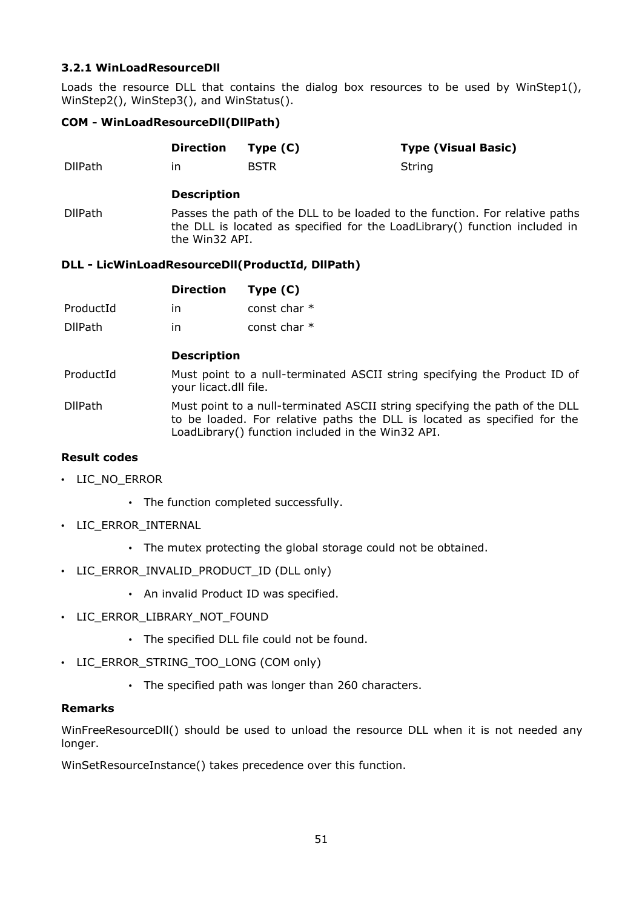### 3.2.1 WinLoadResourceDll

Loads the resource DLL that contains the dialog box resources to be used by WinStep1(), WinStep2(), WinStep3(), and WinStatus().

**COM - WinLoadResourceDll(DllPath)**

| | Direction | Type (C) | Type (Visual Basic) |
|---|---|---|---|
| DllPath | in | BSTR | String |

| | Description |
|---|---|
| DllPath | Passes the path of the DLL to be loaded to the function. For relative paths the DLL is located as specified for the LoadLibrary() function included in the Win32 API. |

**DLL - LicWinLoadResourceDll(ProductId, DllPath)**

| | Direction | Type (C) |
|---|---|---|
| ProductId | in | const char * |
| DllPath | in | const char * |

| | Description |
|---|---|
| ProductId | Must point to a null-terminated ASCII string specifying the Product ID of your licact.dll file. |
| DllPath | Must point to a null-terminated ASCII string specifying the path of the DLL to be loaded. For relative paths the DLL is located as specified for the LoadLibrary() function included in the Win32 API. |

**Result codes**

- LIC_NO_ERROR
  - The function completed successfully.
- LIC_ERROR_INTERNAL
  - The mutex protecting the global storage could not be obtained.
- LIC_ERROR_INVALID_PRODUCT_ID (DLL only)
  - An invalid Product ID was specified.
- LIC_ERROR_LIBRARY_NOT_FOUND
  - The specified DLL file could not be found.
- LIC_ERROR_STRING_TOO_LONG (COM only)
  - The specified path was longer than 260 characters.

**Remarks**

WinFreeResourceDll() should be used to unload the resource DLL when it is not needed any longer.

WinSetResourceInstance() takes precedence over this function.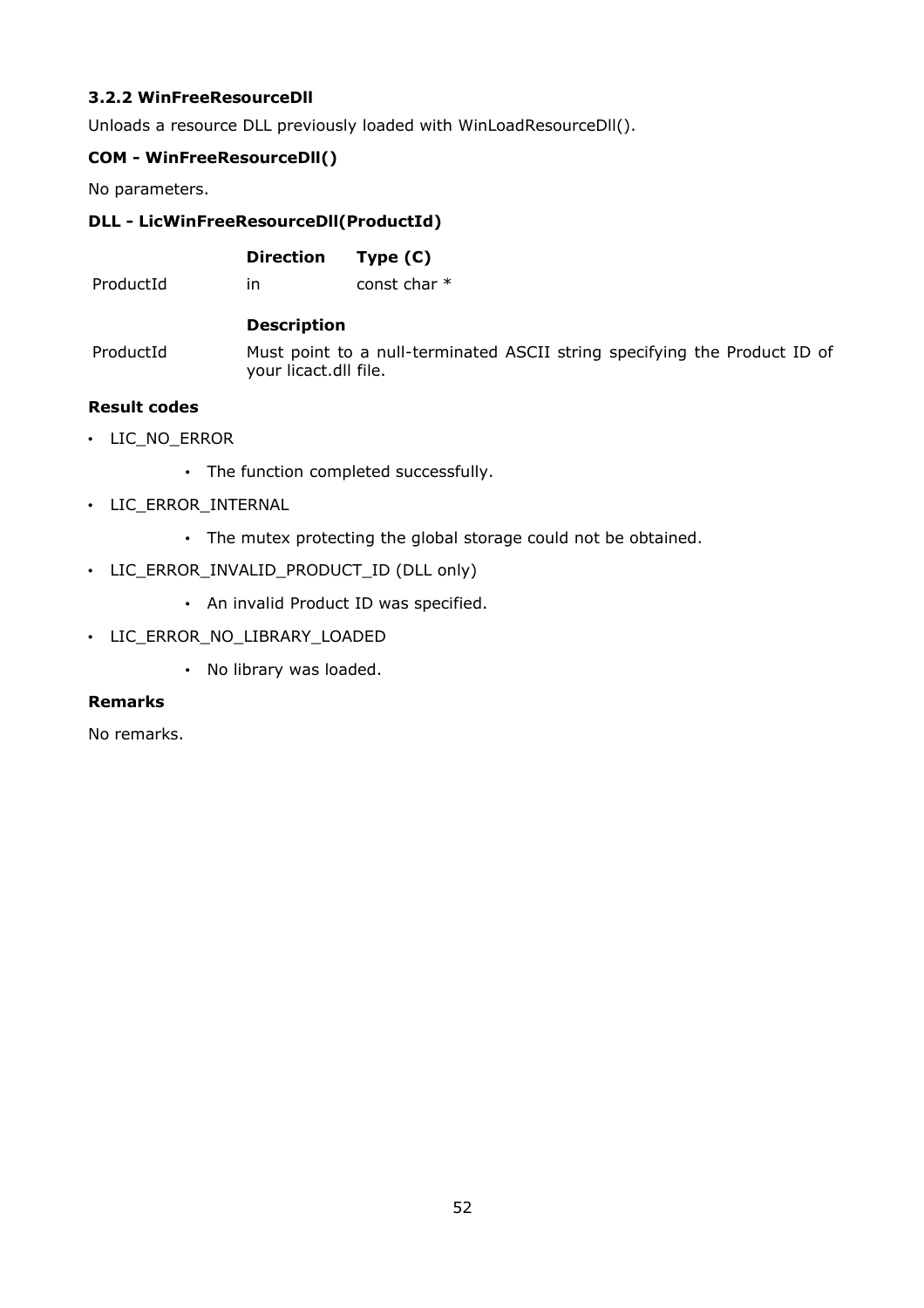### 3.2.2 WinFreeResourceDll

Unloads a resource DLL previously loaded with WinLoadResourceDll().

**COM - WinFreeResourceDll()**

No parameters.

**DLL - LicWinFreeResourceDll(ProductId)**

| | **Direction** | **Type (C)** |
|---|---|---|
| ProductId | in | const char * |

| | **Description** |
|---|---|
| ProductId | Must point to a null-terminated ASCII string specifying the Product ID of your licact.dll file. |

**Result codes**

- LIC_NO_ERROR
    - The function completed successfully.
- LIC_ERROR_INTERNAL
    - The mutex protecting the global storage could not be obtained.
- LIC_ERROR_INVALID_PRODUCT_ID (DLL only)
    - An invalid Product ID was specified.
- LIC_ERROR_NO_LIBRARY_LOADED
    - No library was loaded.

**Remarks**

No remarks.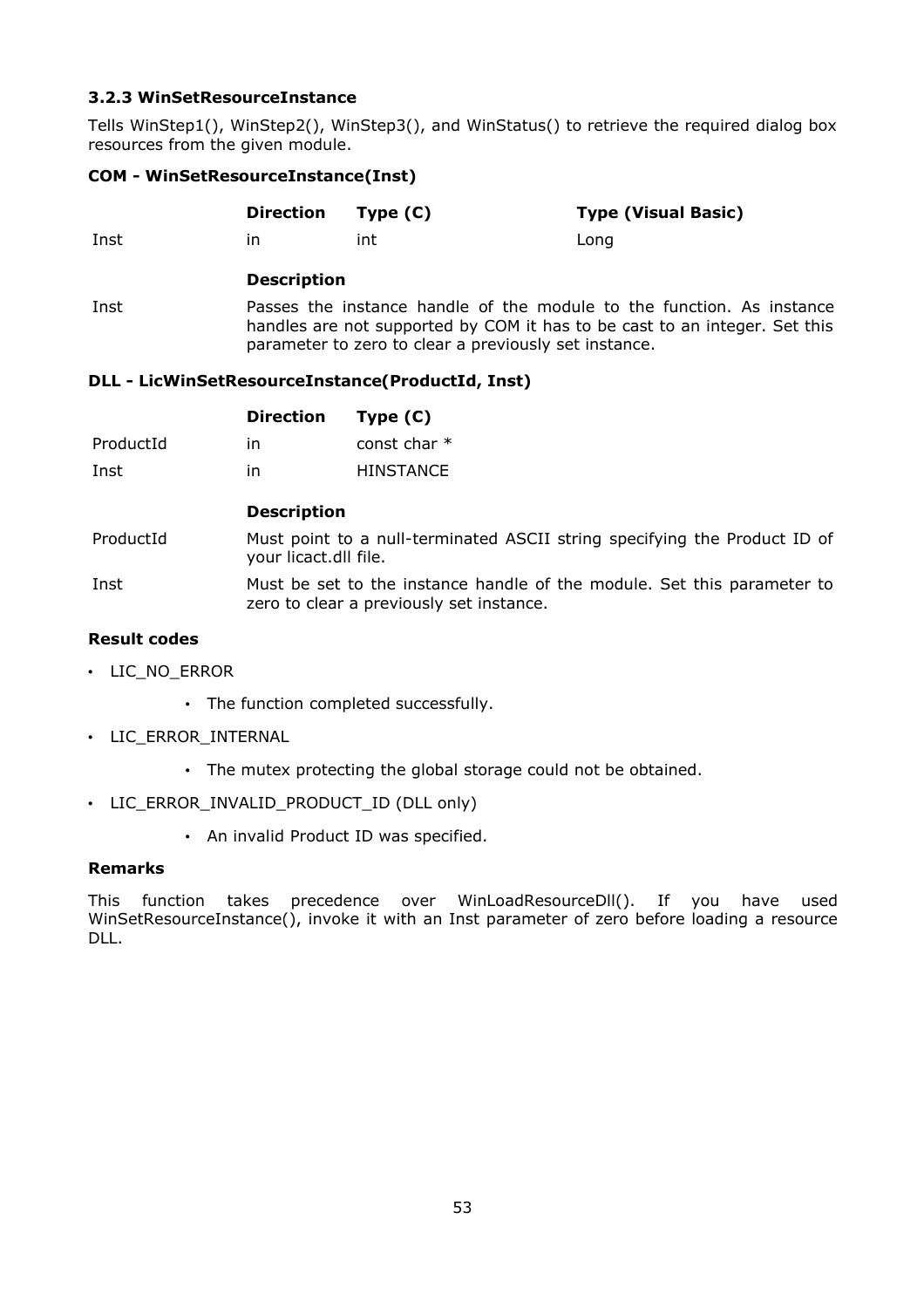### 3.2.3 WinSetResourceInstance

Tells WinStep1(), WinStep2(), WinStep3(), and WinStatus() to retrieve the required dialog box resources from the given module.

**COM - WinSetResourceInstance(Inst)**

| | Direction | Type (C) | Type (Visual Basic) |
|---|---|---|---|
| Inst | in | int | Long |

| | Description |
|---|---|
| Inst | Passes the instance handle of the module to the function. As instance handles are not supported by COM it has to be cast to an integer. Set this parameter to zero to clear a previously set instance. |

**DLL - LicWinSetResourceInstance(ProductId, Inst)**

| | Direction | Type (C) |
|---|---|---|
| ProductId | in | const char * |
| Inst | in | HINSTANCE |

| | Description |
|---|---|
| ProductId | Must point to a null-terminated ASCII string specifying the Product ID of your licact.dll file. |
| Inst | Must be set to the instance handle of the module. Set this parameter to zero to clear a previously set instance. |

**Result codes**

- LIC_NO_ERROR
    - The function completed successfully.
- LIC_ERROR_INTERNAL
    - The mutex protecting the global storage could not be obtained.
- LIC_ERROR_INVALID_PRODUCT_ID (DLL only)
    - An invalid Product ID was specified.

**Remarks**

This function takes precedence over WinLoadResourceDll(). If you have used WinSetResourceInstance(), invoke it with an Inst parameter of zero before loading a resource DLL.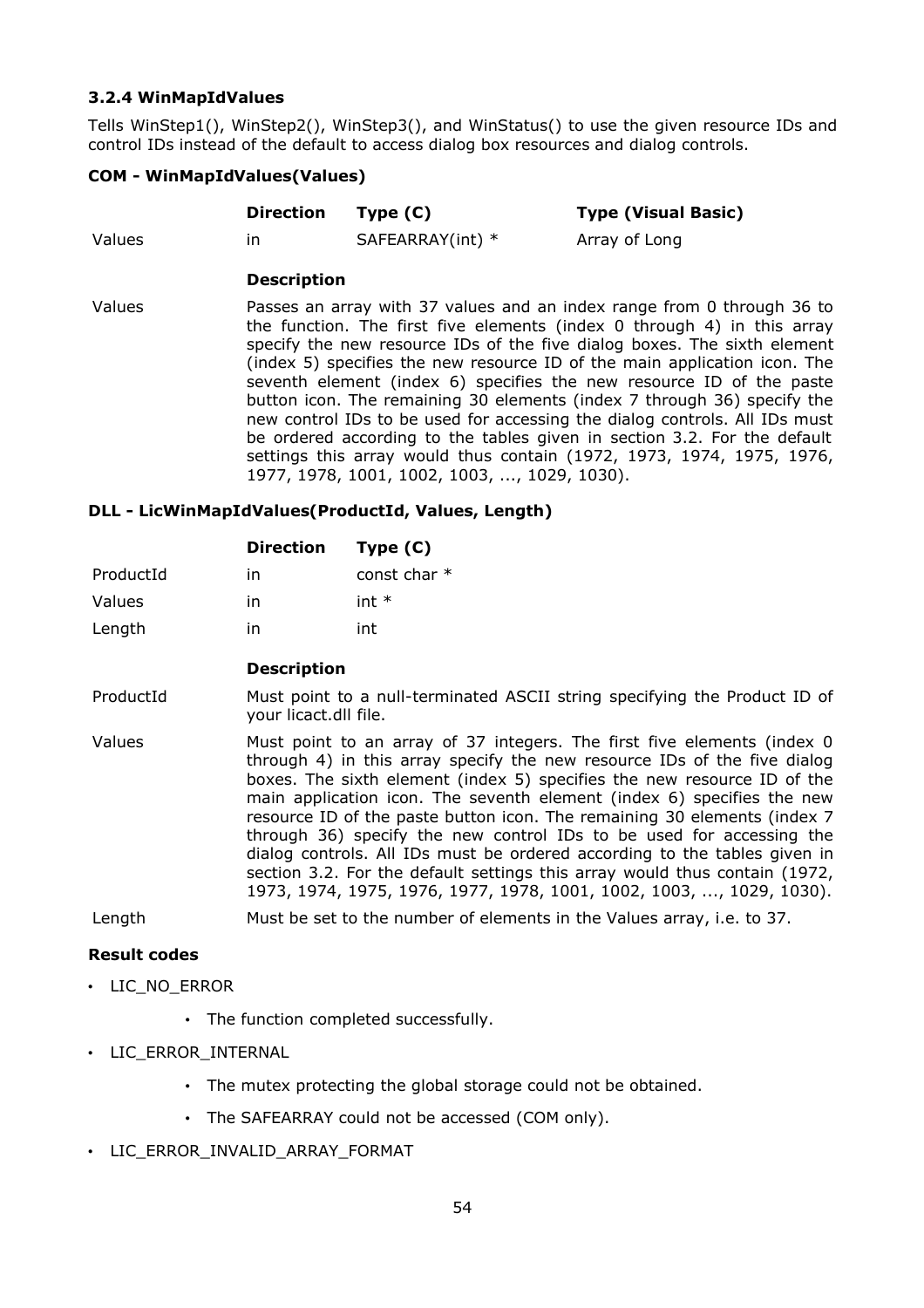### 3.2.4 WinMapIdValues

Tells WinStep1(), WinStep2(), WinStep3(), and WinStatus() to use the given resource IDs and control IDs instead of the default to access dialog box resources and dialog controls.

**COM - WinMapIdValues(Values)**

| | Direction | Type (C) | Type (Visual Basic) |
|---|---|---|---|
| Values | in | SAFEARRAY(int) * | Array of Long |

| | Description |
|---|---|
| Values | Passes an array with 37 values and an index range from 0 through 36 to the function. The first five elements (index 0 through 4) in this array specify the new resource IDs of the five dialog boxes. The sixth element (index 5) specifies the new resource ID of the main application icon. The seventh element (index 6) specifies the new resource ID of the paste button icon. The remaining 30 elements (index 7 through 36) specify the new control IDs to be used for accessing the dialog controls. All IDs must be ordered according to the tables given in section 3.2. For the default settings this array would thus contain (1972, 1973, 1974, 1975, 1976, 1977, 1978, 1001, 1002, 1003, ..., 1029, 1030). |

**DLL - LicWinMapIdValues(ProductId, Values, Length)**

| | Direction | Type (C) |
|---|---|---|
| ProductId | in | const char * |
| Values | in | int * |
| Length | in | int |

| | Description |
|---|---|
| ProductId | Must point to a null-terminated ASCII string specifying the Product ID of your licact.dll file. |
| Values | Must point to an array of 37 integers. The first five elements (index 0 through 4) in this array specify the new resource IDs of the five dialog boxes. The sixth element (index 5) specifies the new resource ID of the main application icon. The seventh element (index 6) specifies the new resource ID of the paste button icon. The remaining 30 elements (index 7 through 36) specify the new control IDs to be used for accessing the dialog controls. All IDs must be ordered according to the tables given in section 3.2. For the default settings this array would thus contain (1972, 1973, 1974, 1975, 1976, 1977, 1978, 1001, 1002, 1003, ..., 1029, 1030). |
| Length | Must be set to the number of elements in the Values array, i.e. to 37. |

**Result codes**

- LIC_NO_ERROR
  - The function completed successfully.
- LIC_ERROR_INTERNAL
  - The mutex protecting the global storage could not be obtained.
  - The SAFEARRAY could not be accessed (COM only).
- LIC_ERROR_INVALID_ARRAY_FORMAT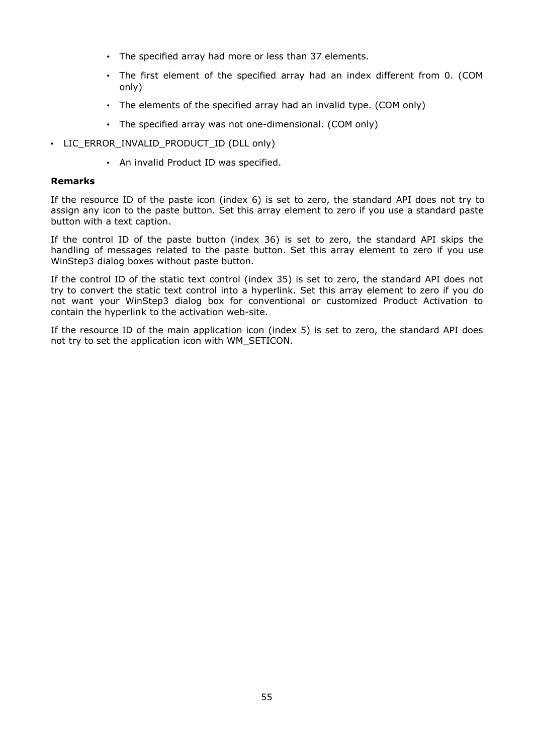- The specified array had more or less than 37 elements.
- The first element of the specified array had an index different from 0. (COM only)
- The elements of the specified array had an invalid type. (COM only)
- The specified array was not one-dimensional. (COM only)

- LIC_ERROR_INVALID_PRODUCT_ID (DLL only)
  - An invalid Product ID was specified.

**Remarks**

If the resource ID of the paste icon (index 6) is set to zero, the standard API does not try to assign any icon to the paste button. Set this array element to zero if you use a standard paste button with a text caption.

If the control ID of the paste button (index 36) is set to zero, the standard API skips the handling of messages related to the paste button. Set this array element to zero if you use WinStep3 dialog boxes without paste button.

If the control ID of the static text control (index 35) is set to zero, the standard API does not try to convert the static text control into a hyperlink. Set this array element to zero if you do not want your WinStep3 dialog box for conventional or customized Product Activation to contain the hyperlink to the activation web-site.

If the resource ID of the main application icon (index 5) is set to zero, the standard API does not try to set the application icon with WM_SETICON.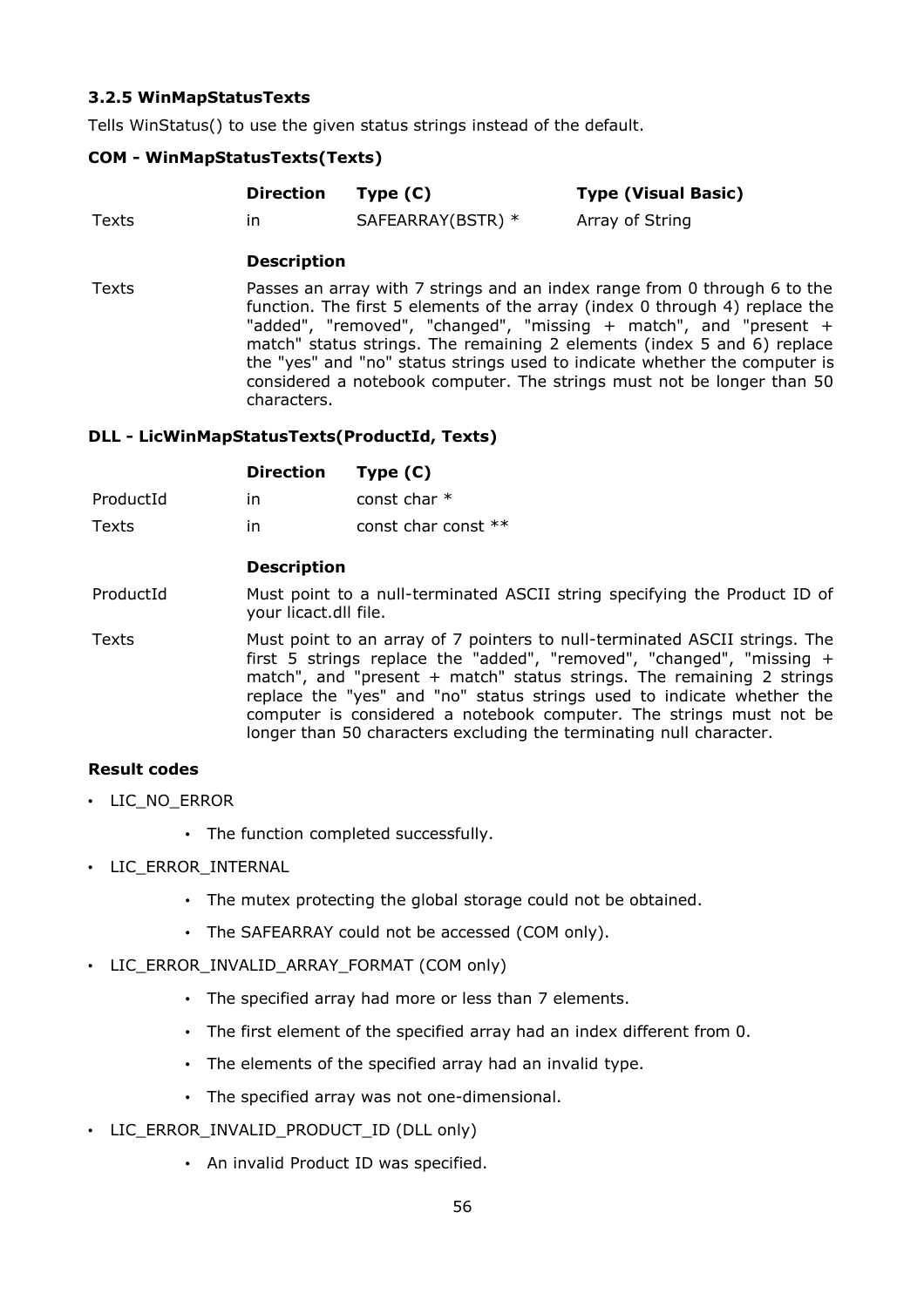### 3.2.5 WinMapStatusTexts

Tells WinStatus() to use the given status strings instead of the default.

**COM - WinMapStatusTexts(Texts)**

| | Direction | Type (C) | Type (Visual Basic) |
|---|---|---|---|
| Texts | in | SAFEARRAY(BSTR) * | Array of String |

| | Description |
|---|---|
| Texts | Passes an array with 7 strings and an index range from 0 through 6 to the function. The first 5 elements of the array (index 0 through 4) replace the "added", "removed", "changed", "missing + match", and "present + match" status strings. The remaining 2 elements (index 5 and 6) replace the "yes" and "no" status strings used to indicate whether the computer is considered a notebook computer. The strings must not be longer than 50 characters. |

**DLL - LicWinMapStatusTexts(ProductId, Texts)**

| | Direction | Type (C) |
|---|---|---|
| ProductId | in | const char * |
| Texts | in | const char const ** |

| | Description |
|---|---|
| ProductId | Must point to a null-terminated ASCII string specifying the Product ID of your licact.dll file. |
| Texts | Must point to an array of 7 pointers to null-terminated ASCII strings. The first 5 strings replace the "added", "removed", "changed", "missing + match", and "present + match" status strings. The remaining 2 strings replace the "yes" and "no" status strings used to indicate whether the computer is considered a notebook computer. The strings must not be longer than 50 characters excluding the terminating null character. |

**Result codes**

- LIC_NO_ERROR
  - The function completed successfully.
- LIC_ERROR_INTERNAL
  - The mutex protecting the global storage could not be obtained.
  - The SAFEARRAY could not be accessed (COM only).
- LIC_ERROR_INVALID_ARRAY_FORMAT (COM only)
  - The specified array had more or less than 7 elements.
  - The first element of the specified array had an index different from 0.
  - The elements of the specified array had an invalid type.
  - The specified array was not one-dimensional.
- LIC_ERROR_INVALID_PRODUCT_ID (DLL only)
  - An invalid Product ID was specified.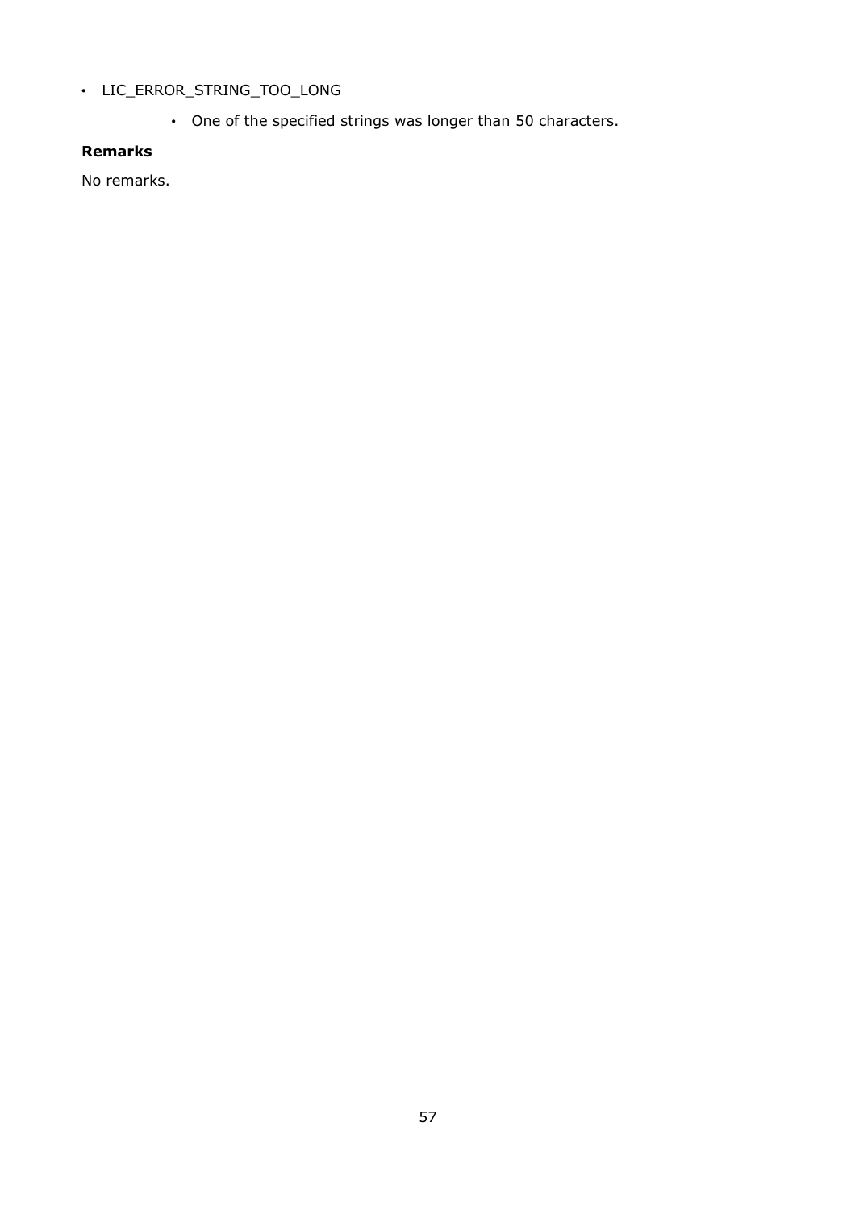- LIC_ERROR_STRING_TOO_LONG
    - One of the specified strings was longer than 50 characters.

**Remarks**

No remarks.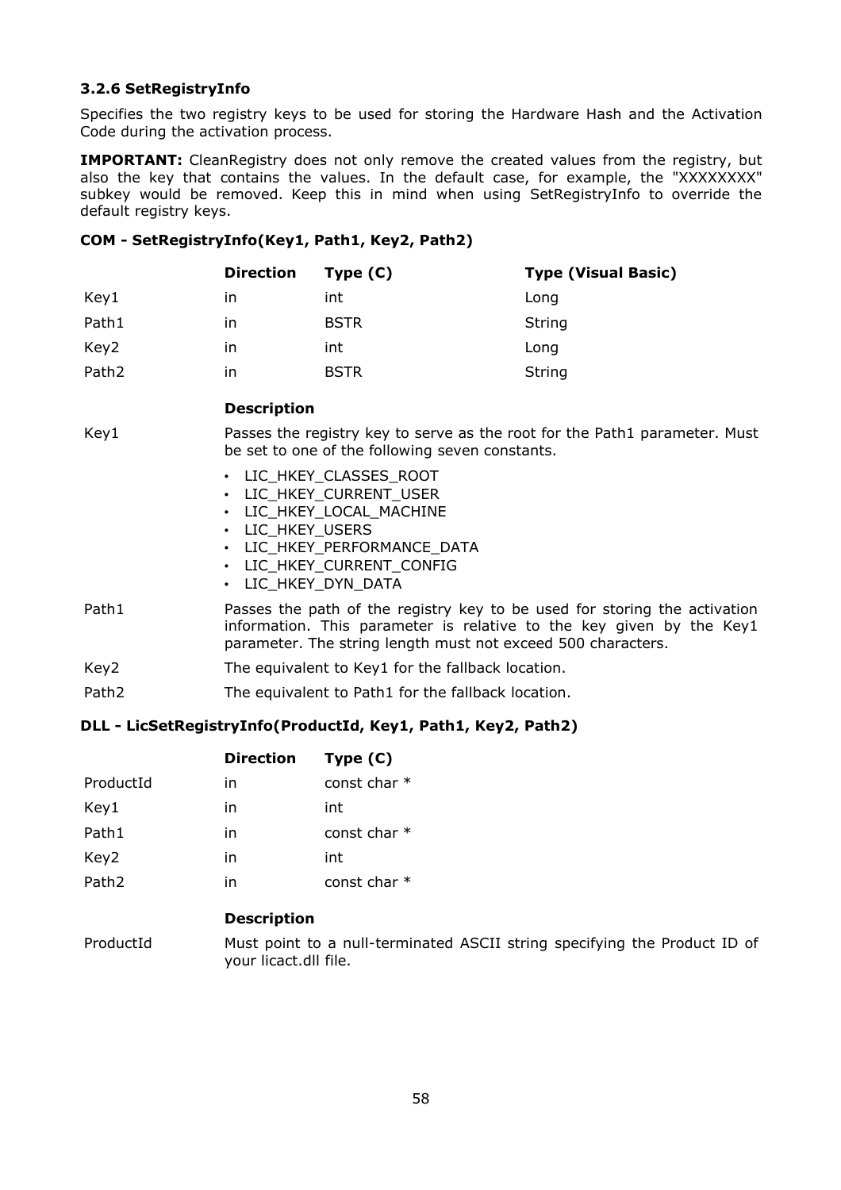### 3.2.6 SetRegistryInfo

Specifies the two registry keys to be used for storing the Hardware Hash and the Activation Code during the activation process.

**IMPORTANT:** CleanRegistry does not only remove the created values from the registry, but also the key that contains the values. In the default case, for example, the "XXXXXXXX" subkey would be removed. Keep this in mind when using SetRegistryInfo to override the default registry keys.

**COM - SetRegistryInfo(Key1, Path1, Key2, Path2)**

| | Direction | Type (C) | Type (Visual Basic) |
|---|---|---|---|
| Key1 | in | int | Long |
| Path1 | in | BSTR | String |
| Key2 | in | int | Long |
| Path2 | in | BSTR | String |

| | Description |
|---|---|
| Key1 | Passes the registry key to serve as the root for the Path1 parameter. Must be set to one of the following seven constants.<br>• LIC_HKEY_CLASSES_ROOT<br>• LIC_HKEY_CURRENT_USER<br>• LIC_HKEY_LOCAL_MACHINE<br>• LIC_HKEY_USERS<br>• LIC_HKEY_PERFORMANCE_DATA<br>• LIC_HKEY_CURRENT_CONFIG<br>• LIC_HKEY_DYN_DATA |
| Path1 | Passes the path of the registry key to be used for storing the activation information. This parameter is relative to the key given by the Key1 parameter. The string length must not exceed 500 characters. |
| Key2 | The equivalent to Key1 for the fallback location. |
| Path2 | The equivalent to Path1 for the fallback location. |

**DLL - LicSetRegistryInfo(ProductId, Key1, Path1, Key2, Path2)**

| | Direction | Type (C) |
|---|---|---|
| ProductId | in | const char * |
| Key1 | in | int |
| Path1 | in | const char * |
| Key2 | in | int |
| Path2 | in | const char * |

| | Description |
|---|---|
| ProductId | Must point to a null-terminated ASCII string specifying the Product ID of your licact.dll file. |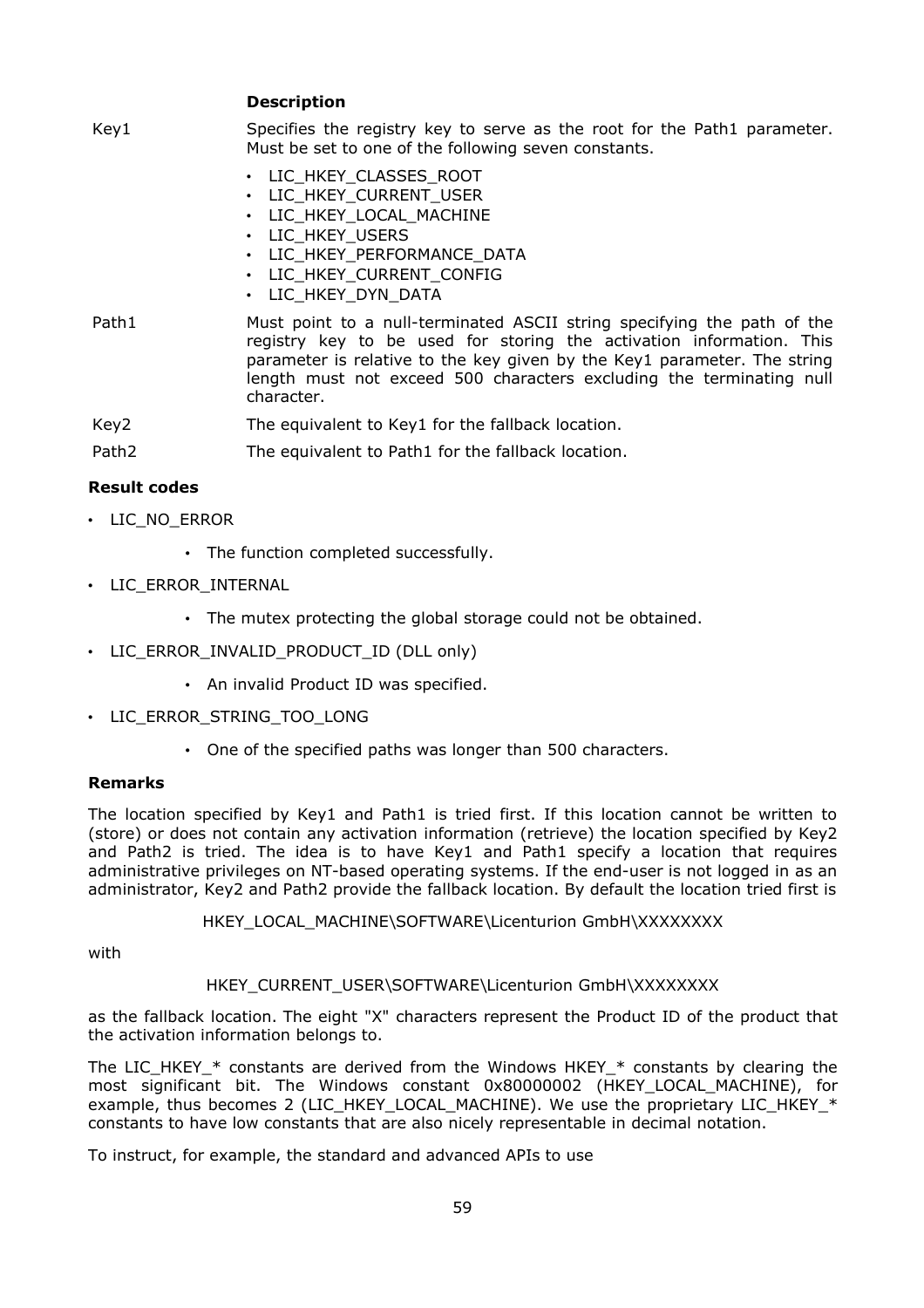| | **Description** |
|---|---|
| Key1 | Specifies the registry key to serve as the root for the Path1 parameter. Must be set to one of the following seven constants.<br>• LIC_HKEY_CLASSES_ROOT<br>• LIC_HKEY_CURRENT_USER<br>• LIC_HKEY_LOCAL_MACHINE<br>• LIC_HKEY_USERS<br>• LIC_HKEY_PERFORMANCE_DATA<br>• LIC_HKEY_CURRENT_CONFIG<br>• LIC_HKEY_DYN_DATA |
| Path1 | Must point to a null-terminated ASCII string specifying the path of the registry key to be used for storing the activation information. This parameter is relative to the key given by the Key1 parameter. The string length must not exceed 500 characters excluding the terminating null character. |
| Key2 | The equivalent to Key1 for the fallback location. |
| Path2 | The equivalent to Path1 for the fallback location. |

**Result codes**

- LIC_NO_ERROR
  - The function completed successfully.
- LIC_ERROR_INTERNAL
  - The mutex protecting the global storage could not be obtained.
- LIC_ERROR_INVALID_PRODUCT_ID (DLL only)
  - An invalid Product ID was specified.
- LIC_ERROR_STRING_TOO_LONG
  - One of the specified paths was longer than 500 characters.

**Remarks**

The location specified by Key1 and Path1 is tried first. If this location cannot be written to (store) or does not contain any activation information (retrieve) the location specified by Key2 and Path2 is tried. The idea is to have Key1 and Path1 specify a location that requires administrative privileges on NT-based operating systems. If the end-user is not logged in as an administrator, Key2 and Path2 provide the fallback location. By default the location tried first is

HKEY_LOCAL_MACHINE\SOFTWARE\Licenturion GmbH\XXXXXXXX

with

HKEY_CURRENT_USER\SOFTWARE\Licenturion GmbH\XXXXXXXX

as the fallback location. The eight "X" characters represent the Product ID of the product that the activation information belongs to.

The LIC_HKEY_* constants are derived from the Windows HKEY_* constants by clearing the most significant bit. The Windows constant 0x80000002 (HKEY_LOCAL_MACHINE), for example, thus becomes 2 (LIC_HKEY_LOCAL_MACHINE). We use the proprietary LIC_HKEY_* constants to have low constants that are also nicely representable in decimal notation.

To instruct, for example, the standard and advanced APIs to use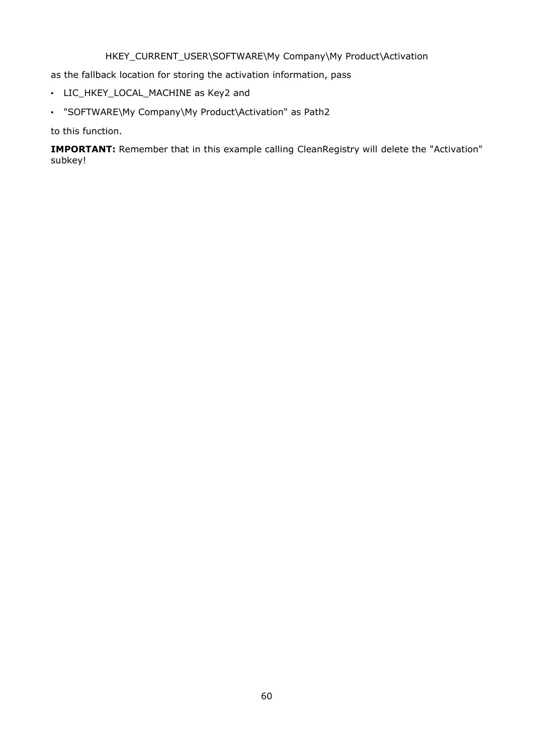HKEY_CURRENT_USER\SOFTWARE\My Company\My Product\Activation

as the fallback location for storing the activation information, pass

- LIC_HKEY_LOCAL_MACHINE as Key2 and
- "SOFTWARE\My Company\My Product\Activation" as Path2

to this function.

**IMPORTANT:** Remember that in this example calling CleanRegistry will delete the "Activation" subkey!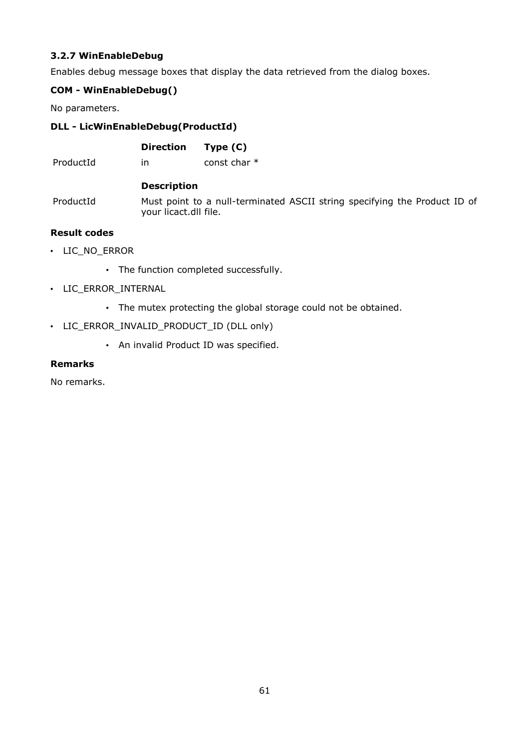### 3.2.7 WinEnableDebug

Enables debug message boxes that display the data retrieved from the dialog boxes.

**COM - WinEnableDebug()**

No parameters.

**DLL - LicWinEnableDebug(ProductId)**

| | Direction | Type (C) |
|---|---|---|
| ProductId | in | const char * |

| | Description |
|---|---|
| ProductId | Must point to a null-terminated ASCII string specifying the Product ID of your licact.dll file. |

**Result codes**

- LIC_NO_ERROR
  - The function completed successfully.
- LIC_ERROR_INTERNAL
  - The mutex protecting the global storage could not be obtained.
- LIC_ERROR_INVALID_PRODUCT_ID (DLL only)
  - An invalid Product ID was specified.

**Remarks**

No remarks.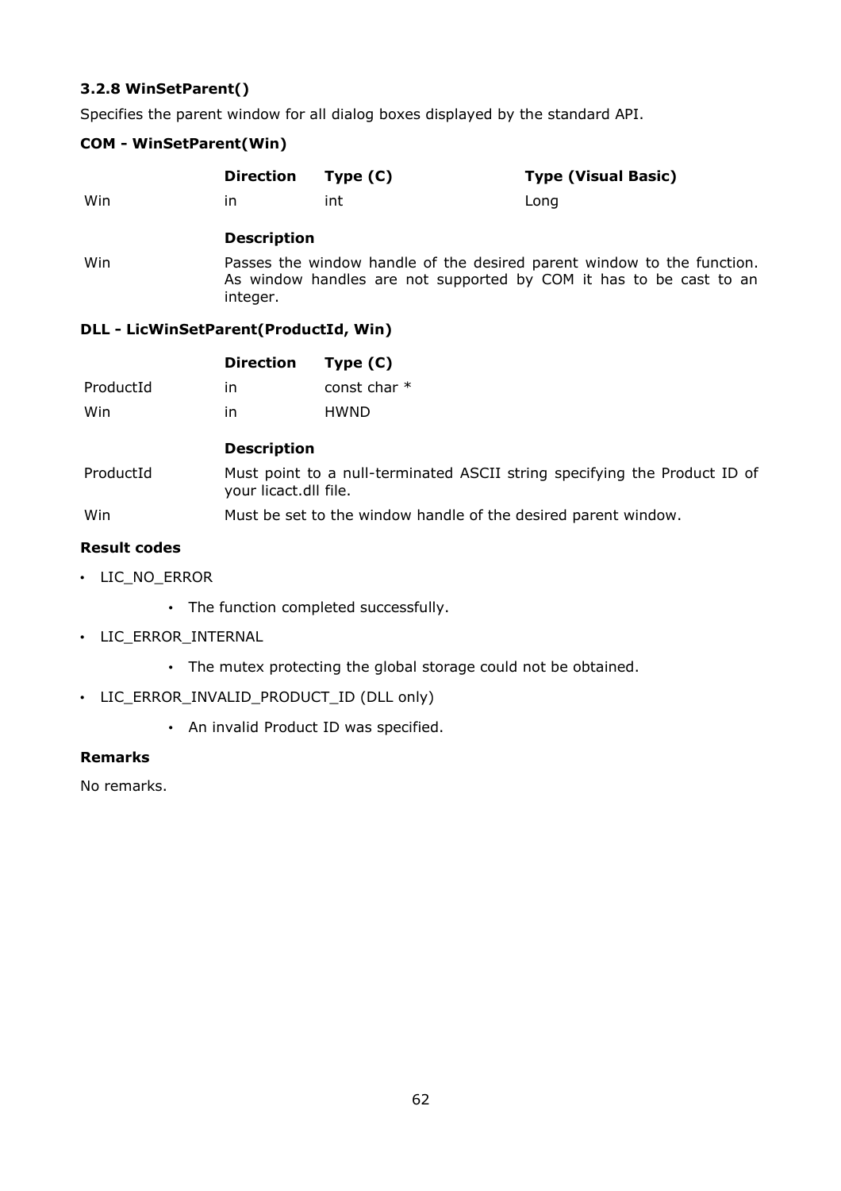### 3.2.8 WinSetParent()

Specifies the parent window for all dialog boxes displayed by the standard API.

**COM - WinSetParent(Win)**

| | Direction | Type (C) | Type (Visual Basic) |
|---|---|---|---|
| Win | in | int | Long |

| | Description |
|---|---|
| Win | Passes the window handle of the desired parent window to the function. As window handles are not supported by COM it has to be cast to an integer. |

**DLL - LicWinSetParent(ProductId, Win)**

| | Direction | Type (C) |
|---|---|---|
| ProductId | in | const char * |
| Win | in | HWND |

| | Description |
|---|---|
| ProductId | Must point to a null-terminated ASCII string specifying the Product ID of your licact.dll file. |
| Win | Must be set to the window handle of the desired parent window. |

**Result codes**

- LIC_NO_ERROR
    - The function completed successfully.
- LIC_ERROR_INTERNAL
    - The mutex protecting the global storage could not be obtained.
- LIC_ERROR_INVALID_PRODUCT_ID (DLL only)
    - An invalid Product ID was specified.

**Remarks**

No remarks.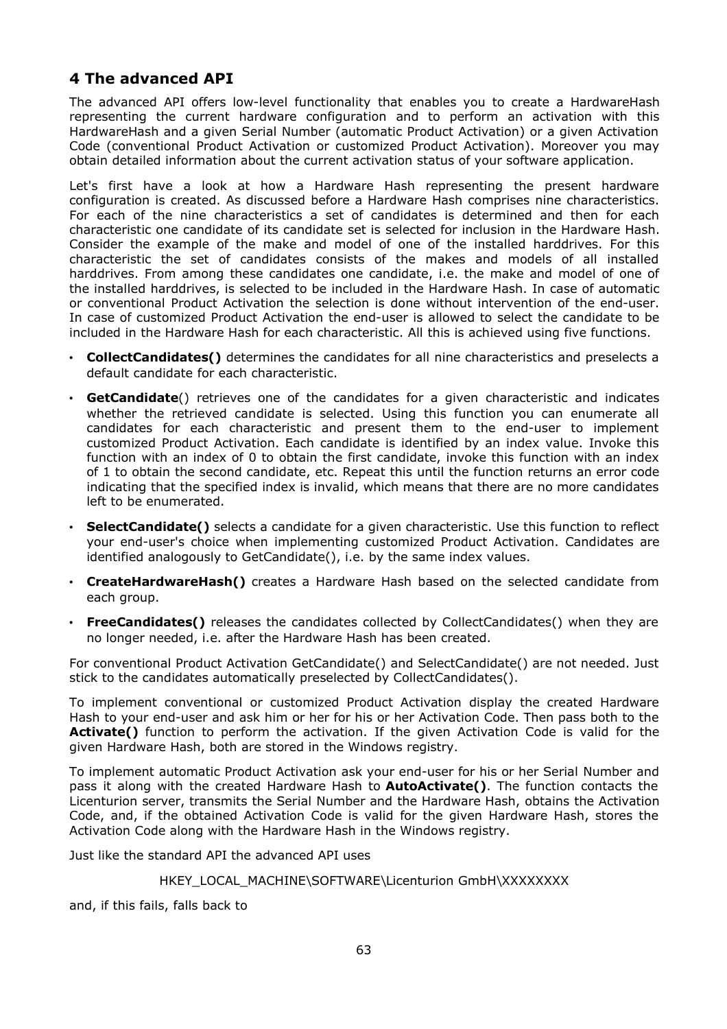# 4 The advanced API

The advanced API offers low-level functionality that enables you to create a HardwareHash representing the current hardware configuration and to perform an activation with this HardwareHash and a given Serial Number (automatic Product Activation) or a given Activation Code (conventional Product Activation or customized Product Activation). Moreover you may obtain detailed information about the current activation status of your software application.

Let's first have a look at how a Hardware Hash representing the present hardware configuration is created. As discussed before a Hardware Hash comprises nine characteristics. For each of the nine characteristics a set of candidates is determined and then for each characteristic one candidate of its candidate set is selected for inclusion in the Hardware Hash. Consider the example of the make and model of one of the installed harddrives. For this characteristic the set of candidates consists of the makes and models of all installed harddrives. From among these candidates one candidate, i.e. the make and model of one of the installed harddrives, is selected to be included in the Hardware Hash. In case of automatic or conventional Product Activation the selection is done without intervention of the end-user. In case of customized Product Activation the end-user is allowed to select the candidate to be included in the Hardware Hash for each characteristic. All this is achieved using five functions.

- **CollectCandidates()** determines the candidates for all nine characteristics and preselects a default candidate for each characteristic.
- **GetCandidate**() retrieves one of the candidates for a given characteristic and indicates whether the retrieved candidate is selected. Using this function you can enumerate all candidates for each characteristic and present them to the end-user to implement customized Product Activation. Each candidate is identified by an index value. Invoke this function with an index of 0 to obtain the first candidate, invoke this function with an index of 1 to obtain the second candidate, etc. Repeat this until the function returns an error code indicating that the specified index is invalid, which means that there are no more candidates left to be enumerated.
- **SelectCandidate()** selects a candidate for a given characteristic. Use this function to reflect your end-user's choice when implementing customized Product Activation. Candidates are identified analogously to GetCandidate(), i.e. by the same index values.
- **CreateHardwareHash()** creates a Hardware Hash based on the selected candidate from each group.
- **FreeCandidates()** releases the candidates collected by CollectCandidates() when they are no longer needed, i.e. after the Hardware Hash has been created.

For conventional Product Activation GetCandidate() and SelectCandidate() are not needed. Just stick to the candidates automatically preselected by CollectCandidates().

To implement conventional or customized Product Activation display the created Hardware Hash to your end-user and ask him or her for his or her Activation Code. Then pass both to the **Activate()** function to perform the activation. If the given Activation Code is valid for the given Hardware Hash, both are stored in the Windows registry.

To implement automatic Product Activation ask your end-user for his or her Serial Number and pass it along with the created Hardware Hash to **AutoActivate()**. The function contacts the Licenturion server, transmits the Serial Number and the Hardware Hash, obtains the Activation Code, and, if the obtained Activation Code is valid for the given Hardware Hash, stores the Activation Code along with the Hardware Hash in the Windows registry.

Just like the standard API the advanced API uses

HKEY_LOCAL_MACHINE\SOFTWARE\Licenturion GmbH\XXXXXXXX

and, if this fails, falls back to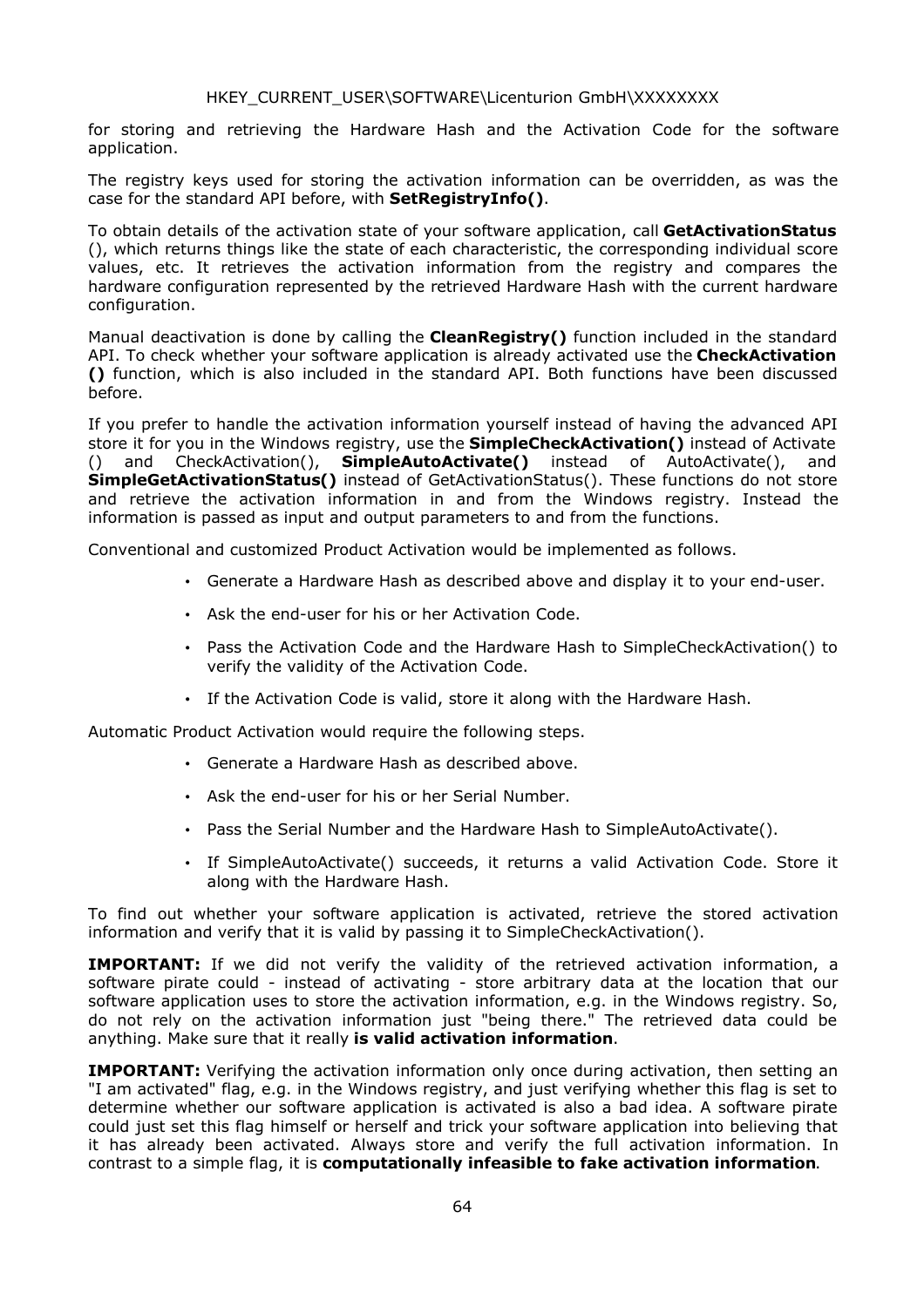HKEY_CURRENT_USER\SOFTWARE\Licenturion GmbH\XXXXXXXX

for storing and retrieving the Hardware Hash and the Activation Code for the software application.

The registry keys used for storing the activation information can be overridden, as was the case for the standard API before, with **SetRegistryInfo()**.

To obtain details of the activation state of your software application, call **GetActivationStatus** (), which returns things like the state of each characteristic, the corresponding individual score values, etc. It retrieves the activation information from the registry and compares the hardware configuration represented by the retrieved Hardware Hash with the current hardware configuration.

Manual deactivation is done by calling the **CleanRegistry()** function included in the standard API. To check whether your software application is already activated use the **CheckActivation ()** function, which is also included in the standard API. Both functions have been discussed before.

If you prefer to handle the activation information yourself instead of having the advanced API store it for you in the Windows registry, use the **SimpleCheckActivation()** instead of Activate () and CheckActivation(), **SimpleAutoActivate()** instead of AutoActivate(), and **SimpleGetActivationStatus()** instead of GetActivationStatus(). These functions do not store and retrieve the activation information in and from the Windows registry. Instead the information is passed as input and output parameters to and from the functions.

Conventional and customized Product Activation would be implemented as follows.

- Generate a Hardware Hash as described above and display it to your end-user.
- Ask the end-user for his or her Activation Code.
- Pass the Activation Code and the Hardware Hash to SimpleCheckActivation() to verify the validity of the Activation Code.
- If the Activation Code is valid, store it along with the Hardware Hash.

Automatic Product Activation would require the following steps.

- Generate a Hardware Hash as described above.
- Ask the end-user for his or her Serial Number.
- Pass the Serial Number and the Hardware Hash to SimpleAutoActivate().
- If SimpleAutoActivate() succeeds, it returns a valid Activation Code. Store it along with the Hardware Hash.

To find out whether your software application is activated, retrieve the stored activation information and verify that it is valid by passing it to SimpleCheckActivation().

**IMPORTANT:** If we did not verify the validity of the retrieved activation information, a software pirate could - instead of activating - store arbitrary data at the location that our software application uses to store the activation information, e.g. in the Windows registry. So, do not rely on the activation information just "being there." The retrieved data could be anything. Make sure that it really **is valid activation information**.

**IMPORTANT:** Verifying the activation information only once during activation, then setting an "I am activated" flag, e.g. in the Windows registry, and just verifying whether this flag is set to determine whether our software application is activated is also a bad idea. A software pirate could just set this flag himself or herself and trick your software application into believing that it has already been activated. Always store and verify the full activation information. In contrast to a simple flag, it is **computationally infeasible to fake activation information**.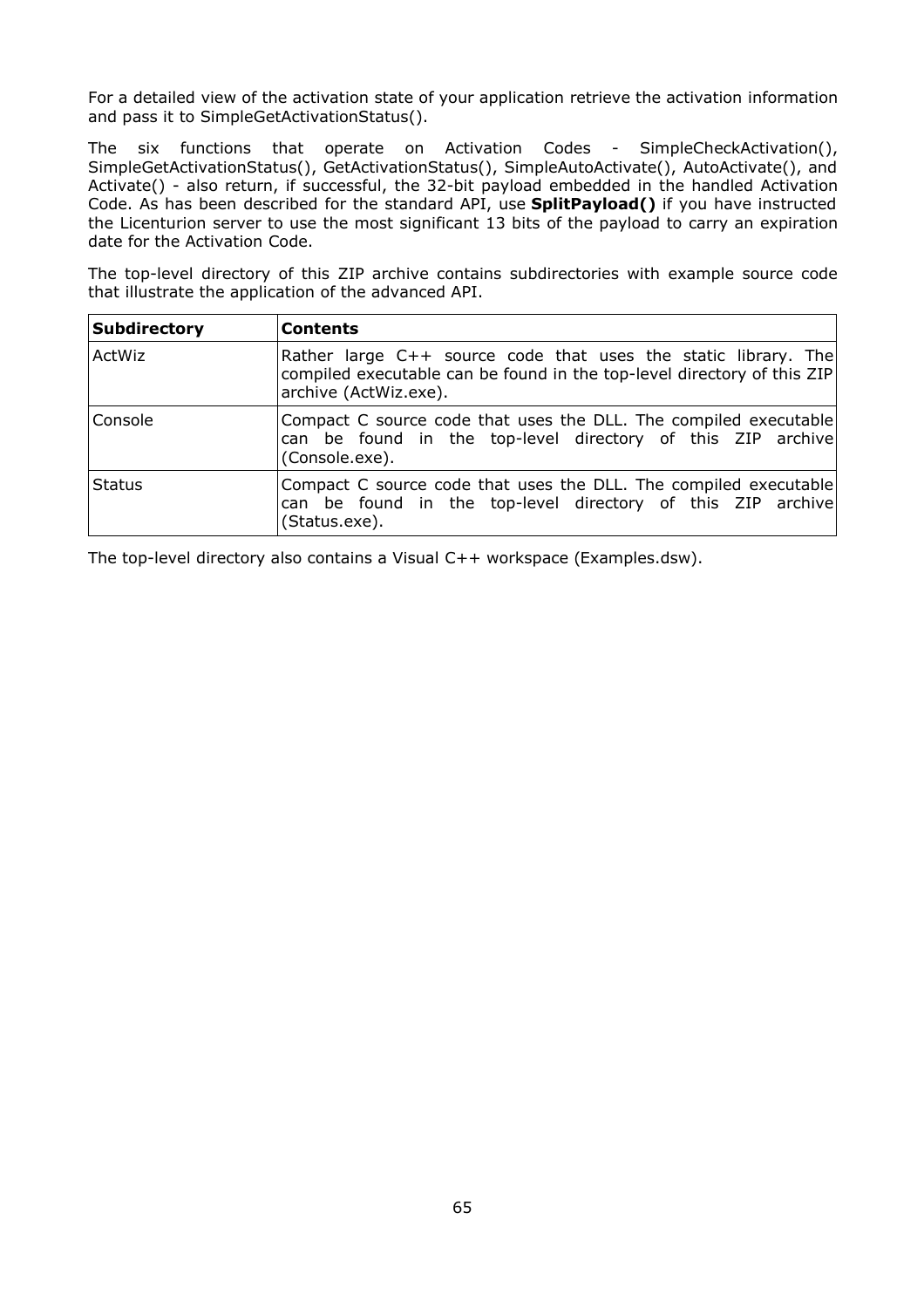For a detailed view of the activation state of your application retrieve the activation information and pass it to SimpleGetActivationStatus().

The six functions that operate on Activation Codes - SimpleCheckActivation(), SimpleGetActivationStatus(), GetActivationStatus(), SimpleAutoActivate(), AutoActivate(), and Activate() - also return, if successful, the 32-bit payload embedded in the handled Activation Code. As has been described for the standard API, use **SplitPayload()** if you have instructed the Licenturion server to use the most significant 13 bits of the payload to carry an expiration date for the Activation Code.

The top-level directory of this ZIP archive contains subdirectories with example source code that illustrate the application of the advanced API.

| **Subdirectory** | **Contents** |
|---|---|
| ActWiz | Rather large C++ source code that uses the static library. The compiled executable can be found in the top-level directory of this ZIP archive (ActWiz.exe). |
| Console | Compact C source code that uses the DLL. The compiled executable can be found in the top-level directory of this ZIP archive (Console.exe). |
| Status | Compact C source code that uses the DLL. The compiled executable can be found in the top-level directory of this ZIP archive (Status.exe). |

The top-level directory also contains a Visual C++ workspace (Examples.dsw).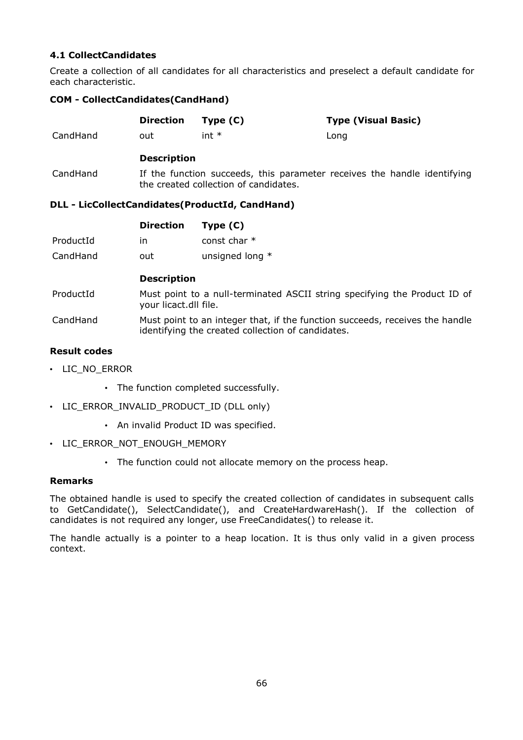### 4.1 CollectCandidates

Create a collection of all candidates for all characteristics and preselect a default candidate for each characteristic.

**COM - CollectCandidates(CandHand)**

| | Direction | Type (C) | Type (Visual Basic) |
|---|---|---|---|
| CandHand | out | int * | Long |

| | Description |
|---|---|
| CandHand | If the function succeeds, this parameter receives the handle identifying the created collection of candidates. |

**DLL - LicCollectCandidates(ProductId, CandHand)**

| | Direction | Type (C) |
|---|---|---|
| ProductId | in | const char * |
| CandHand | out | unsigned long * |

| | Description |
|---|---|
| ProductId | Must point to a null-terminated ASCII string specifying the Product ID of your licact.dll file. |
| CandHand | Must point to an integer that, if the function succeeds, receives the handle identifying the created collection of candidates. |

**Result codes**

- LIC_NO_ERROR
  - The function completed successfully.
- LIC_ERROR_INVALID_PRODUCT_ID (DLL only)
  - An invalid Product ID was specified.
- LIC_ERROR_NOT_ENOUGH_MEMORY
  - The function could not allocate memory on the process heap.

**Remarks**

The obtained handle is used to specify the created collection of candidates in subsequent calls to GetCandidate(), SelectCandidate(), and CreateHardwareHash(). If the collection of candidates is not required any longer, use FreeCandidates() to release it.

The handle actually is a pointer to a heap location. It is thus only valid in a given process context.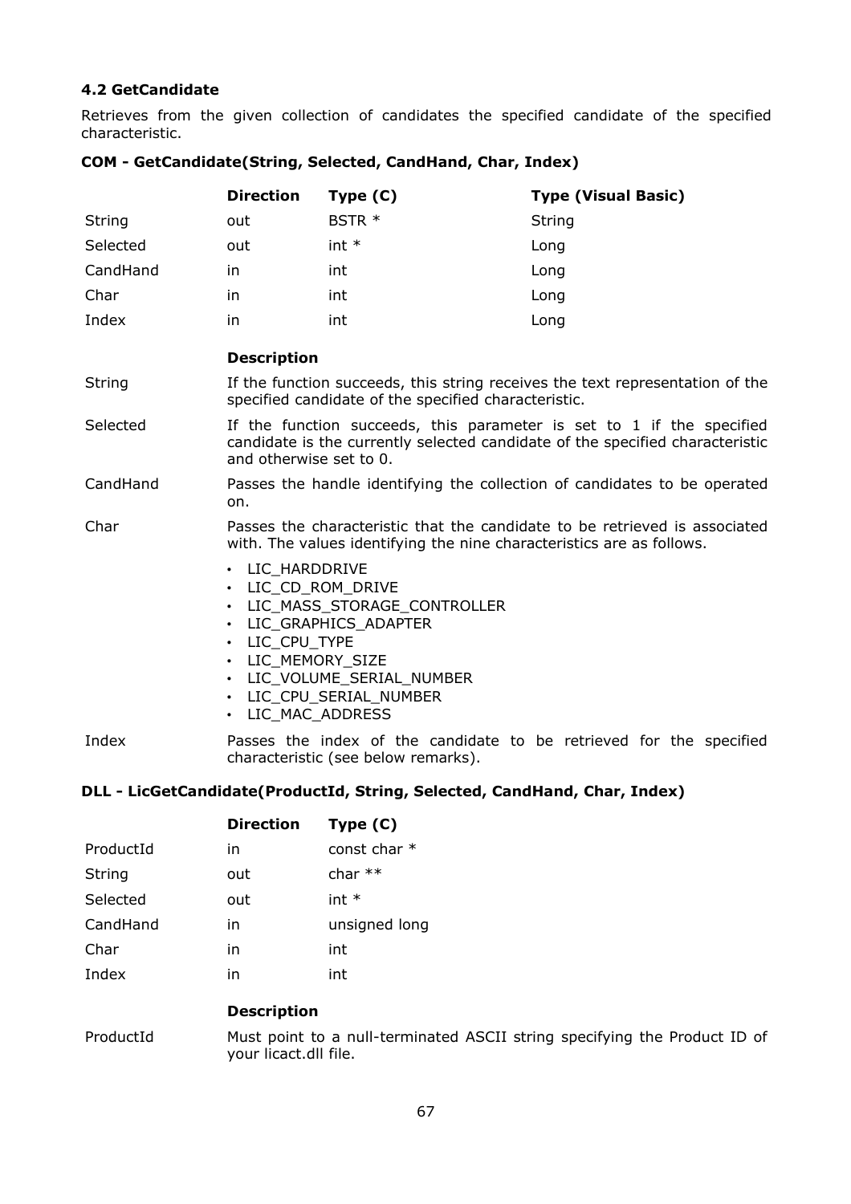### 4.2 GetCandidate

Retrieves from the given collection of candidates the specified candidate of the specified characteristic.

**COM - GetCandidate(String, Selected, CandHand, Char, Index)**

| | Direction | Type (C) | Type (Visual Basic) |
|---|---|---|---|
| String | out | BSTR * | String |
| Selected | out | int * | Long |
| CandHand | in | int | Long |
| Char | in | int | Long |
| Index | in | int | Long |

| | Description |
|---|---|
| String | If the function succeeds, this string receives the text representation of the specified candidate of the specified characteristic. |
| Selected | If the function succeeds, this parameter is set to 1 if the specified candidate is the currently selected candidate of the specified characteristic and otherwise set to 0. |
| CandHand | Passes the handle identifying the collection of candidates to be operated on. |
| Char | Passes the characteristic that the candidate to be retrieved is associated with. The values identifying the nine characteristics are as follows:<br>• LIC_HARDDRIVE<br>• LIC_CD_ROM_DRIVE<br>• LIC_MASS_STORAGE_CONTROLLER<br>• LIC_GRAPHICS_ADAPTER<br>• LIC_CPU_TYPE<br>• LIC_MEMORY_SIZE<br>• LIC_VOLUME_SERIAL_NUMBER<br>• LIC_CPU_SERIAL_NUMBER<br>• LIC_MAC_ADDRESS |
| Index | Passes the index of the candidate to be retrieved for the specified characteristic (see below remarks). |

**DLL - LicGetCandidate(ProductId, String, Selected, CandHand, Char, Index)**

| | Direction | Type (C) |
|---|---|---|
| ProductId | in | const char * |
| String | out | char ** |
| Selected | out | int * |
| CandHand | in | unsigned long |
| Char | in | int |
| Index | in | int |

| | Description |
|---|---|
| ProductId | Must point to a null-terminated ASCII string specifying the Product ID of your licact.dll file. |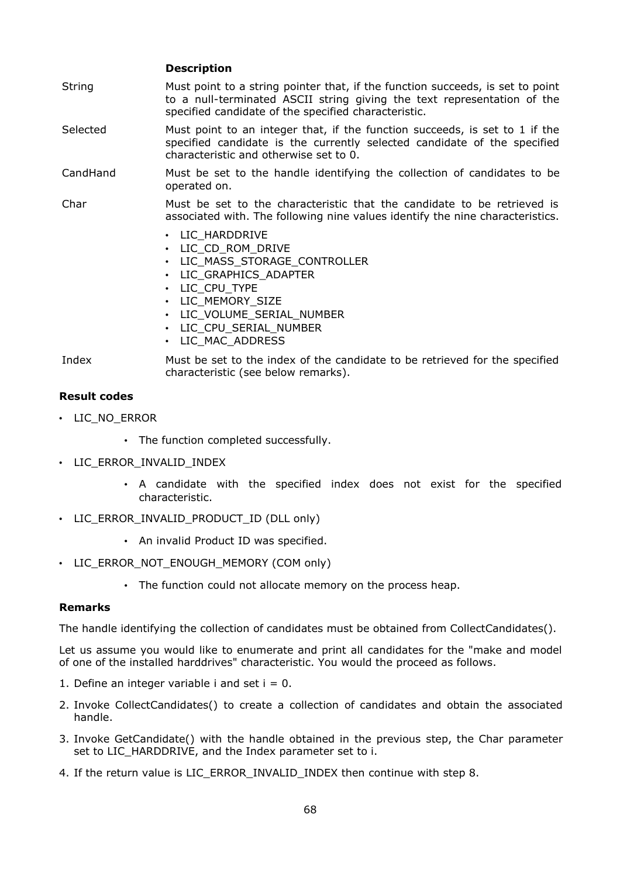| | Description |
|---|---|
| String | Must point to a string pointer that, if the function succeeds, is set to point to a null-terminated ASCII string giving the text representation of the specified candidate of the specified characteristic. |
| Selected | Must point to an integer that, if the function succeeds, is set to 1 if the specified candidate is the currently selected candidate of the specified characteristic and otherwise set to 0. |
| CandHand | Must be set to the handle identifying the collection of candidates to be operated on. |
| Char | Must be set to the characteristic that the candidate to be retrieved is associated with. The following nine values identify the nine characteristics.<br>• LIC_HARDDRIVE<br>• LIC_CD_ROM_DRIVE<br>• LIC_MASS_STORAGE_CONTROLLER<br>• LIC_GRAPHICS_ADAPTER<br>• LIC_CPU_TYPE<br>• LIC_MEMORY_SIZE<br>• LIC_VOLUME_SERIAL_NUMBER<br>• LIC_CPU_SERIAL_NUMBER<br>• LIC_MAC_ADDRESS |
| Index | Must be set to the index of the candidate to be retrieved for the specified characteristic (see below remarks). |

**Result codes**

- LIC_NO_ERROR
    - The function completed successfully.
- LIC_ERROR_INVALID_INDEX
    - A candidate with the specified index does not exist for the specified characteristic.
- LIC_ERROR_INVALID_PRODUCT_ID (DLL only)
    - An invalid Product ID was specified.
- LIC_ERROR_NOT_ENOUGH_MEMORY (COM only)
    - The function could not allocate memory on the process heap.

**Remarks**

The handle identifying the collection of candidates must be obtained from CollectCandidates().

Let us assume you would like to enumerate and print all candidates for the "make and model of one of the installed harddrives" characteristic. You would the proceed as follows.

1. Define an integer variable i and set i = 0.
2. Invoke CollectCandidates() to create a collection of candidates and obtain the associated handle.
3. Invoke GetCandidate() with the handle obtained in the previous step, the Char parameter set to LIC_HARDDRIVE, and the Index parameter set to i.
4. If the return value is LIC_ERROR_INVALID_INDEX then continue with step 8.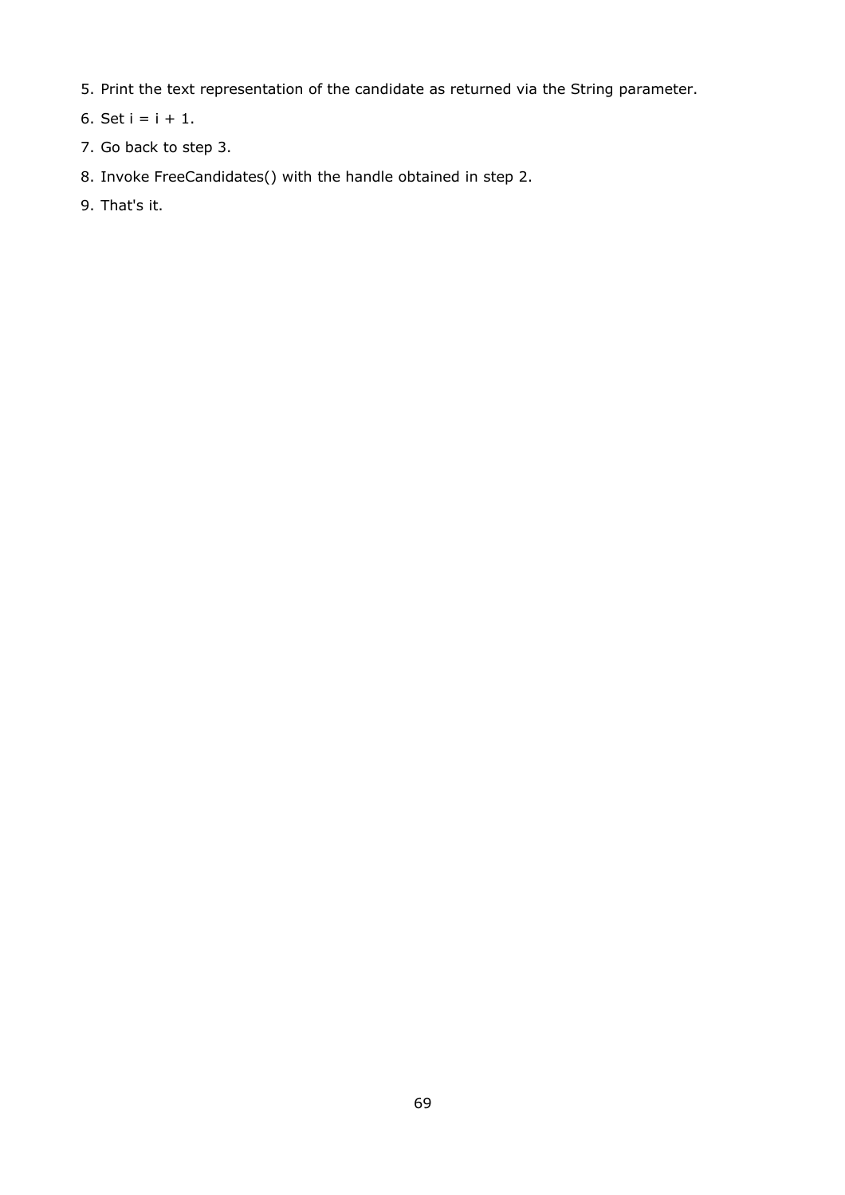5. Print the text representation of the candidate as returned via the String parameter.
6. Set i = i + 1.
7. Go back to step 3.
8. Invoke FreeCandidates() with the handle obtained in step 2.
9. That's it.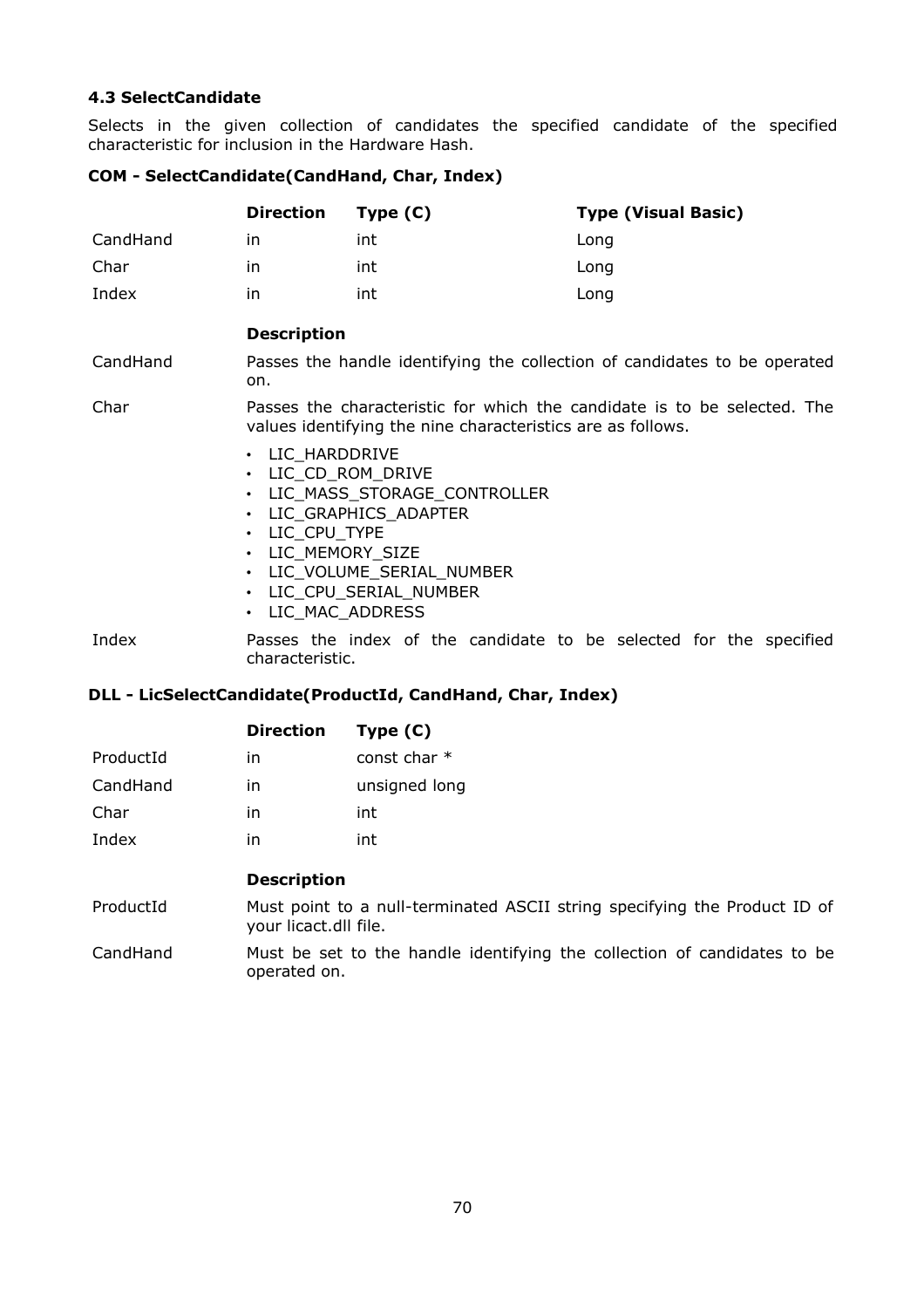### 4.3 SelectCandidate

Selects in the given collection of candidates the specified candidate of the specified characteristic for inclusion in the Hardware Hash.

**COM - SelectCandidate(CandHand, Char, Index)**

| | Direction | Type (C) | Type (Visual Basic) |
|---|---|---|---|
| CandHand | in | int | Long |
| Char | in | int | Long |
| Index | in | int | Long |

| | Description |
|---|---|
| CandHand | Passes the handle identifying the collection of candidates to be operated on. |
| Char | Passes the characteristic for which the candidate is to be selected. The values identifying the nine characteristics are as follows.<br>• LIC_HARDDRIVE<br>• LIC_CD_ROM_DRIVE<br>• LIC_MASS_STORAGE_CONTROLLER<br>• LIC_GRAPHICS_ADAPTER<br>• LIC_CPU_TYPE<br>• LIC_MEMORY_SIZE<br>• LIC_VOLUME_SERIAL_NUMBER<br>• LIC_CPU_SERIAL_NUMBER<br>• LIC_MAC_ADDRESS |
| Index | Passes the index of the candidate to be selected for the specified characteristic. |

**DLL - LicSelectCandidate(ProductId, CandHand, Char, Index)**

| | Direction | Type (C) |
|---|---|---|
| ProductId | in | const char * |
| CandHand | in | unsigned long |
| Char | in | int |
| Index | in | int |

| | Description |
|---|---|
| ProductId | Must point to a null-terminated ASCII string specifying the Product ID of your licact.dll file. |
| CandHand | Must be set to the handle identifying the collection of candidates to be operated on. |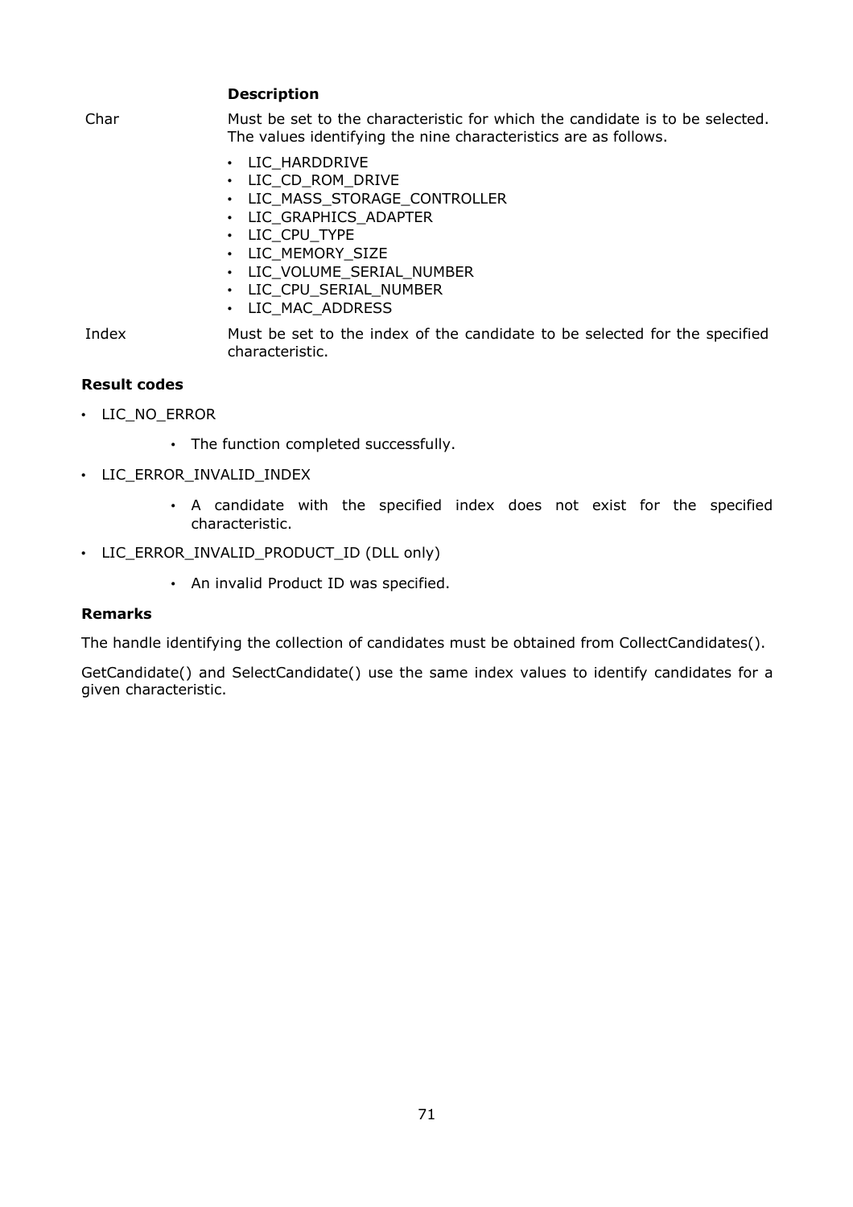| | Description |
| --- | --- |
| Char | Must be set to the characteristic for which the candidate is to be selected. The values identifying the nine characteristics are as follows.<br>• LIC_HARDDRIVE<br>• LIC_CD_ROM_DRIVE<br>• LIC_MASS_STORAGE_CONTROLLER<br>• LIC_GRAPHICS_ADAPTER<br>• LIC_CPU_TYPE<br>• LIC_MEMORY_SIZE<br>• LIC_VOLUME_SERIAL_NUMBER<br>• LIC_CPU_SERIAL_NUMBER<br>• LIC_MAC_ADDRESS |
| Index | Must be set to the index of the candidate to be selected for the specified characteristic. |

**Result codes**

- LIC_NO_ERROR
  - The function completed successfully.
- LIC_ERROR_INVALID_INDEX
  - A candidate with the specified index does not exist for the specified characteristic.
- LIC_ERROR_INVALID_PRODUCT_ID (DLL only)
  - An invalid Product ID was specified.

**Remarks**

The handle identifying the collection of candidates must be obtained from CollectCandidates().

GetCandidate() and SelectCandidate() use the same index values to identify candidates for a given characteristic.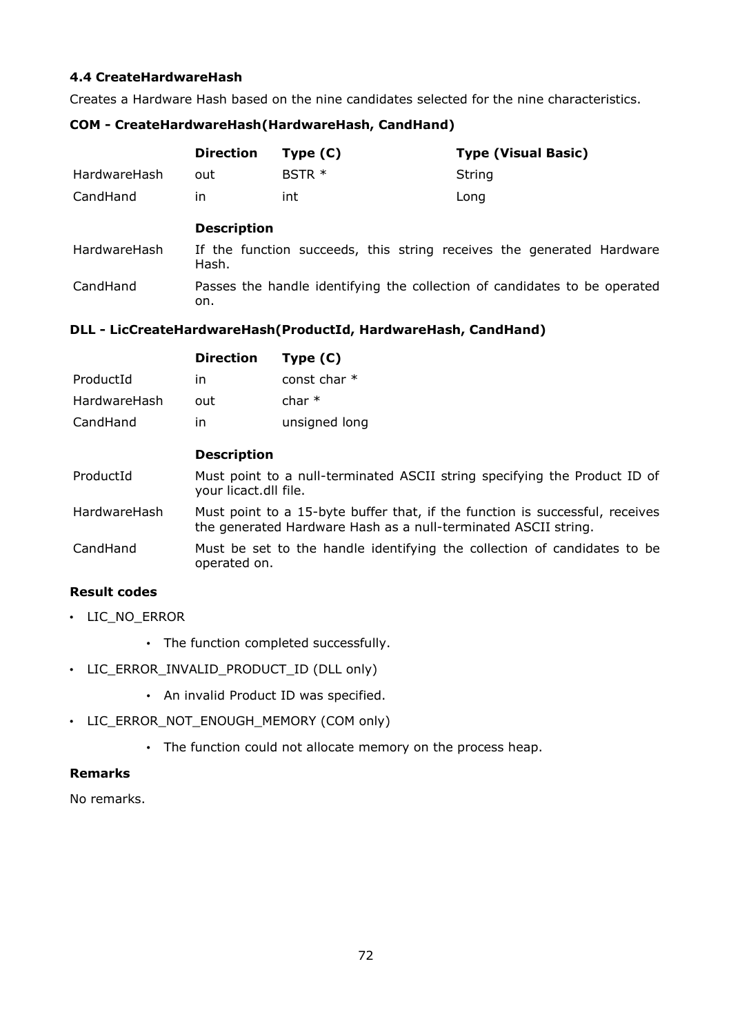### 4.4 CreateHardwareHash

Creates a Hardware Hash based on the nine candidates selected for the nine characteristics.

**COM - CreateHardwareHash(HardwareHash, CandHand)**

| | Direction | Type (C) | Type (Visual Basic) |
|---|---|---|---|
| HardwareHash | out | BSTR * | String |
| CandHand | in | int | Long |

| | Description |
|---|---|
| HardwareHash | If the function succeeds, this string receives the generated Hardware Hash. |
| CandHand | Passes the handle identifying the collection of candidates to be operated on. |

**DLL - LicCreateHardwareHash(ProductId, HardwareHash, CandHand)**

| | Direction | Type (C) |
|---|---|---|
| ProductId | in | const char * |
| HardwareHash | out | char * |
| CandHand | in | unsigned long |

| | Description |
|---|---|
| ProductId | Must point to a null-terminated ASCII string specifying the Product ID of your licact.dll file. |
| HardwareHash | Must point to a 15-byte buffer that, if the function is successful, receives the generated Hardware Hash as a null-terminated ASCII string. |
| CandHand | Must be set to the handle identifying the collection of candidates to be operated on. |

**Result codes**

- LIC_NO_ERROR
    - The function completed successfully.
- LIC_ERROR_INVALID_PRODUCT_ID (DLL only)
    - An invalid Product ID was specified.
- LIC_ERROR_NOT_ENOUGH_MEMORY (COM only)
    - The function could not allocate memory on the process heap.

**Remarks**

No remarks.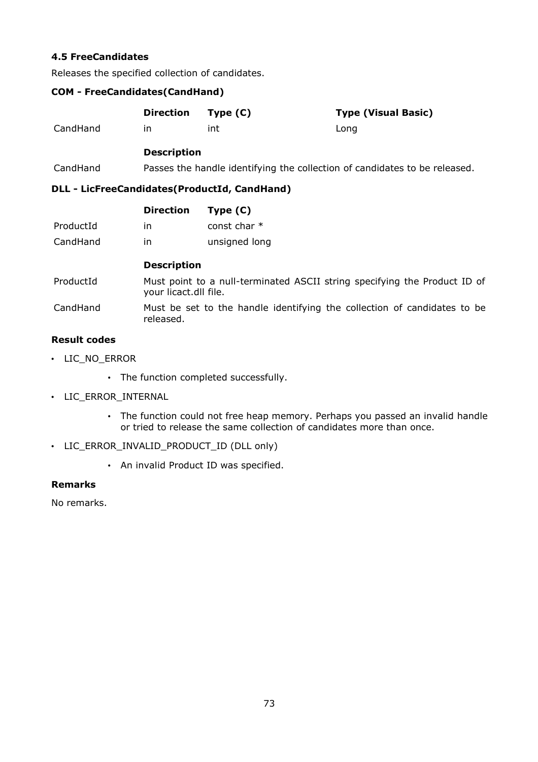### 4.5 FreeCandidates

Releases the specified collection of candidates.

**COM - FreeCandidates(CandHand)**

| | Direction | Type (C) | Type (Visual Basic) |
|---|---|---|---|
| CandHand | in | int | Long |

| | Description |
|---|---|
| CandHand | Passes the handle identifying the collection of candidates to be released. |

**DLL - LicFreeCandidates(ProductId, CandHand)**

| | Direction | Type (C) |
|---|---|---|
| ProductId | in | const char * |
| CandHand | in | unsigned long |

| | Description |
|---|---|
| ProductId | Must point to a null-terminated ASCII string specifying the Product ID of your licact.dll file. |
| CandHand | Must be set to the handle identifying the collection of candidates to be released. |

**Result codes**

- LIC_NO_ERROR
  - The function completed successfully.
- LIC_ERROR_INTERNAL
  - The function could not free heap memory. Perhaps you passed an invalid handle or tried to release the same collection of candidates more than once.
- LIC_ERROR_INVALID_PRODUCT_ID (DLL only)
  - An invalid Product ID was specified.

**Remarks**

No remarks.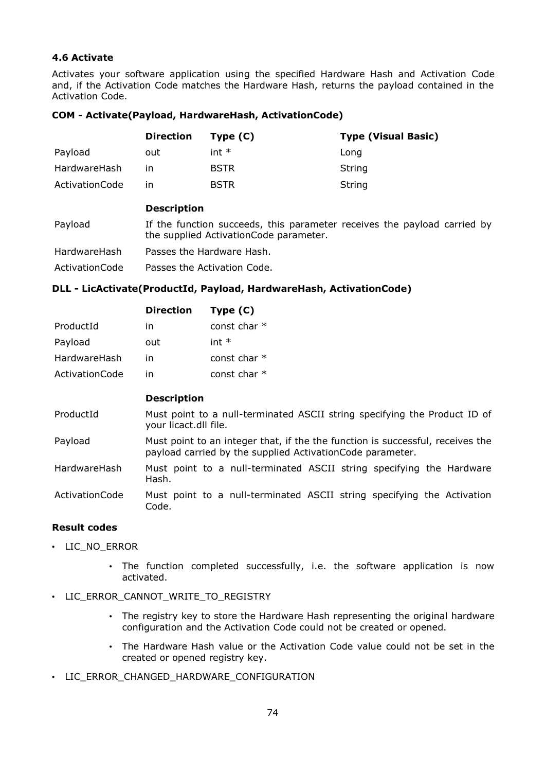### 4.6 Activate

Activates your software application using the specified Hardware Hash and Activation Code and, if the Activation Code matches the Hardware Hash, returns the payload contained in the Activation Code.

**COM - Activate(Payload, HardwareHash, ActivationCode)**

| | Direction | Type (C) | Type (Visual Basic) |
|---|---|---|---|
| Payload | out | int * | Long |
| HardwareHash | in | BSTR | String |
| ActivationCode | in | BSTR | String |

| | Description |
|---|---|
| Payload | If the function succeeds, this parameter receives the payload carried by the supplied ActivationCode parameter. |
| HardwareHash | Passes the Hardware Hash. |
| ActivationCode | Passes the Activation Code. |

**DLL - LicActivate(ProductId, Payload, HardwareHash, ActivationCode)**

| | Direction | Type (C) |
|---|---|---|
| ProductId | in | const char * |
| Payload | out | int * |
| HardwareHash | in | const char * |
| ActivationCode | in | const char * |

| | Description |
|---|---|
| ProductId | Must point to a null-terminated ASCII string specifying the Product ID of your licact.dll file. |
| Payload | Must point to an integer that, if the the function is successful, receives the payload carried by the supplied ActivationCode parameter. |
| HardwareHash | Must point to a null-terminated ASCII string specifying the Hardware Hash. |
| ActivationCode | Must point to a null-terminated ASCII string specifying the Activation Code. |

**Result codes**

- LIC_NO_ERROR
  - The function completed successfully, i.e. the software application is now activated.
- LIC_ERROR_CANNOT_WRITE_TO_REGISTRY
  - The registry key to store the Hardware Hash representing the original hardware configuration and the Activation Code could not be created or opened.
  - The Hardware Hash value or the Activation Code value could not be set in the created or opened registry key.
- LIC_ERROR_CHANGED_HARDWARE_CONFIGURATION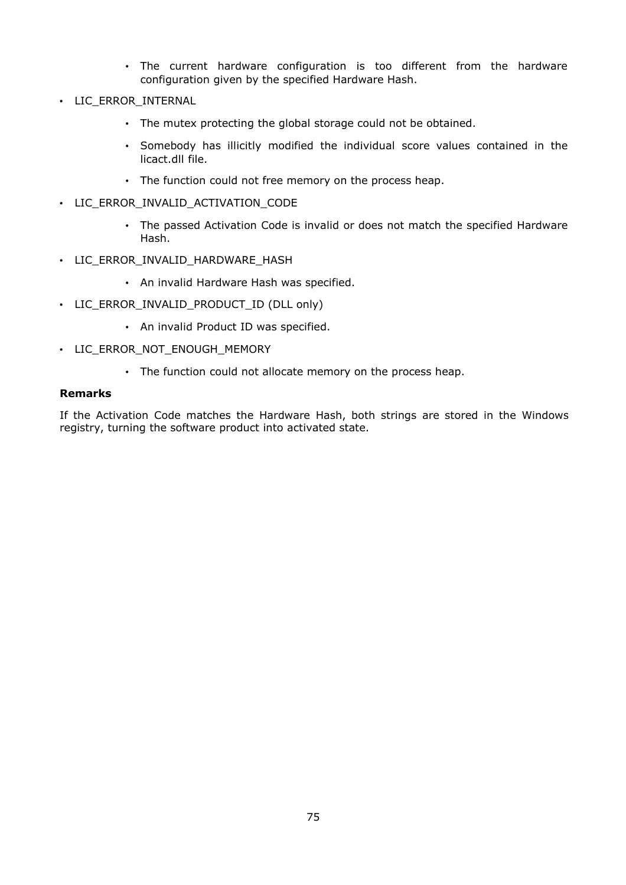- The current hardware configuration is too different from the hardware configuration given by the specified Hardware Hash.

- LIC_ERROR_INTERNAL
  - The mutex protecting the global storage could not be obtained.
  - Somebody has illicitly modified the individual score values contained in the licact.dll file.
  - The function could not free memory on the process heap.
- LIC_ERROR_INVALID_ACTIVATION_CODE
  - The passed Activation Code is invalid or does not match the specified Hardware Hash.
- LIC_ERROR_INVALID_HARDWARE_HASH
  - An invalid Hardware Hash was specified.
- LIC_ERROR_INVALID_PRODUCT_ID (DLL only)
  - An invalid Product ID was specified.
- LIC_ERROR_NOT_ENOUGH_MEMORY
  - The function could not allocate memory on the process heap.

**Remarks**

If the Activation Code matches the Hardware Hash, both strings are stored in the Windows registry, turning the software product into activated state.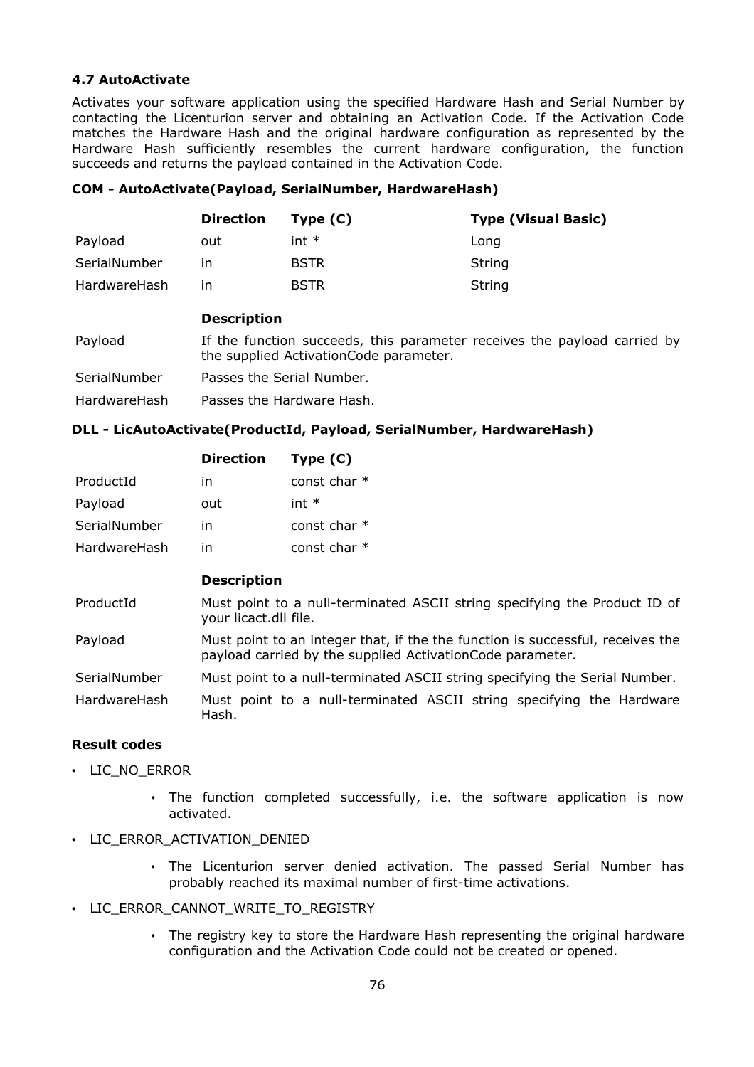### 4.7 AutoActivate

Activates your software application using the specified Hardware Hash and Serial Number by contacting the Licenturion server and obtaining an Activation Code. If the Activation Code matches the Hardware Hash and the original hardware configuration as represented by the Hardware Hash sufficiently resembles the current hardware configuration, the function succeeds and returns the payload contained in the Activation Code.

**COM - AutoActivate(Payload, SerialNumber, HardwareHash)**

| | Direction | Type (C) | Type (Visual Basic) |
|---|---|---|---|
| Payload | out | int * | Long |
| SerialNumber | in | BSTR | String |
| HardwareHash | in | BSTR | String |

| | Description |
|---|---|
| Payload | If the function succeeds, this parameter receives the payload carried by the supplied ActivationCode parameter. |
| SerialNumber | Passes the Serial Number. |
| HardwareHash | Passes the Hardware Hash. |

**DLL - LicAutoActivate(ProductId, Payload, SerialNumber, HardwareHash)**

| | Direction | Type (C) |
|---|---|---|
| ProductId | in | const char * |
| Payload | out | int * |
| SerialNumber | in | const char * |
| HardwareHash | in | const char * |

| | Description |
|---|---|
| ProductId | Must point to a null-terminated ASCII string specifying the Product ID of your licact.dll file. |
| Payload | Must point to an integer that, if the the function is successful, receives the payload carried by the supplied ActivationCode parameter. |
| SerialNumber | Must point to a null-terminated ASCII string specifying the Serial Number. |
| HardwareHash | Must point to a null-terminated ASCII string specifying the Hardware Hash. |

**Result codes**

- LIC_NO_ERROR
  - The function completed successfully, i.e. the software application is now activated.
- LIC_ERROR_ACTIVATION_DENIED
  - The Licenturion server denied activation. The passed Serial Number has probably reached its maximal number of first-time activations.
- LIC_ERROR_CANNOT_WRITE_TO_REGISTRY
  - The registry key to store the Hardware Hash representing the original hardware configuration and the Activation Code could not be created or opened.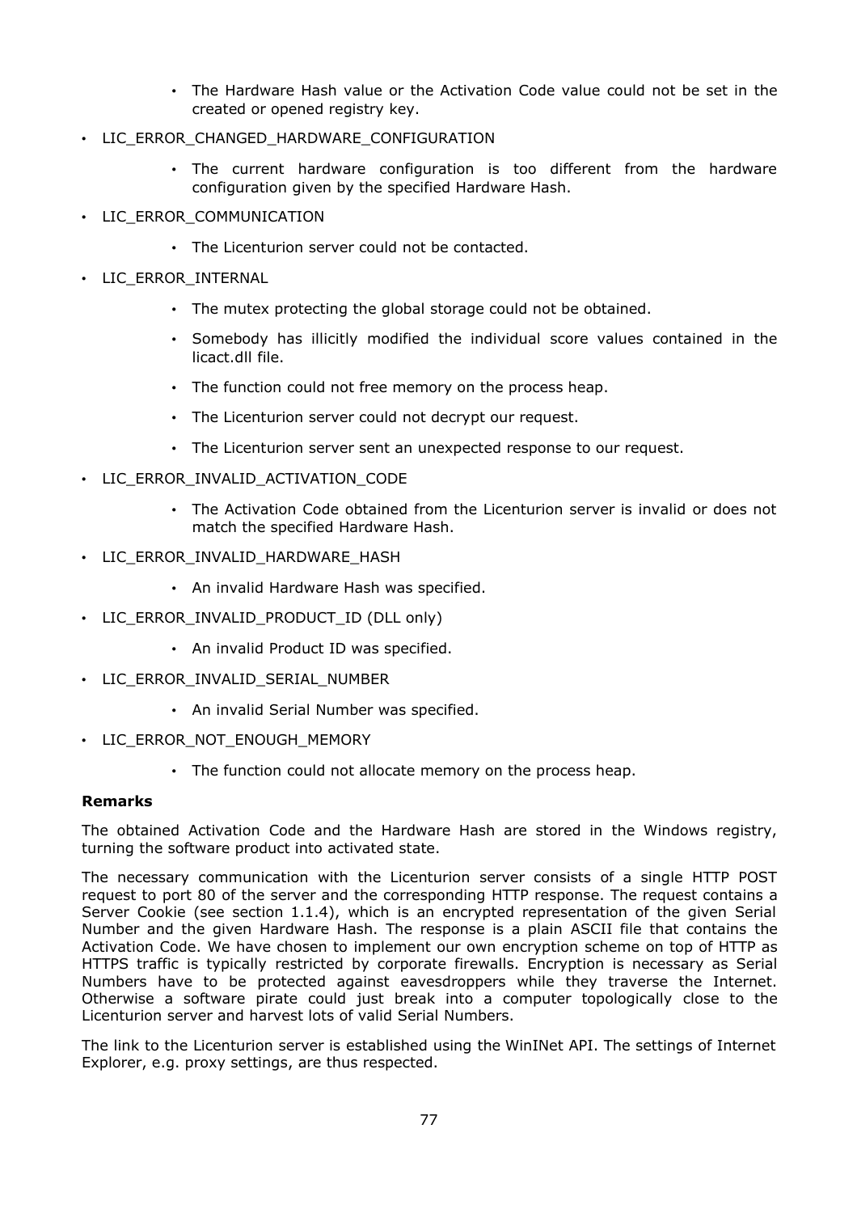- The Hardware Hash value or the Activation Code value could not be set in the created or opened registry key.
- LIC_ERROR_CHANGED_HARDWARE_CONFIGURATION
    - The current hardware configuration is too different from the hardware configuration given by the specified Hardware Hash.
- LIC_ERROR_COMMUNICATION
    - The Licenturion server could not be contacted.
- LIC_ERROR_INTERNAL
    - The mutex protecting the global storage could not be obtained.
    - Somebody has illicitly modified the individual score values contained in the licact.dll file.
    - The function could not free memory on the process heap.
    - The Licenturion server could not decrypt our request.
    - The Licenturion server sent an unexpected response to our request.
- LIC_ERROR_INVALID_ACTIVATION_CODE
    - The Activation Code obtained from the Licenturion server is invalid or does not match the specified Hardware Hash.
- LIC_ERROR_INVALID_HARDWARE_HASH
    - An invalid Hardware Hash was specified.
- LIC_ERROR_INVALID_PRODUCT_ID (DLL only)
    - An invalid Product ID was specified.
- LIC_ERROR_INVALID_SERIAL_NUMBER
    - An invalid Serial Number was specified.
- LIC_ERROR_NOT_ENOUGH_MEMORY
    - The function could not allocate memory on the process heap.

**Remarks**

The obtained Activation Code and the Hardware Hash are stored in the Windows registry, turning the software product into activated state.

The necessary communication with the Licenturion server consists of a single HTTP POST request to port 80 of the server and the corresponding HTTP response. The request contains a Server Cookie (see section 1.1.4), which is an encrypted representation of the given Serial Number and the given Hardware Hash. The response is a plain ASCII file that contains the Activation Code. We have chosen to implement our own encryption scheme on top of HTTP as HTTPS traffic is typically restricted by corporate firewalls. Encryption is necessary as Serial Numbers have to be protected against eavesdroppers while they traverse the Internet. Otherwise a software pirate could just break into a computer topologically close to the Licenturion server and harvest lots of valid Serial Numbers.

The link to the Licenturion server is established using the WinINet API. The settings of Internet Explorer, e.g. proxy settings, are thus respected.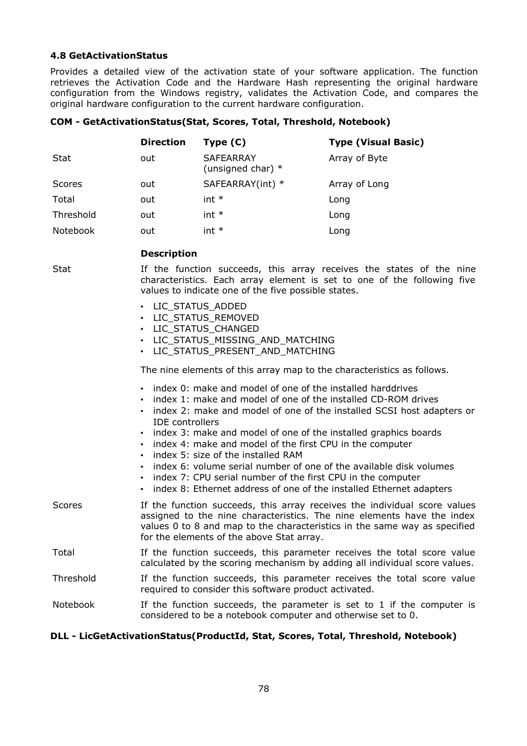### 4.8 GetActivationStatus

Provides a detailed view of the activation state of your software application. The function retrieves the Activation Code and the Hardware Hash representing the original hardware configuration from the Windows registry, validates the Activation Code, and compares the original hardware configuration to the current hardware configuration.

**COM - GetActivationStatus(Stat, Scores, Total, Threshold, Notebook)**

| | Direction | Type (C) | Type (Visual Basic) |
|---|---|---|---|
| Stat | out | SAFEARRAY (unsigned char) * | Array of Byte |
| Scores | out | SAFEARRAY(int) * | Array of Long |
| Total | out | int * | Long |
| Threshold | out | int * | Long |
| Notebook | out | int * | Long |

| | Description |
|---|---|
| Stat | If the function succeeds, this array receives the states of the nine characteristics. Each array element is set to one of the following five values to indicate one of the five possible states.<br>• LIC_STATUS_ADDED<br>• LIC_STATUS_REMOVED<br>• LIC_STATUS_CHANGED<br>• LIC_STATUS_MISSING_AND_MATCHING<br>• LIC_STATUS_PRESENT_AND_MATCHING<br>The nine elements of this array map to the characteristics as follows.<br>• index 0: make and model of one of the installed harddrives<br>• index 1: make and model of one of the installed CD-ROM drives<br>• index 2: make and model of one of the installed SCSI host adapters or IDE controllers<br>• index 3: make and model of one of the installed graphics boards<br>• index 4: make and model of the first CPU in the computer<br>• index 5: size of the installed RAM<br>• index 6: volume serial number of one of the available disk volumes<br>• index 7: CPU serial number of the first CPU in the computer<br>• index 8: Ethernet address of one of the installed Ethernet adapters |
| Scores | If the function succeeds, this array receives the individual score values assigned to the nine characteristics. The nine elements have the index values 0 to 8 and map to the characteristics in the same way as specified for the elements of the above Stat array. |
| Total | If the function succeeds, this parameter receives the total score value calculated by the scoring mechanism by adding all individual score values. |
| Threshold | If the function succeeds, this parameter receives the total score value required to consider this software product activated. |
| Notebook | If the function succeeds, the parameter is set to 1 if the computer is considered to be a notebook computer and otherwise set to 0. |

**DLL - LicGetActivationStatus(ProductId, Stat, Scores, Total, Threshold, Notebook)**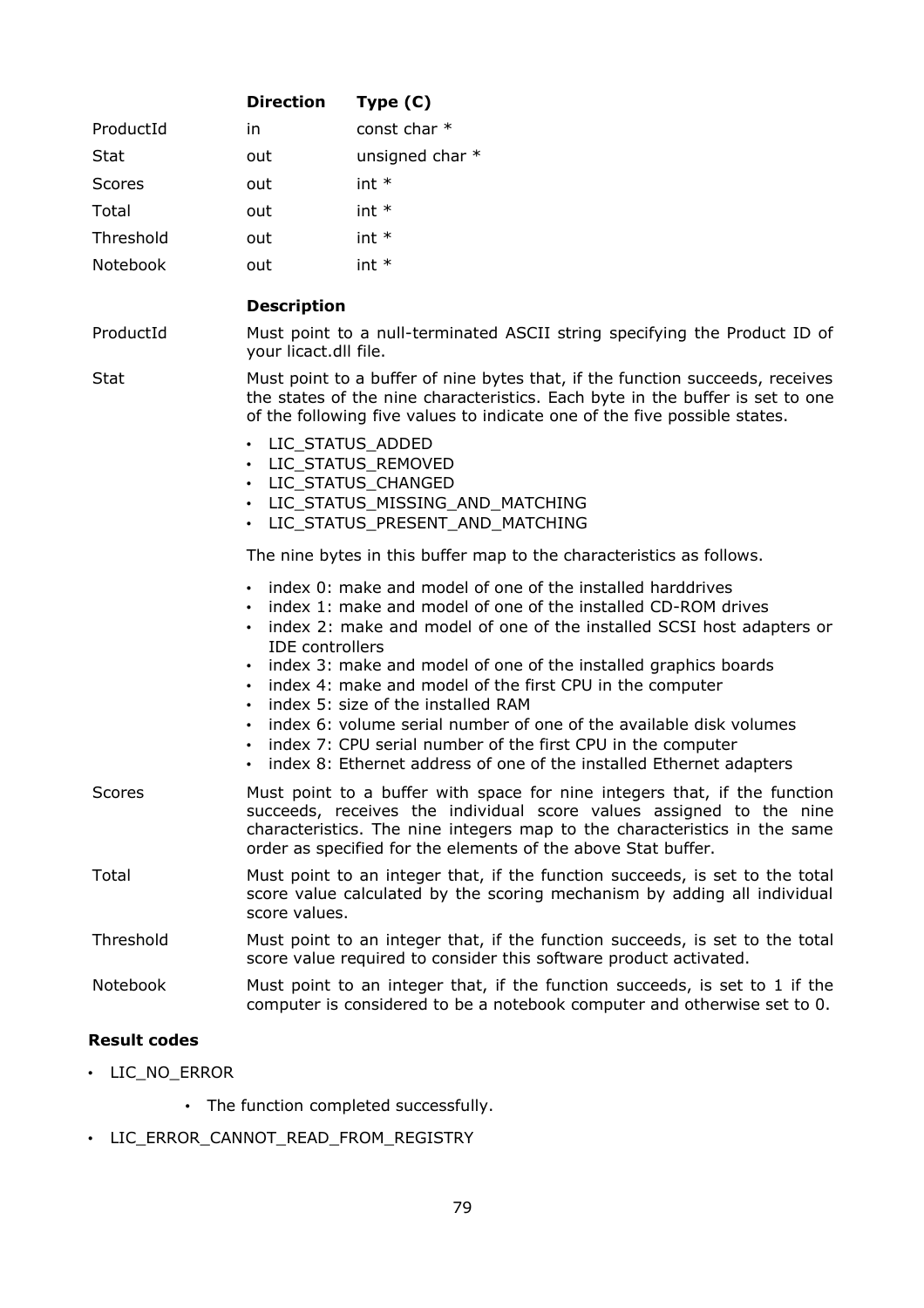| | Direction | Type (C) |
|---|---|---|
| ProductId | in | const char * |
| Stat | out | unsigned char * |
| Scores | out | int * |
| Total | out | int * |
| Threshold | out | int * |
| Notebook | out | int * |

| | Description |
|---|---|
| ProductId | Must point to a null-terminated ASCII string specifying the Product ID of your licact.dll file. |
| Stat | Must point to a buffer of nine bytes that, if the function succeeds, receives the states of the nine characteristics. Each byte in the buffer is set to one of the following five values to indicate one of the five possible states.<br>• LIC_STATUS_ADDED<br>• LIC_STATUS_REMOVED<br>• LIC_STATUS_CHANGED<br>• LIC_STATUS_MISSING_AND_MATCHING<br>• LIC_STATUS_PRESENT_AND_MATCHING<br>The nine bytes in this buffer map to the characteristics as follows.<br>• index 0: make and model of one of the installed harddrives<br>• index 1: make and model of one of the installed CD-ROM drives<br>• index 2: make and model of one of the installed SCSI host adapters or IDE controllers<br>• index 3: make and model of one of the installed graphics boards<br>• index 4: make and model of the first CPU in the computer<br>• index 5: size of the installed RAM<br>• index 6: volume serial number of one of the available disk volumes<br>• index 7: CPU serial number of the first CPU in the computer<br>• index 8: Ethernet address of one of the installed Ethernet adapters |
| Scores | Must point to a buffer with space for nine integers that, if the function succeeds, receives the individual score values assigned to the nine characteristics. The nine integers map to the characteristics in the same order as specified for the elements of the above Stat buffer. |
| Total | Must point to an integer that, if the function succeeds, is set to the total score value calculated by the scoring mechanism by adding all individual score values. |
| Threshold | Must point to an integer that, if the function succeeds, is set to the total score value required to consider this software product activated. |
| Notebook | Must point to an integer that, if the function succeeds, is set to 1 if the computer is considered to be a notebook computer and otherwise set to 0. |

**Result codes**

- LIC_NO_ERROR
    - The function completed successfully.
- LIC_ERROR_CANNOT_READ_FROM_REGISTRY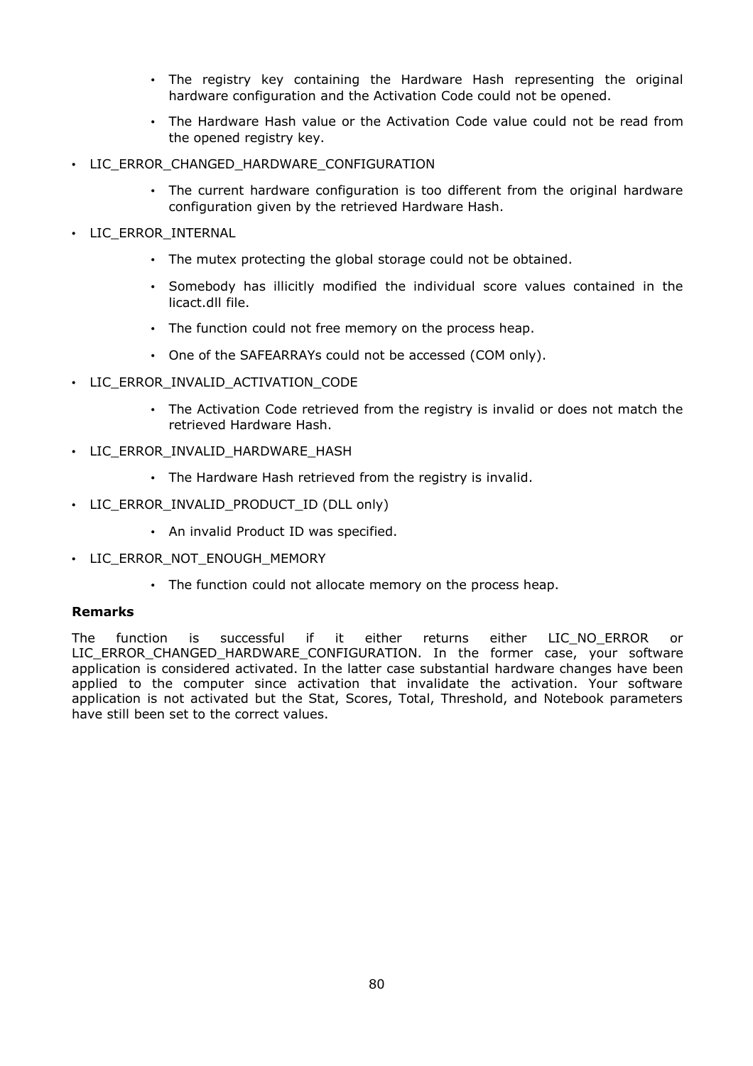- The registry key containing the Hardware Hash representing the original hardware configuration and the Activation Code could not be opened.
  - The Hardware Hash value or the Activation Code value could not be read from the opened registry key.
- LIC_ERROR_CHANGED_HARDWARE_CONFIGURATION
  - The current hardware configuration is too different from the original hardware configuration given by the retrieved Hardware Hash.
- LIC_ERROR_INTERNAL
  - The mutex protecting the global storage could not be obtained.
  - Somebody has illicitly modified the individual score values contained in the licact.dll file.
  - The function could not free memory on the process heap.
  - One of the SAFEARRAYs could not be accessed (COM only).
- LIC_ERROR_INVALID_ACTIVATION_CODE
  - The Activation Code retrieved from the registry is invalid or does not match the retrieved Hardware Hash.
- LIC_ERROR_INVALID_HARDWARE_HASH
  - The Hardware Hash retrieved from the registry is invalid.
- LIC_ERROR_INVALID_PRODUCT_ID (DLL only)
  - An invalid Product ID was specified.
- LIC_ERROR_NOT_ENOUGH_MEMORY
  - The function could not allocate memory on the process heap.

**Remarks**

The function is successful if it either returns either LIC_NO_ERROR or LIC_ERROR_CHANGED_HARDWARE_CONFIGURATION. In the former case, your software application is considered activated. In the latter case substantial hardware changes have been applied to the computer since activation that invalidate the activation. Your software application is not activated but the Stat, Scores, Total, Threshold, and Notebook parameters have still been set to the correct values.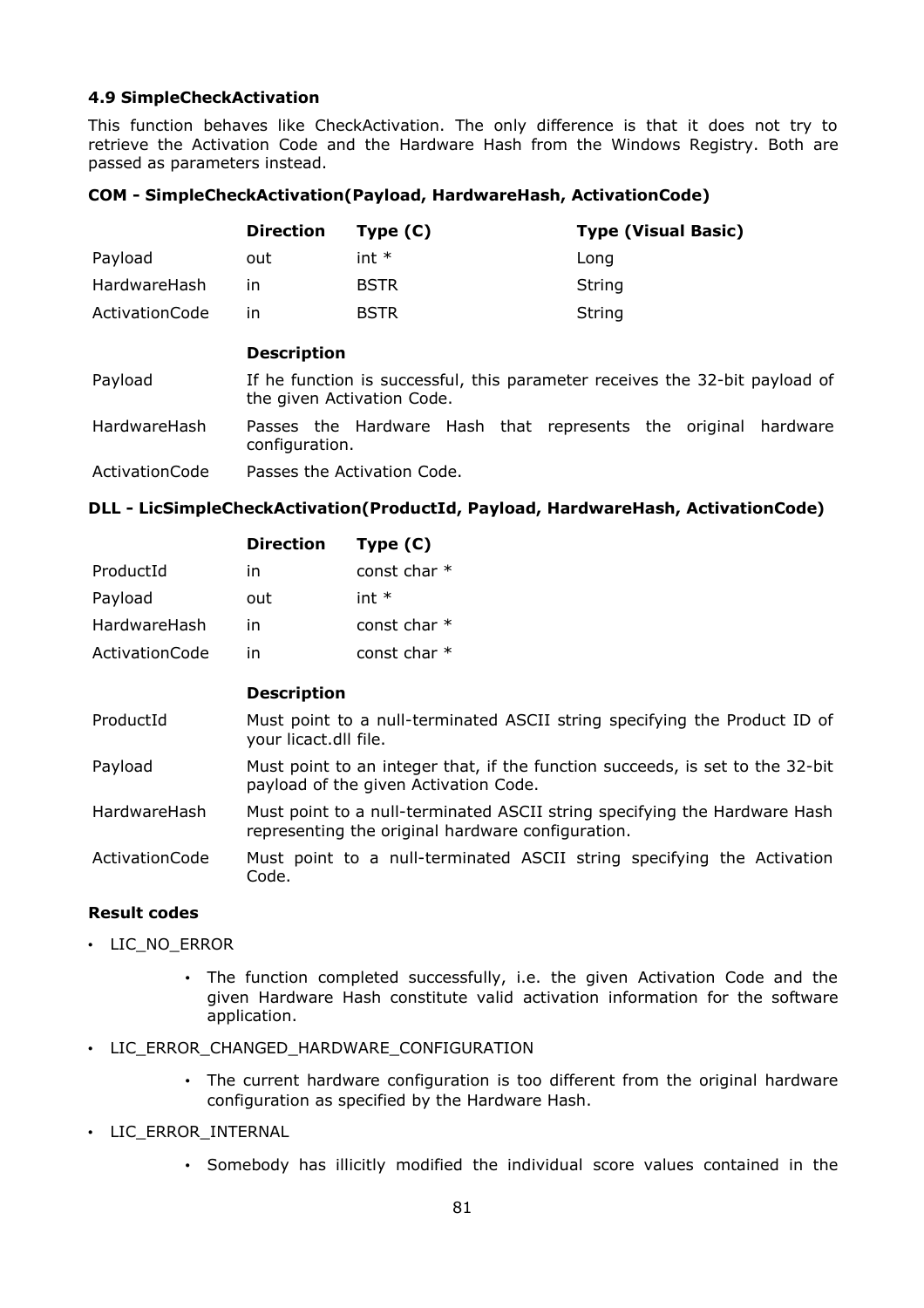### 4.9 SimpleCheckActivation

This function behaves like CheckActivation. The only difference is that it does not try to retrieve the Activation Code and the Hardware Hash from the Windows Registry. Both are passed as parameters instead.

**COM - SimpleCheckActivation(Payload, HardwareHash, ActivationCode)**

| | Direction | Type (C) | Type (Visual Basic) |
|---|---|---|---|
| Payload | out | int * | Long |
| HardwareHash | in | BSTR | String |
| ActivationCode | in | BSTR | String |

| | Description |
|---|---|
| Payload | If he function is successful, this parameter receives the 32-bit payload of the given Activation Code. |
| HardwareHash | Passes the Hardware Hash that represents the original hardware configuration. |
| ActivationCode | Passes the Activation Code. |

**DLL - LicSimpleCheckActivation(ProductId, Payload, HardwareHash, ActivationCode)**

| | Direction | Type (C) |
|---|---|---|
| ProductId | in | const char * |
| Payload | out | int * |
| HardwareHash | in | const char * |
| ActivationCode | in | const char * |

| | Description |
|---|---|
| ProductId | Must point to a null-terminated ASCII string specifying the Product ID of your licact.dll file. |
| Payload | Must point to an integer that, if the function succeeds, is set to the 32-bit payload of the given Activation Code. |
| HardwareHash | Must point to a null-terminated ASCII string specifying the Hardware Hash representing the original hardware configuration. |
| ActivationCode | Must point to a null-terminated ASCII string specifying the Activation Code. |

**Result codes**

- LIC_NO_ERROR
  - The function completed successfully, i.e. the given Activation Code and the given Hardware Hash constitute valid activation information for the software application.
- LIC_ERROR_CHANGED_HARDWARE_CONFIGURATION
  - The current hardware configuration is too different from the original hardware configuration as specified by the Hardware Hash.
- LIC_ERROR_INTERNAL
  - Somebody has illicitly modified the individual score values contained in the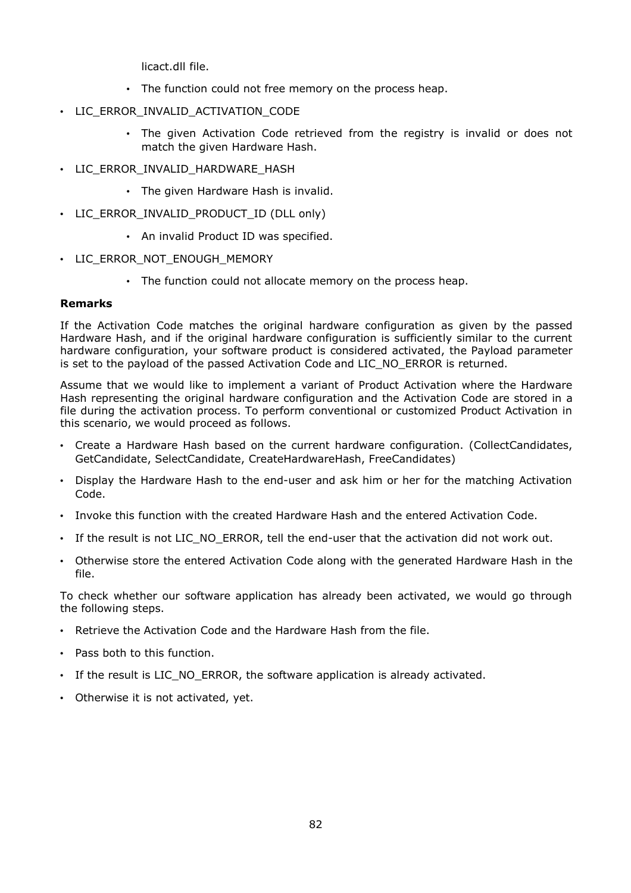licact.dll file.

    - The function could not free memory on the process heap.

- LIC_ERROR_INVALID_ACTIVATION_CODE
    - The given Activation Code retrieved from the registry is invalid or does not match the given Hardware Hash.
- LIC_ERROR_INVALID_HARDWARE_HASH
    - The given Hardware Hash is invalid.
- LIC_ERROR_INVALID_PRODUCT_ID (DLL only)
    - An invalid Product ID was specified.
- LIC_ERROR_NOT_ENOUGH_MEMORY
    - The function could not allocate memory on the process heap.

**Remarks**

If the Activation Code matches the original hardware configuration as given by the passed Hardware Hash, and if the original hardware configuration is sufficiently similar to the current hardware configuration, your software product is considered activated, the Payload parameter is set to the payload of the passed Activation Code and LIC_NO_ERROR is returned.

Assume that we would like to implement a variant of Product Activation where the Hardware Hash representing the original hardware configuration and the Activation Code are stored in a file during the activation process. To perform conventional or customized Product Activation in this scenario, we would proceed as follows.

- Create a Hardware Hash based on the current hardware configuration. (CollectCandidates, GetCandidate, SelectCandidate, CreateHardwareHash, FreeCandidates)
- Display the Hardware Hash to the end-user and ask him or her for the matching Activation Code.
- Invoke this function with the created Hardware Hash and the entered Activation Code.
- If the result is not LIC_NO_ERROR, tell the end-user that the activation did not work out.
- Otherwise store the entered Activation Code along with the generated Hardware Hash in the file.

To check whether our software application has already been activated, we would go through the following steps.

- Retrieve the Activation Code and the Hardware Hash from the file.
- Pass both to this function.
- If the result is LIC_NO_ERROR, the software application is already activated.
- Otherwise it is not activated, yet.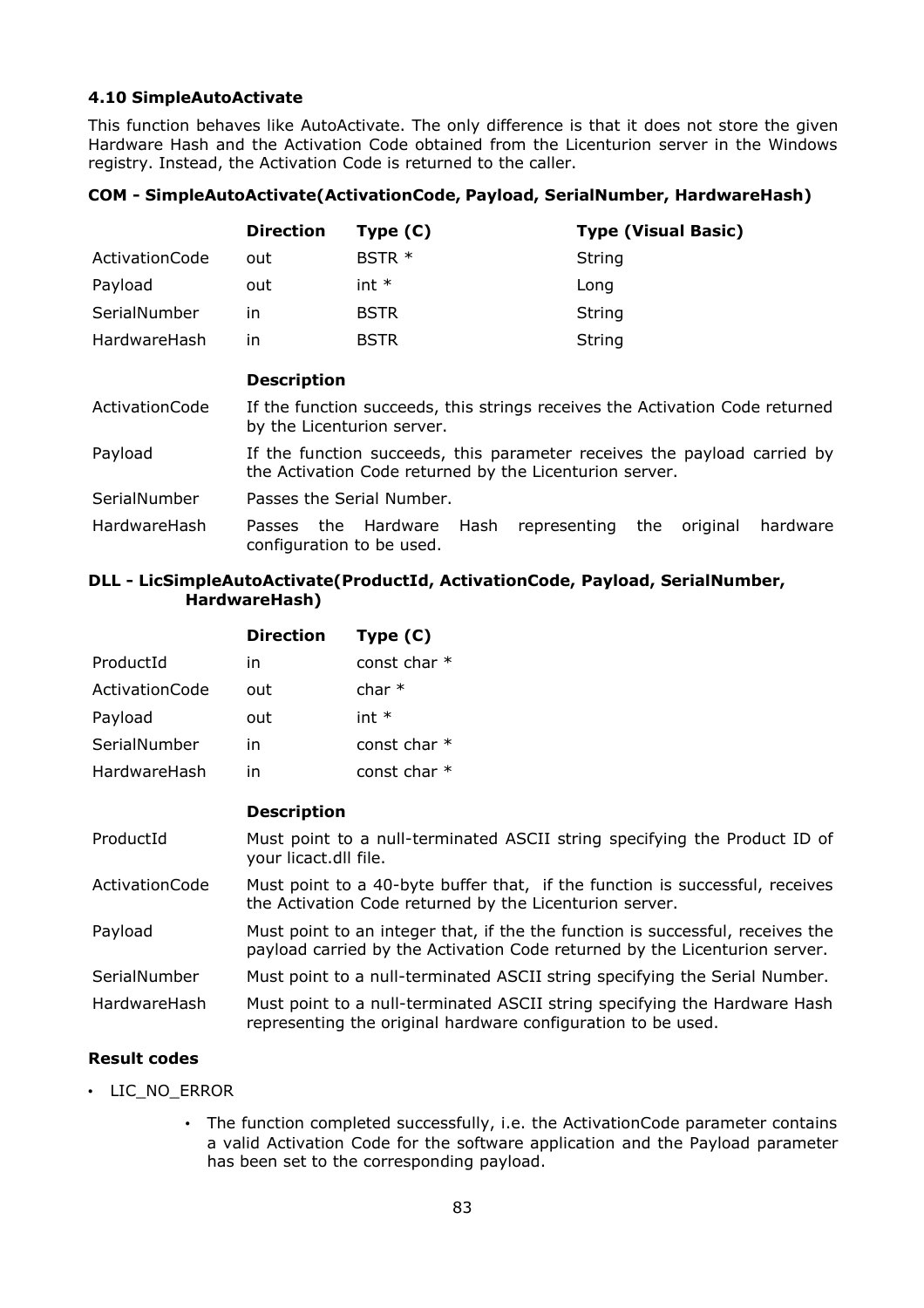### 4.10 SimpleAutoActivate

This function behaves like AutoActivate. The only difference is that it does not store the given Hardware Hash and the Activation Code obtained from the Licenturion server in the Windows registry. Instead, the Activation Code is returned to the caller.

**COM - SimpleAutoActivate(ActivationCode, Payload, SerialNumber, HardwareHash)**

| | Direction | Type (C) | Type (Visual Basic) |
|---|---|---|---|
| ActivationCode | out | BSTR * | String |
| Payload | out | int * | Long |
| SerialNumber | in | BSTR | String |
| HardwareHash | in | BSTR | String |

| | Description |
|---|---|
| ActivationCode | If the function succeeds, this strings receives the Activation Code returned by the Licenturion server. |
| Payload | If the function succeeds, this parameter receives the payload carried by the Activation Code returned by the Licenturion server. |
| SerialNumber | Passes the Serial Number. |
| HardwareHash | Passes the Hardware Hash representing the original hardware configuration to be used. |

**DLL - LicSimpleAutoActivate(ProductId, ActivationCode, Payload, SerialNumber, HardwareHash)**

| | Direction | Type (C) |
|---|---|---|
| ProductId | in | const char * |
| ActivationCode | out | char * |
| Payload | out | int * |
| SerialNumber | in | const char * |
| HardwareHash | in | const char * |

| | Description |
|---|---|
| ProductId | Must point to a null-terminated ASCII string specifying the Product ID of your licact.dll file. |
| ActivationCode | Must point to a 40-byte buffer that, if the function is successful, receives the Activation Code returned by the Licenturion server. |
| Payload | Must point to an integer that, if the the function is successful, receives the payload carried by the Activation Code returned by the Licenturion server. |
| SerialNumber | Must point to a null-terminated ASCII string specifying the Serial Number. |
| HardwareHash | Must point to a null-terminated ASCII string specifying the Hardware Hash representing the original hardware configuration to be used. |

**Result codes**

- LIC_NO_ERROR
  - The function completed successfully, i.e. the ActivationCode parameter contains a valid Activation Code for the software application and the Payload parameter has been set to the corresponding payload.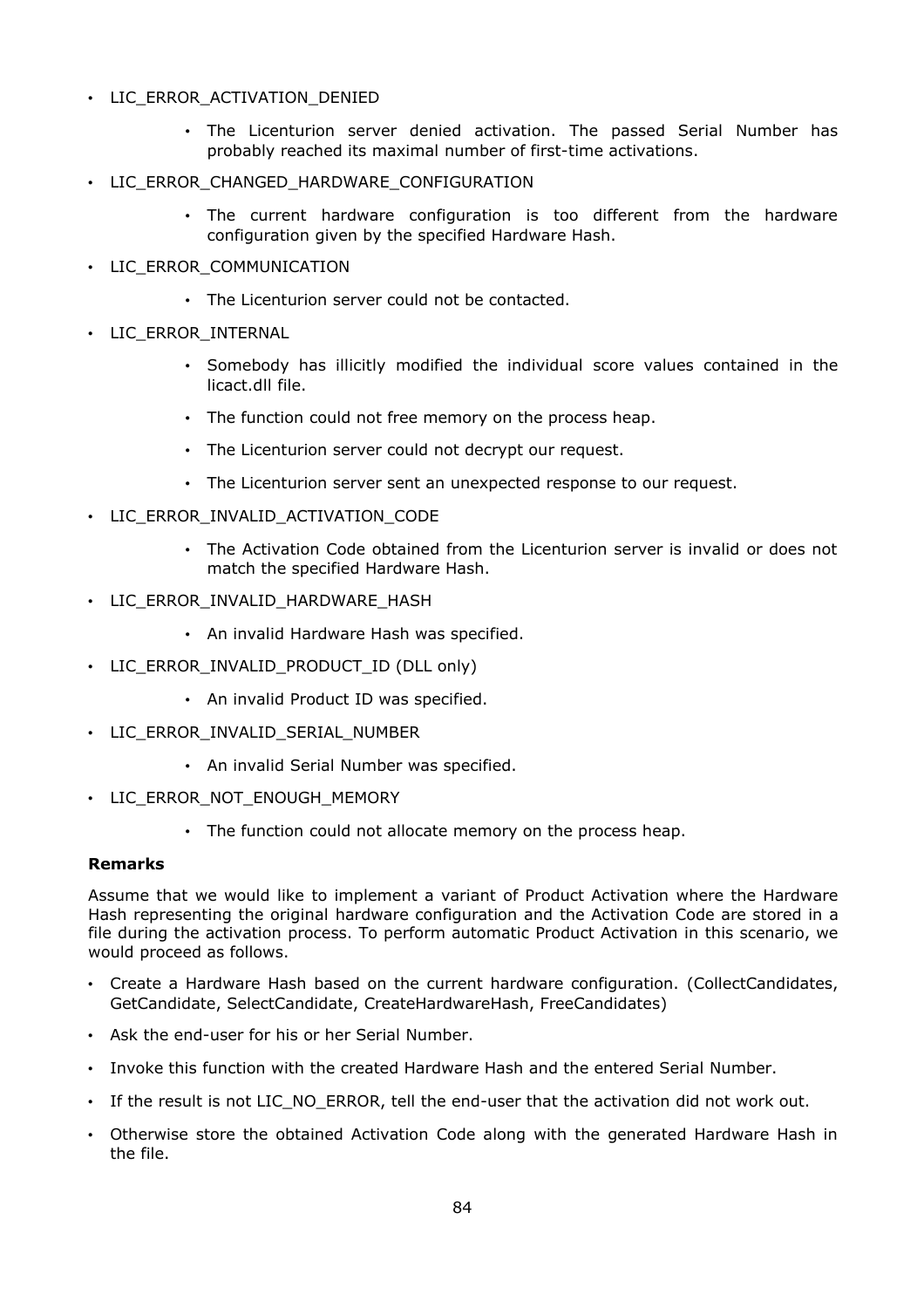- LIC_ERROR_ACTIVATION_DENIED
    - The Licenturion server denied activation. The passed Serial Number has probably reached its maximal number of first-time activations.
- LIC_ERROR_CHANGED_HARDWARE_CONFIGURATION
    - The current hardware configuration is too different from the hardware configuration given by the specified Hardware Hash.
- LIC_ERROR_COMMUNICATION
    - The Licenturion server could not be contacted.
- LIC_ERROR_INTERNAL
    - Somebody has illicitly modified the individual score values contained in the licact.dll file.
    - The function could not free memory on the process heap.
    - The Licenturion server could not decrypt our request.
    - The Licenturion server sent an unexpected response to our request.
- LIC_ERROR_INVALID_ACTIVATION_CODE
    - The Activation Code obtained from the Licenturion server is invalid or does not match the specified Hardware Hash.
- LIC_ERROR_INVALID_HARDWARE_HASH
    - An invalid Hardware Hash was specified.
- LIC_ERROR_INVALID_PRODUCT_ID (DLL only)
    - An invalid Product ID was specified.
- LIC_ERROR_INVALID_SERIAL_NUMBER
    - An invalid Serial Number was specified.
- LIC_ERROR_NOT_ENOUGH_MEMORY
    - The function could not allocate memory on the process heap.

**Remarks**

Assume that we would like to implement a variant of Product Activation where the Hardware Hash representing the original hardware configuration and the Activation Code are stored in a file during the activation process. To perform automatic Product Activation in this scenario, we would proceed as follows.

- Create a Hardware Hash based on the current hardware configuration. (CollectCandidates, GetCandidate, SelectCandidate, CreateHardwareHash, FreeCandidates)
- Ask the end-user for his or her Serial Number.
- Invoke this function with the created Hardware Hash and the entered Serial Number.
- If the result is not LIC_NO_ERROR, tell the end-user that the activation did not work out.
- Otherwise store the obtained Activation Code along with the generated Hardware Hash in the file.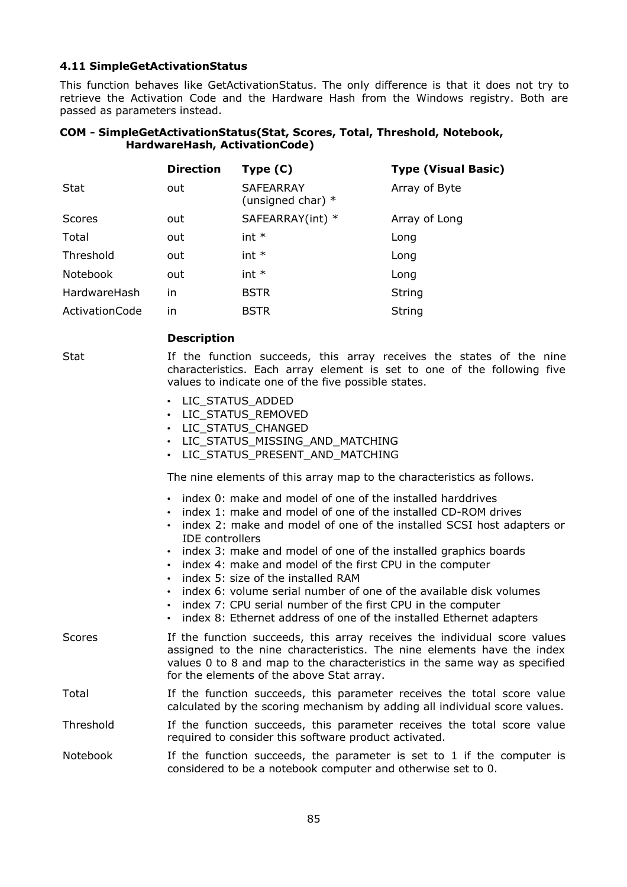### 4.11 SimpleGetActivationStatus

This function behaves like GetActivationStatus. The only difference is that it does not try to retrieve the Activation Code and the Hardware Hash from the Windows registry. Both are passed as parameters instead.

**COM - SimpleGetActivationStatus(Stat, Scores, Total, Threshold, Notebook, HardwareHash, ActivationCode)**

| | Direction | Type (C) | Type (Visual Basic) |
|---|---|---|---|
| Stat | out | SAFEARRAY (unsigned char) * | Array of Byte |
| Scores | out | SAFEARRAY(int) * | Array of Long |
| Total | out | int * | Long |
| Threshold | out | int * | Long |
| Notebook | out | int * | Long |
| HardwareHash | in | BSTR | String |
| ActivationCode | in | BSTR | String |

| | Description |
|---|---|
| Stat | If the function succeeds, this array receives the states of the nine characteristics. Each array element is set to one of the following five values to indicate one of the five possible states.<br>• LIC_STATUS_ADDED<br>• LIC_STATUS_REMOVED<br>• LIC_STATUS_CHANGED<br>• LIC_STATUS_MISSING_AND_MATCHING<br>• LIC_STATUS_PRESENT_AND_MATCHING<br><br>The nine elements of this array map to the characteristics as follows.<br>• index 0: make and model of one of the installed harddrives<br>• index 1: make and model of one of the installed CD-ROM drives<br>• index 2: make and model of one of the installed SCSI host adapters or IDE controllers<br>• index 3: make and model of one of the installed graphics boards<br>• index 4: make and model of the first CPU in the computer<br>• index 5: size of the installed RAM<br>• index 6: volume serial number of one of the available disk volumes<br>• index 7: CPU serial number of the first CPU in the computer<br>• index 8: Ethernet address of one of the installed Ethernet adapters |
| Scores | If the function succeeds, this array receives the individual score values assigned to the nine characteristics. The nine elements have the index values 0 to 8 and map to the characteristics in the same way as specified for the elements of the above Stat array. |
| Total | If the function succeeds, this parameter receives the total score value calculated by the scoring mechanism by adding all individual score values. |
| Threshold | If the function succeeds, this parameter receives the total score value required to consider this software product activated. |
| Notebook | If the function succeeds, the parameter is set to 1 if the computer is considered to be a notebook computer and otherwise set to 0. |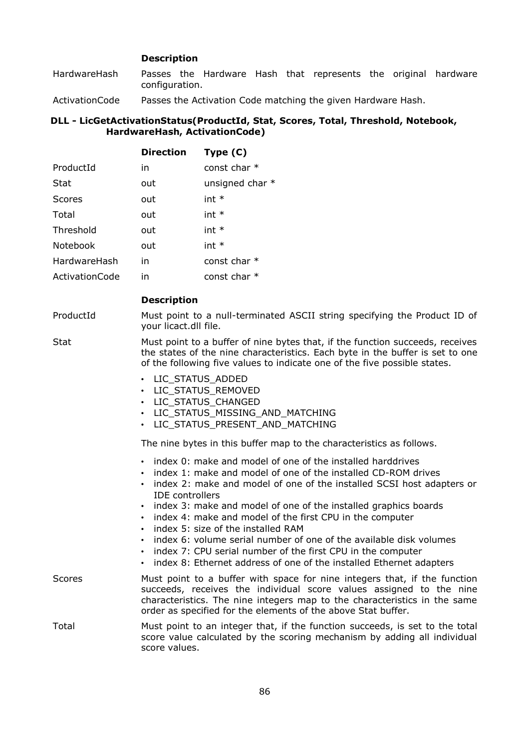| | **Description** |
|---|---|
| HardwareHash | Passes the Hardware Hash that represents the original hardware configuration. |
| ActivationCode | Passes the Activation Code matching the given Hardware Hash. |

**DLL - LicGetActivationStatus(ProductId, Stat, Scores, Total, Threshold, Notebook, HardwareHash, ActivationCode)**

| | **Direction** | **Type (C)** |
|---|---|---|
| ProductId | in | const char * |
| Stat | out | unsigned char * |
| Scores | out | int * |
| Total | out | int * |
| Threshold | out | int * |
| Notebook | out | int * |
| HardwareHash | in | const char * |
| ActivationCode | in | const char * |

**Description**

ProductId — Must point to a null-terminated ASCII string specifying the Product ID of your licact.dll file.

Stat — Must point to a buffer of nine bytes that, if the function succeeds, receives the states of the nine characteristics. Each byte in the buffer is set to one of the following five values to indicate one of the five possible states.

- LIC_STATUS_ADDED
- LIC_STATUS_REMOVED
- LIC_STATUS_CHANGED
- LIC_STATUS_MISSING_AND_MATCHING
- LIC_STATUS_PRESENT_AND_MATCHING

The nine bytes in this buffer map to the characteristics as follows.

- index 0: make and model of one of the installed harddrives
- index 1: make and model of one of the installed CD-ROM drives
- index 2: make and model of one of the installed SCSI host adapters or IDE controllers
- index 3: make and model of one of the installed graphics boards
- index 4: make and model of the first CPU in the computer
- index 5: size of the installed RAM
- index 6: volume serial number of one of the available disk volumes
- index 7: CPU serial number of the first CPU in the computer
- index 8: Ethernet address of one of the installed Ethernet adapters

Scores — Must point to a buffer with space for nine integers that, if the function succeeds, receives the individual score values assigned to the nine characteristics. The nine integers map to the characteristics in the same order as specified for the elements of the above Stat buffer.

Total — Must point to an integer that, if the function succeeds, is set to the total score value calculated by the scoring mechanism by adding all individual score values.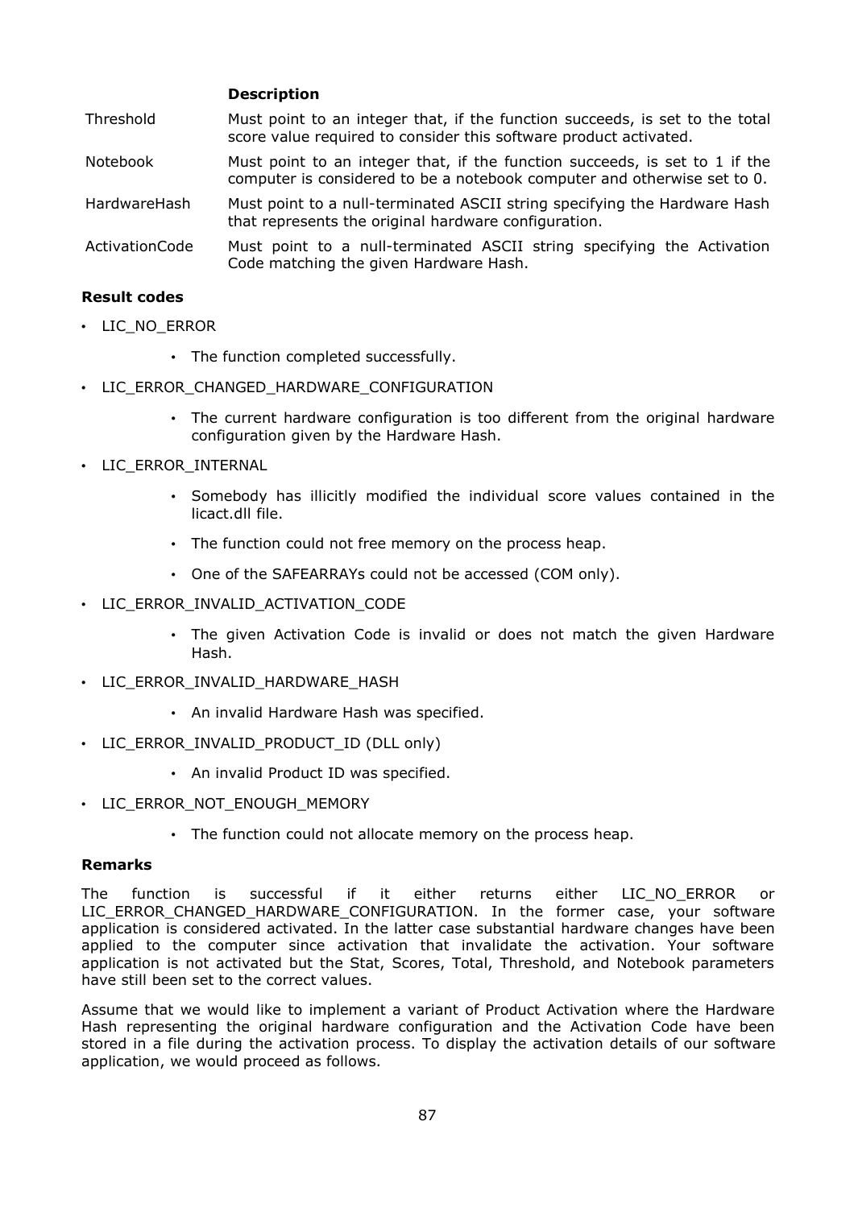| | Description |
|---|---|
| Threshold | Must point to an integer that, if the function succeeds, is set to the total score value required to consider this software product activated. |
| Notebook | Must point to an integer that, if the function succeeds, is set to 1 if the computer is considered to be a notebook computer and otherwise set to 0. |
| HardwareHash | Must point to a null-terminated ASCII string specifying the Hardware Hash that represents the original hardware configuration. |
| ActivationCode | Must point to a null-terminated ASCII string specifying the Activation Code matching the given Hardware Hash. |

**Result codes**

- LIC_NO_ERROR
  - The function completed successfully.
- LIC_ERROR_CHANGED_HARDWARE_CONFIGURATION
  - The current hardware configuration is too different from the original hardware configuration given by the Hardware Hash.
- LIC_ERROR_INTERNAL
  - Somebody has illicitly modified the individual score values contained in the licact.dll file.
  - The function could not free memory on the process heap.
  - One of the SAFEARRAYs could not be accessed (COM only).
- LIC_ERROR_INVALID_ACTIVATION_CODE
  - The given Activation Code is invalid or does not match the given Hardware Hash.
- LIC_ERROR_INVALID_HARDWARE_HASH
  - An invalid Hardware Hash was specified.
- LIC_ERROR_INVALID_PRODUCT_ID (DLL only)
  - An invalid Product ID was specified.
- LIC_ERROR_NOT_ENOUGH_MEMORY
  - The function could not allocate memory on the process heap.

**Remarks**

The function is successful if it either returns either LIC_NO_ERROR or LIC_ERROR_CHANGED_HARDWARE_CONFIGURATION. In the former case, your software application is considered activated. In the latter case substantial hardware changes have been applied to the computer since activation that invalidate the activation. Your software application is not activated but the Stat, Scores, Total, Threshold, and Notebook parameters have still been set to the correct values.

Assume that we would like to implement a variant of Product Activation where the Hardware Hash representing the original hardware configuration and the Activation Code have been stored in a file during the activation process. To display the activation details of our software application, we would proceed as follows.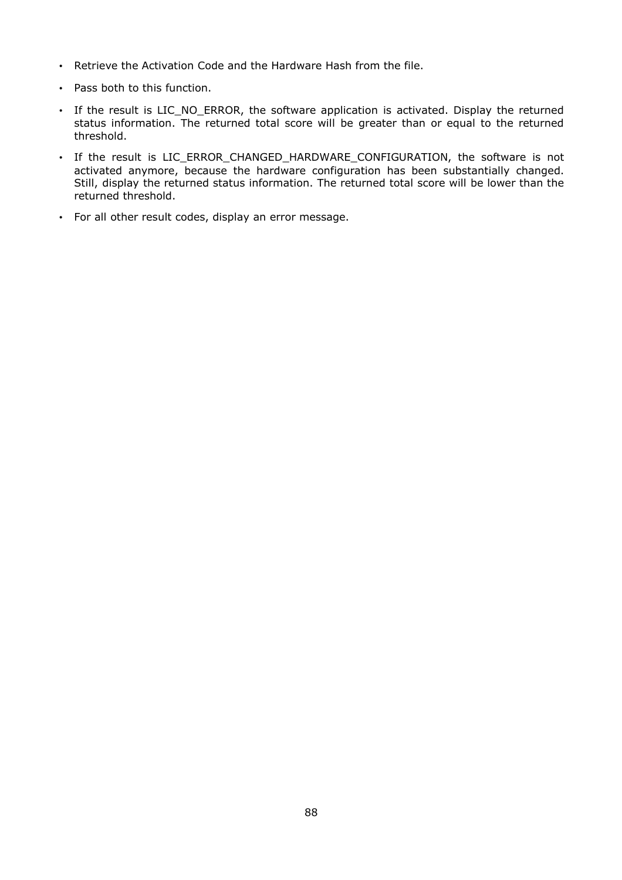- Retrieve the Activation Code and the Hardware Hash from the file.
- Pass both to this function.
- If the result is LIC_NO_ERROR, the software application is activated. Display the returned status information. The returned total score will be greater than or equal to the returned threshold.
- If the result is LIC_ERROR_CHANGED_HARDWARE_CONFIGURATION, the software is not activated anymore, because the hardware configuration has been substantially changed. Still, display the returned status information. The returned total score will be lower than the returned threshold.
- For all other result codes, display an error message.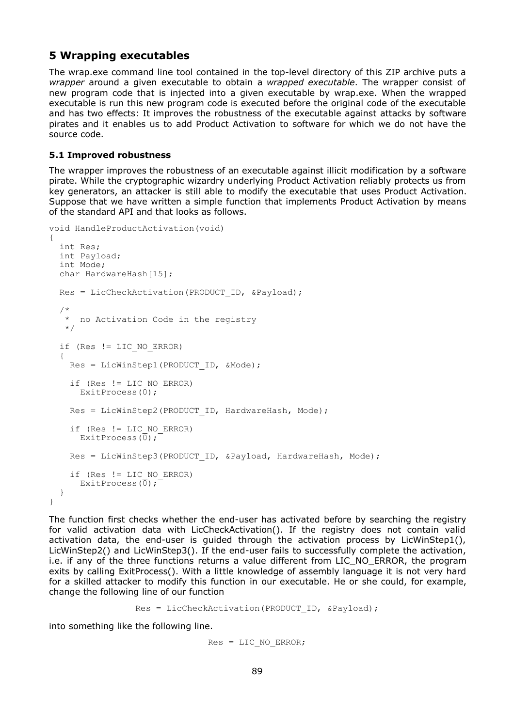## 5 Wrapping executables

The wrap.exe command line tool contained in the top-level directory of this ZIP archive puts a *wrapper* around a given executable to obtain a *wrapped executable*. The wrapper consist of new program code that is injected into a given executable by wrap.exe. When the wrapped executable is run this new program code is executed before the original code of the executable and has two effects: It improves the robustness of the executable against attacks by software pirates and it enables us to add Product Activation to software for which we do not have the source code.

### 5.1 Improved robustness

The wrapper improves the robustness of an executable against illicit modification by a software pirate. While the cryptographic wizardry underlying Product Activation reliably protects us from key generators, an attacker is still able to modify the executable that uses Product Activation. Suppose that we have written a simple function that implements Product Activation by means of the standard API and that looks as follows.

```
void HandleProductActivation(void)
{
  int Res;
  int Payload;
  int Mode;
  char HardwareHash[15];

  Res = LicCheckActivation(PRODUCT_ID, &Payload);

  /*
   *  no Activation Code in the registry
   */

  if (Res != LIC_NO_ERROR)
  {
    Res = LicWinStep1(PRODUCT_ID, &Mode);

    if (Res != LIC_NO_ERROR)
      ExitProcess(0);

    Res = LicWinStep2(PRODUCT_ID, HardwareHash, Mode);

    if (Res != LIC_NO_ERROR)
      ExitProcess(0);

    Res = LicWinStep3(PRODUCT_ID, &Payload, HardwareHash, Mode);

    if (Res != LIC_NO_ERROR)
      ExitProcess(0);
  }
}
```

The function first checks whether the end-user has activated before by searching the registry for valid activation data with LicCheckActivation(). If the registry does not contain valid activation data, the end-user is guided through the activation process by LicWinStep1(), LicWinStep2() and LicWinStep3(). If the end-user fails to successfully complete the activation, i.e. if any of the three functions returns a value different from LIC_NO_ERROR, the program exits by calling ExitProcess(). With a little knowledge of assembly language it is not very hard for a skilled attacker to modify this function in our executable. He or she could, for example, change the following line of our function

```
Res = LicCheckActivation(PRODUCT_ID, &Payload);
```

into something like the following line.

```
Res = LIC_NO_ERROR;
```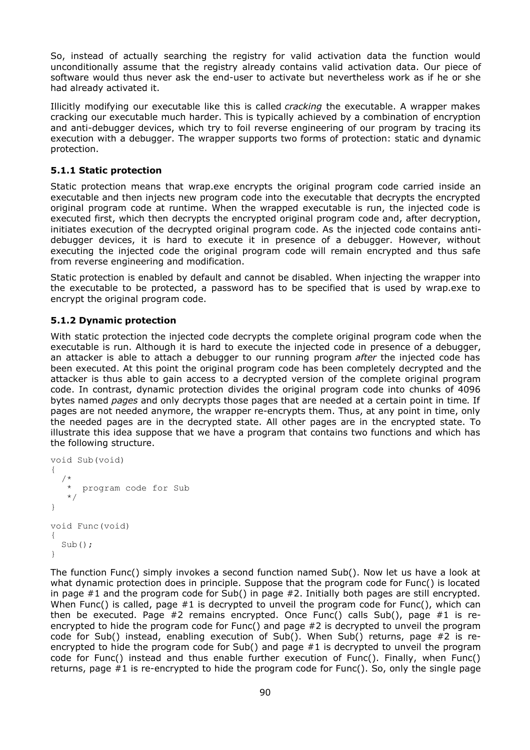So, instead of actually searching the registry for valid activation data the function would unconditionally assume that the registry already contains valid activation data. Our piece of software would thus never ask the end-user to activate but nevertheless work as if he or she had already activated it.

Illicitly modifying our executable like this is called *cracking* the executable. A wrapper makes cracking our executable much harder. This is typically achieved by a combination of encryption and anti-debugger devices, which try to foil reverse engineering of our program by tracing its execution with a debugger. The wrapper supports two forms of protection: static and dynamic protection.

### 5.1.1 Static protection

Static protection means that wrap.exe encrypts the original program code carried inside an executable and then injects new program code into the executable that decrypts the encrypted original program code at runtime. When the wrapped executable is run, the injected code is executed first, which then decrypts the encrypted original program code and, after decryption, initiates execution of the decrypted original program code. As the injected code contains anti-debugger devices, it is hard to execute it in presence of a debugger. However, without executing the injected code the original program code will remain encrypted and thus safe from reverse engineering and modification.

Static protection is enabled by default and cannot be disabled. When injecting the wrapper into the executable to be protected, a password has to be specified that is used by wrap.exe to encrypt the original program code.

### 5.1.2 Dynamic protection

With static protection the injected code decrypts the complete original program code when the executable is run. Although it is hard to execute the injected code in presence of a debugger, an attacker is able to attach a debugger to our running program *after* the injected code has been executed. At this point the original program code has been completely decrypted and the attacker is thus able to gain access to a decrypted version of the complete original program code. In contrast, dynamic protection divides the original program code into chunks of 4096 bytes named *pages* and only decrypts those pages that are needed at a certain point in time. If pages are not needed anymore, the wrapper re-encrypts them. Thus, at any point in time, only the needed pages are in the decrypted state. All other pages are in the encrypted state. To illustrate this idea suppose that we have a program that contains two functions and which has the following structure.

```
void Sub(void)
{
  /*
   *  program code for Sub
   */
}

void Func(void)
{
  Sub();
}
```

The function Func() simply invokes a second function named Sub(). Now let us have a look at what dynamic protection does in principle. Suppose that the program code for Func() is located in page #1 and the program code for Sub() in page #2. Initially both pages are still encrypted. When Func() is called, page #1 is decrypted to unveil the program code for Func(), which can then be executed. Page #2 remains encrypted. Once Func() calls Sub(), page #1 is re-encrypted to hide the program code for Func() and page #2 is decrypted to unveil the program code for Sub() instead, enabling execution of Sub(). When Sub() returns, page #2 is re-encrypted to hide the program code for Sub() and page #1 is decrypted to unveil the program code for Func() instead and thus enable further execution of Func(). Finally, when Func() returns, page #1 is re-encrypted to hide the program code for Func(). So, only the single page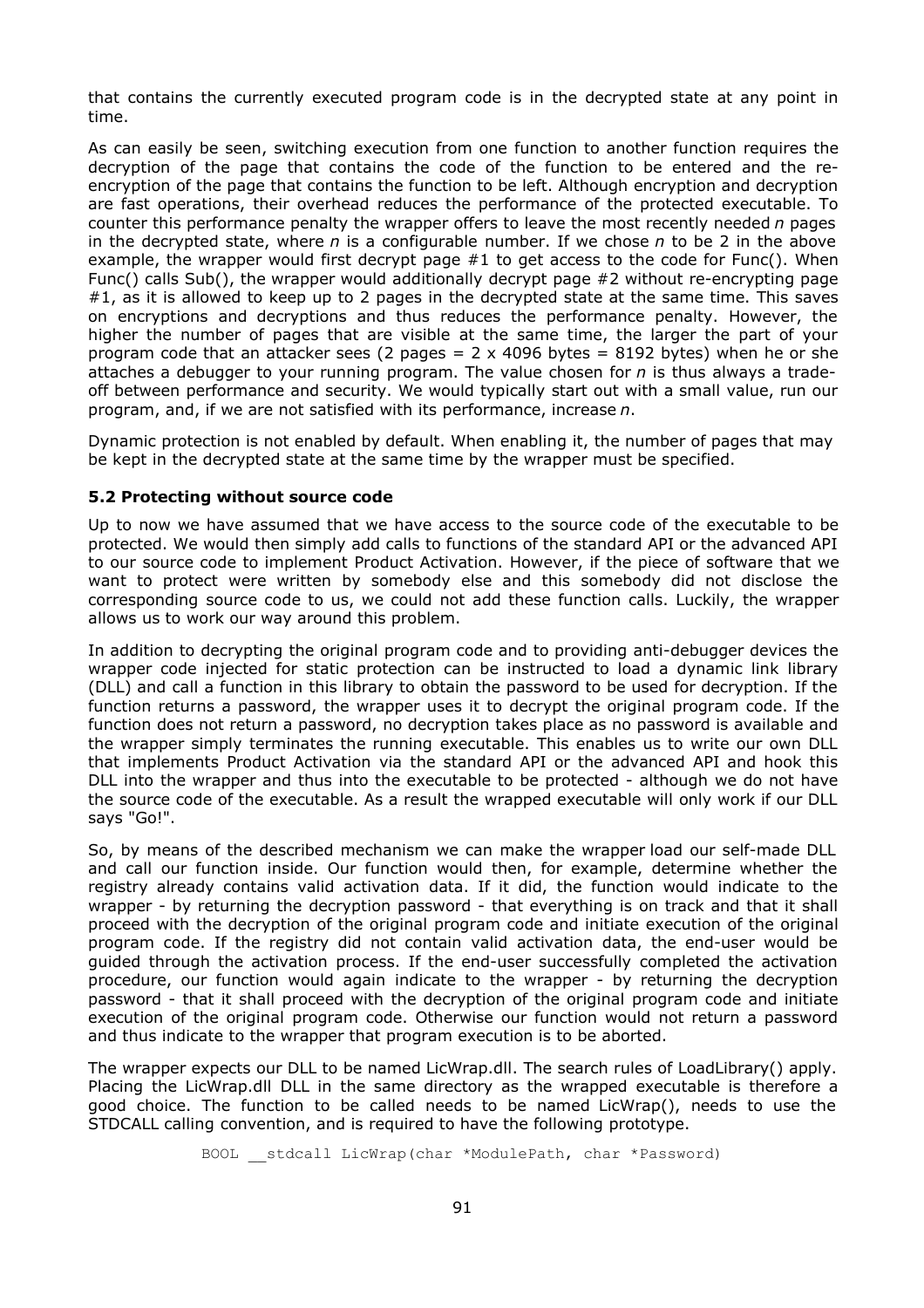that contains the currently executed program code is in the decrypted state at any point in time.

As can easily be seen, switching execution from one function to another function requires the decryption of the page that contains the code of the function to be entered and the re-encryption of the page that contains the function to be left. Although encryption and decryption are fast operations, their overhead reduces the performance of the protected executable. To counter this performance penalty the wrapper offers to leave the most recently needed *n* pages in the decrypted state, where *n* is a configurable number. If we chose *n* to be 2 in the above example, the wrapper would first decrypt page #1 to get access to the code for Func(). When Func() calls Sub(), the wrapper would additionally decrypt page #2 without re-encrypting page #1, as it is allowed to keep up to 2 pages in the decrypted state at the same time. This saves on encryptions and decryptions and thus reduces the performance penalty. However, the higher the number of pages that are visible at the same time, the larger the part of your program code that an attacker sees (2 pages = 2 x 4096 bytes = 8192 bytes) when he or she attaches a debugger to your running program. The value chosen for *n* is thus always a trade-off between performance and security. We would typically start out with a small value, run our program, and, if we are not satisfied with its performance, increase *n*.

Dynamic protection is not enabled by default. When enabling it, the number of pages that may be kept in the decrypted state at the same time by the wrapper must be specified.

### 5.2 Protecting without source code

Up to now we have assumed that we have access to the source code of the executable to be protected. We would then simply add calls to functions of the standard API or the advanced API to our source code to implement Product Activation. However, if the piece of software that we want to protect were written by somebody else and this somebody did not disclose the corresponding source code to us, we could not add these function calls. Luckily, the wrapper allows us to work our way around this problem.

In addition to decrypting the original program code and to providing anti-debugger devices the wrapper code injected for static protection can be instructed to load a dynamic link library (DLL) and call a function in this library to obtain the password to be used for decryption. If the function returns a password, the wrapper uses it to decrypt the original program code. If the function does not return a password, no decryption takes place as no password is available and the wrapper simply terminates the running executable. This enables us to write our own DLL that implements Product Activation via the standard API or the advanced API and hook this DLL into the wrapper and thus into the executable to be protected - although we do not have the source code of the executable. As a result the wrapped executable will only work if our DLL says "Go!".

So, by means of the described mechanism we can make the wrapper load our self-made DLL and call our function inside. Our function would then, for example, determine whether the registry already contains valid activation data. If it did, the function would indicate to the wrapper - by returning the decryption password - that everything is on track and that it shall proceed with the decryption of the original program code and initiate execution of the original program code. If the registry did not contain valid activation data, the end-user would be guided through the activation process. If the end-user successfully completed the activation procedure, our function would again indicate to the wrapper - by returning the decryption password - that it shall proceed with the decryption of the original program code and initiate execution of the original program code. Otherwise our function would not return a password and thus indicate to the wrapper that program execution is to be aborted.

The wrapper expects our DLL to be named LicWrap.dll. The search rules of LoadLibrary() apply. Placing the LicWrap.dll DLL in the same directory as the wrapped executable is therefore a good choice. The function to be called needs to be named LicWrap(), needs to use the STDCALL calling convention, and is required to have the following prototype.

```
BOOL __stdcall LicWrap(char *ModulePath, char *Password)
```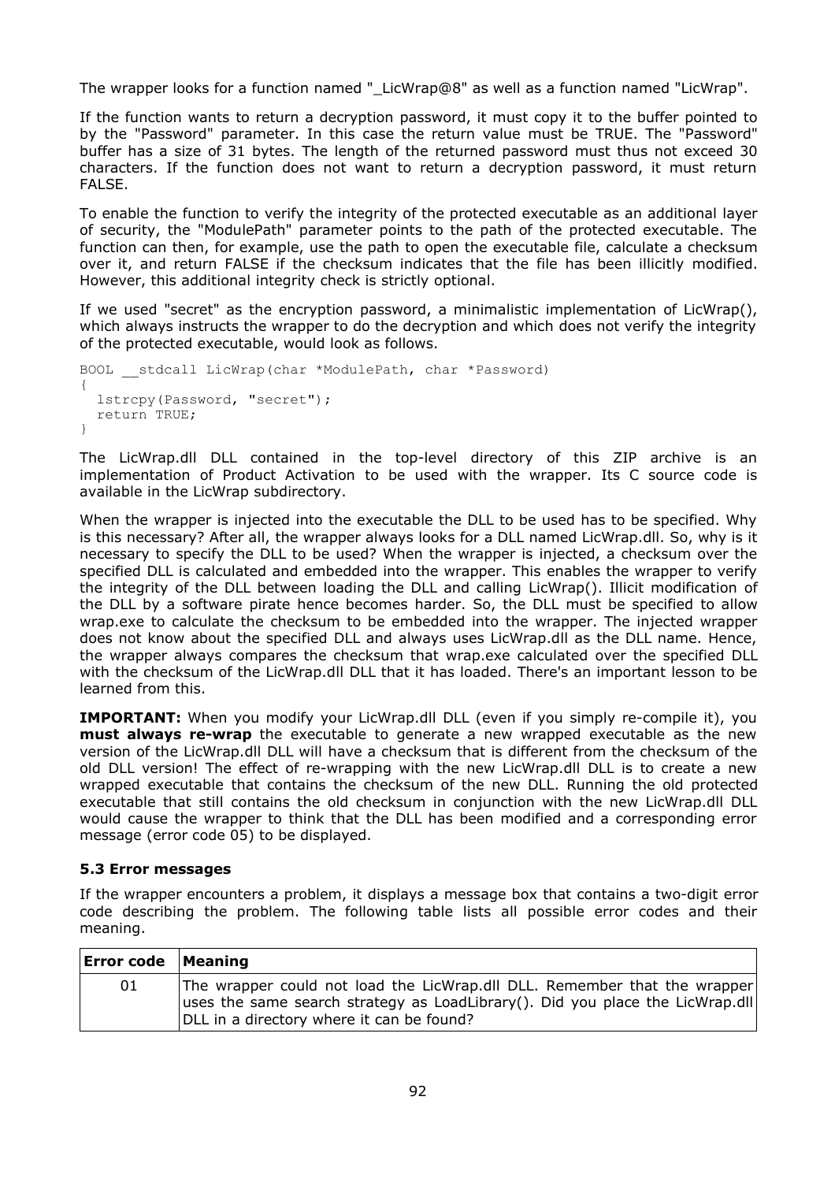The wrapper looks for a function named "_LicWrap@8" as well as a function named "LicWrap".

If the function wants to return a decryption password, it must copy it to the buffer pointed to by the "Password" parameter. In this case the return value must be TRUE. The "Password" buffer has a size of 31 bytes. The length of the returned password must thus not exceed 30 characters. If the function does not want to return a decryption password, it must return FALSE.

To enable the function to verify the integrity of the protected executable as an additional layer of security, the "ModulePath" parameter points to the path of the protected executable. The function can then, for example, use the path to open the executable file, calculate a checksum over it, and return FALSE if the checksum indicates that the file has been illicitly modified. However, this additional integrity check is strictly optional.

If we used "secret" as the encryption password, a minimalistic implementation of LicWrap(), which always instructs the wrapper to do the decryption and which does not verify the integrity of the protected executable, would look as follows.

```
BOOL __stdcall LicWrap(char *ModulePath, char *Password)
{
  lstrcpy(Password, "secret");
  return TRUE;
}
```

The LicWrap.dll DLL contained in the top-level directory of this ZIP archive is an implementation of Product Activation to be used with the wrapper. Its C source code is available in the LicWrap subdirectory.

When the wrapper is injected into the executable the DLL to be used has to be specified. Why is this necessary? After all, the wrapper always looks for a DLL named LicWrap.dll. So, why is it necessary to specify the DLL to be used? When the wrapper is injected, a checksum over the specified DLL is calculated and embedded into the wrapper. This enables the wrapper to verify the integrity of the DLL between loading the DLL and calling LicWrap(). Illicit modification of the DLL by a software pirate hence becomes harder. So, the DLL must be specified to allow wrap.exe to calculate the checksum to be embedded into the wrapper. The injected wrapper does not know about the specified DLL and always uses LicWrap.dll as the DLL name. Hence, the wrapper always compares the checksum that wrap.exe calculated over the specified DLL with the checksum of the LicWrap.dll DLL that it has loaded. There's an important lesson to be learned from this.

**IMPORTANT:** When you modify your LicWrap.dll DLL (even if you simply re-compile it), you **must always re-wrap** the executable to generate a new wrapped executable as the new version of the LicWrap.dll DLL will have a checksum that is different from the checksum of the old DLL version! The effect of re-wrapping with the new LicWrap.dll DLL is to create a new wrapped executable that contains the checksum of the new DLL. Running the old protected executable that still contains the old checksum in conjunction with the new LicWrap.dll DLL would cause the wrapper to think that the DLL has been modified and a corresponding error message (error code 05) to be displayed.

### 5.3 Error messages

If the wrapper encounters a problem, it displays a message box that contains a two-digit error code describing the problem. The following table lists all possible error codes and their meaning.

| Error code | Meaning |
|---|---|
| 01 | The wrapper could not load the LicWrap.dll DLL. Remember that the wrapper uses the same search strategy as LoadLibrary(). Did you place the LicWrap.dll DLL in a directory where it can be found? |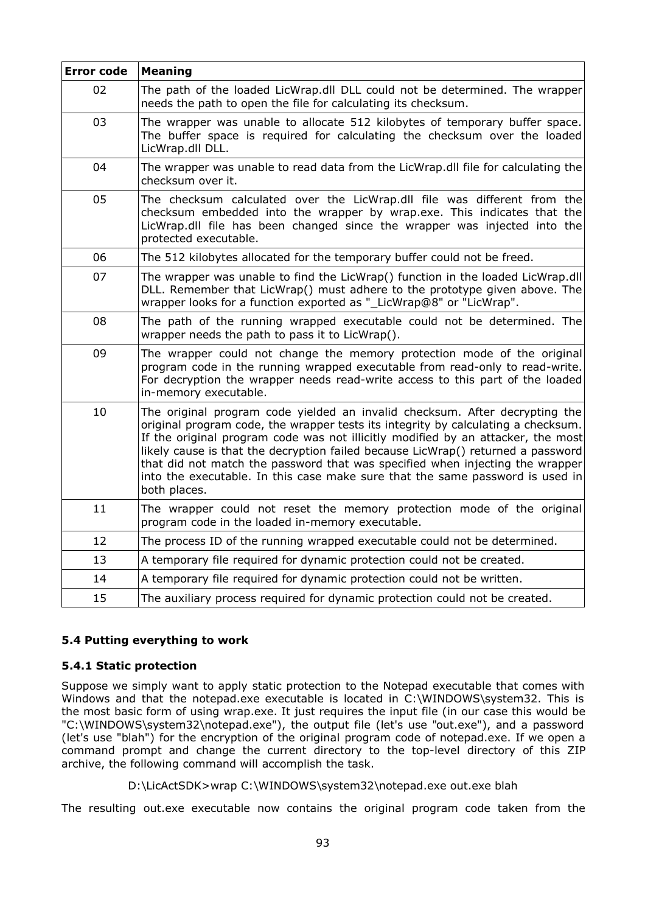| Error code | Meaning |
|---|---|
| 02 | The path of the loaded LicWrap.dll DLL could not be determined. The wrapper needs the path to open the file for calculating its checksum. |
| 03 | The wrapper was unable to allocate 512 kilobytes of temporary buffer space. The buffer space is required for calculating the checksum over the loaded LicWrap.dll DLL. |
| 04 | The wrapper was unable to read data from the LicWrap.dll file for calculating the checksum over it. |
| 05 | The checksum calculated over the LicWrap.dll file was different from the checksum embedded into the wrapper by wrap.exe. This indicates that the LicWrap.dll file has been changed since the wrapper was injected into the protected executable. |
| 06 | The 512 kilobytes allocated for the temporary buffer could not be freed. |
| 07 | The wrapper was unable to find the LicWrap() function in the loaded LicWrap.dll DLL. Remember that LicWrap() must adhere to the prototype given above. The wrapper looks for a function exported as "_LicWrap@8" or "LicWrap". |
| 08 | The path of the running wrapped executable could not be determined. The wrapper needs the path to pass it to LicWrap(). |
| 09 | The wrapper could not change the memory protection mode of the original program code in the running wrapped executable from read-only to read-write. For decryption the wrapper needs read-write access to this part of the loaded in-memory executable. |
| 10 | The original program code yielded an invalid checksum. After decrypting the original program code, the wrapper tests its integrity by calculating a checksum. If the original program code was not illicitly modified by an attacker, the most likely cause is that the decryption failed because LicWrap() returned a password that did not match the password that was specified when injecting the wrapper into the executable. In this case make sure that the same password is used in both places. |
| 11 | The wrapper could not reset the memory protection mode of the original program code in the loaded in-memory executable. |
| 12 | The process ID of the running wrapped executable could not be determined. |
| 13 | A temporary file required for dynamic protection could not be created. |
| 14 | A temporary file required for dynamic protection could not be written. |
| 15 | The auxiliary process required for dynamic protection could not be created. |

### 5.4 Putting everything to work

#### 5.4.1 Static protection

Suppose we simply want to apply static protection to the Notepad executable that comes with Windows and that the notepad.exe executable is located in C:\WINDOWS\system32. This is the most basic form of using wrap.exe. It just requires the input file (in our case this would be "C:\WINDOWS\system32\notepad.exe"), the output file (let's use "out.exe"), and a password (let's use "blah") for the encryption of the original program code of notepad.exe. If we open a command prompt and change the current directory to the top-level directory of this ZIP archive, the following command will accomplish the task.

```
D:\LicActSDK>wrap C:\WINDOWS\system32\notepad.exe out.exe blah
```

The resulting out.exe executable now contains the original program code taken from the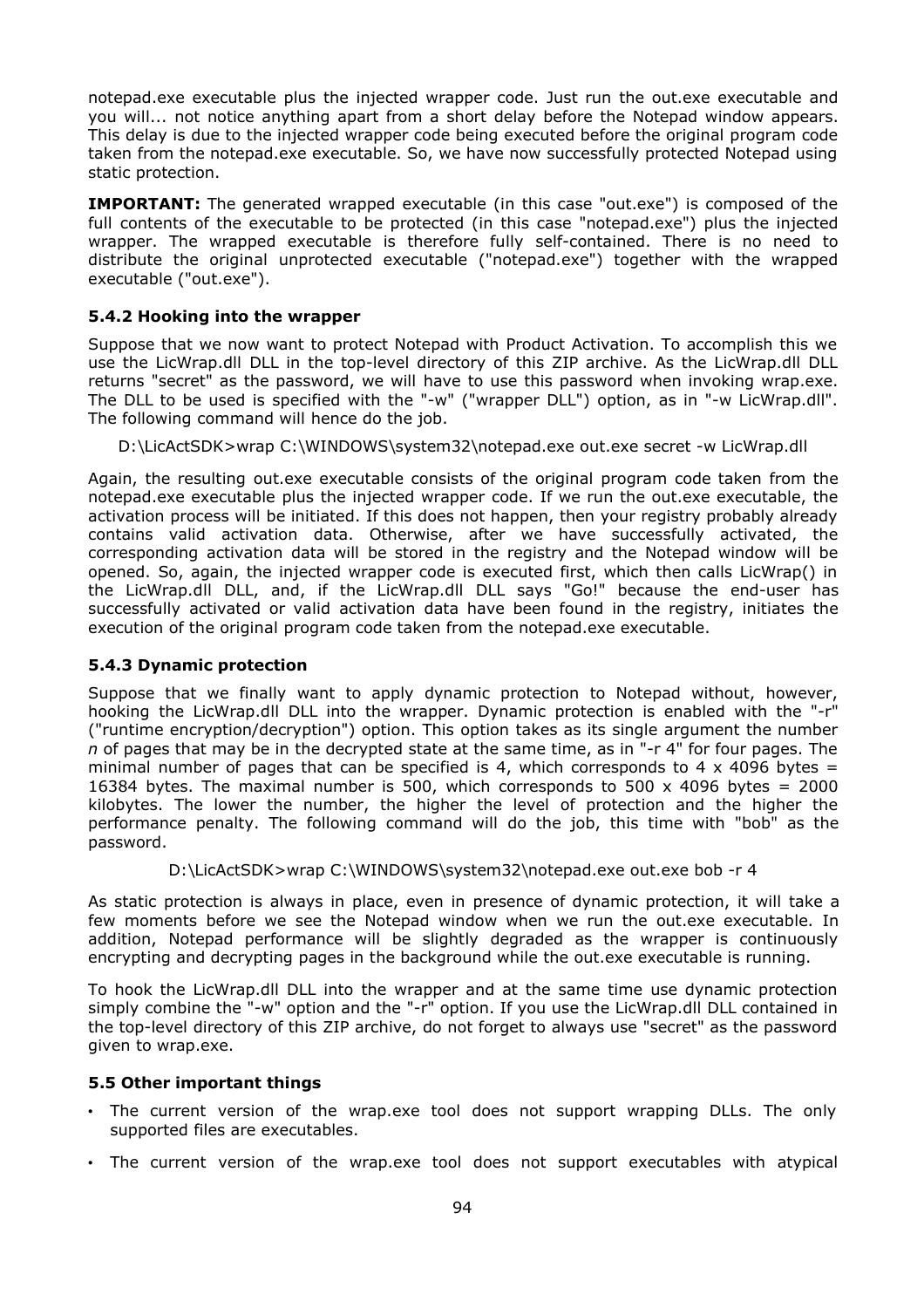notepad.exe executable plus the injected wrapper code. Just run the out.exe executable and you will... not notice anything apart from a short delay before the Notepad window appears. This delay is due to the injected wrapper code being executed before the original program code taken from the notepad.exe executable. So, we have now successfully protected Notepad using static protection.

**IMPORTANT:** The generated wrapped executable (in this case "out.exe") is composed of the full contents of the executable to be protected (in this case "notepad.exe") plus the injected wrapper. The wrapped executable is therefore fully self-contained. There is no need to distribute the original unprotected executable ("notepad.exe") together with the wrapped executable ("out.exe").

### 5.4.2 Hooking into the wrapper

Suppose that we now want to protect Notepad with Product Activation. To accomplish this we use the LicWrap.dll DLL in the top-level directory of this ZIP archive. As the LicWrap.dll DLL returns "secret" as the password, we will have to use this password when invoking wrap.exe. The DLL to be used is specified with the "-w" ("wrapper DLL") option, as in "-w LicWrap.dll". The following command will hence do the job.

```
D:\LicActSDK>wrap C:\WINDOWS\system32\notepad.exe out.exe secret -w LicWrap.dll
```

Again, the resulting out.exe executable consists of the original program code taken from the notepad.exe executable plus the injected wrapper code. If we run the out.exe executable, the activation process will be initiated. If this does not happen, then your registry probably already contains valid activation data. Otherwise, after we have successfully activated, the corresponding activation data will be stored in the registry and the Notepad window will be opened. So, again, the injected wrapper code is executed first, which then calls LicWrap() in the LicWrap.dll DLL, and, if the LicWrap.dll DLL says "Go!" because the end-user has successfully activated or valid activation data have been found in the registry, initiates the execution of the original program code taken from the notepad.exe executable.

### 5.4.3 Dynamic protection

Suppose that we finally want to apply dynamic protection to Notepad without, however, hooking the LicWrap.dll DLL into the wrapper. Dynamic protection is enabled with the "-r" ("runtime encryption/decryption") option. This option takes as its single argument the number *n* of pages that may be in the decrypted state at the same time, as in "-r 4" for four pages. The minimal number of pages that can be specified is 4, which corresponds to 4 x 4096 bytes = 16384 bytes. The maximal number is 500, which corresponds to 500 x 4096 bytes = 2000 kilobytes. The lower the number, the higher the level of protection and the higher the performance penalty. The following command will do the job, this time with "bob" as the password.

```
D:\LicActSDK>wrap C:\WINDOWS\system32\notepad.exe out.exe bob -r 4
```

As static protection is always in place, even in presence of dynamic protection, it will take a few moments before we see the Notepad window when we run the out.exe executable. In addition, Notepad performance will be slightly degraded as the wrapper is continuously encrypting and decrypting pages in the background while the out.exe executable is running.

To hook the LicWrap.dll DLL into the wrapper and at the same time use dynamic protection simply combine the "-w" option and the "-r" option. If you use the LicWrap.dll DLL contained in the top-level directory of this ZIP archive, do not forget to always use "secret" as the password given to wrap.exe.

### 5.5 Other important things

- The current version of the wrap.exe tool does not support wrapping DLLs. The only supported files are executables.
- The current version of the wrap.exe tool does not support executables with atypical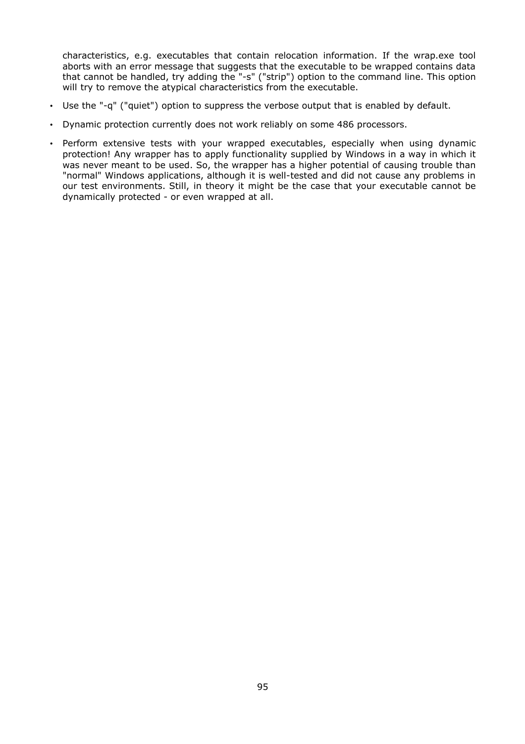characteristics, e.g. executables that contain relocation information. If the wrap.exe tool aborts with an error message that suggests that the executable to be wrapped contains data that cannot be handled, try adding the "-s" ("strip") option to the command line. This option will try to remove the atypical characteristics from the executable.

- Use the "-q" ("quiet") option to suppress the verbose output that is enabled by default.
- Dynamic protection currently does not work reliably on some 486 processors.
- Perform extensive tests with your wrapped executables, especially when using dynamic protection! Any wrapper has to apply functionality supplied by Windows in a way in which it was never meant to be used. So, the wrapper has a higher potential of causing trouble than "normal" Windows applications, although it is well-tested and did not cause any problems in our test environments. Still, in theory it might be the case that your executable cannot be dynamically protected - or even wrapped at all.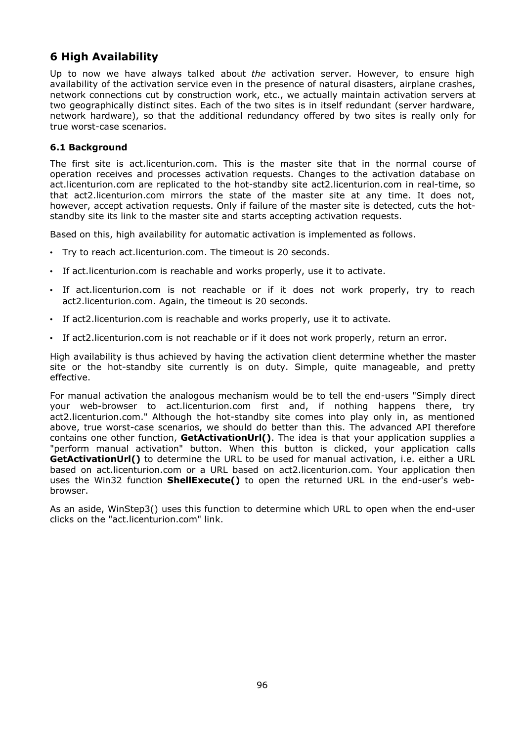# 6 High Availability

Up to now we have always talked about *the* activation server. However, to ensure high availability of the activation service even in the presence of natural disasters, airplane crashes, network connections cut by construction work, etc., we actually maintain activation servers at two geographically distinct sites. Each of the two sites is in itself redundant (server hardware, network hardware), so that the additional redundancy offered by two sites is really only for true worst-case scenarios.

### 6.1 Background

The first site is act.licenturion.com. This is the master site that in the normal course of operation receives and processes activation requests. Changes to the activation database on act.licenturion.com are replicated to the hot-standby site act2.licenturion.com in real-time, so that act2.licenturion.com mirrors the state of the master site at any time. It does not, however, accept activation requests. Only if failure of the master site is detected, cuts the hot-standby site its link to the master site and starts accepting activation requests.

Based on this, high availability for automatic activation is implemented as follows.

- Try to reach act.licenturion.com. The timeout is 20 seconds.
- If act.licenturion.com is reachable and works properly, use it to activate.
- If act.licenturion.com is not reachable or if it does not work properly, try to reach act2.licenturion.com. Again, the timeout is 20 seconds.
- If act2.licenturion.com is reachable and works properly, use it to activate.
- If act2.licenturion.com is not reachable or if it does not work properly, return an error.

High availability is thus achieved by having the activation client determine whether the master site or the hot-standby site currently is on duty. Simple, quite manageable, and pretty effective.

For manual activation the analogous mechanism would be to tell the end-users "Simply direct your web-browser to act.licenturion.com first and, if nothing happens there, try act2.licenturion.com." Although the hot-standby site comes into play only in, as mentioned above, true worst-case scenarios, we should do better than this. The advanced API therefore contains one other function, **GetActivationUrl()**. The idea is that your application supplies a "perform manual activation" button. When this button is clicked, your application calls **GetActivationUrl()** to determine the URL to be used for manual activation, i.e. either a URL based on act.licenturion.com or a URL based on act2.licenturion.com. Your application then uses the Win32 function **ShellExecute()** to open the returned URL in the end-user's web-browser.

As an aside, WinStep3() uses this function to determine which URL to open when the end-user clicks on the "act.licenturion.com" link.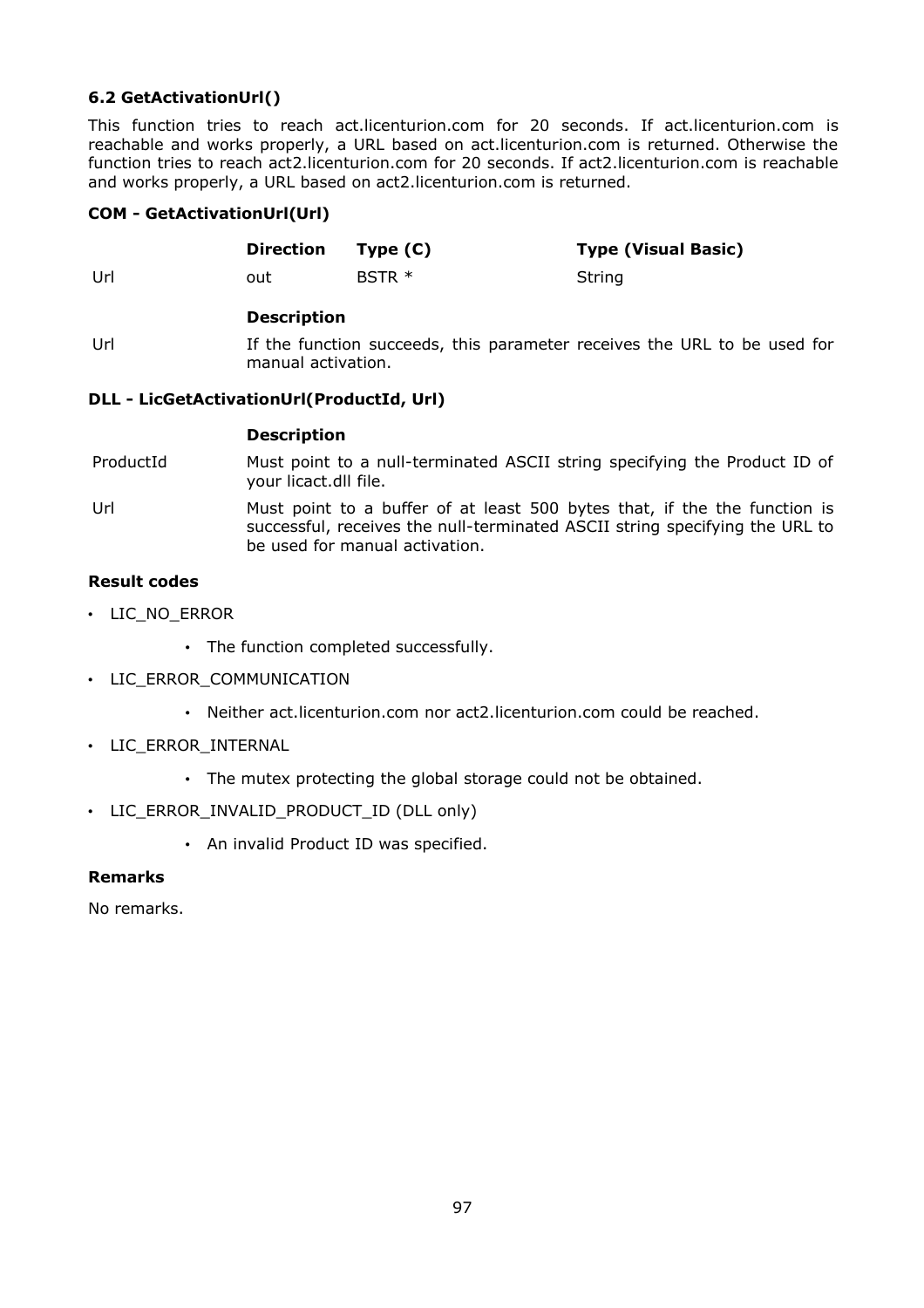### 6.2 GetActivationUrl()

This function tries to reach act.licenturion.com for 20 seconds. If act.licenturion.com is reachable and works properly, a URL based on act.licenturion.com is returned. Otherwise the function tries to reach act2.licenturion.com for 20 seconds. If act2.licenturion.com is reachable and works properly, a URL based on act2.licenturion.com is returned.

**COM - GetActivationUrl(Url)**

| | **Direction** | **Type (C)** | **Type (Visual Basic)** |
|---|---|---|---|
| Url | out | BSTR * | String |

| | **Description** |
|---|---|
| Url | If the function succeeds, this parameter receives the URL to be used for manual activation. |

**DLL - LicGetActivationUrl(ProductId, Url)**

| | **Description** |
|---|---|
| ProductId | Must point to a null-terminated ASCII string specifying the Product ID of your licact.dll file. |
| Url | Must point to a buffer of at least 500 bytes that, if the the function is successful, receives the null-terminated ASCII string specifying the URL to be used for manual activation. |

**Result codes**

- LIC_NO_ERROR
  - The function completed successfully.
- LIC_ERROR_COMMUNICATION
  - Neither act.licenturion.com nor act2.licenturion.com could be reached.
- LIC_ERROR_INTERNAL
  - The mutex protecting the global storage could not be obtained.
- LIC_ERROR_INVALID_PRODUCT_ID (DLL only)
  - An invalid Product ID was specified.

**Remarks**

No remarks.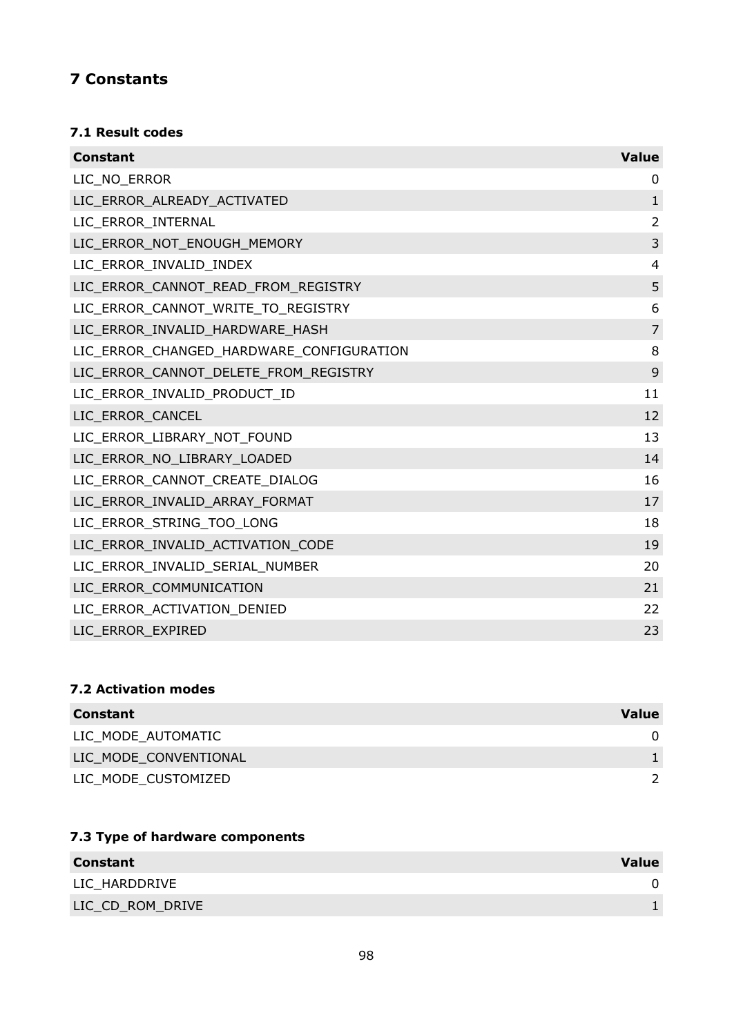# 7 Constants

## 7.1 Result codes

| Constant | Value |
|---|---|
| LIC_NO_ERROR | 0 |
| LIC_ERROR_ALREADY_ACTIVATED | 1 |
| LIC_ERROR_INTERNAL | 2 |
| LIC_ERROR_NOT_ENOUGH_MEMORY | 3 |
| LIC_ERROR_INVALID_INDEX | 4 |
| LIC_ERROR_CANNOT_READ_FROM_REGISTRY | 5 |
| LIC_ERROR_CANNOT_WRITE_TO_REGISTRY | 6 |
| LIC_ERROR_INVALID_HARDWARE_HASH | 7 |
| LIC_ERROR_CHANGED_HARDWARE_CONFIGURATION | 8 |
| LIC_ERROR_CANNOT_DELETE_FROM_REGISTRY | 9 |
| LIC_ERROR_INVALID_PRODUCT_ID | 11 |
| LIC_ERROR_CANCEL | 12 |
| LIC_ERROR_LIBRARY_NOT_FOUND | 13 |
| LIC_ERROR_NO_LIBRARY_LOADED | 14 |
| LIC_ERROR_CANNOT_CREATE_DIALOG | 16 |
| LIC_ERROR_INVALID_ARRAY_FORMAT | 17 |
| LIC_ERROR_STRING_TOO_LONG | 18 |
| LIC_ERROR_INVALID_ACTIVATION_CODE | 19 |
| LIC_ERROR_INVALID_SERIAL_NUMBER | 20 |
| LIC_ERROR_COMMUNICATION | 21 |
| LIC_ERROR_ACTIVATION_DENIED | 22 |
| LIC_ERROR_EXPIRED | 23 |

## 7.2 Activation modes

| Constant | Value |
|---|---|
| LIC_MODE_AUTOMATIC | 0 |
| LIC_MODE_CONVENTIONAL | 1 |
| LIC_MODE_CUSTOMIZED | 2 |

## 7.3 Type of hardware components

| Constant | Value |
|---|---|
| LIC_HARDDRIVE | 0 |
| LIC_CD_ROM_DRIVE | 1 |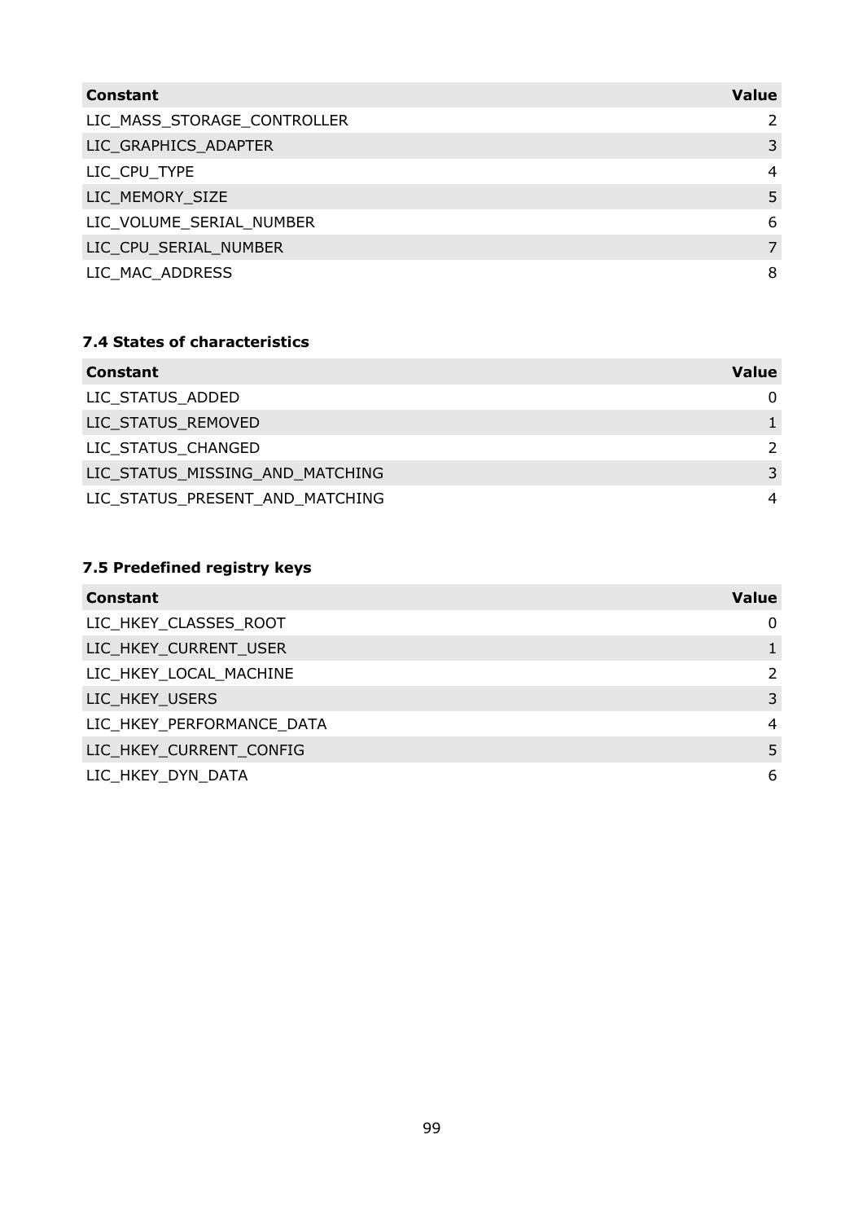| Constant | Value |
| --- | --- |
| LIC_MASS_STORAGE_CONTROLLER | 2 |
| LIC_GRAPHICS_ADAPTER | 3 |
| LIC_CPU_TYPE | 4 |
| LIC_MEMORY_SIZE | 5 |
| LIC_VOLUME_SERIAL_NUMBER | 6 |
| LIC_CPU_SERIAL_NUMBER | 7 |
| LIC_MAC_ADDRESS | 8 |

### 7.4 States of characteristics

| Constant | Value |
| --- | --- |
| LIC_STATUS_ADDED | 0 |
| LIC_STATUS_REMOVED | 1 |
| LIC_STATUS_CHANGED | 2 |
| LIC_STATUS_MISSING_AND_MATCHING | 3 |
| LIC_STATUS_PRESENT_AND_MATCHING | 4 |

### 7.5 Predefined registry keys

| Constant | Value |
| --- | --- |
| LIC_HKEY_CLASSES_ROOT | 0 |
| LIC_HKEY_CURRENT_USER | 1 |
| LIC_HKEY_LOCAL_MACHINE | 2 |
| LIC_HKEY_USERS | 3 |
| LIC_HKEY_PERFORMANCE_DATA | 4 |
| LIC_HKEY_CURRENT_CONFIG | 5 |
| LIC_HKEY_DYN_DATA | 6 |